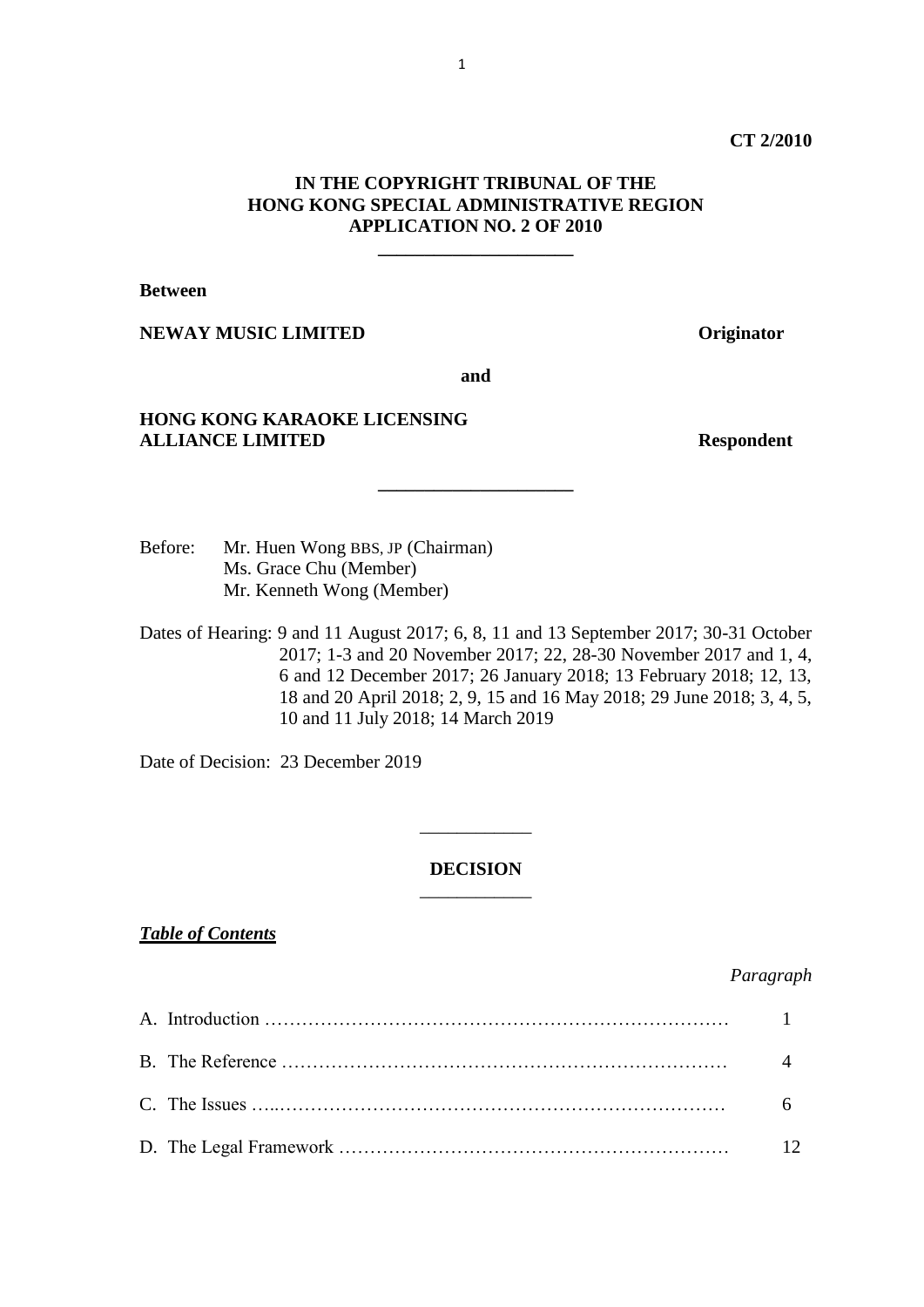**CT 2/2010**

**IN THE COPYRIGHT TRIBUNAL OF THE HONG KONG SPECIAL ADMINISTRATIVE REGION APPLICATION NO. 2 OF 2010**

---

**Between**

**NEWAY MUSIC LIMITED** **Originator**

**and**

**HONG KONG KARAOKE LICENSING ALLIANCE LIMITED** **Respondent**

---

Before: Mr. Huen Wong BBS, JP (Chairman)
Ms. Grace Chu (Member)
Mr. Kenneth Wong (Member)

Dates of Hearing: 9 and 11 August 2017; 6, 8, 11 and 13 September 2017; 30-31 October 2017; 1-3 and 20 November 2017; 22, 28-30 November 2017 and 1, 4, 6 and 12 December 2017; 26 January 2018; 13 February 2018; 12, 13, 18 and 20 April 2018; 2, 9, 15 and 16 May 2018; 29 June 2018; 3, 4, 5, 10 and 11 July 2018; 14 March 2019

Date of Decision: 23 December 2019

---

**DECISION**

---

***Table of Contents***

| | *Paragraph* |
|---|---|
| A. Introduction ……………………………………………………………… | 1 |
| B. The Reference …………………………………………………………… | 4 |
| C. The Issues …..………………………………………………………… | 6 |
| D. The Legal Framework ………………………………………………… | 12 |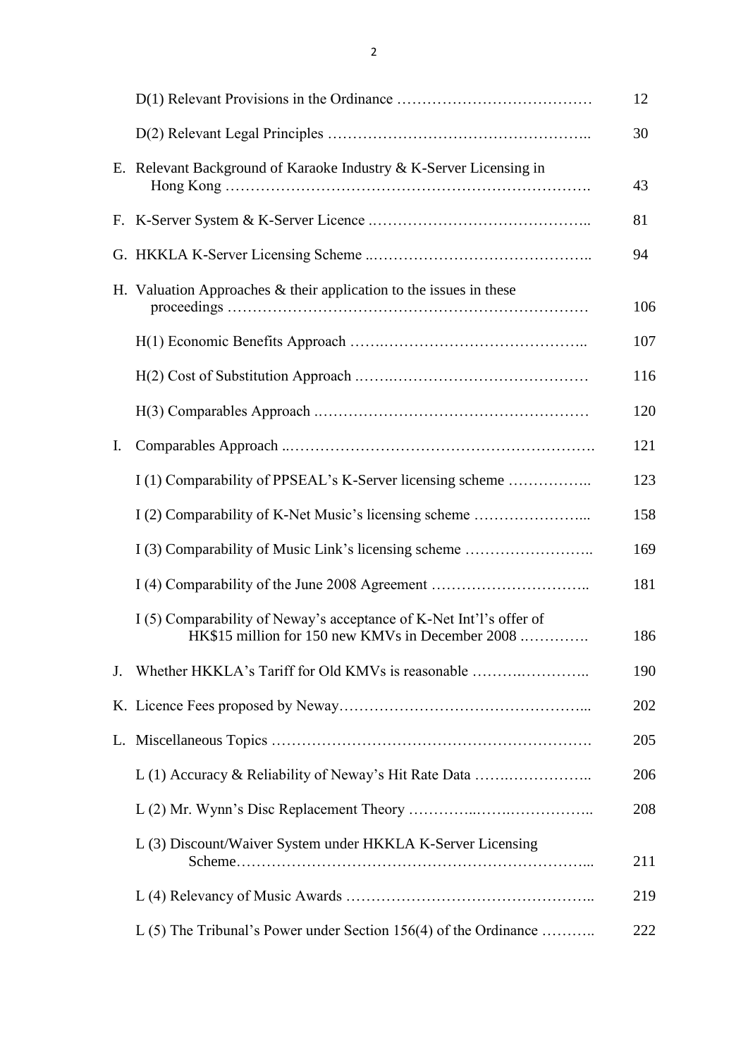| | | |
|---|---|---|
| | D(1) Relevant Provisions in the Ordinance | 12 |
| | D(2) Relevant Legal Principles | 30 |
| E. | Relevant Background of Karaoke Industry & K-Server Licensing in Hong Kong | 43 |
| F. | K-Server System & K-Server Licence | 81 |
| G. | HKKLA K-Server Licensing Scheme | 94 |
| H. | Valuation Approaches & their application to the issues in these proceedings | 106 |
| | H(1) Economic Benefits Approach | 107 |
| | H(2) Cost of Substitution Approach | 116 |
| | H(3) Comparables Approach | 120 |
| I. | Comparables Approach | 121 |
| | I (1) Comparability of PPSEAL's K-Server licensing scheme | 123 |
| | I (2) Comparability of K-Net Music's licensing scheme | 158 |
| | I (3) Comparability of Music Link's licensing scheme | 169 |
| | I (4) Comparability of the June 2008 Agreement | 181 |
| | I (5) Comparability of Neway's acceptance of K-Net Int'l's offer of HK$15 million for 150 new KMVs in December 2008 | 186 |
| J. | Whether HKKLA's Tariff for Old KMVs is reasonable | 190 |
| K. | Licence Fees proposed by Neway | 202 |
| L. | Miscellaneous Topics | 205 |
| | L (1) Accuracy & Reliability of Neway's Hit Rate Data | 206 |
| | L (2) Mr. Wynn's Disc Replacement Theory | 208 |
| | L (3) Discount/Waiver System under HKKLA K-Server Licensing Scheme | 211 |
| | L (4) Relevancy of Music Awards | 219 |
| | L (5) The Tribunal's Power under Section 156(4) of the Ordinance | 222 |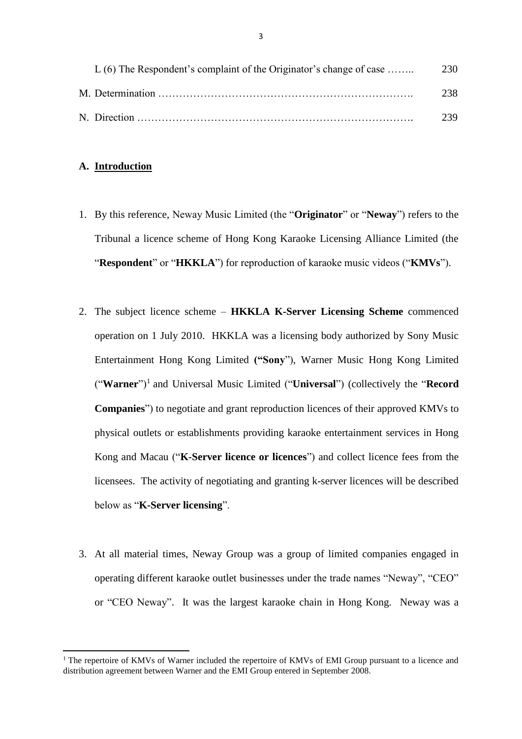L (6) The Respondent's complaint of the Originator's change of case …….. 230

M. Determination ………………………………………………………………. 238

N. Direction ……………………………………………………………………. 239

## A. Introduction

1. By this reference, Neway Music Limited (the "**Originator**" or "**Neway**") refers to the Tribunal a licence scheme of Hong Kong Karaoke Licensing Alliance Limited (the "**Respondent**" or "**HKKLA**") for reproduction of karaoke music videos ("**KMVs**").

2. The subject licence scheme – **HKKLA K-Server Licensing Scheme** commenced operation on 1 July 2010. HKKLA was a licensing body authorized by Sony Music Entertainment Hong Kong Limited (**"Sony**"), Warner Music Hong Kong Limited ("**Warner**")[1] and Universal Music Limited ("**Universal**") (collectively the "**Record Companies**") to negotiate and grant reproduction licences of their approved KMVs to physical outlets or establishments providing karaoke entertainment services in Hong Kong and Macau ("**K-Server licence or licences**") and collect licence fees from the licensees. The activity of negotiating and granting k-server licences will be described below as "**K-Server licensing**".

3. At all material times, Neway Group was a group of limited companies engaged in operating different karaoke outlet businesses under the trade names "Neway", "CEO" or "CEO Neway". It was the largest karaoke chain in Hong Kong. Neway was a

[1] The repertoire of KMVs of Warner included the repertoire of KMVs of EMI Group pursuant to a licence and distribution agreement between Warner and the EMI Group entered in September 2008.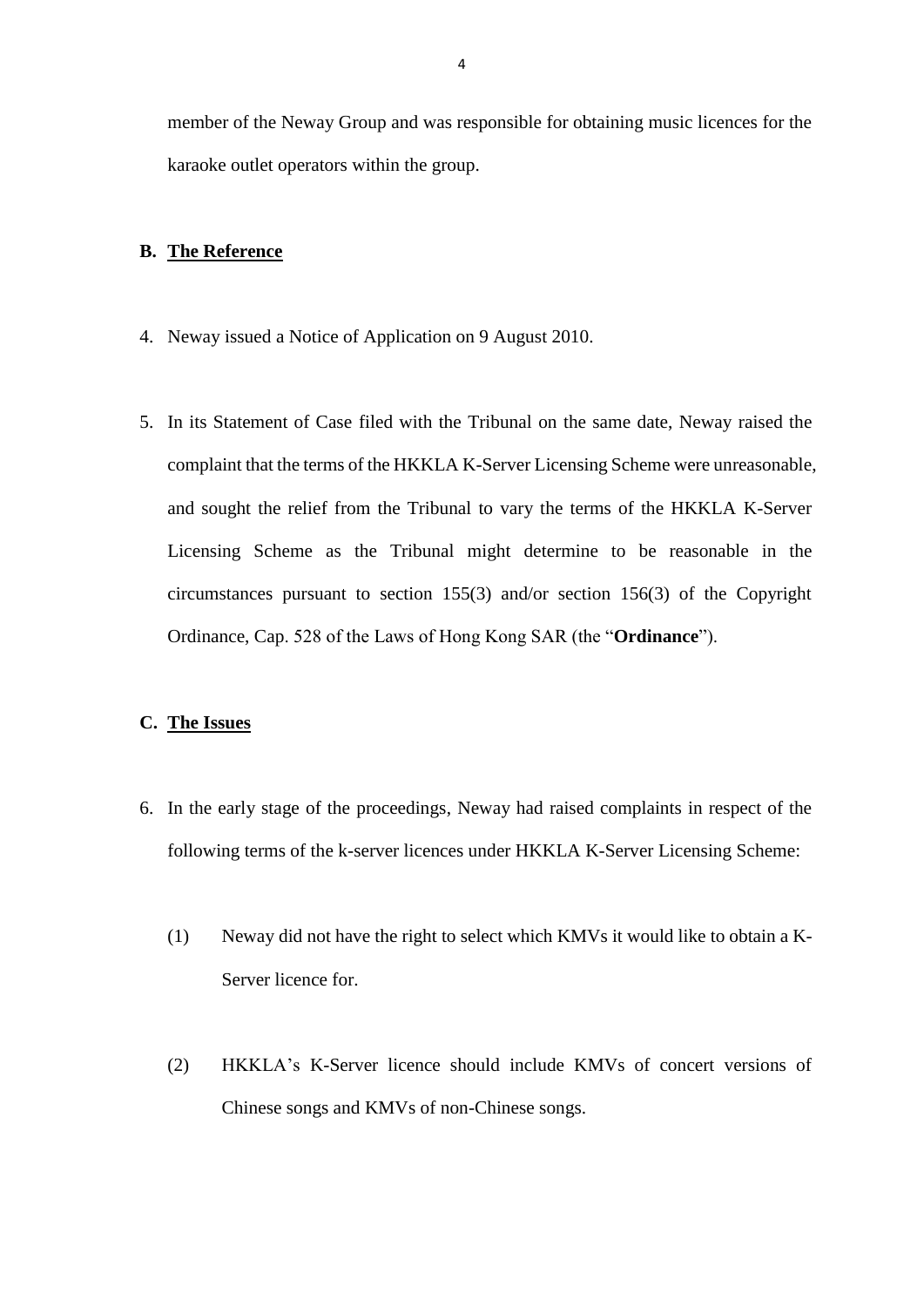member of the Neway Group and was responsible for obtaining music licences for the karaoke outlet operators within the group.

## B. The Reference

4. Neway issued a Notice of Application on 9 August 2010.

5. In its Statement of Case filed with the Tribunal on the same date, Neway raised the complaint that the terms of the HKKLA K-Server Licensing Scheme were unreasonable, and sought the relief from the Tribunal to vary the terms of the HKKLA K-Server Licensing Scheme as the Tribunal might determine to be reasonable in the circumstances pursuant to section 155(3) and/or section 156(3) of the Copyright Ordinance, Cap. 528 of the Laws of Hong Kong SAR (the "**Ordinance**").

## C. The Issues

6. In the early stage of the proceedings, Neway had raised complaints in respect of the following terms of the k-server licences under HKKLA K-Server Licensing Scheme:

   (1) Neway did not have the right to select which KMVs it would like to obtain a K-Server licence for.

   (2) HKKLA's K-Server licence should include KMVs of concert versions of Chinese songs and KMVs of non-Chinese songs.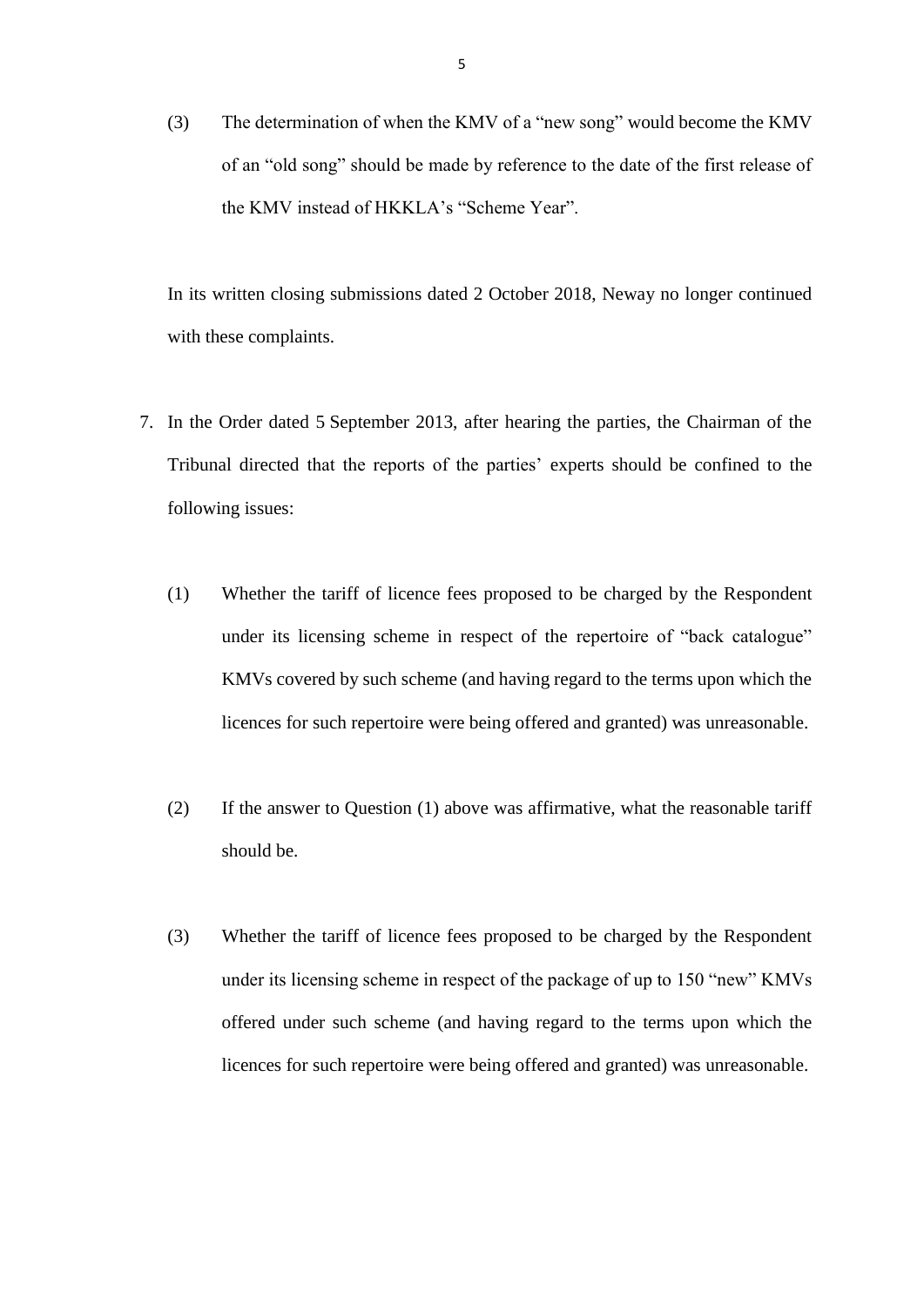(3) The determination of when the KMV of a "new song" would become the KMV of an "old song" should be made by reference to the date of the first release of the KMV instead of HKKLA's "Scheme Year".

In its written closing submissions dated 2 October 2018, Neway no longer continued with these complaints.

7. In the Order dated 5 September 2013, after hearing the parties, the Chairman of the Tribunal directed that the reports of the parties' experts should be confined to the following issues:

   (1) Whether the tariff of licence fees proposed to be charged by the Respondent under its licensing scheme in respect of the repertoire of "back catalogue" KMVs covered by such scheme (and having regard to the terms upon which the licences for such repertoire were being offered and granted) was unreasonable.

   (2) If the answer to Question (1) above was affirmative, what the reasonable tariff should be.

   (3) Whether the tariff of licence fees proposed to be charged by the Respondent under its licensing scheme in respect of the package of up to 150 "new" KMVs offered under such scheme (and having regard to the terms upon which the licences for such repertoire were being offered and granted) was unreasonable.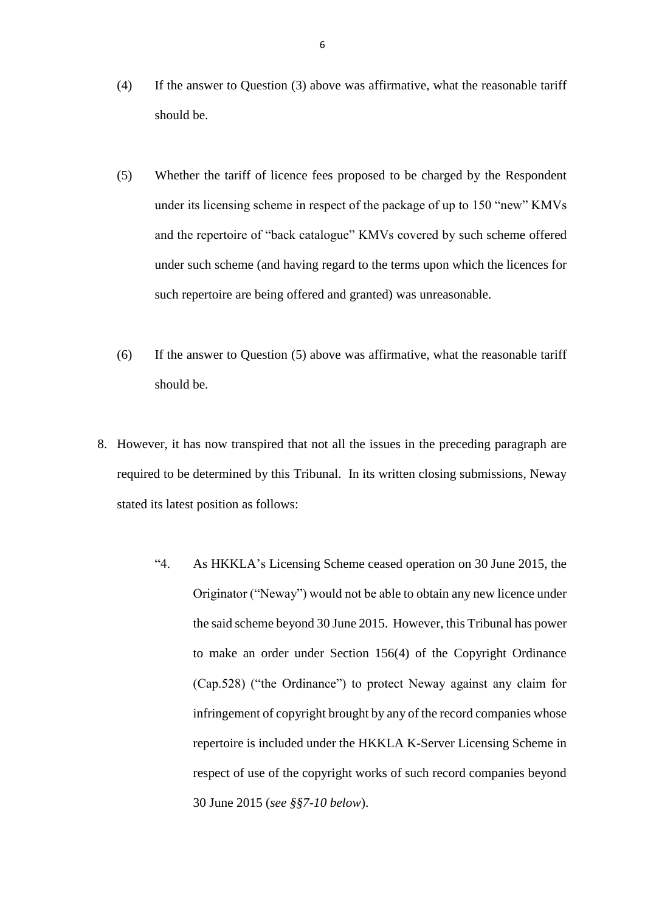(4) If the answer to Question (3) above was affirmative, what the reasonable tariff should be.

(5) Whether the tariff of licence fees proposed to be charged by the Respondent under its licensing scheme in respect of the package of up to 150 "new" KMVs and the repertoire of "back catalogue" KMVs covered by such scheme offered under such scheme (and having regard to the terms upon which the licences for such repertoire are being offered and granted) was unreasonable.

(6) If the answer to Question (5) above was affirmative, what the reasonable tariff should be.

8. However, it has now transpired that not all the issues in the preceding paragraph are required to be determined by this Tribunal. In its written closing submissions, Neway stated its latest position as follows:

> "4. As HKKLA's Licensing Scheme ceased operation on 30 June 2015, the Originator ("Neway") would not be able to obtain any new licence under the said scheme beyond 30 June 2015. However, this Tribunal has power to make an order under Section 156(4) of the Copyright Ordinance (Cap.528) ("the Ordinance") to protect Neway against any claim for infringement of copyright brought by any of the record companies whose repertoire is included under the HKKLA K-Server Licensing Scheme in respect of use of the copyright works of such record companies beyond 30 June 2015 (*see §§7-10 below*).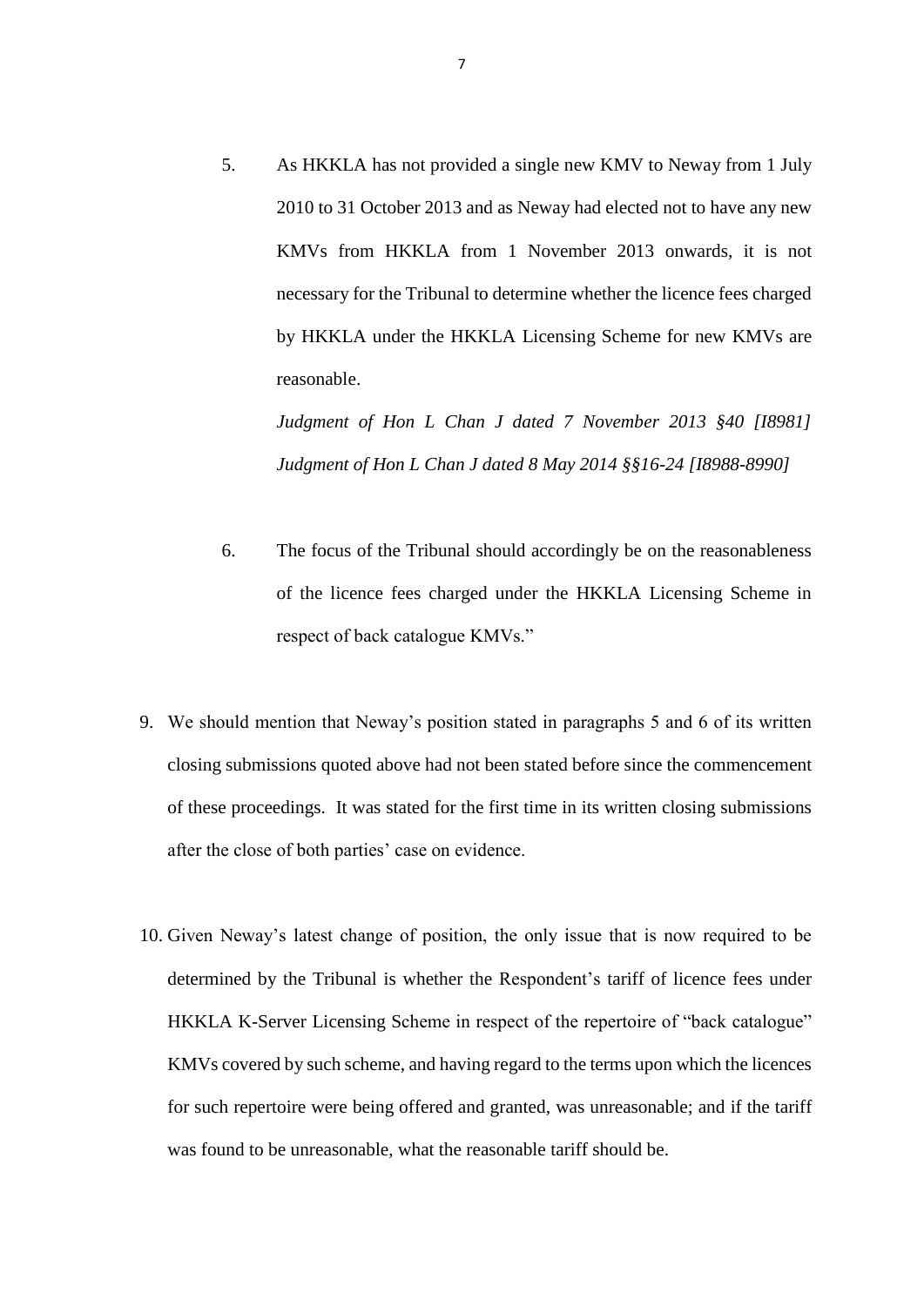5. As HKKLA has not provided a single new KMV to Neway from 1 July 2010 to 31 October 2013 and as Neway had elected not to have any new KMVs from HKKLA from 1 November 2013 onwards, it is not necessary for the Tribunal to determine whether the licence fees charged by HKKLA under the HKKLA Licensing Scheme for new KMVs are reasonable.

   *Judgment of Hon L Chan J dated 7 November 2013 §40 [I8981]*
   *Judgment of Hon L Chan J dated 8 May 2014 §§16-24 [I8988-8990]*

6. The focus of the Tribunal should accordingly be on the reasonableness of the licence fees charged under the HKKLA Licensing Scheme in respect of back catalogue KMVs."

9. We should mention that Neway's position stated in paragraphs 5 and 6 of its written closing submissions quoted above had not been stated before since the commencement of these proceedings. It was stated for the first time in its written closing submissions after the close of both parties' case on evidence.

10. Given Neway's latest change of position, the only issue that is now required to be determined by the Tribunal is whether the Respondent's tariff of licence fees under HKKLA K-Server Licensing Scheme in respect of the repertoire of "back catalogue" KMVs covered by such scheme, and having regard to the terms upon which the licences for such repertoire were being offered and granted, was unreasonable; and if the tariff was found to be unreasonable, what the reasonable tariff should be.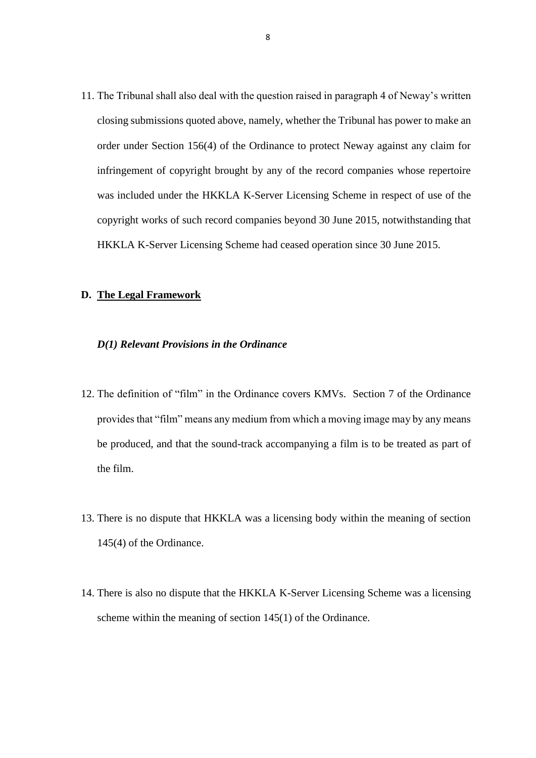11. The Tribunal shall also deal with the question raised in paragraph 4 of Neway's written closing submissions quoted above, namely, whether the Tribunal has power to make an order under Section 156(4) of the Ordinance to protect Neway against any claim for infringement of copyright brought by any of the record companies whose repertoire was included under the HKKLA K-Server Licensing Scheme in respect of use of the copyright works of such record companies beyond 30 June 2015, notwithstanding that HKKLA K-Server Licensing Scheme had ceased operation since 30 June 2015.

## D. <u>The Legal Framework</u>

### *D(1) Relevant Provisions in the Ordinance*

12. The definition of "film" in the Ordinance covers KMVs. Section 7 of the Ordinance provides that "film" means any medium from which a moving image may by any means be produced, and that the sound-track accompanying a film is to be treated as part of the film.

13. There is no dispute that HKKLA was a licensing body within the meaning of section 145(4) of the Ordinance.

14. There is also no dispute that the HKKLA K-Server Licensing Scheme was a licensing scheme within the meaning of section 145(1) of the Ordinance.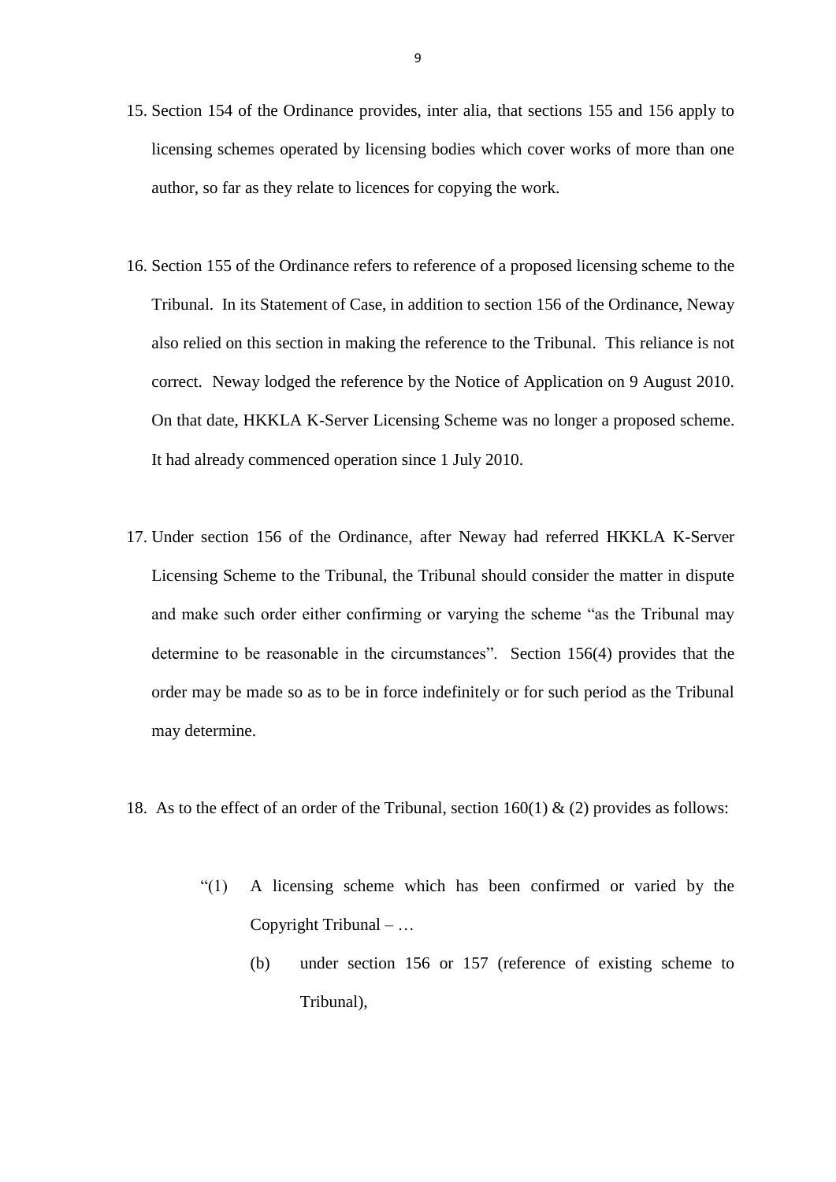15. Section 154 of the Ordinance provides, inter alia, that sections 155 and 156 apply to licensing schemes operated by licensing bodies which cover works of more than one author, so far as they relate to licences for copying the work.

16. Section 155 of the Ordinance refers to reference of a proposed licensing scheme to the Tribunal. In its Statement of Case, in addition to section 156 of the Ordinance, Neway also relied on this section in making the reference to the Tribunal. This reliance is not correct. Neway lodged the reference by the Notice of Application on 9 August 2010. On that date, HKKLA K-Server Licensing Scheme was no longer a proposed scheme. It had already commenced operation since 1 July 2010.

17. Under section 156 of the Ordinance, after Neway had referred HKKLA K-Server Licensing Scheme to the Tribunal, the Tribunal should consider the matter in dispute and make such order either confirming or varying the scheme "as the Tribunal may determine to be reasonable in the circumstances". Section 156(4) provides that the order may be made so as to be in force indefinitely or for such period as the Tribunal may determine.

18. As to the effect of an order of the Tribunal, section 160(1) & (2) provides as follows:

> "(1) A licensing scheme which has been confirmed or varied by the Copyright Tribunal – …
>
> (b) under section 156 or 157 (reference of existing scheme to Tribunal),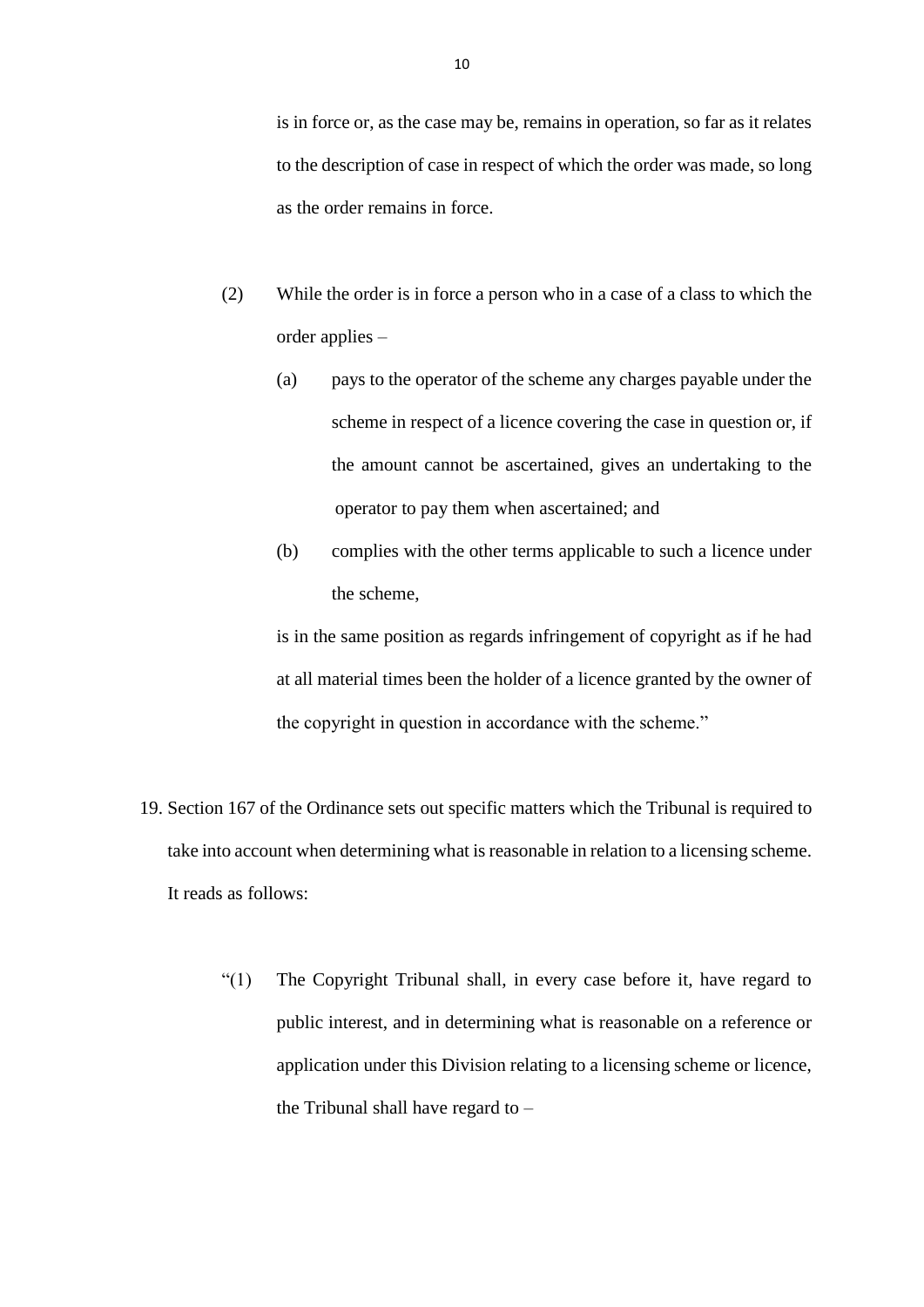is in force or, as the case may be, remains in operation, so far as it relates to the description of case in respect of which the order was made, so long as the order remains in force.

(2) While the order is in force a person who in a case of a class to which the order applies –

(a) pays to the operator of the scheme any charges payable under the scheme in respect of a licence covering the case in question or, if the amount cannot be ascertained, gives an undertaking to the operator to pay them when ascertained; and

(b) complies with the other terms applicable to such a licence under the scheme,

is in the same position as regards infringement of copyright as if he had at all material times been the holder of a licence granted by the owner of the copyright in question in accordance with the scheme."

19. Section 167 of the Ordinance sets out specific matters which the Tribunal is required to take into account when determining what is reasonable in relation to a licensing scheme. It reads as follows:

"(1) The Copyright Tribunal shall, in every case before it, have regard to public interest, and in determining what is reasonable on a reference or application under this Division relating to a licensing scheme or licence, the Tribunal shall have regard to –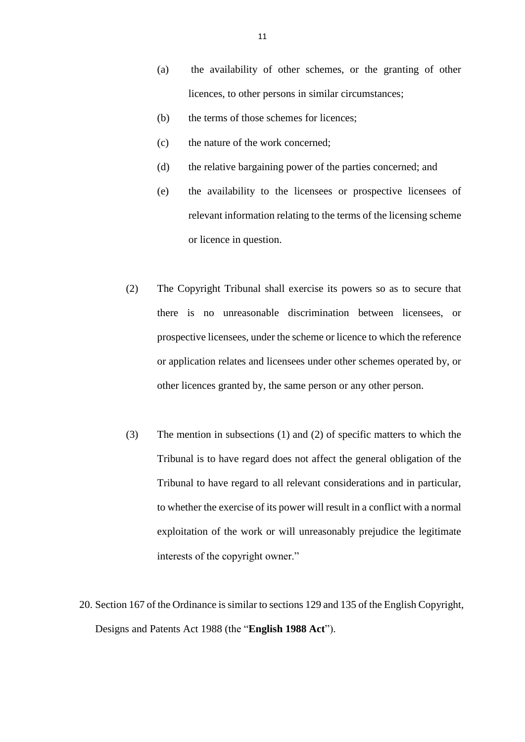(a) the availability of other schemes, or the granting of other licences, to other persons in similar circumstances;

(b) the terms of those schemes for licences;

(c) the nature of the work concerned;

(d) the relative bargaining power of the parties concerned; and

(e) the availability to the licensees or prospective licensees of relevant information relating to the terms of the licensing scheme or licence in question.

(2) The Copyright Tribunal shall exercise its powers so as to secure that there is no unreasonable discrimination between licensees, or prospective licensees, under the scheme or licence to which the reference or application relates and licensees under other schemes operated by, or other licences granted by, the same person or any other person.

(3) The mention in subsections (1) and (2) of specific matters to which the Tribunal is to have regard does not affect the general obligation of the Tribunal to have regard to all relevant considerations and in particular, to whether the exercise of its power will result in a conflict with a normal exploitation of the work or will unreasonably prejudice the legitimate interests of the copyright owner."

20. Section 167 of the Ordinance is similar to sections 129 and 135 of the English Copyright, Designs and Patents Act 1988 (the "**English 1988 Act**").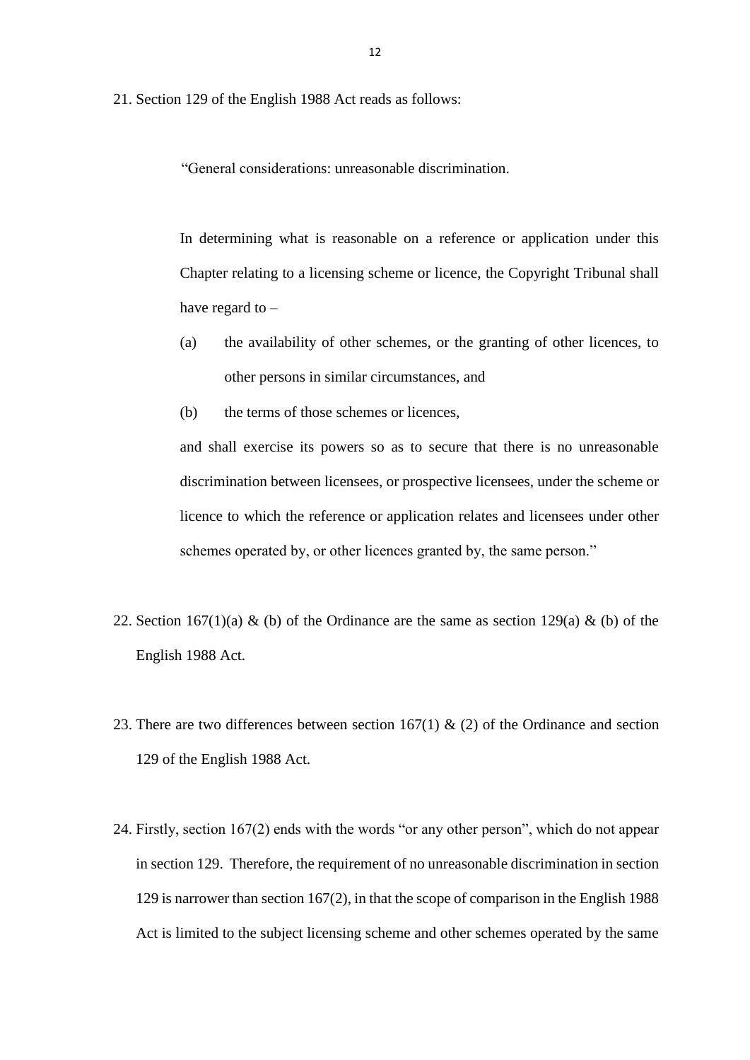21. Section 129 of the English 1988 Act reads as follows:

> "General considerations: unreasonable discrimination.
>
> In determining what is reasonable on a reference or application under this Chapter relating to a licensing scheme or licence, the Copyright Tribunal shall have regard to –
>
> (a) the availability of other schemes, or the granting of other licences, to other persons in similar circumstances, and
>
> (b) the terms of those schemes or licences,
>
> and shall exercise its powers so as to secure that there is no unreasonable discrimination between licensees, or prospective licensees, under the scheme or licence to which the reference or application relates and licensees under other schemes operated by, or other licences granted by, the same person."

22. Section 167(1)(a) & (b) of the Ordinance are the same as section 129(a) & (b) of the English 1988 Act.

23. There are two differences between section 167(1) & (2) of the Ordinance and section 129 of the English 1988 Act.

24. Firstly, section 167(2) ends with the words "or any other person", which do not appear in section 129. Therefore, the requirement of no unreasonable discrimination in section 129 is narrower than section 167(2), in that the scope of comparison in the English 1988 Act is limited to the subject licensing scheme and other schemes operated by the same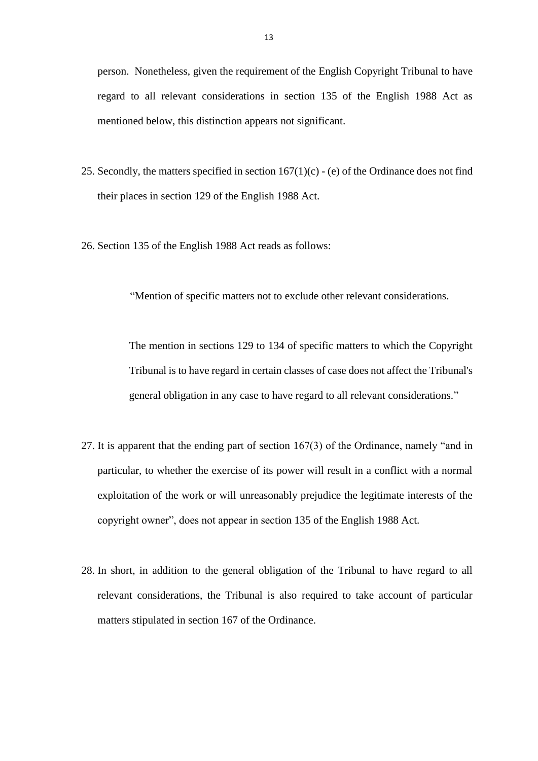person. Nonetheless, given the requirement of the English Copyright Tribunal to have regard to all relevant considerations in section 135 of the English 1988 Act as mentioned below, this distinction appears not significant.

25. Secondly, the matters specified in section 167(1)(c) - (e) of the Ordinance does not find their places in section 129 of the English 1988 Act.

26. Section 135 of the English 1988 Act reads as follows:

> "Mention of specific matters not to exclude other relevant considerations.
>
> The mention in sections 129 to 134 of specific matters to which the Copyright Tribunal is to have regard in certain classes of case does not affect the Tribunal's general obligation in any case to have regard to all relevant considerations."

27. It is apparent that the ending part of section 167(3) of the Ordinance, namely "and in particular, to whether the exercise of its power will result in a conflict with a normal exploitation of the work or will unreasonably prejudice the legitimate interests of the copyright owner", does not appear in section 135 of the English 1988 Act.

28. In short, in addition to the general obligation of the Tribunal to have regard to all relevant considerations, the Tribunal is also required to take account of particular matters stipulated in section 167 of the Ordinance.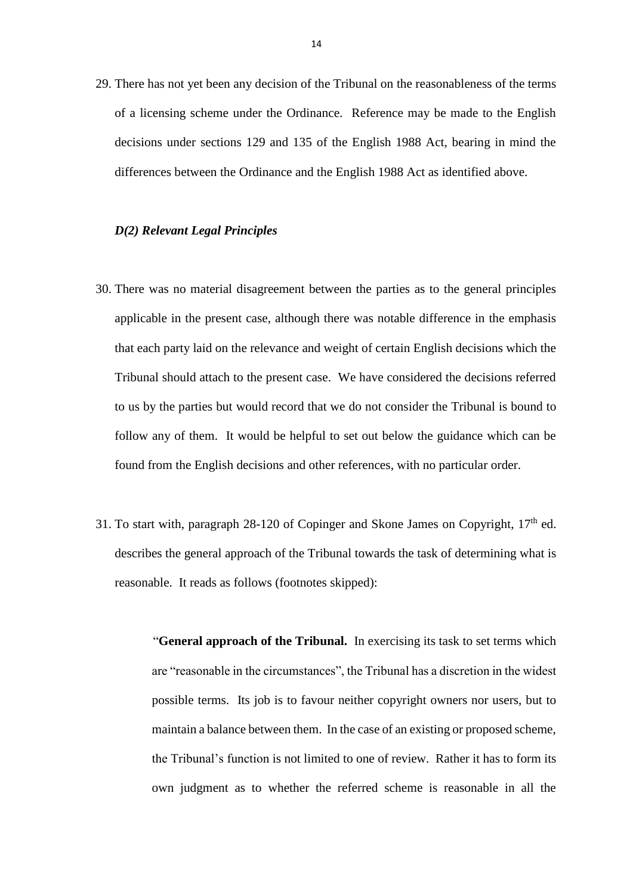29. There has not yet been any decision of the Tribunal on the reasonableness of the terms of a licensing scheme under the Ordinance. Reference may be made to the English decisions under sections 129 and 135 of the English 1988 Act, bearing in mind the differences between the Ordinance and the English 1988 Act as identified above.

***D(2) Relevant Legal Principles***

30. There was no material disagreement between the parties as to the general principles applicable in the present case, although there was notable difference in the emphasis that each party laid on the relevance and weight of certain English decisions which the Tribunal should attach to the present case. We have considered the decisions referred to us by the parties but would record that we do not consider the Tribunal is bound to follow any of them. It would be helpful to set out below the guidance which can be found from the English decisions and other references, with no particular order.

31. To start with, paragraph 28-120 of Copinger and Skone James on Copyright, 17th ed. describes the general approach of the Tribunal towards the task of determining what is reasonable. It reads as follows (footnotes skipped):

> "**General approach of the Tribunal.** In exercising its task to set terms which are "reasonable in the circumstances", the Tribunal has a discretion in the widest possible terms. Its job is to favour neither copyright owners nor users, but to maintain a balance between them. In the case of an existing or proposed scheme, the Tribunal's function is not limited to one of review. Rather it has to form its own judgment as to whether the referred scheme is reasonable in all the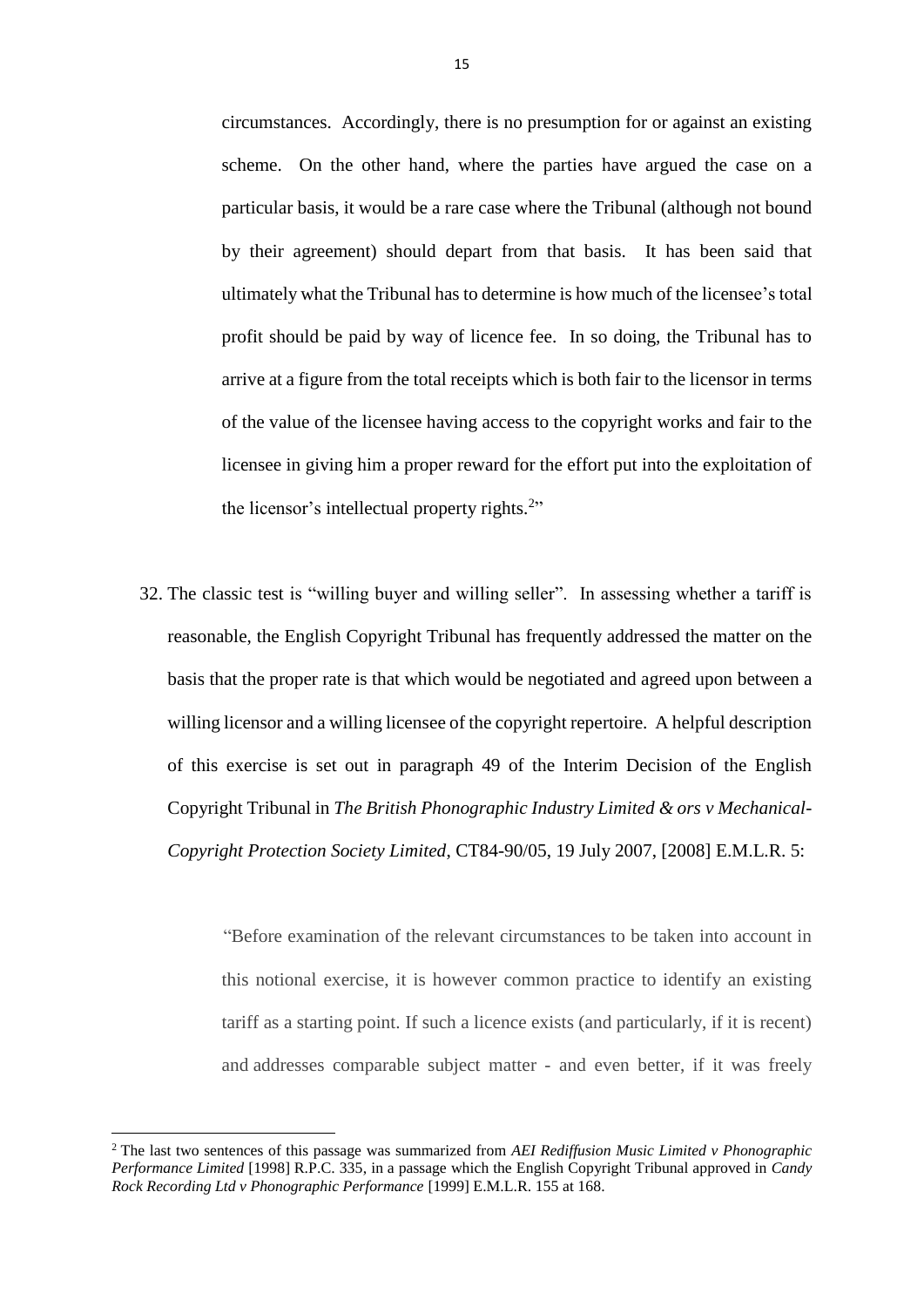circumstances. Accordingly, there is no presumption for or against an existing scheme. On the other hand, where the parties have argued the case on a particular basis, it would be a rare case where the Tribunal (although not bound by their agreement) should depart from that basis. It has been said that ultimately what the Tribunal has to determine is how much of the licensee's total profit should be paid by way of licence fee. In so doing, the Tribunal has to arrive at a figure from the total receipts which is both fair to the licensor in terms of the value of the licensee having access to the copyright works and fair to the licensee in giving him a proper reward for the effort put into the exploitation of the licensor's intellectual property rights.[2]"

32. The classic test is "willing buyer and willing seller". In assessing whether a tariff is reasonable, the English Copyright Tribunal has frequently addressed the matter on the basis that the proper rate is that which would be negotiated and agreed upon between a willing licensor and a willing licensee of the copyright repertoire. A helpful description of this exercise is set out in paragraph 49 of the Interim Decision of the English Copyright Tribunal in *The British Phonographic Industry Limited & ors v Mechanical-Copyright Protection Society Limited*, CT84-90/05, 19 July 2007, [2008] E.M.L.R. 5:

> "Before examination of the relevant circumstances to be taken into account in this notional exercise, it is however common practice to identify an existing tariff as a starting point. If such a licence exists (and particularly, if it is recent) and addresses comparable subject matter - and even better, if it was freely

[2] The last two sentences of this passage was summarized from *AEI Rediffusion Music Limited v Phonographic Performance Limited* [1998] R.P.C. 335, in a passage which the English Copyright Tribunal approved in *Candy Rock Recording Ltd v Phonographic Performance* [1999] E.M.L.R. 155 at 168.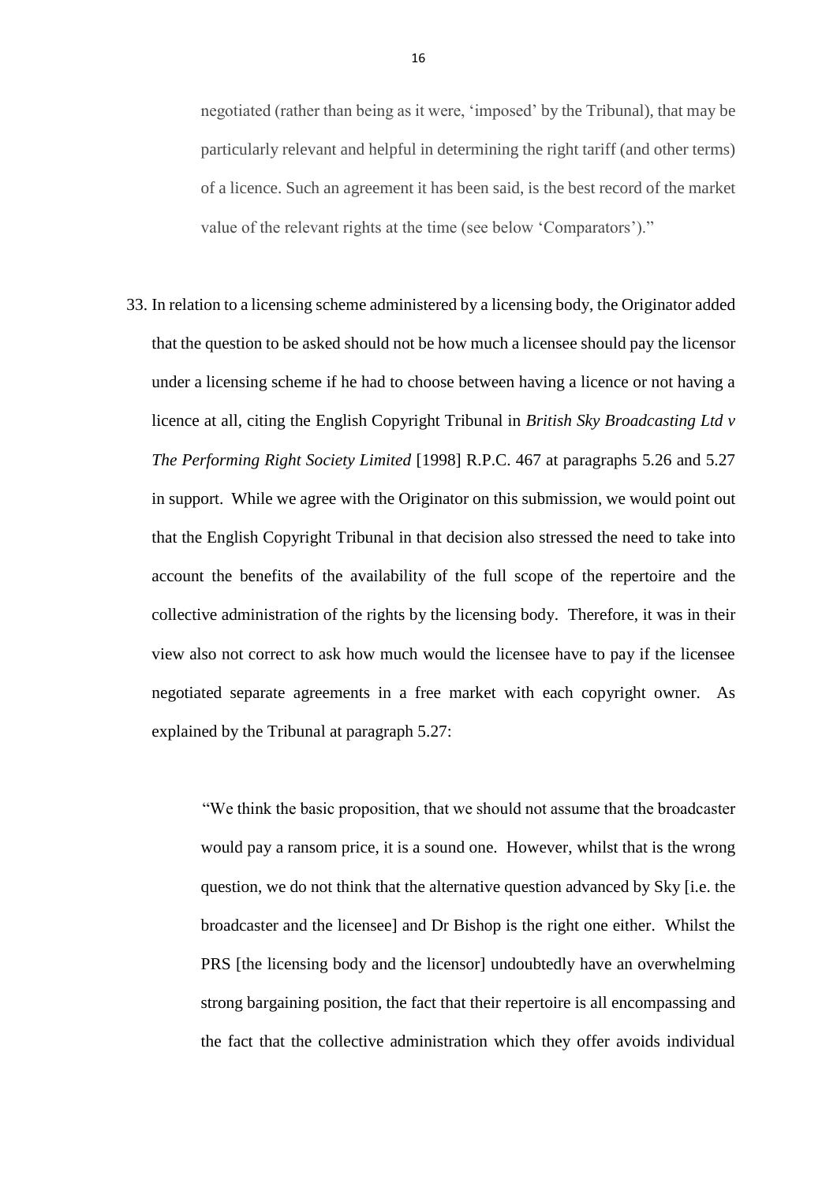> negotiated (rather than being as it were, 'imposed' by the Tribunal), that may be particularly relevant and helpful in determining the right tariff (and other terms) of a licence. Such an agreement it has been said, is the best record of the market value of the relevant rights at the time (see below 'Comparators')."

33. In relation to a licensing scheme administered by a licensing body, the Originator added that the question to be asked should not be how much a licensee should pay the licensor under a licensing scheme if he had to choose between having a licence or not having a licence at all, citing the English Copyright Tribunal in *British Sky Broadcasting Ltd v The Performing Right Society Limited* [1998] R.P.C. 467 at paragraphs 5.26 and 5.27 in support. While we agree with the Originator on this submission, we would point out that the English Copyright Tribunal in that decision also stressed the need to take into account the benefits of the availability of the full scope of the repertoire and the collective administration of the rights by the licensing body. Therefore, it was in their view also not correct to ask how much would the licensee have to pay if the licensee negotiated separate agreements in a free market with each copyright owner. As explained by the Tribunal at paragraph 5.27:

> "We think the basic proposition, that we should not assume that the broadcaster would pay a ransom price, it is a sound one. However, whilst that is the wrong question, we do not think that the alternative question advanced by Sky [i.e. the broadcaster and the licensee] and Dr Bishop is the right one either. Whilst the PRS [the licensing body and the licensor] undoubtedly have an overwhelming strong bargaining position, the fact that their repertoire is all encompassing and the fact that the collective administration which they offer avoids individual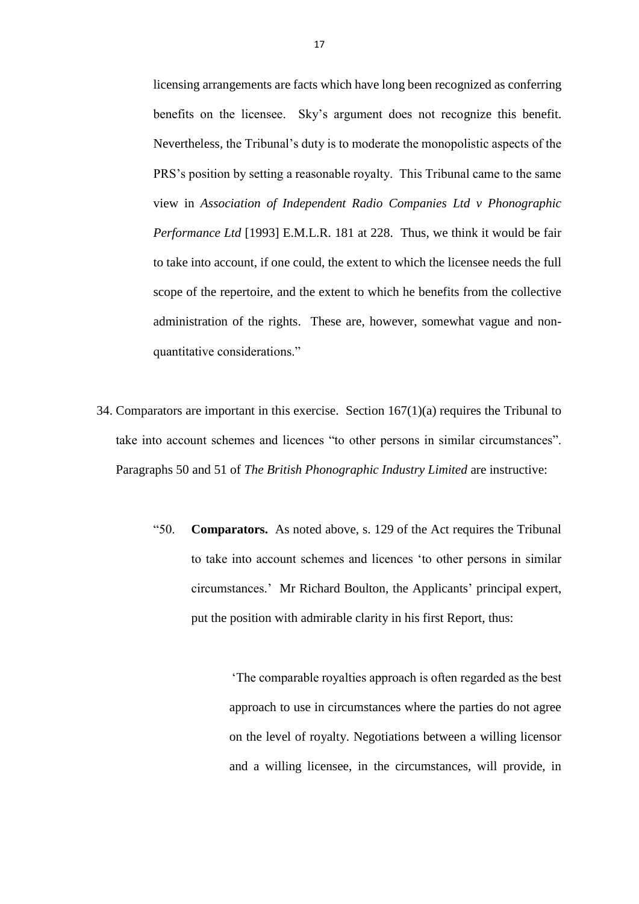licensing arrangements are facts which have long been recognized as conferring benefits on the licensee. Sky's argument does not recognize this benefit. Nevertheless, the Tribunal's duty is to moderate the monopolistic aspects of the PRS's position by setting a reasonable royalty. This Tribunal came to the same view in *Association of Independent Radio Companies Ltd v Phonographic Performance Ltd* [1993] E.M.L.R. 181 at 228. Thus, we think it would be fair to take into account, if one could, the extent to which the licensee needs the full scope of the repertoire, and the extent to which he benefits from the collective administration of the rights. These are, however, somewhat vague and non-quantitative considerations."

34. Comparators are important in this exercise. Section 167(1)(a) requires the Tribunal to take into account schemes and licences "to other persons in similar circumstances". Paragraphs 50 and 51 of *The British Phonographic Industry Limited* are instructive:

> "50. **Comparators.** As noted above, s. 129 of the Act requires the Tribunal to take into account schemes and licences 'to other persons in similar circumstances.' Mr Richard Boulton, the Applicants' principal expert, put the position with admirable clarity in his first Report, thus:
>
> > 'The comparable royalties approach is often regarded as the best approach to use in circumstances where the parties do not agree on the level of royalty. Negotiations between a willing licensor and a willing licensee, in the circumstances, will provide, in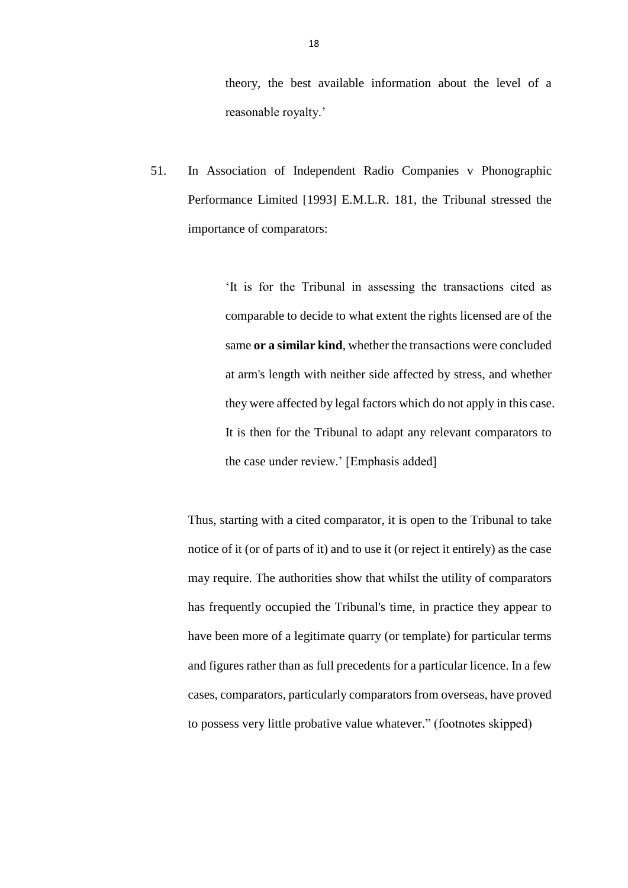theory, the best available information about the level of a reasonable royalty.'

51. In Association of Independent Radio Companies v Phonographic Performance Limited [1993] E.M.L.R. 181, the Tribunal stressed the importance of comparators:

> 'It is for the Tribunal in assessing the transactions cited as comparable to decide to what extent the rights licensed are of the same **or a similar kind**, whether the transactions were concluded at arm's length with neither side affected by stress, and whether they were affected by legal factors which do not apply in this case. It is then for the Tribunal to adapt any relevant comparators to the case under review.' [Emphasis added]

Thus, starting with a cited comparator, it is open to the Tribunal to take notice of it (or of parts of it) and to use it (or reject it entirely) as the case may require. The authorities show that whilst the utility of comparators has frequently occupied the Tribunal's time, in practice they appear to have been more of a legitimate quarry (or template) for particular terms and figures rather than as full precedents for a particular licence. In a few cases, comparators, particularly comparators from overseas, have proved to possess very little probative value whatever." (footnotes skipped)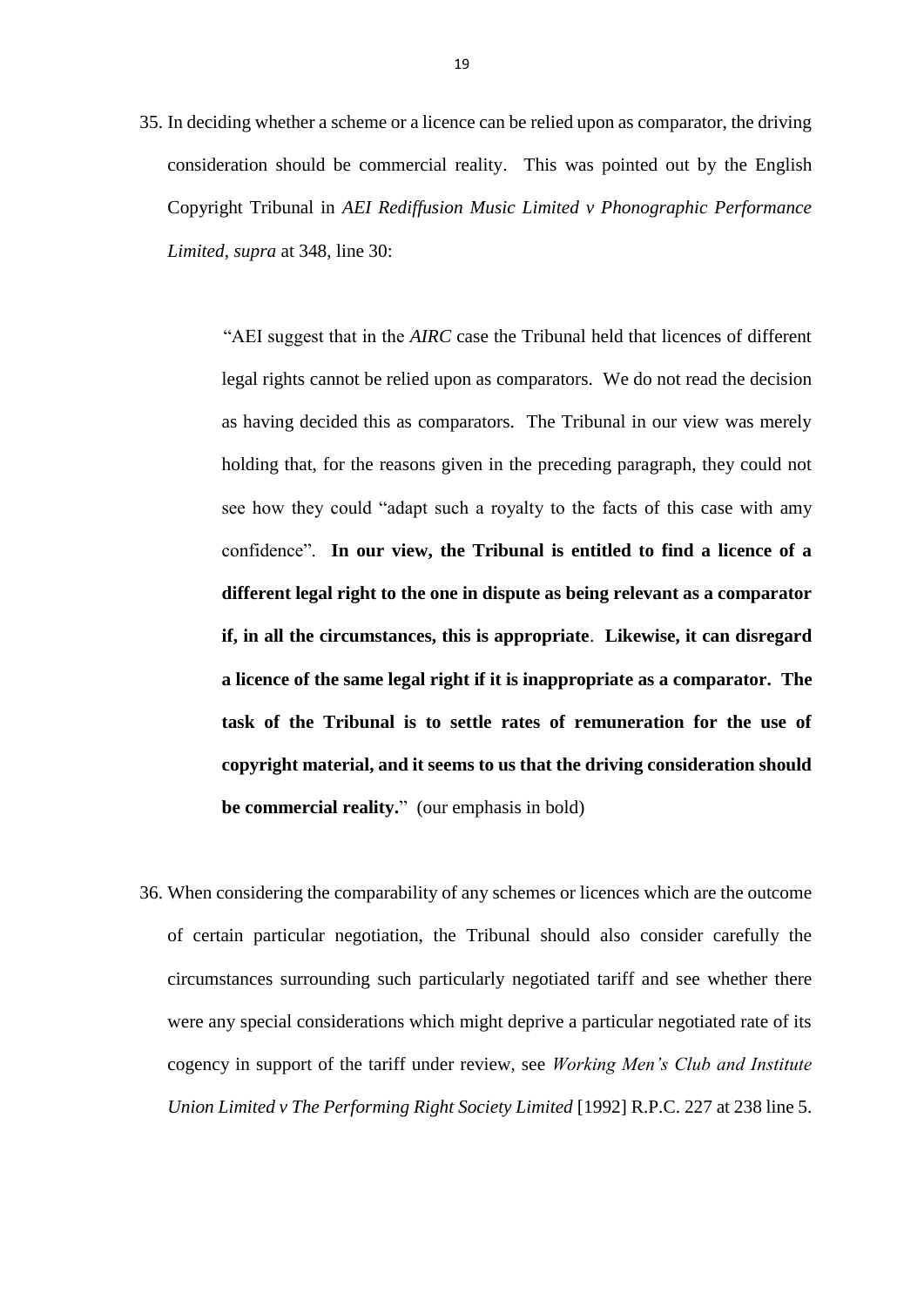35. In deciding whether a scheme or a licence can be relied upon as comparator, the driving consideration should be commercial reality. This was pointed out by the English Copyright Tribunal in *AEI Rediffusion Music Limited v Phonographic Performance Limited*, *supra* at 348, line 30:

> "AEI suggest that in the *AIRC* case the Tribunal held that licences of different legal rights cannot be relied upon as comparators. We do not read the decision as having decided this as comparators. The Tribunal in our view was merely holding that, for the reasons given in the preceding paragraph, they could not see how they could "adapt such a royalty to the facts of this case with amy confidence". **In our view, the Tribunal is entitled to find a licence of a different legal right to the one in dispute as being relevant as a comparator if, in all the circumstances, this is appropriate**. **Likewise, it can disregard a licence of the same legal right if it is inappropriate as a comparator. The task of the Tribunal is to settle rates of remuneration for the use of copyright material, and it seems to us that the driving consideration should be commercial reality.**" (our emphasis in bold)

36. When considering the comparability of any schemes or licences which are the outcome of certain particular negotiation, the Tribunal should also consider carefully the circumstances surrounding such particularly negotiated tariff and see whether there were any special considerations which might deprive a particular negotiated rate of its cogency in support of the tariff under review, see *Working Men's Club and Institute Union Limited v The Performing Right Society Limited* [1992] R.P.C. 227 at 238 line 5.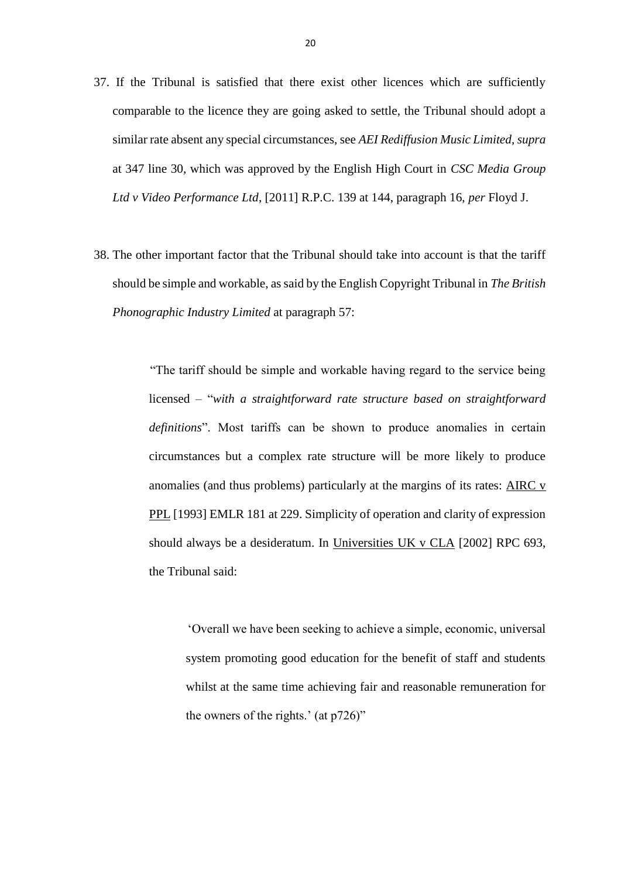37. If the Tribunal is satisfied that there exist other licences which are sufficiently comparable to the licence they are going asked to settle, the Tribunal should adopt a similar rate absent any special circumstances, see *AEI Rediffusion Music Limited*, *supra* at 347 line 30, which was approved by the English High Court in *CSC Media Group Ltd v Video Performance Ltd*, [2011] R.P.C. 139 at 144, paragraph 16, *per* Floyd J.

38. The other important factor that the Tribunal should take into account is that the tariff should be simple and workable, as said by the English Copyright Tribunal in *The British Phonographic Industry Limited* at paragraph 57:

> "The tariff should be simple and workable having regard to the service being licensed – "*with a straightforward rate structure based on straightforward definitions*". Most tariffs can be shown to produce anomalies in certain circumstances but a complex rate structure will be more likely to produce anomalies (and thus problems) particularly at the margins of its rates: <u>AIRC v PPL</u> [1993] EMLR 181 at 229. Simplicity of operation and clarity of expression should always be a desideratum. In <u>Universities UK v CLA</u> [2002] RPC 693, the Tribunal said:
>
> > 'Overall we have been seeking to achieve a simple, economic, universal system promoting good education for the benefit of staff and students whilst at the same time achieving fair and reasonable remuneration for the owners of the rights.' (at p726)"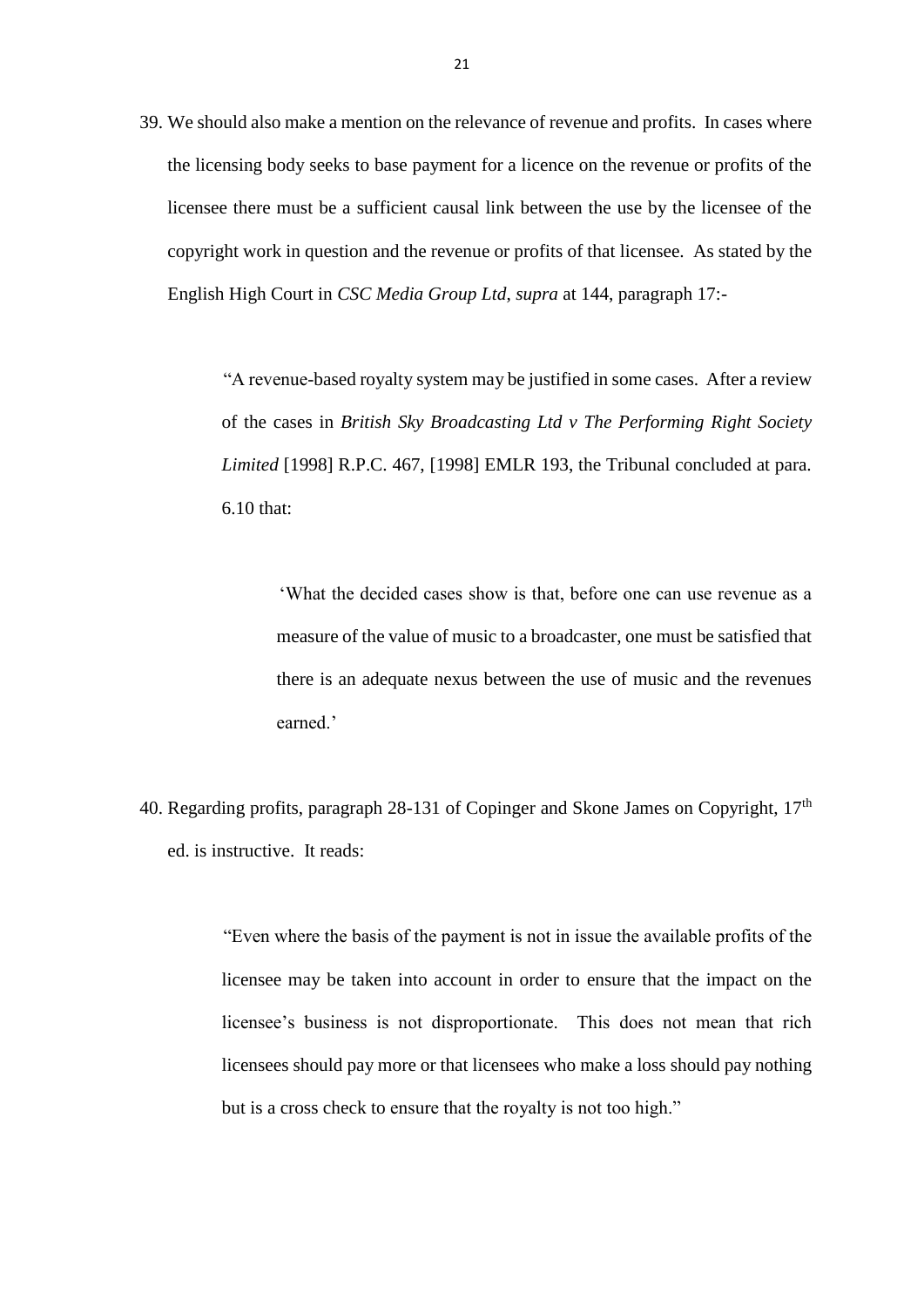39. We should also make a mention on the relevance of revenue and profits. In cases where the licensing body seeks to base payment for a licence on the revenue or profits of the licensee there must be a sufficient causal link between the use by the licensee of the copyright work in question and the revenue or profits of that licensee. As stated by the English High Court in *CSC Media Group Ltd*, *supra* at 144, paragraph 17:-

> "A revenue-based royalty system may be justified in some cases. After a review of the cases in *British Sky Broadcasting Ltd v The Performing Right Society Limited* [1998] R.P.C. 467, [1998] EMLR 193, the Tribunal concluded at para. 6.10 that:
>
> > 'What the decided cases show is that, before one can use revenue as a measure of the value of music to a broadcaster, one must be satisfied that there is an adequate nexus between the use of music and the revenues earned.'

40. Regarding profits, paragraph 28-131 of Copinger and Skone James on Copyright, 17th ed. is instructive. It reads:

> "Even where the basis of the payment is not in issue the available profits of the licensee may be taken into account in order to ensure that the impact on the licensee's business is not disproportionate. This does not mean that rich licensees should pay more or that licensees who make a loss should pay nothing but is a cross check to ensure that the royalty is not too high."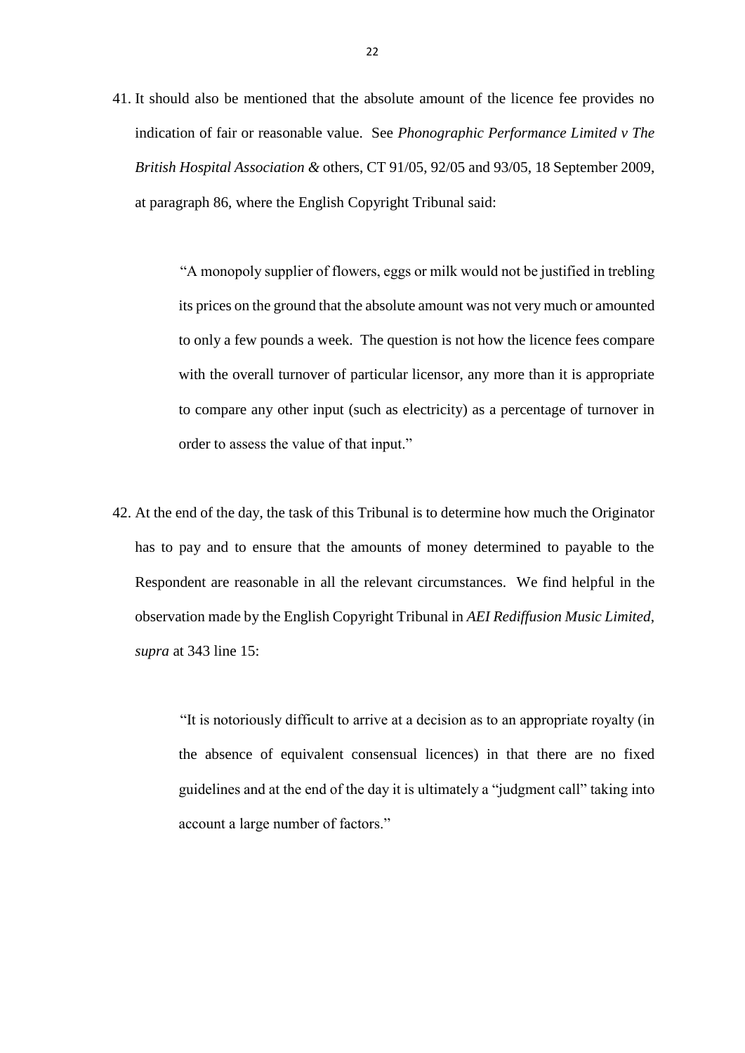41. It should also be mentioned that the absolute amount of the licence fee provides no indication of fair or reasonable value. See *Phonographic Performance Limited v The British Hospital Association &* others, CT 91/05, 92/05 and 93/05, 18 September 2009, at paragraph 86, where the English Copyright Tribunal said:

> "A monopoly supplier of flowers, eggs or milk would not be justified in trebling its prices on the ground that the absolute amount was not very much or amounted to only a few pounds a week. The question is not how the licence fees compare with the overall turnover of particular licensor, any more than it is appropriate to compare any other input (such as electricity) as a percentage of turnover in order to assess the value of that input."

42. At the end of the day, the task of this Tribunal is to determine how much the Originator has to pay and to ensure that the amounts of money determined to payable to the Respondent are reasonable in all the relevant circumstances. We find helpful in the observation made by the English Copyright Tribunal in *AEI Rediffusion Music Limited*, *supra* at 343 line 15:

> "It is notoriously difficult to arrive at a decision as to an appropriate royalty (in the absence of equivalent consensual licences) in that there are no fixed guidelines and at the end of the day it is ultimately a "judgment call" taking into account a large number of factors."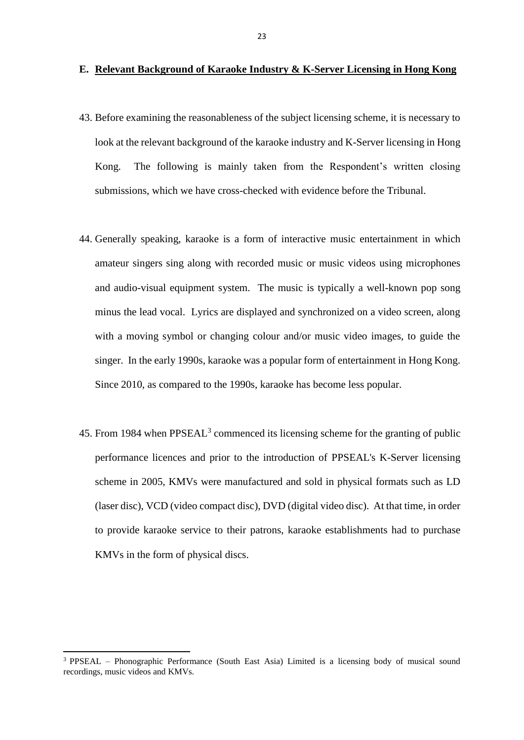## E. Relevant Background of Karaoke Industry & K-Server Licensing in Hong Kong

43. Before examining the reasonableness of the subject licensing scheme, it is necessary to look at the relevant background of the karaoke industry and K-Server licensing in Hong Kong. The following is mainly taken from the Respondent's written closing submissions, which we have cross-checked with evidence before the Tribunal.

44. Generally speaking, karaoke is a form of interactive music entertainment in which amateur singers sing along with recorded music or music videos using microphones and audio-visual equipment system. The music is typically a well-known pop song minus the lead vocal. Lyrics are displayed and synchronized on a video screen, along with a moving symbol or changing colour and/or music video images, to guide the singer. In the early 1990s, karaoke was a popular form of entertainment in Hong Kong. Since 2010, as compared to the 1990s, karaoke has become less popular.

45. From 1984 when PPSEAL[3] commenced its licensing scheme for the granting of public performance licences and prior to the introduction of PPSEAL's K-Server licensing scheme in 2005, KMVs were manufactured and sold in physical formats such as LD (laser disc), VCD (video compact disc), DVD (digital video disc). At that time, in order to provide karaoke service to their patrons, karaoke establishments had to purchase KMVs in the form of physical discs.

---

[3] PPSEAL – Phonographic Performance (South East Asia) Limited is a licensing body of musical sound recordings, music videos and KMVs.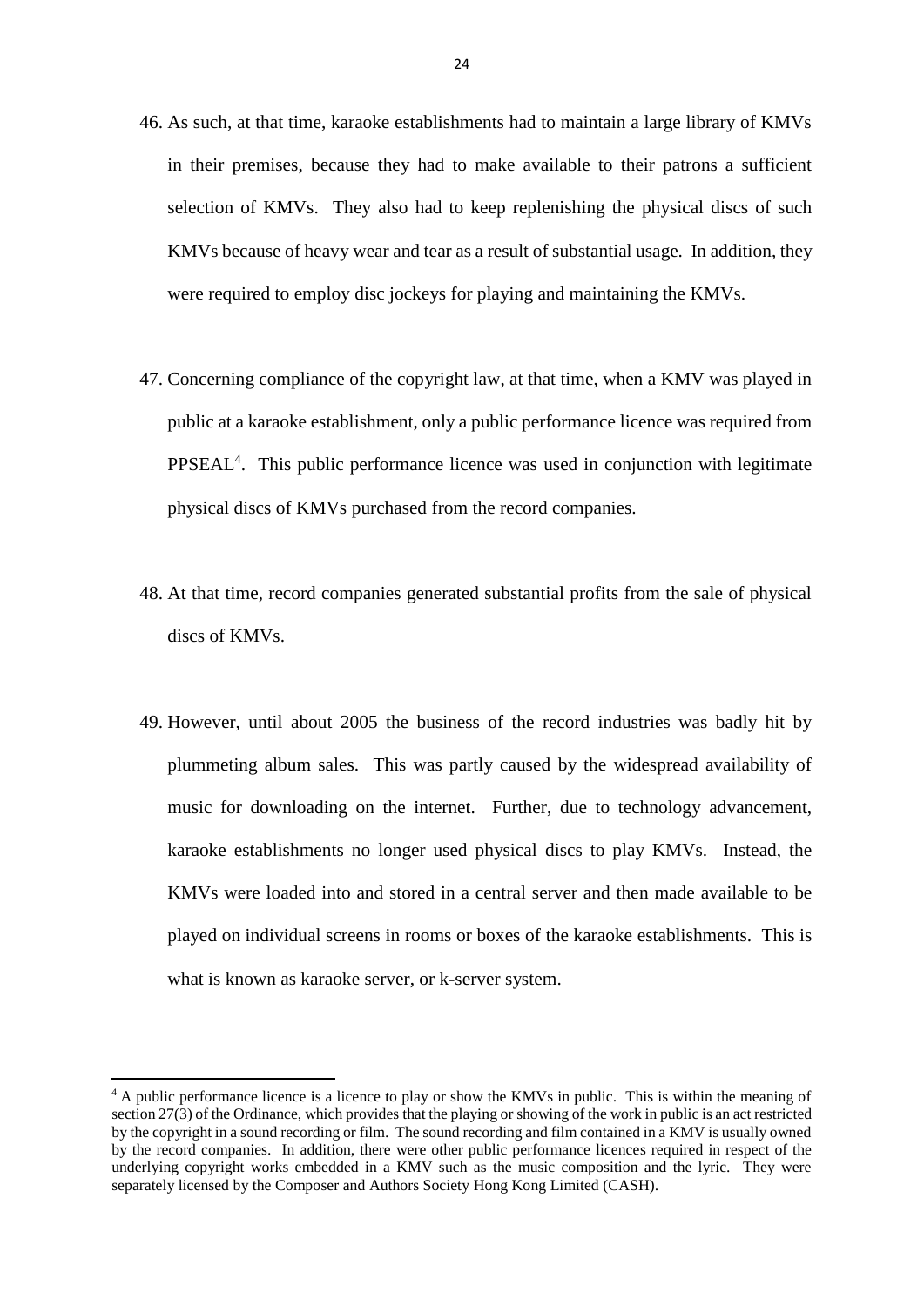46. As such, at that time, karaoke establishments had to maintain a large library of KMVs in their premises, because they had to make available to their patrons a sufficient selection of KMVs. They also had to keep replenishing the physical discs of such KMVs because of heavy wear and tear as a result of substantial usage. In addition, they were required to employ disc jockeys for playing and maintaining the KMVs.

47. Concerning compliance of the copyright law, at that time, when a KMV was played in public at a karaoke establishment, only a public performance licence was required from PPSEAL[4]. This public performance licence was used in conjunction with legitimate physical discs of KMVs purchased from the record companies.

48. At that time, record companies generated substantial profits from the sale of physical discs of KMVs.

49. However, until about 2005 the business of the record industries was badly hit by plummeting album sales. This was partly caused by the widespread availability of music for downloading on the internet. Further, due to technology advancement, karaoke establishments no longer used physical discs to play KMVs. Instead, the KMVs were loaded into and stored in a central server and then made available to be played on individual screens in rooms or boxes of the karaoke establishments. This is what is known as karaoke server, or k-server system.

---

[4] A public performance licence is a licence to play or show the KMVs in public. This is within the meaning of section 27(3) of the Ordinance, which provides that the playing or showing of the work in public is an act restricted by the copyright in a sound recording or film. The sound recording and film contained in a KMV is usually owned by the record companies. In addition, there were other public performance licences required in respect of the underlying copyright works embedded in a KMV such as the music composition and the lyric. They were separately licensed by the Composer and Authors Society Hong Kong Limited (CASH).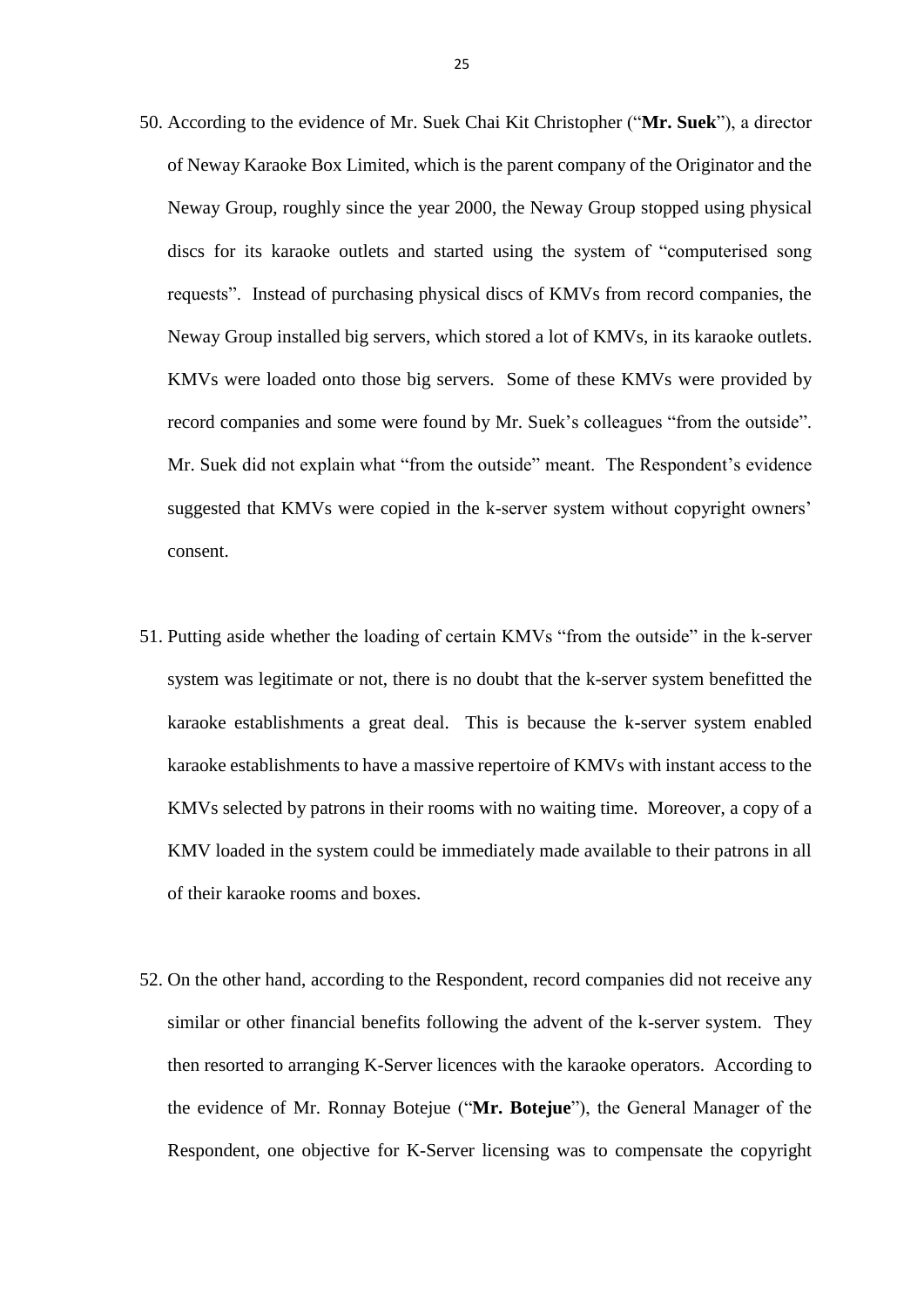50. According to the evidence of Mr. Suek Chai Kit Christopher ("**Mr. Suek**"), a director of Neway Karaoke Box Limited, which is the parent company of the Originator and the Neway Group, roughly since the year 2000, the Neway Group stopped using physical discs for its karaoke outlets and started using the system of "computerised song requests". Instead of purchasing physical discs of KMVs from record companies, the Neway Group installed big servers, which stored a lot of KMVs, in its karaoke outlets. KMVs were loaded onto those big servers. Some of these KMVs were provided by record companies and some were found by Mr. Suek's colleagues "from the outside". Mr. Suek did not explain what "from the outside" meant. The Respondent's evidence suggested that KMVs were copied in the k-server system without copyright owners' consent.

51. Putting aside whether the loading of certain KMVs "from the outside" in the k-server system was legitimate or not, there is no doubt that the k-server system benefitted the karaoke establishments a great deal. This is because the k-server system enabled karaoke establishments to have a massive repertoire of KMVs with instant access to the KMVs selected by patrons in their rooms with no waiting time. Moreover, a copy of a KMV loaded in the system could be immediately made available to their patrons in all of their karaoke rooms and boxes.

52. On the other hand, according to the Respondent, record companies did not receive any similar or other financial benefits following the advent of the k-server system. They then resorted to arranging K-Server licences with the karaoke operators. According to the evidence of Mr. Ronnay Botejue ("**Mr. Botejue**"), the General Manager of the Respondent, one objective for K-Server licensing was to compensate the copyright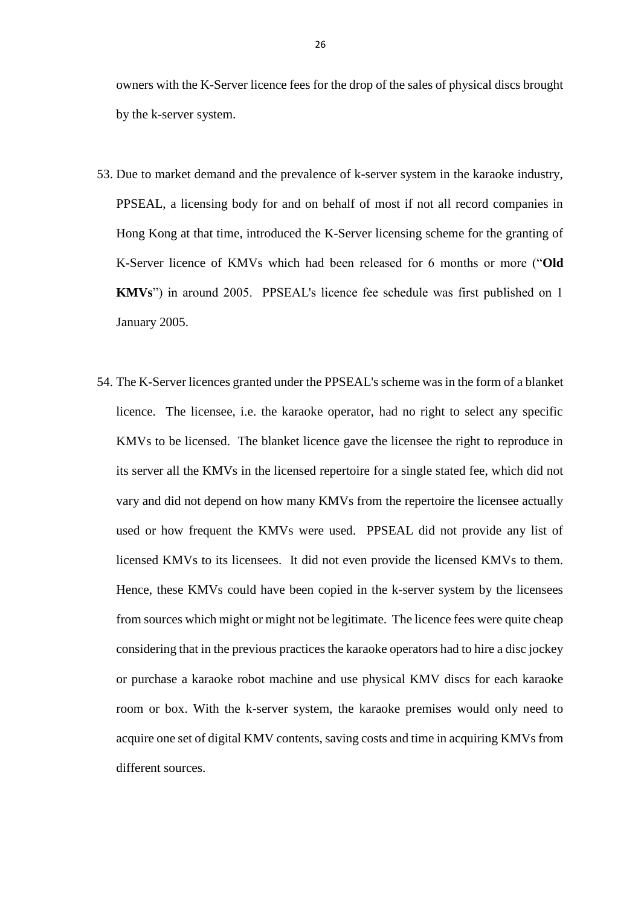owners with the K-Server licence fees for the drop of the sales of physical discs brought by the k-server system.

53. Due to market demand and the prevalence of k-server system in the karaoke industry, PPSEAL, a licensing body for and on behalf of most if not all record companies in Hong Kong at that time, introduced the K-Server licensing scheme for the granting of K-Server licence of KMVs which had been released for 6 months or more ("**Old KMVs**") in around 2005. PPSEAL's licence fee schedule was first published on 1 January 2005.

54. The K-Server licences granted under the PPSEAL's scheme was in the form of a blanket licence. The licensee, i.e. the karaoke operator, had no right to select any specific KMVs to be licensed. The blanket licence gave the licensee the right to reproduce in its server all the KMVs in the licensed repertoire for a single stated fee, which did not vary and did not depend on how many KMVs from the repertoire the licensee actually used or how frequent the KMVs were used. PPSEAL did not provide any list of licensed KMVs to its licensees. It did not even provide the licensed KMVs to them. Hence, these KMVs could have been copied in the k-server system by the licensees from sources which might or might not be legitimate. The licence fees were quite cheap considering that in the previous practices the karaoke operators had to hire a disc jockey or purchase a karaoke robot machine and use physical KMV discs for each karaoke room or box. With the k-server system, the karaoke premises would only need to acquire one set of digital KMV contents, saving costs and time in acquiring KMVs from different sources.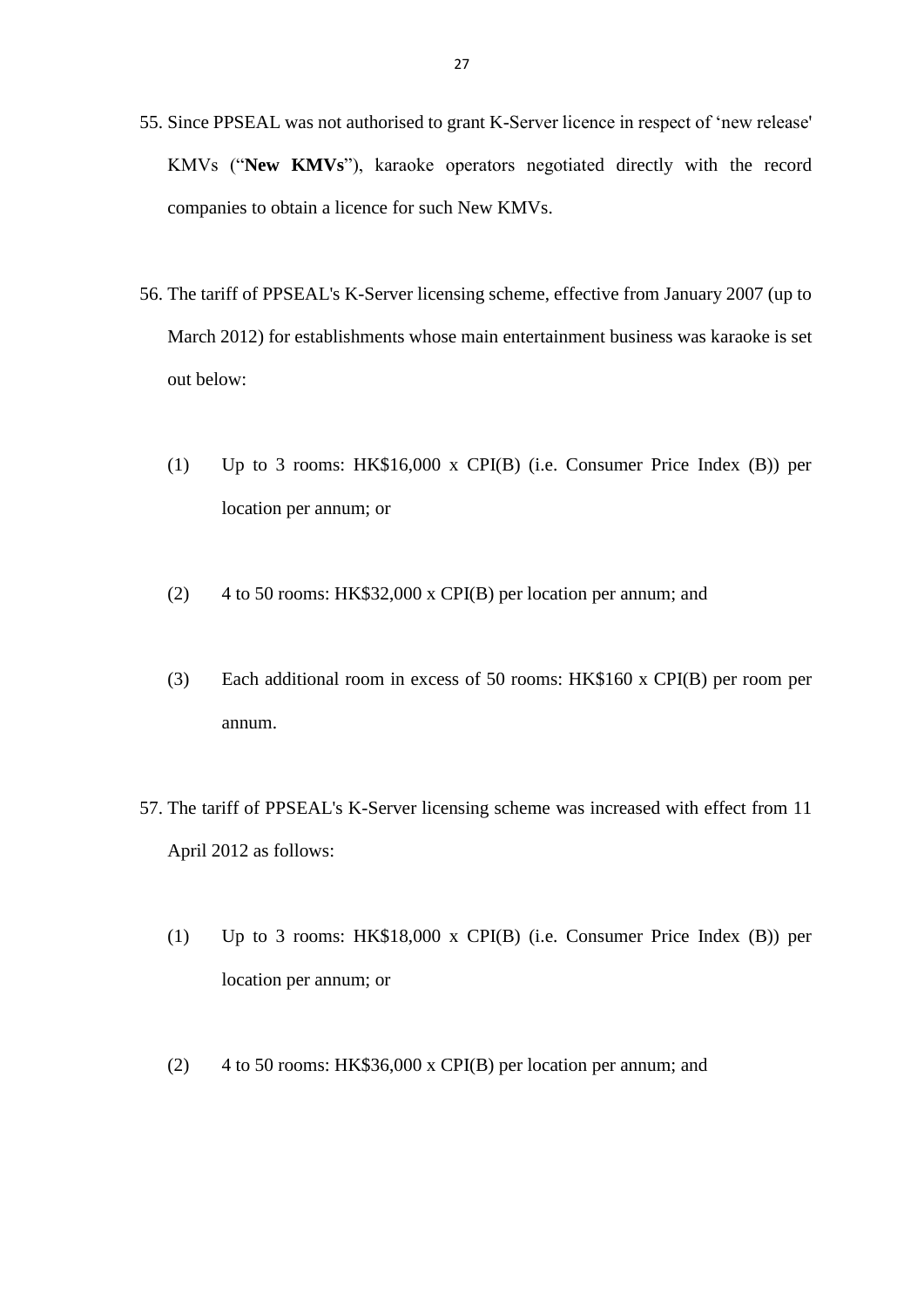55. Since PPSEAL was not authorised to grant K-Server licence in respect of 'new release' KMVs ("**New KMVs**"), karaoke operators negotiated directly with the record companies to obtain a licence for such New KMVs.

56. The tariff of PPSEAL's K-Server licensing scheme, effective from January 2007 (up to March 2012) for establishments whose main entertainment business was karaoke is set out below:

    (1) Up to 3 rooms: HK$16,000 x CPI(B) (i.e. Consumer Price Index (B)) per location per annum; or

    (2) 4 to 50 rooms: HK$32,000 x CPI(B) per location per annum; and

    (3) Each additional room in excess of 50 rooms: HK$160 x CPI(B) per room per annum.

57. The tariff of PPSEAL's K-Server licensing scheme was increased with effect from 11 April 2012 as follows:

    (1) Up to 3 rooms: HK$18,000 x CPI(B) (i.e. Consumer Price Index (B)) per location per annum; or

    (2) 4 to 50 rooms: HK$36,000 x CPI(B) per location per annum; and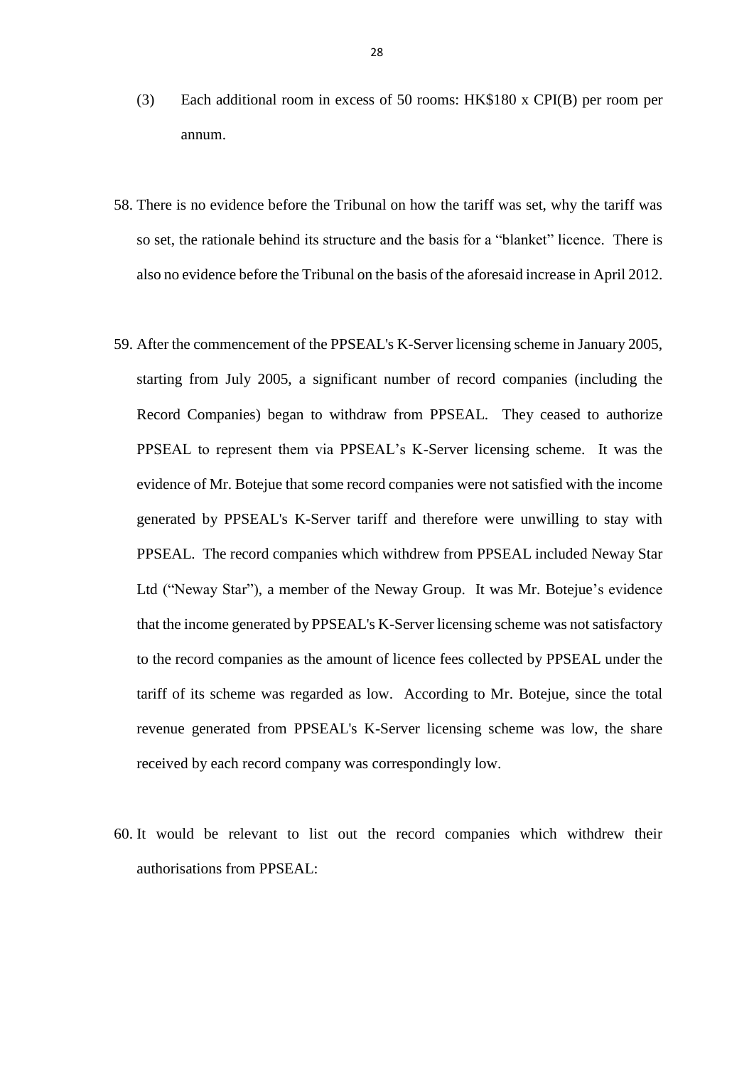(3) Each additional room in excess of 50 rooms: HK$180 x CPI(B) per room per annum.

58. There is no evidence before the Tribunal on how the tariff was set, why the tariff was so set, the rationale behind its structure and the basis for a "blanket" licence. There is also no evidence before the Tribunal on the basis of the aforesaid increase in April 2012.

59. After the commencement of the PPSEAL's K-Server licensing scheme in January 2005, starting from July 2005, a significant number of record companies (including the Record Companies) began to withdraw from PPSEAL. They ceased to authorize PPSEAL to represent them via PPSEAL's K-Server licensing scheme. It was the evidence of Mr. Botejue that some record companies were not satisfied with the income generated by PPSEAL's K-Server tariff and therefore were unwilling to stay with PPSEAL. The record companies which withdrew from PPSEAL included Neway Star Ltd ("Neway Star"), a member of the Neway Group. It was Mr. Botejue's evidence that the income generated by PPSEAL's K-Server licensing scheme was not satisfactory to the record companies as the amount of licence fees collected by PPSEAL under the tariff of its scheme was regarded as low. According to Mr. Botejue, since the total revenue generated from PPSEAL's K-Server licensing scheme was low, the share received by each record company was correspondingly low.

60. It would be relevant to list out the record companies which withdrew their authorisations from PPSEAL: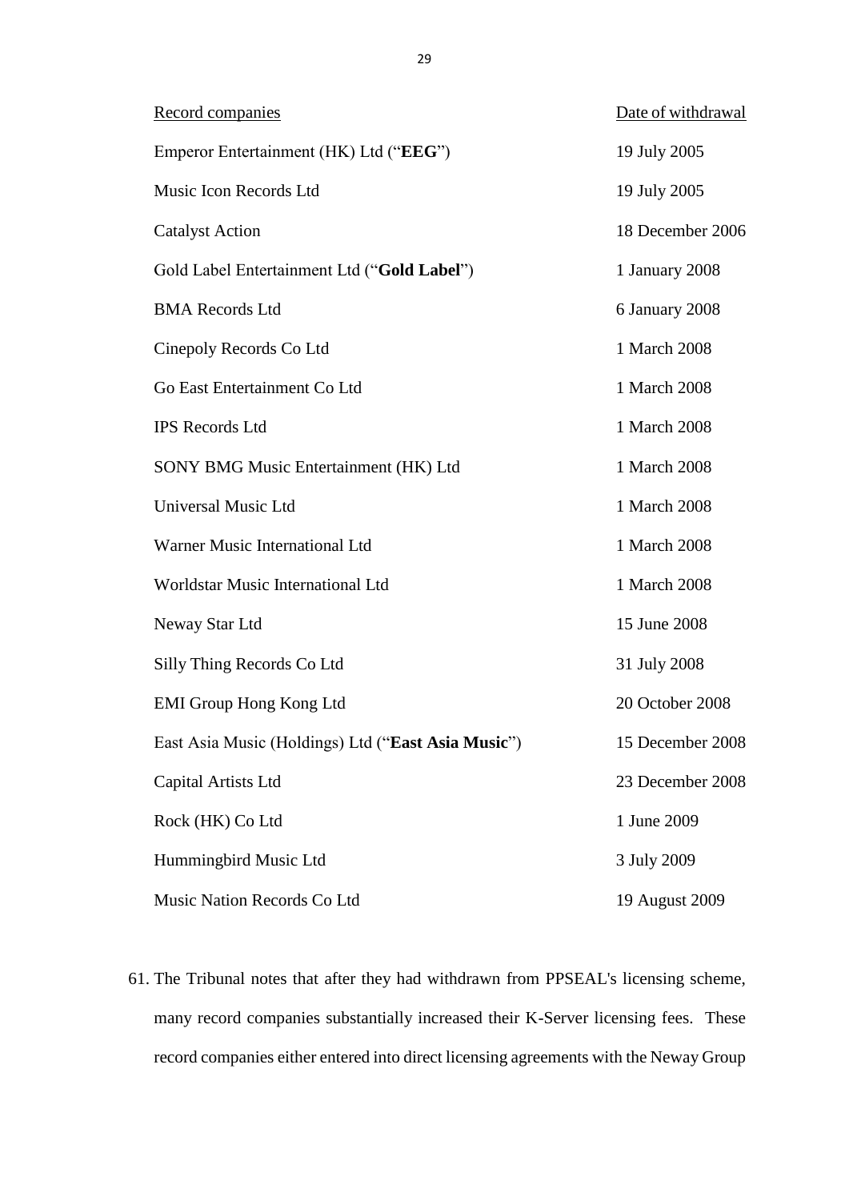| Record companies | Date of withdrawal |
| --- | --- |
| Emperor Entertainment (HK) Ltd ("**EEG**") | 19 July 2005 |
| Music Icon Records Ltd | 19 July 2005 |
| Catalyst Action | 18 December 2006 |
| Gold Label Entertainment Ltd ("**Gold Label**") | 1 January 2008 |
| BMA Records Ltd | 6 January 2008 |
| Cinepoly Records Co Ltd | 1 March 2008 |
| Go East Entertainment Co Ltd | 1 March 2008 |
| IPS Records Ltd | 1 March 2008 |
| SONY BMG Music Entertainment (HK) Ltd | 1 March 2008 |
| Universal Music Ltd | 1 March 2008 |
| Warner Music International Ltd | 1 March 2008 |
| Worldstar Music International Ltd | 1 March 2008 |
| Neway Star Ltd | 15 June 2008 |
| Silly Thing Records Co Ltd | 31 July 2008 |
| EMI Group Hong Kong Ltd | 20 October 2008 |
| East Asia Music (Holdings) Ltd ("**East Asia Music**") | 15 December 2008 |
| Capital Artists Ltd | 23 December 2008 |
| Rock (HK) Co Ltd | 1 June 2009 |
| Hummingbird Music Ltd | 3 July 2009 |
| Music Nation Records Co Ltd | 19 August 2009 |

61. The Tribunal notes that after they had withdrawn from PPSEAL's licensing scheme, many record companies substantially increased their K-Server licensing fees. These record companies either entered into direct licensing agreements with the Neway Group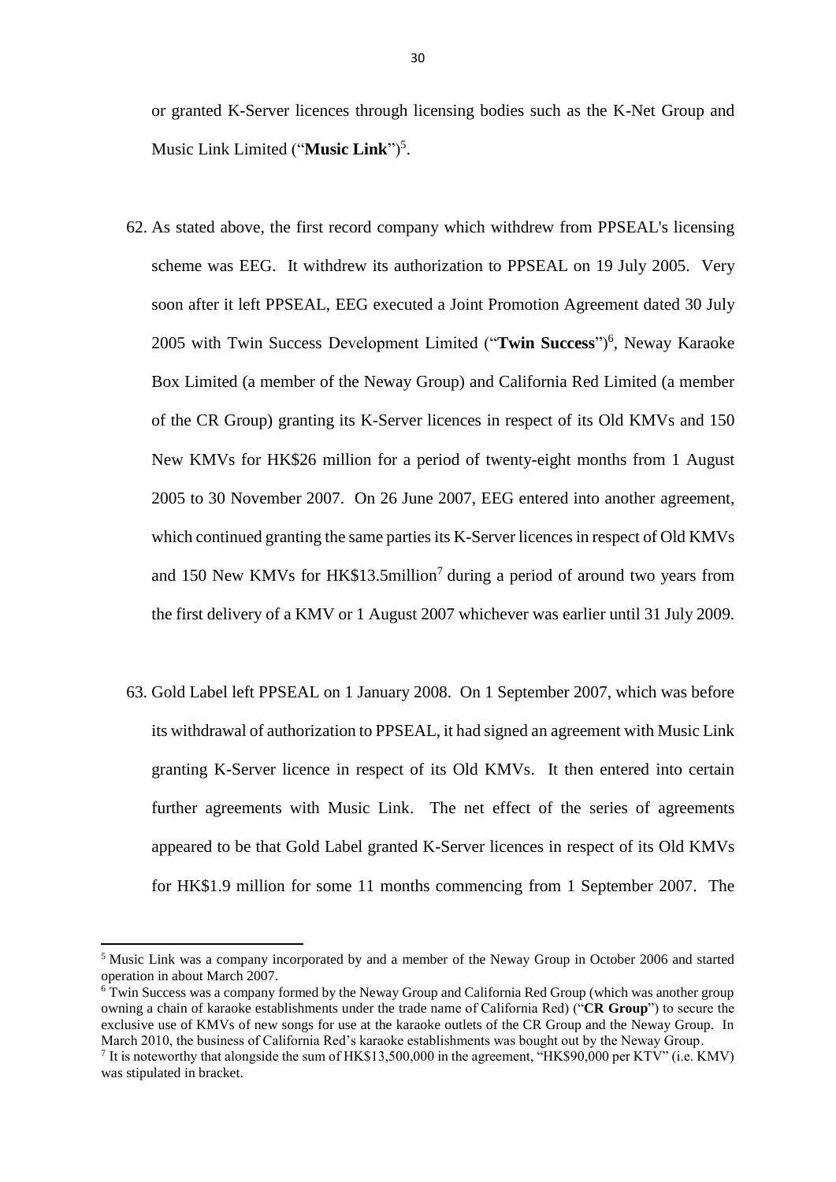or granted K-Server licences through licensing bodies such as the K-Net Group and Music Link Limited ("**Music Link**")[5].

62. As stated above, the first record company which withdrew from PPSEAL's licensing scheme was EEG. It withdrew its authorization to PPSEAL on 19 July 2005. Very soon after it left PPSEAL, EEG executed a Joint Promotion Agreement dated 30 July 2005 with Twin Success Development Limited ("**Twin Success**")[6], Neway Karaoke Box Limited (a member of the Neway Group) and California Red Limited (a member of the CR Group) granting its K-Server licences in respect of its Old KMVs and 150 New KMVs for HK$26 million for a period of twenty-eight months from 1 August 2005 to 30 November 2007. On 26 June 2007, EEG entered into another agreement, which continued granting the same parties its K-Server licences in respect of Old KMVs and 150 New KMVs for HK$13.5million[7] during a period of around two years from the first delivery of a KMV or 1 August 2007 whichever was earlier until 31 July 2009.

63. Gold Label left PPSEAL on 1 January 2008. On 1 September 2007, which was before its withdrawal of authorization to PPSEAL, it had signed an agreement with Music Link granting K-Server licence in respect of its Old KMVs. It then entered into certain further agreements with Music Link. The net effect of the series of agreements appeared to be that Gold Label granted K-Server licences in respect of its Old KMVs for HK$1.9 million for some 11 months commencing from 1 September 2007. The

---

[5] Music Link was a company incorporated by and a member of the Neway Group in October 2006 and started operation in about March 2007.

[6] Twin Success was a company formed by the Neway Group and California Red Group (which was another group owning a chain of karaoke establishments under the trade name of California Red) ("**CR Group**") to secure the exclusive use of KMVs of new songs for use at the karaoke outlets of the CR Group and the Neway Group. In March 2010, the business of California Red's karaoke establishments was bought out by the Neway Group.

[7] It is noteworthy that alongside the sum of HK$13,500,000 in the agreement, "HK$90,000 per KTV" (i.e. KMV) was stipulated in bracket.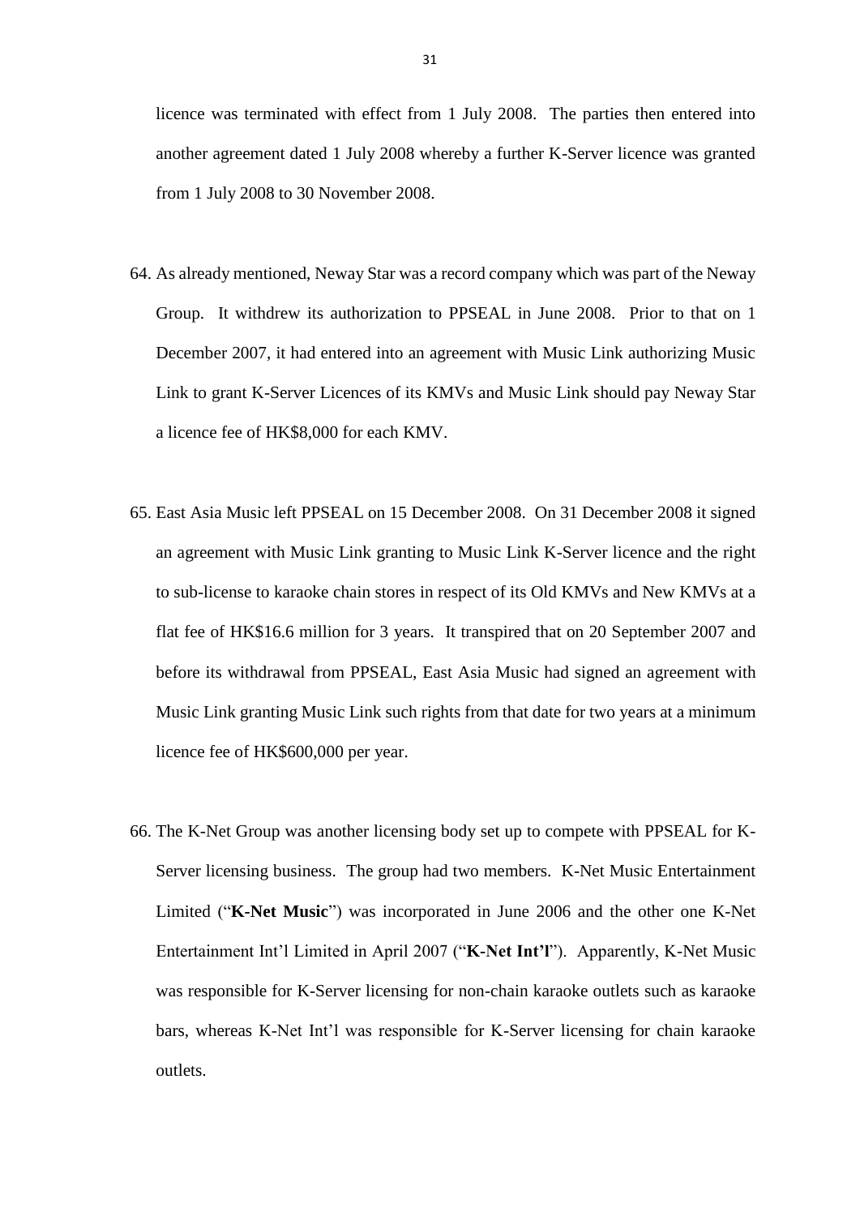licence was terminated with effect from 1 July 2008. The parties then entered into another agreement dated 1 July 2008 whereby a further K-Server licence was granted from 1 July 2008 to 30 November 2008.

64. As already mentioned, Neway Star was a record company which was part of the Neway Group. It withdrew its authorization to PPSEAL in June 2008. Prior to that on 1 December 2007, it had entered into an agreement with Music Link authorizing Music Link to grant K-Server Licences of its KMVs and Music Link should pay Neway Star a licence fee of HK$8,000 for each KMV.

65. East Asia Music left PPSEAL on 15 December 2008. On 31 December 2008 it signed an agreement with Music Link granting to Music Link K-Server licence and the right to sub-license to karaoke chain stores in respect of its Old KMVs and New KMVs at a flat fee of HK$16.6 million for 3 years. It transpired that on 20 September 2007 and before its withdrawal from PPSEAL, East Asia Music had signed an agreement with Music Link granting Music Link such rights from that date for two years at a minimum licence fee of HK$600,000 per year.

66. The K-Net Group was another licensing body set up to compete with PPSEAL for K-Server licensing business. The group had two members. K-Net Music Entertainment Limited ("**K-Net Music**") was incorporated in June 2006 and the other one K-Net Entertainment Int'l Limited in April 2007 ("**K-Net Int'l**"). Apparently, K-Net Music was responsible for K-Server licensing for non-chain karaoke outlets such as karaoke bars, whereas K-Net Int'l was responsible for K-Server licensing for chain karaoke outlets.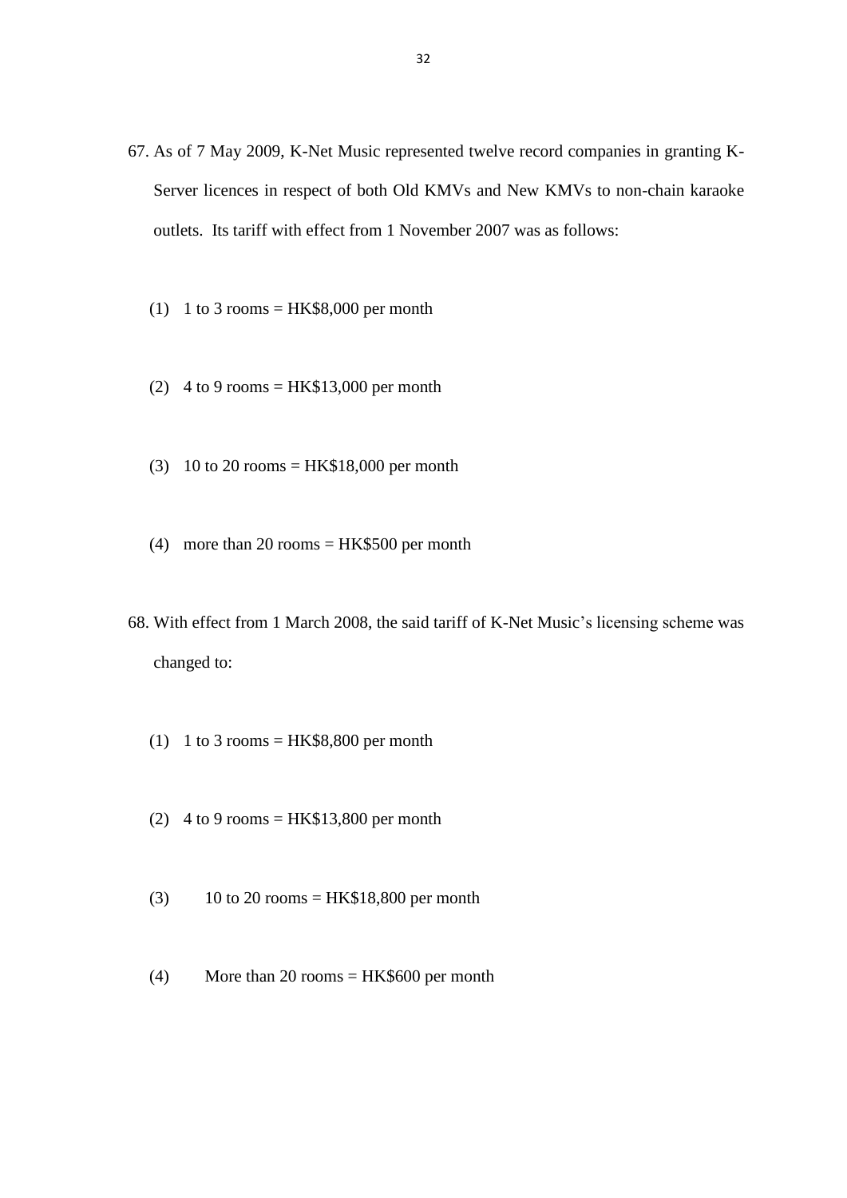67. As of 7 May 2009, K-Net Music represented twelve record companies in granting K-Server licences in respect of both Old KMVs and New KMVs to non-chain karaoke outlets. Its tariff with effect from 1 November 2007 was as follows:

    (1) 1 to 3 rooms = HK$8,000 per month

    (2) 4 to 9 rooms = HK$13,000 per month

    (3) 10 to 20 rooms = HK$18,000 per month

    (4) more than 20 rooms = HK$500 per month

68. With effect from 1 March 2008, the said tariff of K-Net Music's licensing scheme was changed to:

    (1) 1 to 3 rooms = HK$8,800 per month

    (2) 4 to 9 rooms = HK$13,800 per month

    (3) 10 to 20 rooms = HK$18,800 per month

    (4) More than 20 rooms = HK$600 per month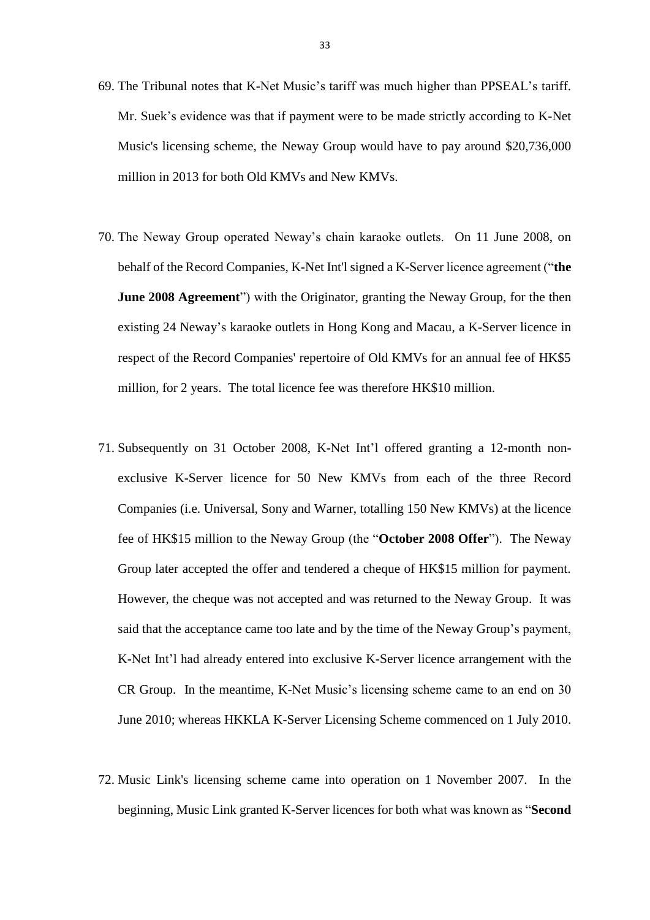69. The Tribunal notes that K-Net Music's tariff was much higher than PPSEAL's tariff. Mr. Suek's evidence was that if payment were to be made strictly according to K-Net Music's licensing scheme, the Neway Group would have to pay around $20,736,000 million in 2013 for both Old KMVs and New KMVs.

70. The Neway Group operated Neway's chain karaoke outlets. On 11 June 2008, on behalf of the Record Companies, K-Net Int'l signed a K-Server licence agreement ("**the June 2008 Agreement**") with the Originator, granting the Neway Group, for the then existing 24 Neway's karaoke outlets in Hong Kong and Macau, a K-Server licence in respect of the Record Companies' repertoire of Old KMVs for an annual fee of HK$5 million, for 2 years. The total licence fee was therefore HK$10 million.

71. Subsequently on 31 October 2008, K-Net Int'l offered granting a 12-month non-exclusive K-Server licence for 50 New KMVs from each of the three Record Companies (i.e. Universal, Sony and Warner, totalling 150 New KMVs) at the licence fee of HK$15 million to the Neway Group (the "**October 2008 Offer**"). The Neway Group later accepted the offer and tendered a cheque of HK$15 million for payment. However, the cheque was not accepted and was returned to the Neway Group. It was said that the acceptance came too late and by the time of the Neway Group's payment, K-Net Int'l had already entered into exclusive K-Server licence arrangement with the CR Group. In the meantime, K-Net Music's licensing scheme came to an end on 30 June 2010; whereas HKKLA K-Server Licensing Scheme commenced on 1 July 2010.

72. Music Link's licensing scheme came into operation on 1 November 2007. In the beginning, Music Link granted K-Server licences for both what was known as "**Second**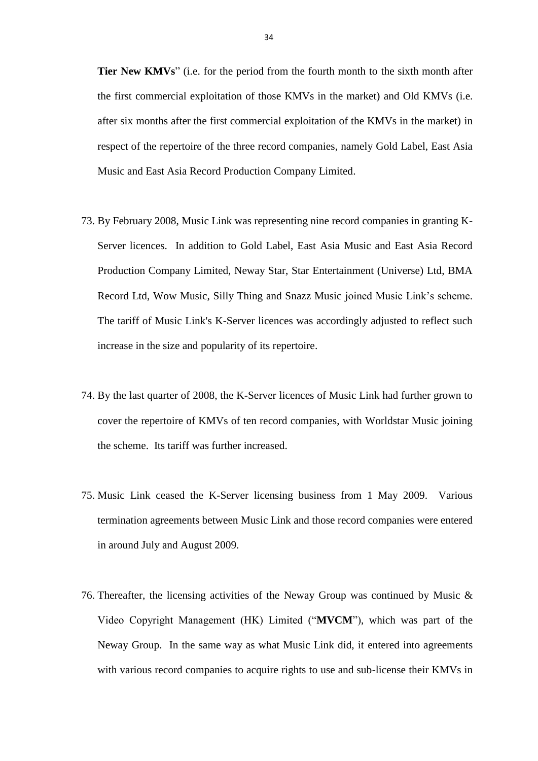**Tier New KMVs**" (i.e. for the period from the fourth month to the sixth month after the first commercial exploitation of those KMVs in the market) and Old KMVs (i.e. after six months after the first commercial exploitation of the KMVs in the market) in respect of the repertoire of the three record companies, namely Gold Label, East Asia Music and East Asia Record Production Company Limited.

73. By February 2008, Music Link was representing nine record companies in granting K-Server licences. In addition to Gold Label, East Asia Music and East Asia Record Production Company Limited, Neway Star, Star Entertainment (Universe) Ltd, BMA Record Ltd, Wow Music, Silly Thing and Snazz Music joined Music Link's scheme. The tariff of Music Link's K-Server licences was accordingly adjusted to reflect such increase in the size and popularity of its repertoire.

74. By the last quarter of 2008, the K-Server licences of Music Link had further grown to cover the repertoire of KMVs of ten record companies, with Worldstar Music joining the scheme. Its tariff was further increased.

75. Music Link ceased the K-Server licensing business from 1 May 2009. Various termination agreements between Music Link and those record companies were entered in around July and August 2009.

76. Thereafter, the licensing activities of the Neway Group was continued by Music & Video Copyright Management (HK) Limited ("**MVCM**"), which was part of the Neway Group. In the same way as what Music Link did, it entered into agreements with various record companies to acquire rights to use and sub-license their KMVs in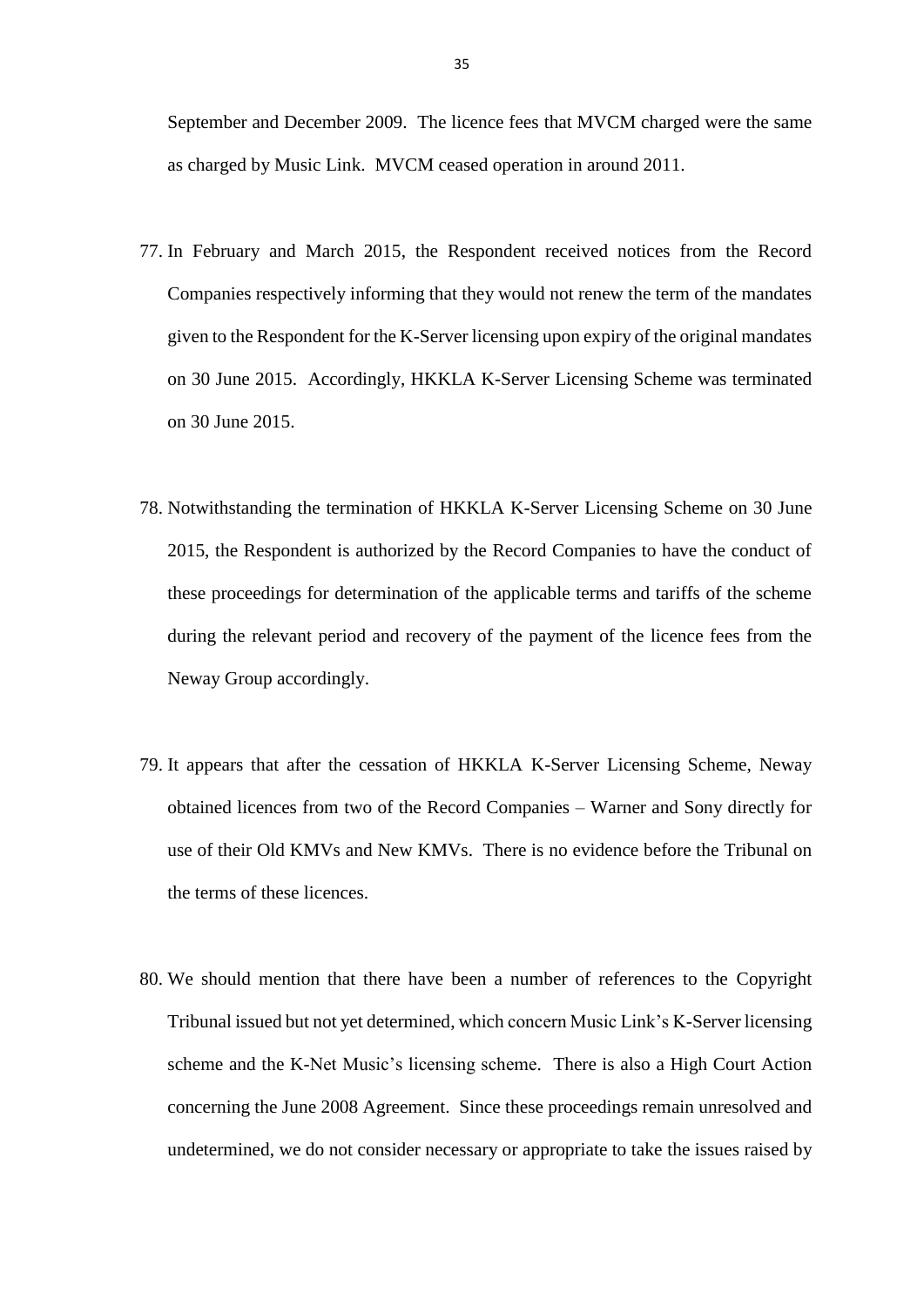September and December 2009. The licence fees that MVCM charged were the same as charged by Music Link. MVCM ceased operation in around 2011.

77. In February and March 2015, the Respondent received notices from the Record Companies respectively informing that they would not renew the term of the mandates given to the Respondent for the K-Server licensing upon expiry of the original mandates on 30 June 2015. Accordingly, HKKLA K-Server Licensing Scheme was terminated on 30 June 2015.

78. Notwithstanding the termination of HKKLA K-Server Licensing Scheme on 30 June 2015, the Respondent is authorized by the Record Companies to have the conduct of these proceedings for determination of the applicable terms and tariffs of the scheme during the relevant period and recovery of the payment of the licence fees from the Neway Group accordingly.

79. It appears that after the cessation of HKKLA K-Server Licensing Scheme, Neway obtained licences from two of the Record Companies – Warner and Sony directly for use of their Old KMVs and New KMVs. There is no evidence before the Tribunal on the terms of these licences.

80. We should mention that there have been a number of references to the Copyright Tribunal issued but not yet determined, which concern Music Link's K-Server licensing scheme and the K-Net Music's licensing scheme. There is also a High Court Action concerning the June 2008 Agreement. Since these proceedings remain unresolved and undetermined, we do not consider necessary or appropriate to take the issues raised by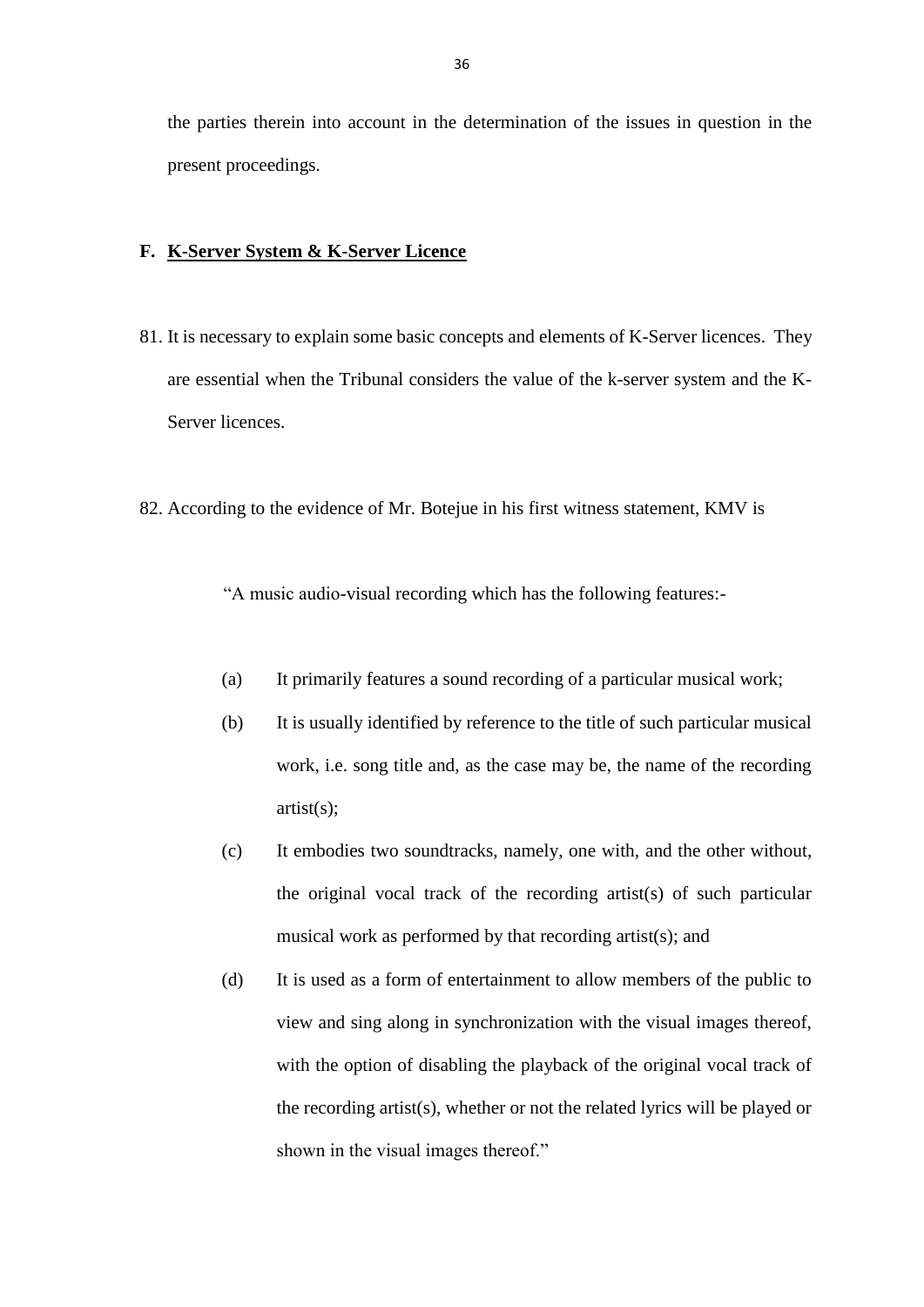the parties therein into account in the determination of the issues in question in the present proceedings.

## F. <u>K-Server System & K-Server Licence</u>

81. It is necessary to explain some basic concepts and elements of K-Server licences. They are essential when the Tribunal considers the value of the k-server system and the K-Server licences.

82. According to the evidence of Mr. Botejue in his first witness statement, KMV is

> "A music audio-visual recording which has the following features:-
>
> (a) It primarily features a sound recording of a particular musical work;
>
> (b) It is usually identified by reference to the title of such particular musical work, i.e. song title and, as the case may be, the name of the recording artist(s);
>
> (c) It embodies two soundtracks, namely, one with, and the other without, the original vocal track of the recording artist(s) of such particular musical work as performed by that recording artist(s); and
>
> (d) It is used as a form of entertainment to allow members of the public to view and sing along in synchronization with the visual images thereof, with the option of disabling the playback of the original vocal track of the recording artist(s), whether or not the related lyrics will be played or shown in the visual images thereof."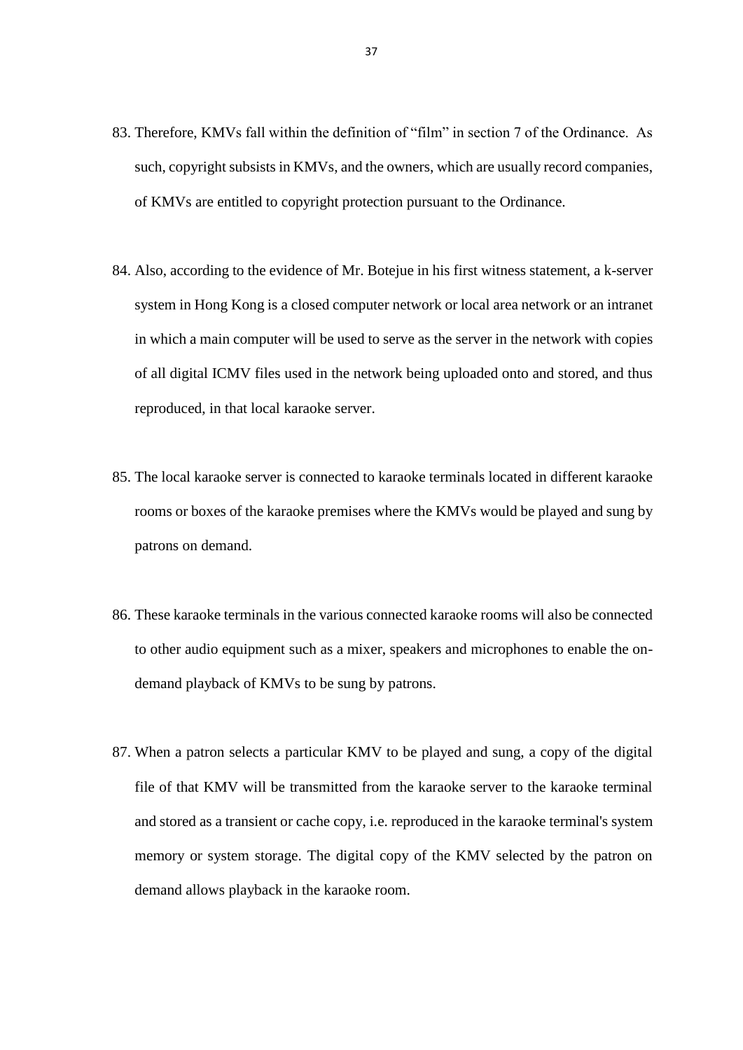83. Therefore, KMVs fall within the definition of "film" in section 7 of the Ordinance. As such, copyright subsists in KMVs, and the owners, which are usually record companies, of KMVs are entitled to copyright protection pursuant to the Ordinance.

84. Also, according to the evidence of Mr. Botejue in his first witness statement, a k-server system in Hong Kong is a closed computer network or local area network or an intranet in which a main computer will be used to serve as the server in the network with copies of all digital ICMV files used in the network being uploaded onto and stored, and thus reproduced, in that local karaoke server.

85. The local karaoke server is connected to karaoke terminals located in different karaoke rooms or boxes of the karaoke premises where the KMVs would be played and sung by patrons on demand.

86. These karaoke terminals in the various connected karaoke rooms will also be connected to other audio equipment such as a mixer, speakers and microphones to enable the on-demand playback of KMVs to be sung by patrons.

87. When a patron selects a particular KMV to be played and sung, a copy of the digital file of that KMV will be transmitted from the karaoke server to the karaoke terminal and stored as a transient or cache copy, i.e. reproduced in the karaoke terminal's system memory or system storage. The digital copy of the KMV selected by the patron on demand allows playback in the karaoke room.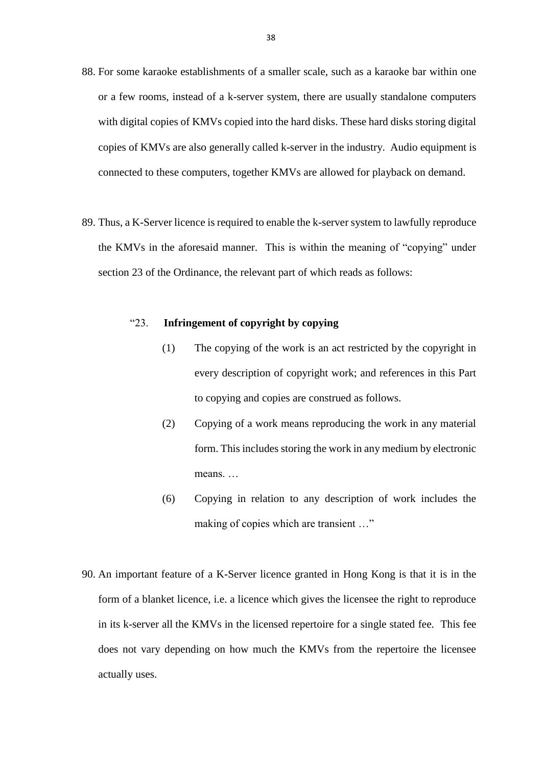88. For some karaoke establishments of a smaller scale, such as a karaoke bar within one or a few rooms, instead of a k-server system, there are usually standalone computers with digital copies of KMVs copied into the hard disks. These hard disks storing digital copies of KMVs are also generally called k-server in the industry. Audio equipment is connected to these computers, together KMVs are allowed for playback on demand.

89. Thus, a K-Server licence is required to enable the k-server system to lawfully reproduce the KMVs in the aforesaid manner. This is within the meaning of "copying" under section 23 of the Ordinance, the relevant part of which reads as follows:

> "23. **Infringement of copyright by copying**
>
> (1) The copying of the work is an act restricted by the copyright in every description of copyright work; and references in this Part to copying and copies are construed as follows.
>
> (2) Copying of a work means reproducing the work in any material form. This includes storing the work in any medium by electronic means. …
>
> (6) Copying in relation to any description of work includes the making of copies which are transient …"

90. An important feature of a K-Server licence granted in Hong Kong is that it is in the form of a blanket licence, i.e. a licence which gives the licensee the right to reproduce in its k-server all the KMVs in the licensed repertoire for a single stated fee. This fee does not vary depending on how much the KMVs from the repertoire the licensee actually uses.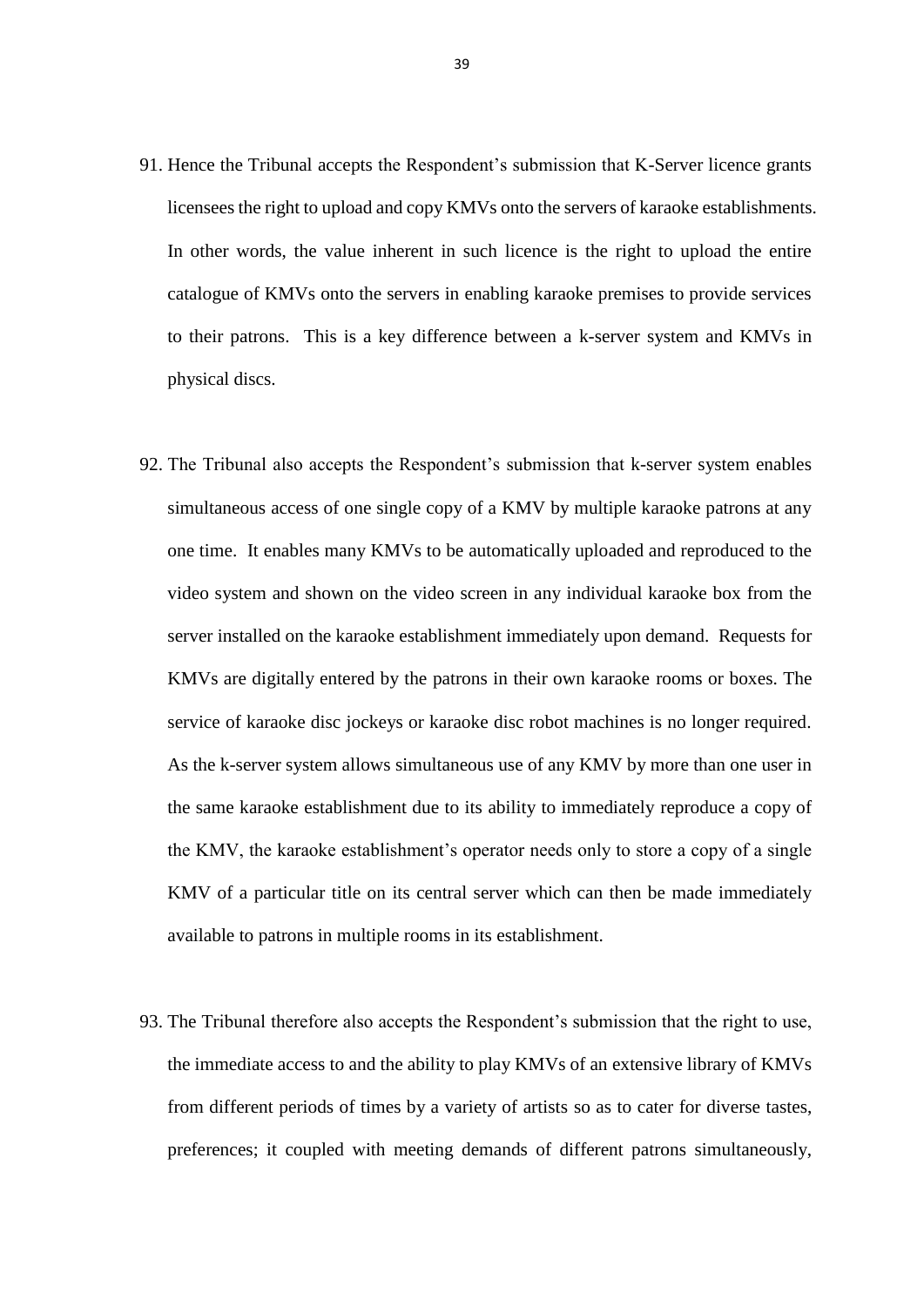91. Hence the Tribunal accepts the Respondent's submission that K-Server licence grants licensees the right to upload and copy KMVs onto the servers of karaoke establishments. In other words, the value inherent in such licence is the right to upload the entire catalogue of KMVs onto the servers in enabling karaoke premises to provide services to their patrons. This is a key difference between a k-server system and KMVs in physical discs.

92. The Tribunal also accepts the Respondent's submission that k-server system enables simultaneous access of one single copy of a KMV by multiple karaoke patrons at any one time. It enables many KMVs to be automatically uploaded and reproduced to the video system and shown on the video screen in any individual karaoke box from the server installed on the karaoke establishment immediately upon demand. Requests for KMVs are digitally entered by the patrons in their own karaoke rooms or boxes. The service of karaoke disc jockeys or karaoke disc robot machines is no longer required. As the k-server system allows simultaneous use of any KMV by more than one user in the same karaoke establishment due to its ability to immediately reproduce a copy of the KMV, the karaoke establishment's operator needs only to store a copy of a single KMV of a particular title on its central server which can then be made immediately available to patrons in multiple rooms in its establishment.

93. The Tribunal therefore also accepts the Respondent's submission that the right to use, the immediate access to and the ability to play KMVs of an extensive library of KMVs from different periods of times by a variety of artists so as to cater for diverse tastes, preferences; it coupled with meeting demands of different patrons simultaneously,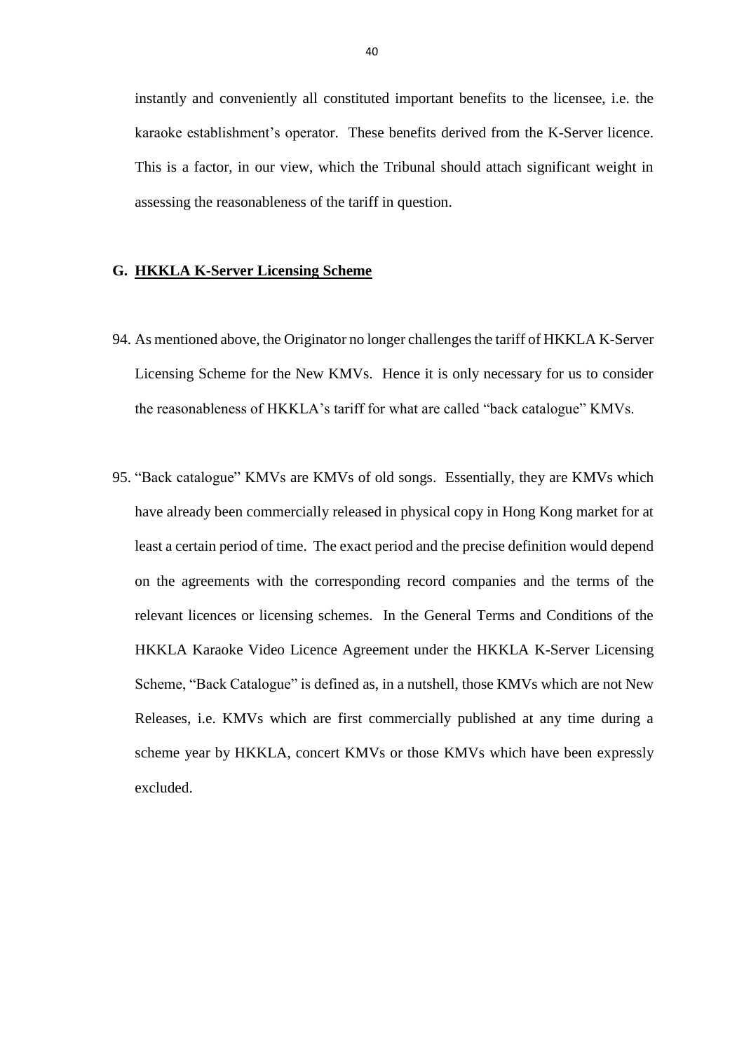instantly and conveniently all constituted important benefits to the licensee, i.e. the karaoke establishment's operator. These benefits derived from the K-Server licence. This is a factor, in our view, which the Tribunal should attach significant weight in assessing the reasonableness of the tariff in question.

## G. HKKLA K-Server Licensing Scheme

94. As mentioned above, the Originator no longer challenges the tariff of HKKLA K-Server Licensing Scheme for the New KMVs. Hence it is only necessary for us to consider the reasonableness of HKKLA's tariff for what are called "back catalogue" KMVs.

95. "Back catalogue" KMVs are KMVs of old songs. Essentially, they are KMVs which have already been commercially released in physical copy in Hong Kong market for at least a certain period of time. The exact period and the precise definition would depend on the agreements with the corresponding record companies and the terms of the relevant licences or licensing schemes. In the General Terms and Conditions of the HKKLA Karaoke Video Licence Agreement under the HKKLA K-Server Licensing Scheme, "Back Catalogue" is defined as, in a nutshell, those KMVs which are not New Releases, i.e. KMVs which are first commercially published at any time during a scheme year by HKKLA, concert KMVs or those KMVs which have been expressly excluded.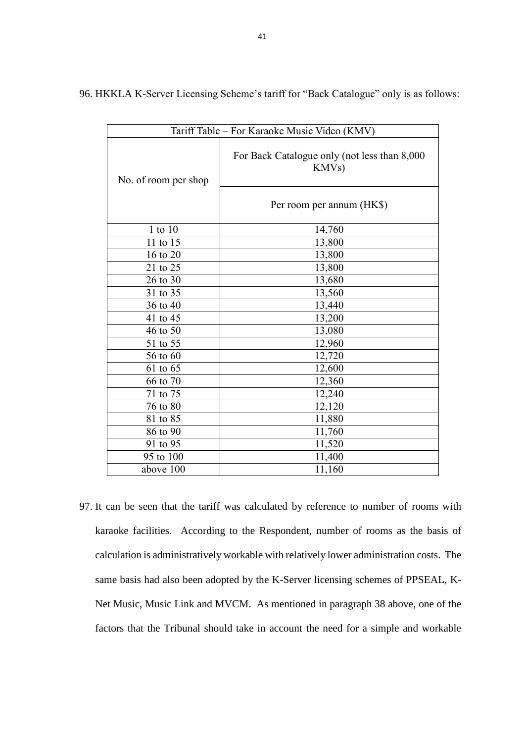96. HKKLA K-Server Licensing Scheme's tariff for "Back Catalogue" only is as follows:

| Tariff Table – For Karaoke Music Video (KMV) | |
|---|---|
| No. of room per shop | For Back Catalogue only (not less than 8,000 KMVs) |
| | Per room per annum (HK$) |
| 1 to 10 | 14,760 |
| 11 to 15 | 13,800 |
| 16 to 20 | 13,800 |
| 21 to 25 | 13,800 |
| 26 to 30 | 13,680 |
| 31 to 35 | 13,560 |
| 36 to 40 | 13,440 |
| 41 to 45 | 13,200 |
| 46 to 50 | 13,080 |
| 51 to 55 | 12,960 |
| 56 to 60 | 12,720 |
| 61 to 65 | 12,600 |
| 66 to 70 | 12,360 |
| 71 to 75 | 12,240 |
| 76 to 80 | 12,120 |
| 81 to 85 | 11,880 |
| 86 to 90 | 11,760 |
| 91 to 95 | 11,520 |
| 95 to 100 | 11,400 |
| above 100 | 11,160 |

97. It can be seen that the tariff was calculated by reference to number of rooms with karaoke facilities. According to the Respondent, number of rooms as the basis of calculation is administratively workable with relatively lower administration costs. The same basis had also been adopted by the K-Server licensing schemes of PPSEAL, K-Net Music, Music Link and MVCM. As mentioned in paragraph 38 above, one of the factors that the Tribunal should take in account the need for a simple and workable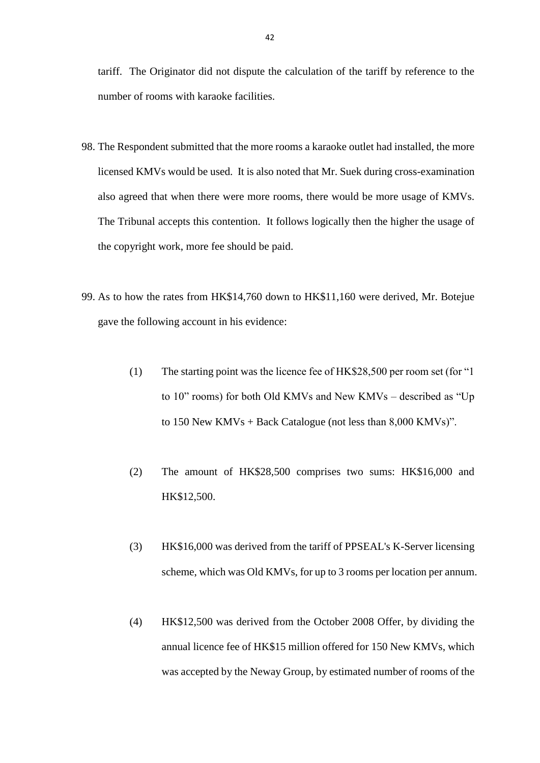tariff. The Originator did not dispute the calculation of the tariff by reference to the number of rooms with karaoke facilities.

98. The Respondent submitted that the more rooms a karaoke outlet had installed, the more licensed KMVs would be used. It is also noted that Mr. Suek during cross-examination also agreed that when there were more rooms, there would be more usage of KMVs. The Tribunal accepts this contention. It follows logically then the higher the usage of the copyright work, more fee should be paid.

99. As to how the rates from HK$14,760 down to HK$11,160 were derived, Mr. Botejue gave the following account in his evidence:

    (1) The starting point was the licence fee of HK$28,500 per room set (for "1 to 10" rooms) for both Old KMVs and New KMVs – described as "Up to 150 New KMVs + Back Catalogue (not less than 8,000 KMVs)".

    (2) The amount of HK$28,500 comprises two sums: HK$16,000 and HK$12,500.

    (3) HK$16,000 was derived from the tariff of PPSEAL's K-Server licensing scheme, which was Old KMVs, for up to 3 rooms per location per annum.

    (4) HK$12,500 was derived from the October 2008 Offer, by dividing the annual licence fee of HK$15 million offered for 150 New KMVs, which was accepted by the Neway Group, by estimated number of rooms of the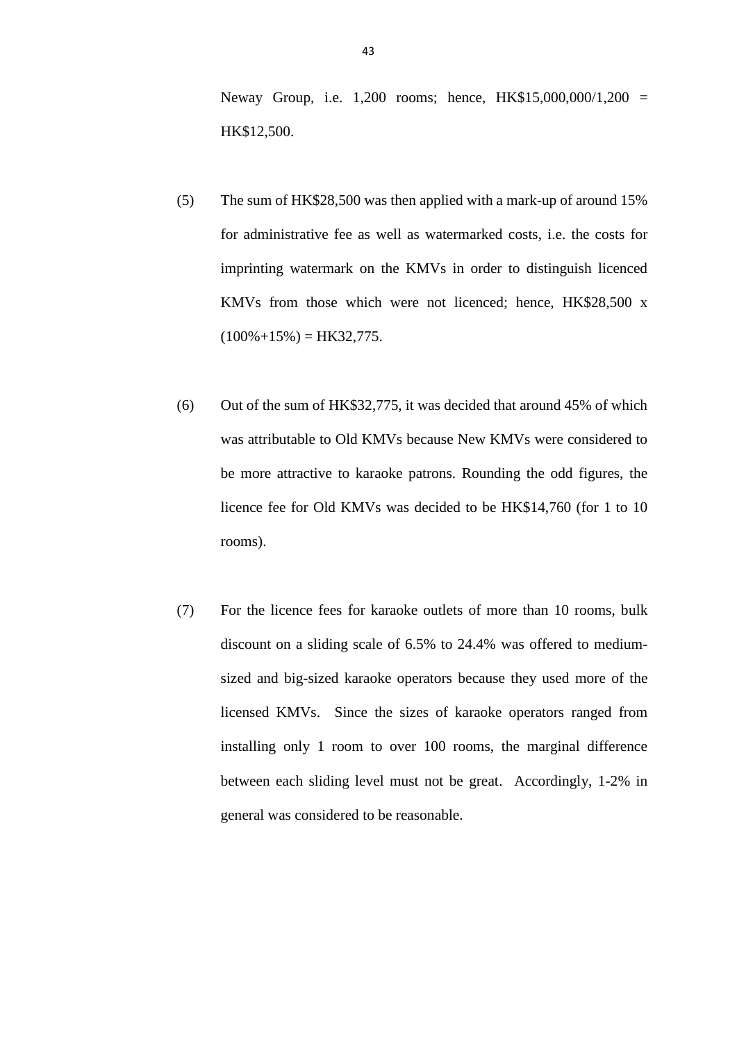Neway Group, i.e. 1,200 rooms; hence, HK$15,000,000/1,200 = HK$12,500.

(5) The sum of HK$28,500 was then applied with a mark-up of around 15% for administrative fee as well as watermarked costs, i.e. the costs for imprinting watermark on the KMVs in order to distinguish licenced KMVs from those which were not licenced; hence, HK$28,500 x (100%+15%) = HK32,775.

(6) Out of the sum of HK$32,775, it was decided that around 45% of which was attributable to Old KMVs because New KMVs were considered to be more attractive to karaoke patrons. Rounding the odd figures, the licence fee for Old KMVs was decided to be HK$14,760 (for 1 to 10 rooms).

(7) For the licence fees for karaoke outlets of more than 10 rooms, bulk discount on a sliding scale of 6.5% to 24.4% was offered to medium-sized and big-sized karaoke operators because they used more of the licensed KMVs. Since the sizes of karaoke operators ranged from installing only 1 room to over 100 rooms, the marginal difference between each sliding level must not be great. Accordingly, 1-2% in general was considered to be reasonable.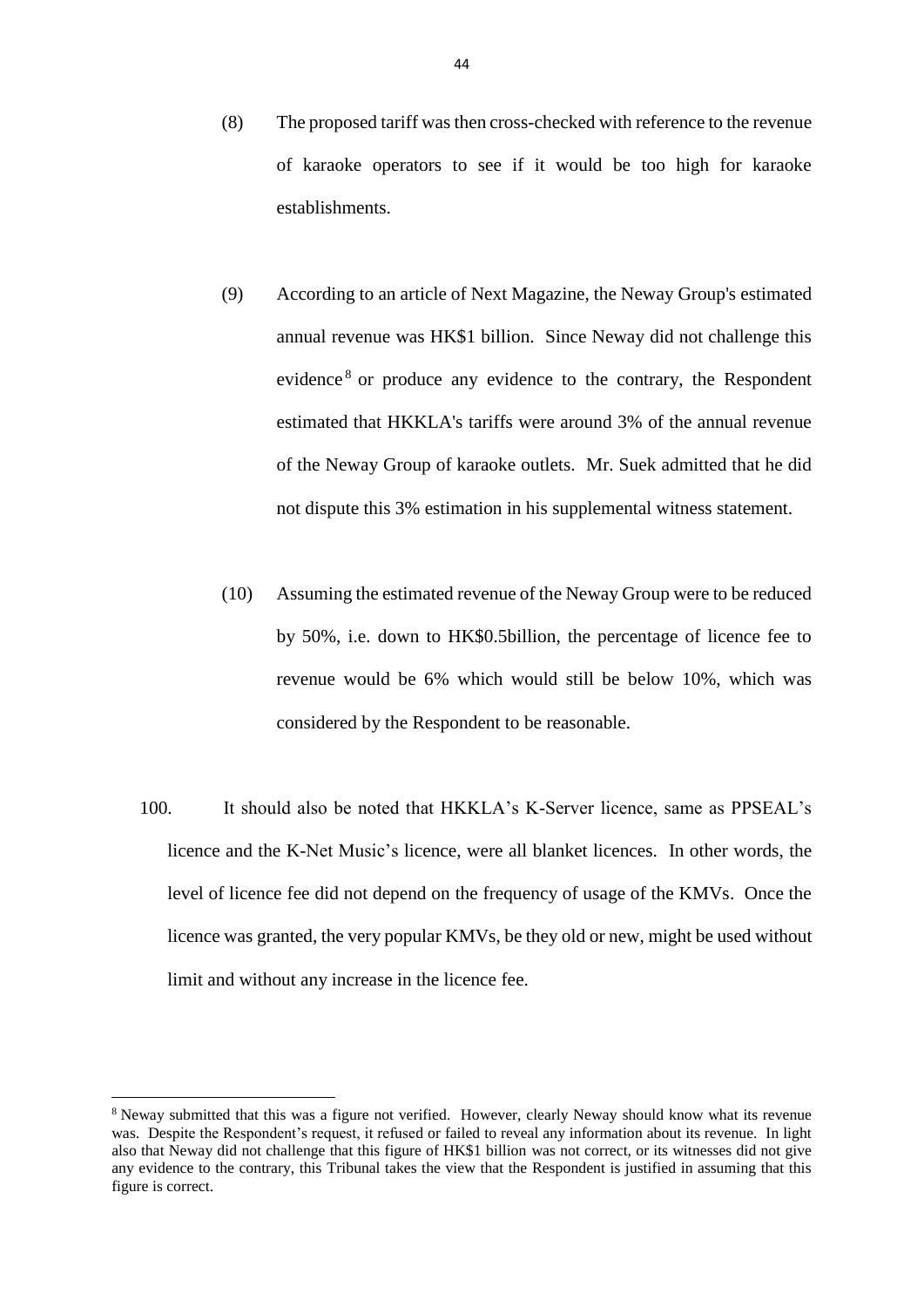(8) The proposed tariff was then cross-checked with reference to the revenue of karaoke operators to see if it would be too high for karaoke establishments.

(9) According to an article of Next Magazine, the Neway Group's estimated annual revenue was HK$1 billion. Since Neway did not challenge this evidence[8] or produce any evidence to the contrary, the Respondent estimated that HKKLA's tariffs were around 3% of the annual revenue of the Neway Group of karaoke outlets. Mr. Suek admitted that he did not dispute this 3% estimation in his supplemental witness statement.

(10) Assuming the estimated revenue of the Neway Group were to be reduced by 50%, i.e. down to HK$0.5billion, the percentage of licence fee to revenue would be 6% which would still be below 10%, which was considered by the Respondent to be reasonable.

100. It should also be noted that HKKLA's K-Server licence, same as PPSEAL's licence and the K-Net Music's licence, were all blanket licences. In other words, the level of licence fee did not depend on the frequency of usage of the KMVs. Once the licence was granted, the very popular KMVs, be they old or new, might be used without limit and without any increase in the licence fee.

---

[8] Neway submitted that this was a figure not verified. However, clearly Neway should know what its revenue was. Despite the Respondent's request, it refused or failed to reveal any information about its revenue. In light also that Neway did not challenge that this figure of HK$1 billion was not correct, or its witnesses did not give any evidence to the contrary, this Tribunal takes the view that the Respondent is justified in assuming that this figure is correct.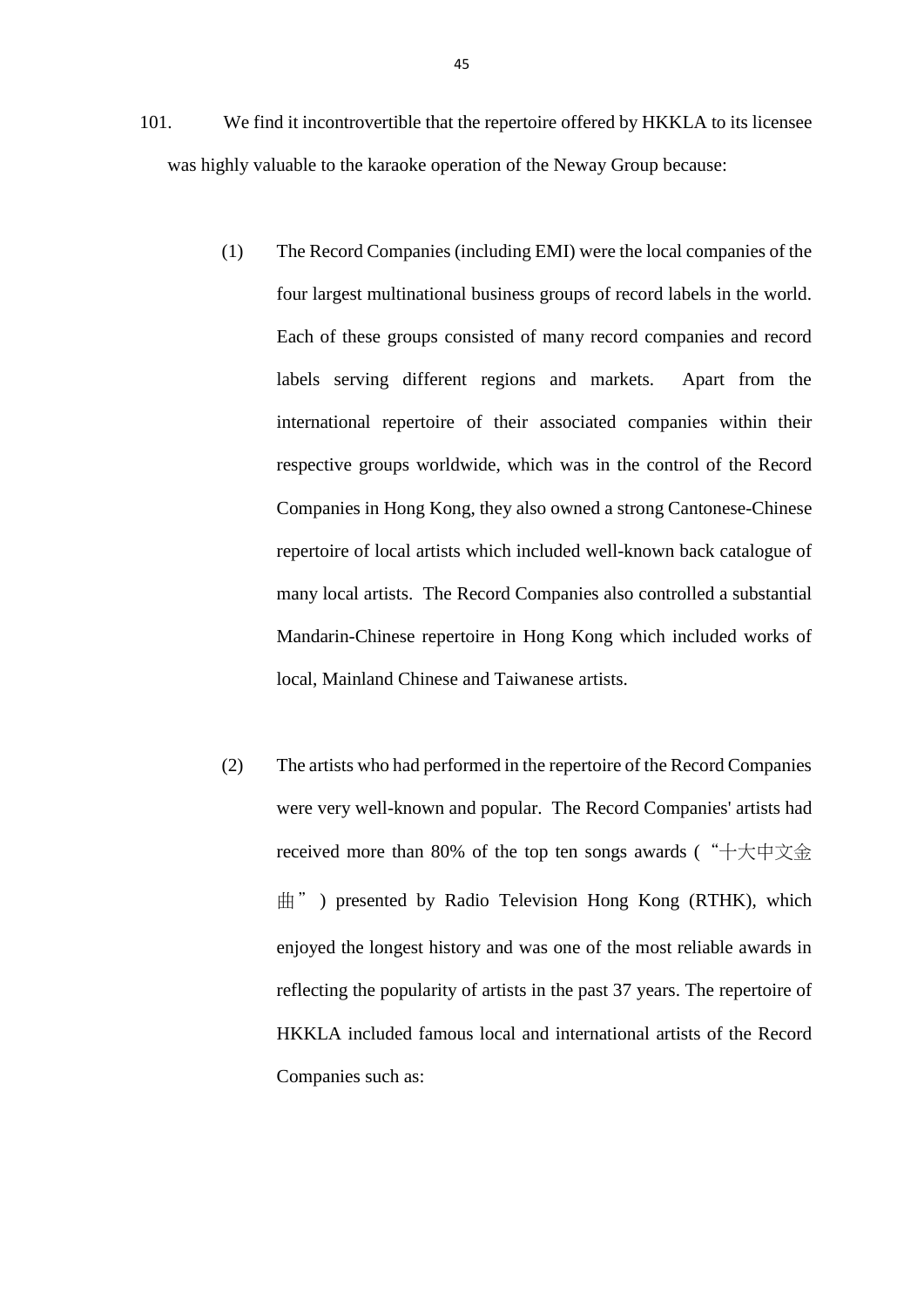101. We find it incontrovertible that the repertoire offered by HKKLA to its licensee was highly valuable to the karaoke operation of the Neway Group because:

(1) The Record Companies (including EMI) were the local companies of the four largest multinational business groups of record labels in the world. Each of these groups consisted of many record companies and record labels serving different regions and markets. Apart from the international repertoire of their associated companies within their respective groups worldwide, which was in the control of the Record Companies in Hong Kong, they also owned a strong Cantonese-Chinese repertoire of local artists which included well-known back catalogue of many local artists. The Record Companies also controlled a substantial Mandarin-Chinese repertoire in Hong Kong which included works of local, Mainland Chinese and Taiwanese artists.

(2) The artists who had performed in the repertoire of the Record Companies were very well-known and popular. The Record Companies' artists had received more than 80% of the top ten songs awards ("十大中文金曲") presented by Radio Television Hong Kong (RTHK), which enjoyed the longest history and was one of the most reliable awards in reflecting the popularity of artists in the past 37 years. The repertoire of HKKLA included famous local and international artists of the Record Companies such as: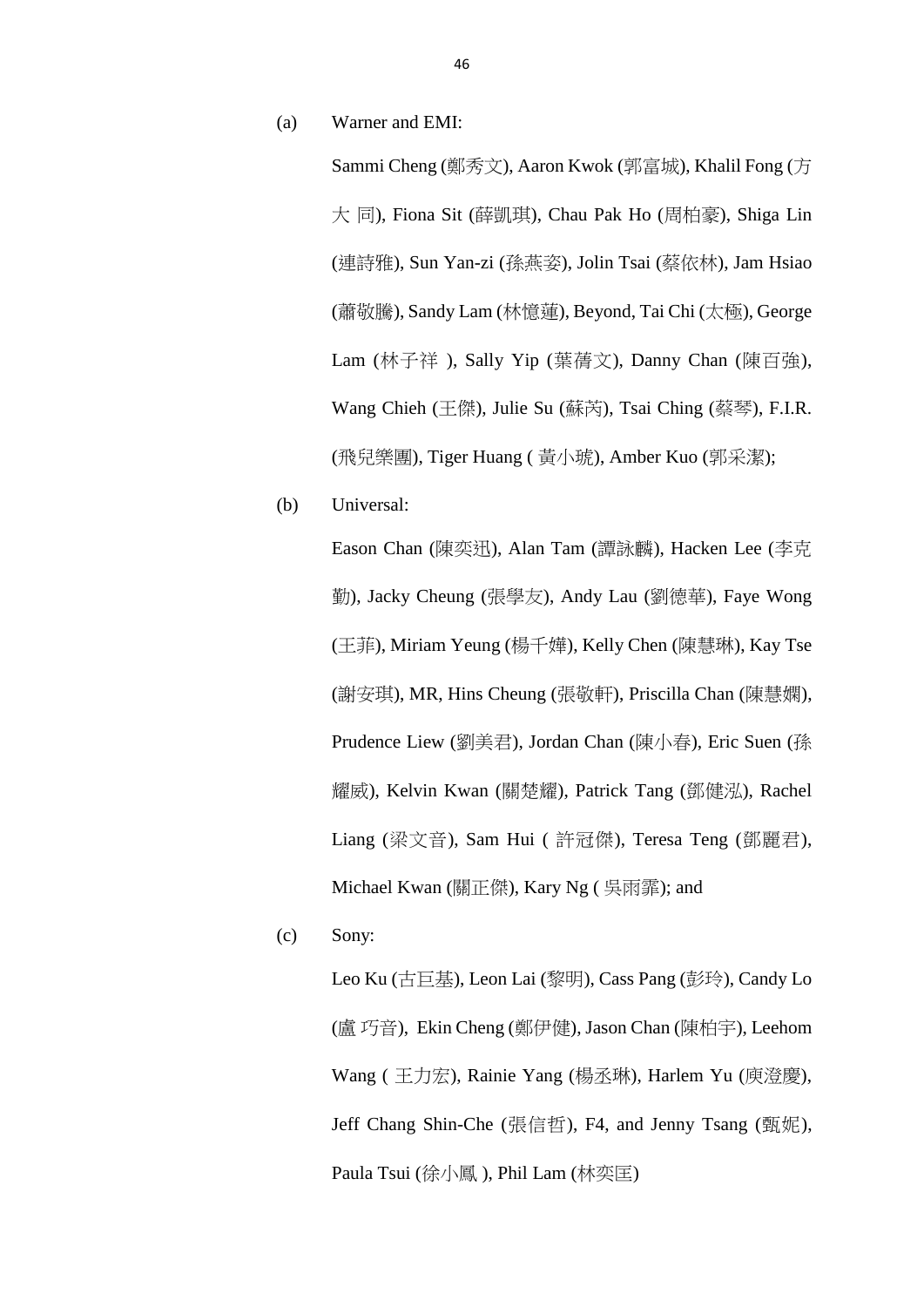(a) Warner and EMI:

Sammi Cheng (鄭秀文), Aaron Kwok (郭富城), Khalil Fong (方大 同), Fiona Sit (薛凱琪), Chau Pak Ho (周柏豪), Shiga Lin (連詩雅), Sun Yan-zi (孫燕姿), Jolin Tsai (蔡依林), Jam Hsiao (蕭敬騰), Sandy Lam (林憶蓮), Beyond, Tai Chi (太極), George Lam (林子祥 ), Sally Yip (葉蒨文), Danny Chan (陳百強), Wang Chieh (王傑), Julie Su (蘇芮), Tsai Ching (蔡琴), F.I.R. (飛兒樂團), Tiger Huang ( 黃小琥), Amber Kuo (郭采潔);

(b) Universal:

Eason Chan (陳奕迅), Alan Tam (譚詠麟), Hacken Lee (李克勤), Jacky Cheung (張學友), Andy Lau (劉德華), Faye Wong (王菲), Miriam Yeung (楊千嬅), Kelly Chen (陳慧琳), Kay Tse (謝安琪), MR, Hins Cheung (張敬軒), Priscilla Chan (陳慧嫻), Prudence Liew (劉美君), Jordan Chan (陳小春), Eric Suen (孫耀威), Kelvin Kwan (關楚耀), Patrick Tang (鄧健泓), Rachel Liang (梁文音), Sam Hui ( 許冠傑), Teresa Teng (鄧麗君), Michael Kwan (關正傑), Kary Ng ( 吳雨霏); and

(c) Sony:

Leo Ku (古巨基), Leon Lai (黎明), Cass Pang (彭玲), Candy Lo (盧 巧音), Ekin Cheng (鄭伊健), Jason Chan (陳柏宇), Leehom Wang ( 王力宏), Rainie Yang (楊丞琳), Harlem Yu (庾澄慶), Jeff Chang Shin-Che (張信哲), F4, and Jenny Tsang (甄妮), Paula Tsui (徐小鳳 ), Phil Lam (林奕匡)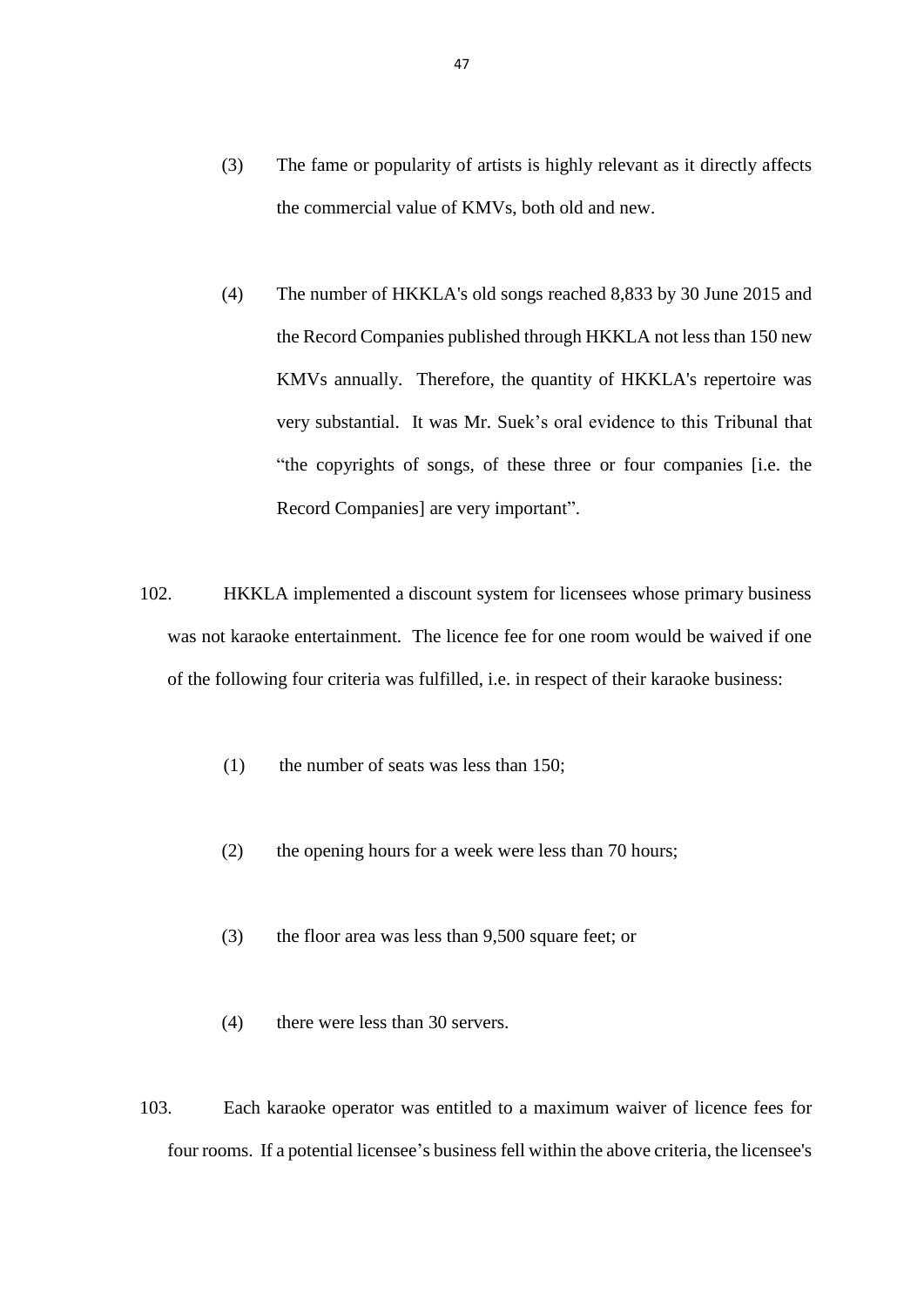(3) The fame or popularity of artists is highly relevant as it directly affects the commercial value of KMVs, both old and new.

(4) The number of HKKLA's old songs reached 8,833 by 30 June 2015 and the Record Companies published through HKKLA not less than 150 new KMVs annually. Therefore, the quantity of HKKLA's repertoire was very substantial. It was Mr. Suek's oral evidence to this Tribunal that "the copyrights of songs, of these three or four companies [i.e. the Record Companies] are very important".

102. HKKLA implemented a discount system for licensees whose primary business was not karaoke entertainment. The licence fee for one room would be waived if one of the following four criteria was fulfilled, i.e. in respect of their karaoke business:

(1) the number of seats was less than 150;

(2) the opening hours for a week were less than 70 hours;

(3) the floor area was less than 9,500 square feet; or

(4) there were less than 30 servers.

103. Each karaoke operator was entitled to a maximum waiver of licence fees for four rooms. If a potential licensee's business fell within the above criteria, the licensee's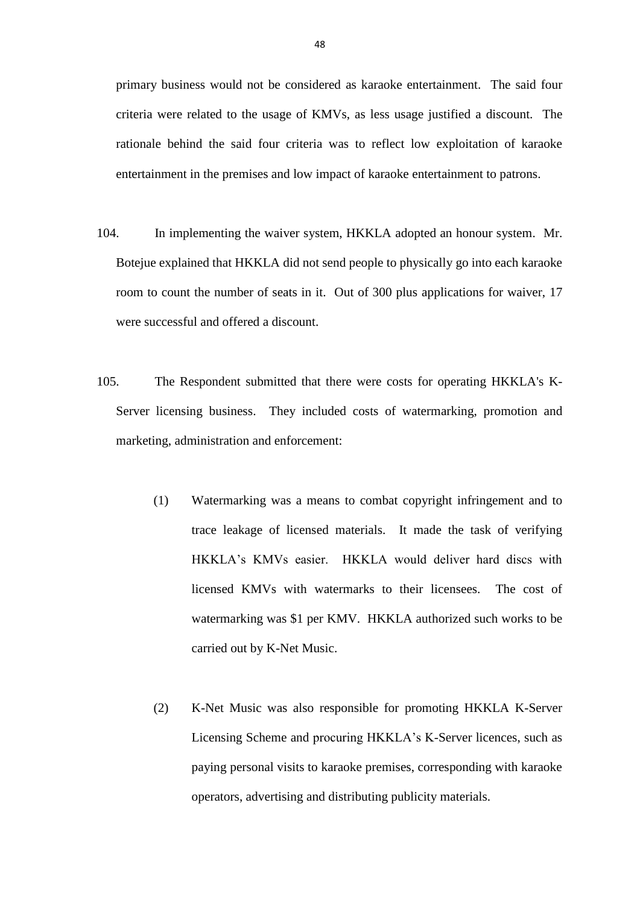primary business would not be considered as karaoke entertainment. The said four criteria were related to the usage of KMVs, as less usage justified a discount. The rationale behind the said four criteria was to reflect low exploitation of karaoke entertainment in the premises and low impact of karaoke entertainment to patrons.

104. In implementing the waiver system, HKKLA adopted an honour system. Mr. Botejue explained that HKKLA did not send people to physically go into each karaoke room to count the number of seats in it. Out of 300 plus applications for waiver, 17 were successful and offered a discount.

105. The Respondent submitted that there were costs for operating HKKLA's K-Server licensing business. They included costs of watermarking, promotion and marketing, administration and enforcement:

(1) Watermarking was a means to combat copyright infringement and to trace leakage of licensed materials. It made the task of verifying HKKLA's KMVs easier. HKKLA would deliver hard discs with licensed KMVs with watermarks to their licensees. The cost of watermarking was $1 per KMV. HKKLA authorized such works to be carried out by K-Net Music.

(2) K-Net Music was also responsible for promoting HKKLA K-Server Licensing Scheme and procuring HKKLA's K-Server licences, such as paying personal visits to karaoke premises, corresponding with karaoke operators, advertising and distributing publicity materials.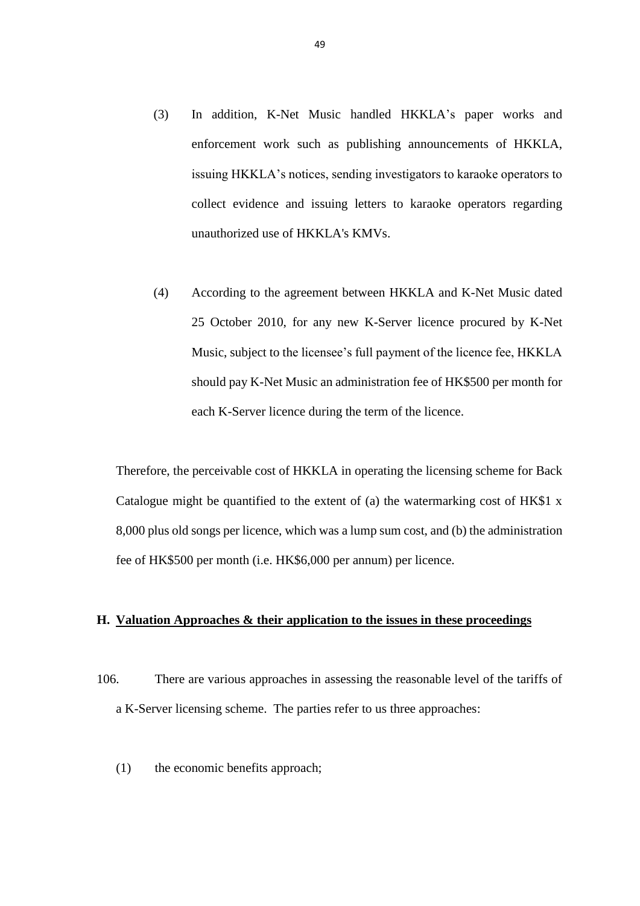(3) In addition, K-Net Music handled HKKLA's paper works and enforcement work such as publishing announcements of HKKLA, issuing HKKLA's notices, sending investigators to karaoke operators to collect evidence and issuing letters to karaoke operators regarding unauthorized use of HKKLA's KMVs.

(4) According to the agreement between HKKLA and K-Net Music dated 25 October 2010, for any new K-Server licence procured by K-Net Music, subject to the licensee's full payment of the licence fee, HKKLA should pay K-Net Music an administration fee of HK$500 per month for each K-Server licence during the term of the licence.

Therefore, the perceivable cost of HKKLA in operating the licensing scheme for Back Catalogue might be quantified to the extent of (a) the watermarking cost of HK$1 x 8,000 plus old songs per licence, which was a lump sum cost, and (b) the administration fee of HK$500 per month (i.e. HK$6,000 per annum) per licence.

## H. <u>Valuation Approaches & their application to the issues in these proceedings</u>

106. There are various approaches in assessing the reasonable level of the tariffs of a K-Server licensing scheme. The parties refer to us three approaches:

(1) the economic benefits approach;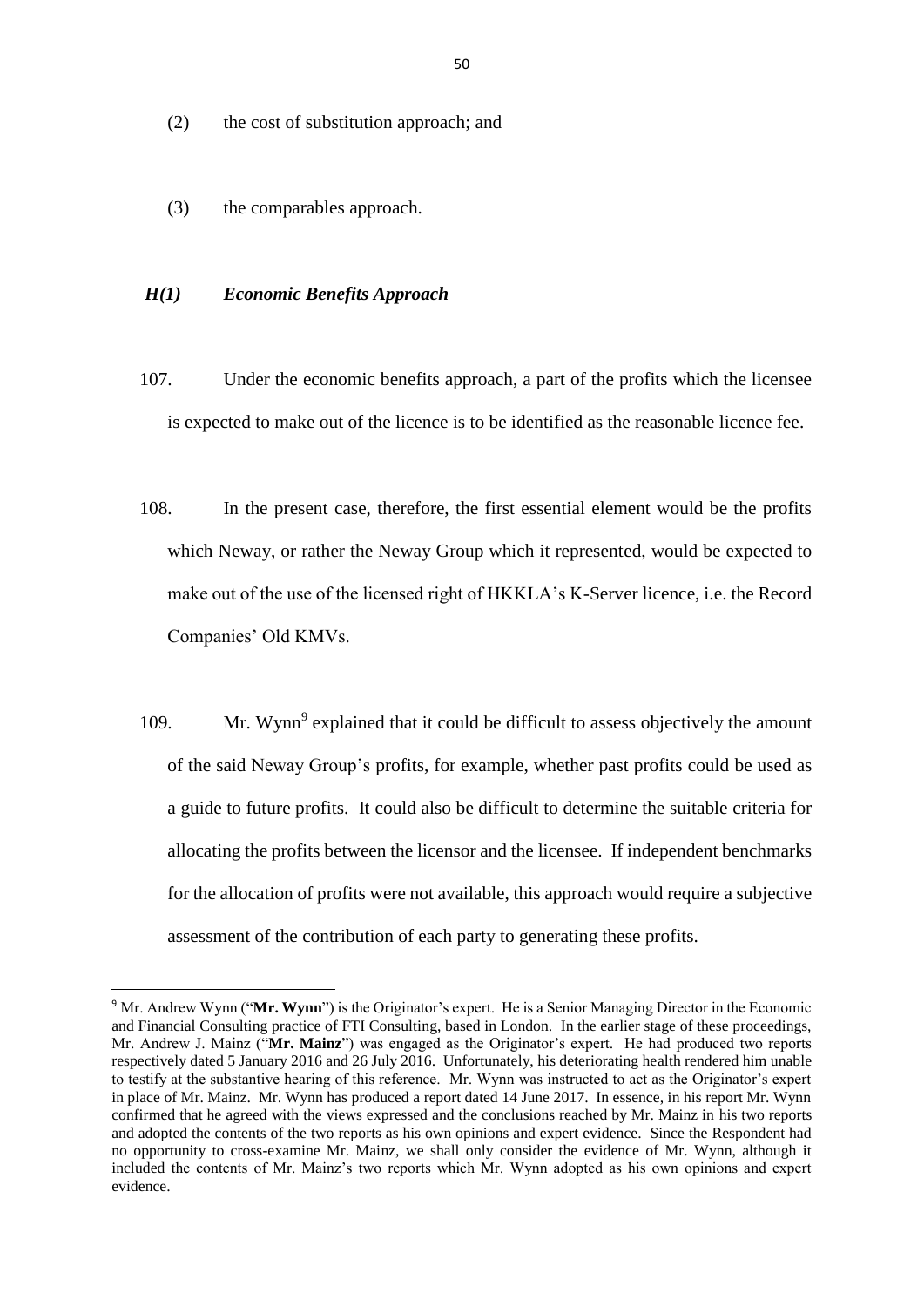(2) the cost of substitution approach; and

(3) the comparables approach.

### *H(1) Economic Benefits Approach*

107. Under the economic benefits approach, a part of the profits which the licensee is expected to make out of the licence is to be identified as the reasonable licence fee.

108. In the present case, therefore, the first essential element would be the profits which Neway, or rather the Neway Group which it represented, would be expected to make out of the use of the licensed right of HKKLA's K-Server licence, i.e. the Record Companies' Old KMVs.

109. Mr. Wynn[9] explained that it could be difficult to assess objectively the amount of the said Neway Group's profits, for example, whether past profits could be used as a guide to future profits. It could also be difficult to determine the suitable criteria for allocating the profits between the licensor and the licensee. If independent benchmarks for the allocation of profits were not available, this approach would require a subjective assessment of the contribution of each party to generating these profits.

---

[9] Mr. Andrew Wynn ("**Mr. Wynn**") is the Originator's expert. He is a Senior Managing Director in the Economic and Financial Consulting practice of FTI Consulting, based in London. In the earlier stage of these proceedings, Mr. Andrew J. Mainz ("**Mr. Mainz**") was engaged as the Originator's expert. He had produced two reports respectively dated 5 January 2016 and 26 July 2016. Unfortunately, his deteriorating health rendered him unable to testify at the substantive hearing of this reference. Mr. Wynn was instructed to act as the Originator's expert in place of Mr. Mainz. Mr. Wynn has produced a report dated 14 June 2017. In essence, in his report Mr. Wynn confirmed that he agreed with the views expressed and the conclusions reached by Mr. Mainz in his two reports and adopted the contents of the two reports as his own opinions and expert evidence. Since the Respondent had no opportunity to cross-examine Mr. Mainz, we shall only consider the evidence of Mr. Wynn, although it included the contents of Mr. Mainz's two reports which Mr. Wynn adopted as his own opinions and expert evidence.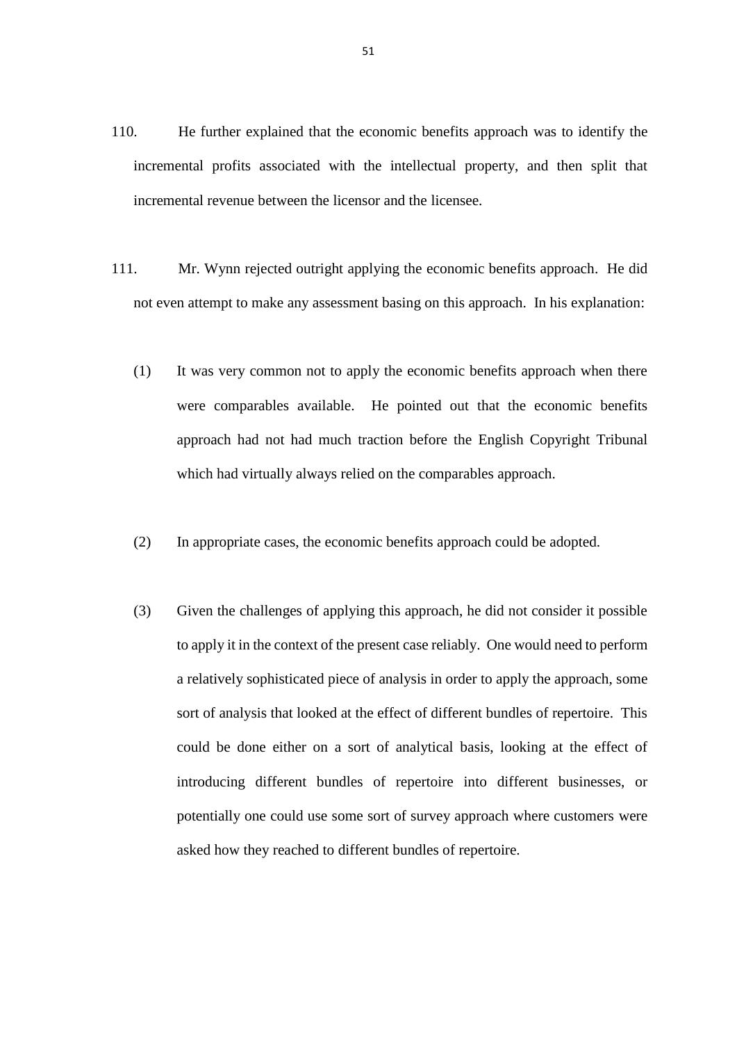110. He further explained that the economic benefits approach was to identify the incremental profits associated with the intellectual property, and then split that incremental revenue between the licensor and the licensee.

111. Mr. Wynn rejected outright applying the economic benefits approach. He did not even attempt to make any assessment basing on this approach. In his explanation:

(1) It was very common not to apply the economic benefits approach when there were comparables available. He pointed out that the economic benefits approach had not had much traction before the English Copyright Tribunal which had virtually always relied on the comparables approach.

(2) In appropriate cases, the economic benefits approach could be adopted.

(3) Given the challenges of applying this approach, he did not consider it possible to apply it in the context of the present case reliably. One would need to perform a relatively sophisticated piece of analysis in order to apply the approach, some sort of analysis that looked at the effect of different bundles of repertoire. This could be done either on a sort of analytical basis, looking at the effect of introducing different bundles of repertoire into different businesses, or potentially one could use some sort of survey approach where customers were asked how they reached to different bundles of repertoire.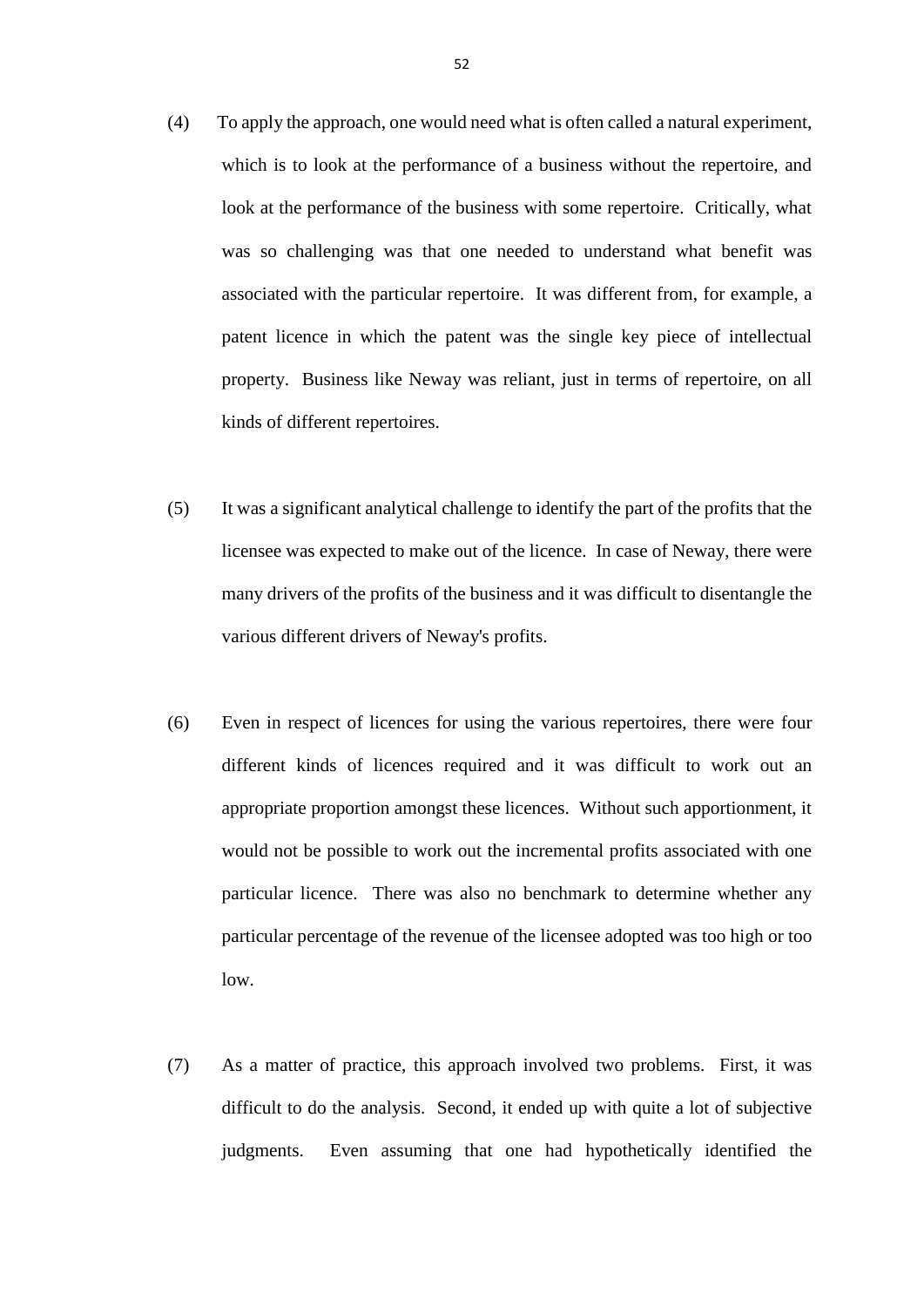(4) To apply the approach, one would need what is often called a natural experiment, which is to look at the performance of a business without the repertoire, and look at the performance of the business with some repertoire. Critically, what was so challenging was that one needed to understand what benefit was associated with the particular repertoire. It was different from, for example, a patent licence in which the patent was the single key piece of intellectual property. Business like Neway was reliant, just in terms of repertoire, on all kinds of different repertoires.

(5) It was a significant analytical challenge to identify the part of the profits that the licensee was expected to make out of the licence. In case of Neway, there were many drivers of the profits of the business and it was difficult to disentangle the various different drivers of Neway's profits.

(6) Even in respect of licences for using the various repertoires, there were four different kinds of licences required and it was difficult to work out an appropriate proportion amongst these licences. Without such apportionment, it would not be possible to work out the incremental profits associated with one particular licence. There was also no benchmark to determine whether any particular percentage of the revenue of the licensee adopted was too high or too low.

(7) As a matter of practice, this approach involved two problems. First, it was difficult to do the analysis. Second, it ended up with quite a lot of subjective judgments. Even assuming that one had hypothetically identified the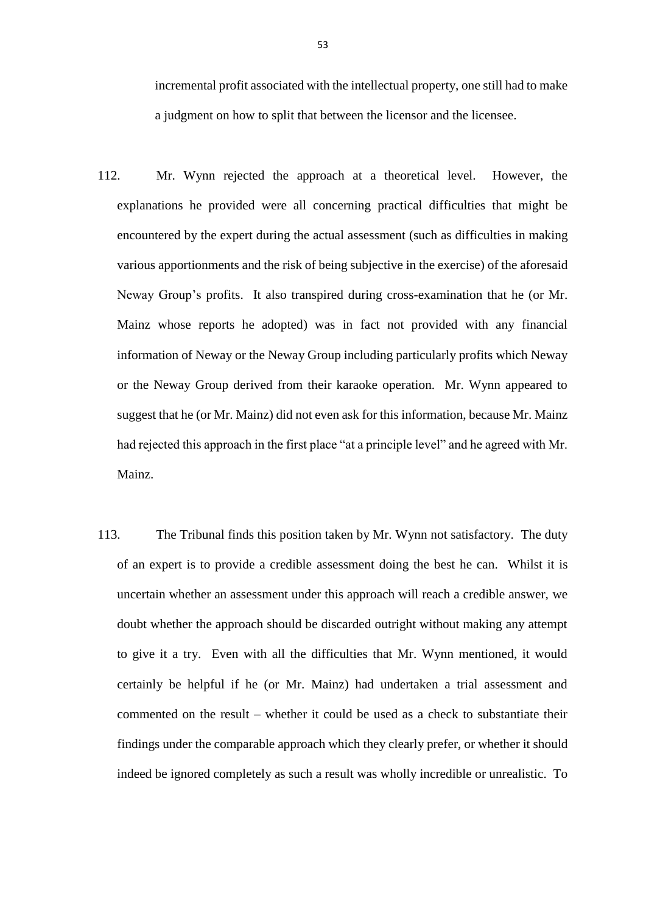incremental profit associated with the intellectual property, one still had to make a judgment on how to split that between the licensor and the licensee.

112. Mr. Wynn rejected the approach at a theoretical level. However, the explanations he provided were all concerning practical difficulties that might be encountered by the expert during the actual assessment (such as difficulties in making various apportionments and the risk of being subjective in the exercise) of the aforesaid Neway Group's profits. It also transpired during cross-examination that he (or Mr. Mainz whose reports he adopted) was in fact not provided with any financial information of Neway or the Neway Group including particularly profits which Neway or the Neway Group derived from their karaoke operation. Mr. Wynn appeared to suggest that he (or Mr. Mainz) did not even ask for this information, because Mr. Mainz had rejected this approach in the first place "at a principle level" and he agreed with Mr. Mainz.

113. The Tribunal finds this position taken by Mr. Wynn not satisfactory. The duty of an expert is to provide a credible assessment doing the best he can. Whilst it is uncertain whether an assessment under this approach will reach a credible answer, we doubt whether the approach should be discarded outright without making any attempt to give it a try. Even with all the difficulties that Mr. Wynn mentioned, it would certainly be helpful if he (or Mr. Mainz) had undertaken a trial assessment and commented on the result – whether it could be used as a check to substantiate their findings under the comparable approach which they clearly prefer, or whether it should indeed be ignored completely as such a result was wholly incredible or unrealistic. To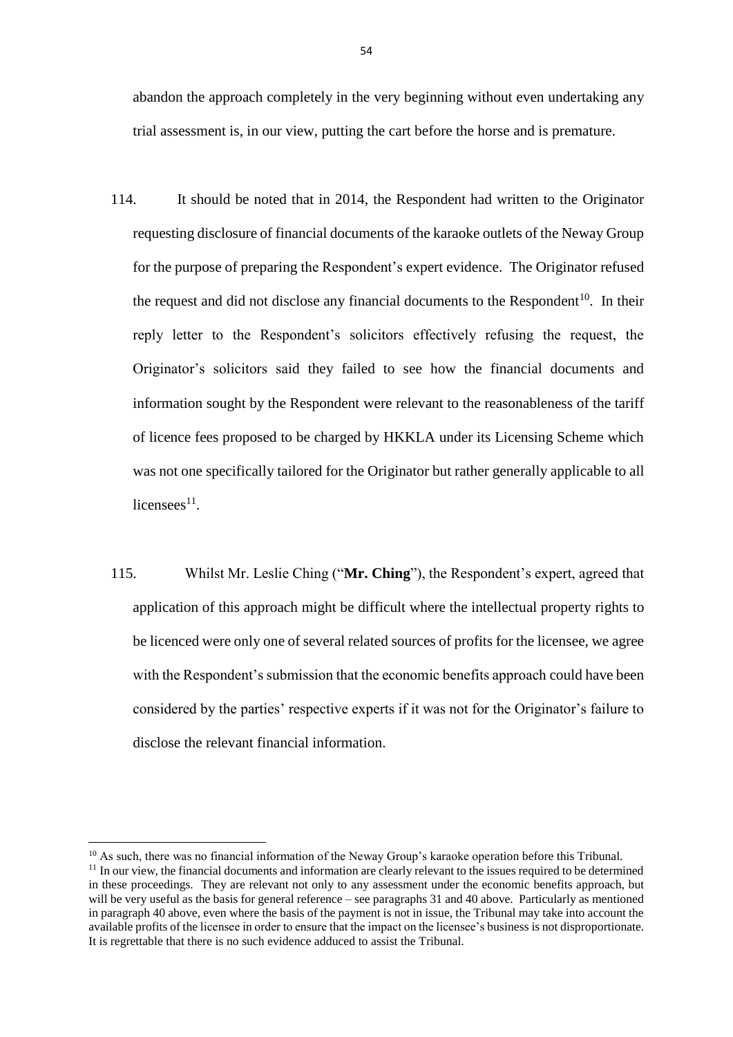abandon the approach completely in the very beginning without even undertaking any trial assessment is, in our view, putting the cart before the horse and is premature.

114. It should be noted that in 2014, the Respondent had written to the Originator requesting disclosure of financial documents of the karaoke outlets of the Neway Group for the purpose of preparing the Respondent's expert evidence. The Originator refused the request and did not disclose any financial documents to the Respondent[10]. In their reply letter to the Respondent's solicitors effectively refusing the request, the Originator's solicitors said they failed to see how the financial documents and information sought by the Respondent were relevant to the reasonableness of the tariff of licence fees proposed to be charged by HKKLA under its Licensing Scheme which was not one specifically tailored for the Originator but rather generally applicable to all licensees[11].

115. Whilst Mr. Leslie Ching ("**Mr. Ching**"), the Respondent's expert, agreed that application of this approach might be difficult where the intellectual property rights to be licenced were only one of several related sources of profits for the licensee, we agree with the Respondent's submission that the economic benefits approach could have been considered by the parties' respective experts if it was not for the Originator's failure to disclose the relevant financial information.

---

[10] As such, there was no financial information of the Neway Group's karaoke operation before this Tribunal.

[11] In our view, the financial documents and information are clearly relevant to the issues required to be determined in these proceedings. They are relevant not only to any assessment under the economic benefits approach, but will be very useful as the basis for general reference – see paragraphs 31 and 40 above. Particularly as mentioned in paragraph 40 above, even where the basis of the payment is not in issue, the Tribunal may take into account the available profits of the licensee in order to ensure that the impact on the licensee's business is not disproportionate. It is regrettable that there is no such evidence adduced to assist the Tribunal.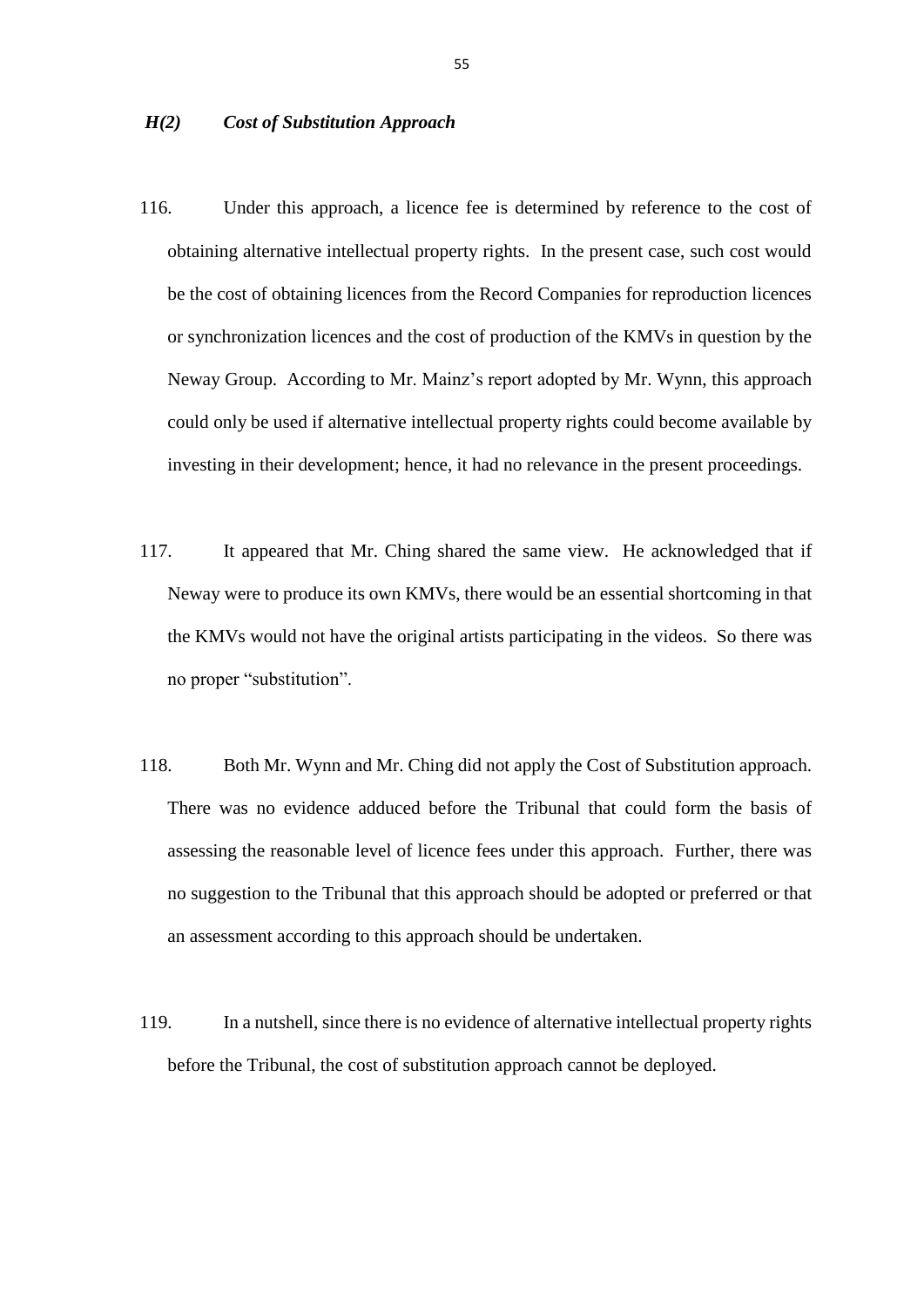### *H(2) Cost of Substitution Approach*

116. Under this approach, a licence fee is determined by reference to the cost of obtaining alternative intellectual property rights. In the present case, such cost would be the cost of obtaining licences from the Record Companies for reproduction licences or synchronization licences and the cost of production of the KMVs in question by the Neway Group. According to Mr. Mainz's report adopted by Mr. Wynn, this approach could only be used if alternative intellectual property rights could become available by investing in their development; hence, it had no relevance in the present proceedings.

117. It appeared that Mr. Ching shared the same view. He acknowledged that if Neway were to produce its own KMVs, there would be an essential shortcoming in that the KMVs would not have the original artists participating in the videos. So there was no proper "substitution".

118. Both Mr. Wynn and Mr. Ching did not apply the Cost of Substitution approach. There was no evidence adduced before the Tribunal that could form the basis of assessing the reasonable level of licence fees under this approach. Further, there was no suggestion to the Tribunal that this approach should be adopted or preferred or that an assessment according to this approach should be undertaken.

119. In a nutshell, since there is no evidence of alternative intellectual property rights before the Tribunal, the cost of substitution approach cannot be deployed.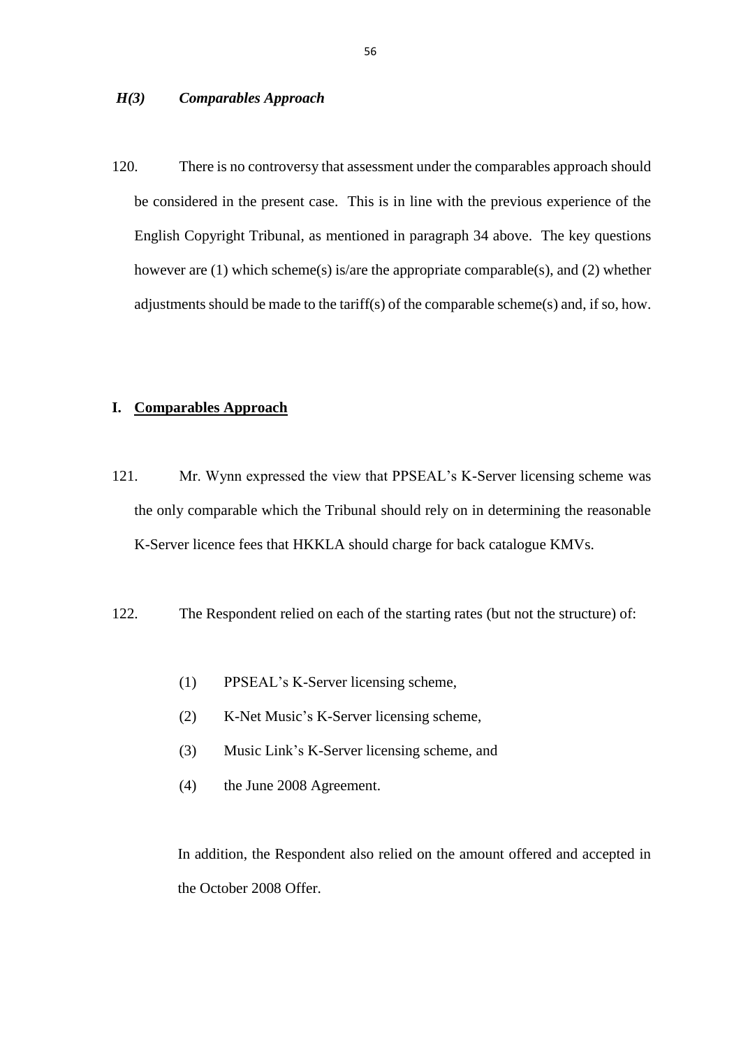### *H(3) Comparables Approach*

120. There is no controversy that assessment under the comparables approach should be considered in the present case. This is in line with the previous experience of the English Copyright Tribunal, as mentioned in paragraph 34 above. The key questions however are (1) which scheme(s) is/are the appropriate comparable(s), and (2) whether adjustments should be made to the tariff(s) of the comparable scheme(s) and, if so, how.

## I. <u>Comparables Approach</u>

121. Mr. Wynn expressed the view that PPSEAL's K-Server licensing scheme was the only comparable which the Tribunal should rely on in determining the reasonable K-Server licence fees that HKKLA should charge for back catalogue KMVs.

122. The Respondent relied on each of the starting rates (but not the structure) of:

(1) PPSEAL's K-Server licensing scheme,

(2) K-Net Music's K-Server licensing scheme,

(3) Music Link's K-Server licensing scheme, and

(4) the June 2008 Agreement.

In addition, the Respondent also relied on the amount offered and accepted in the October 2008 Offer.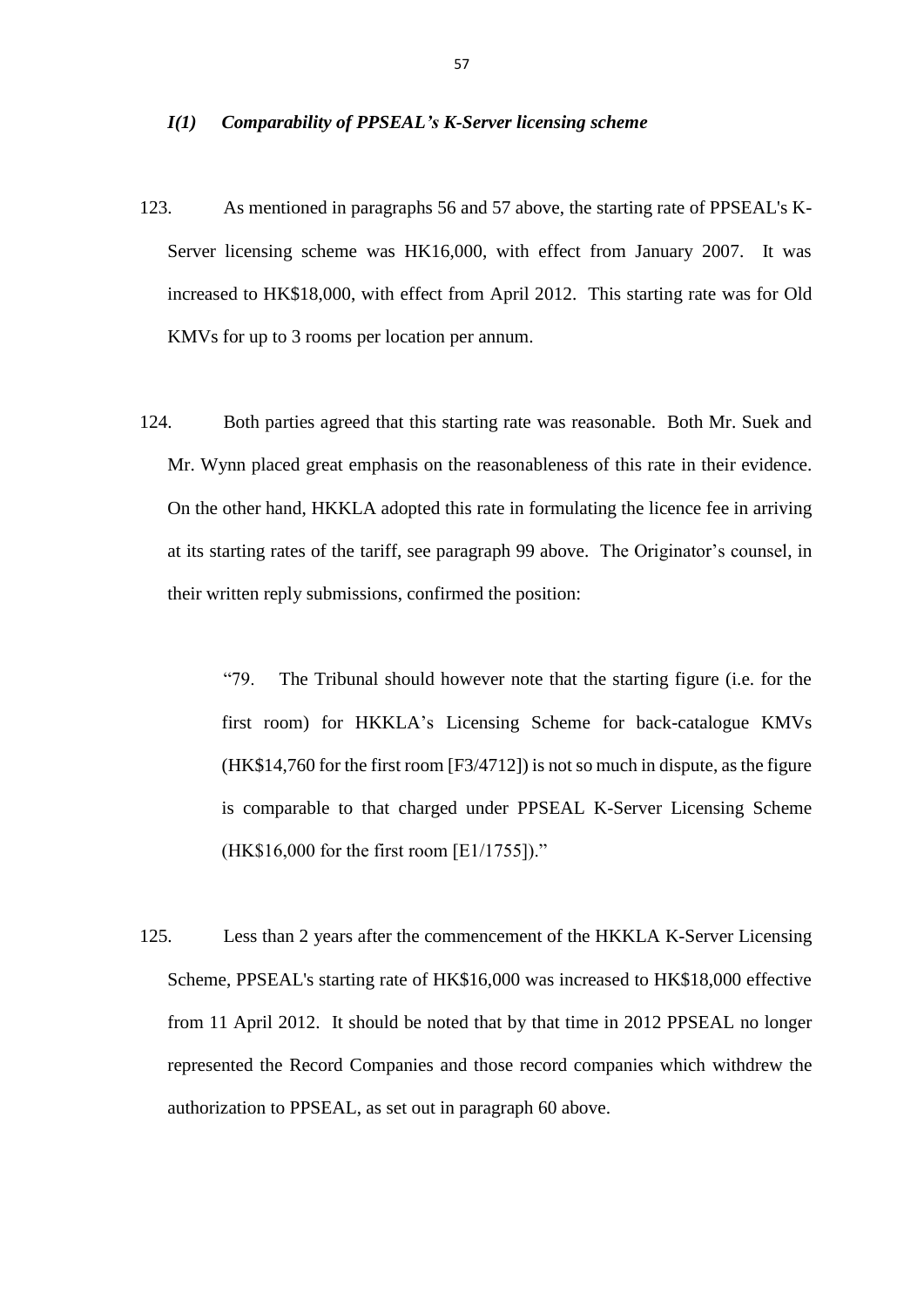### *I(1) Comparability of PPSEAL's K-Server licensing scheme*

123. As mentioned in paragraphs 56 and 57 above, the starting rate of PPSEAL's K-Server licensing scheme was HK16,000, with effect from January 2007. It was increased to HK$18,000, with effect from April 2012. This starting rate was for Old KMVs for up to 3 rooms per location per annum.

124. Both parties agreed that this starting rate was reasonable. Both Mr. Suek and Mr. Wynn placed great emphasis on the reasonableness of this rate in their evidence. On the other hand, HKKLA adopted this rate in formulating the licence fee in arriving at its starting rates of the tariff, see paragraph 99 above. The Originator's counsel, in their written reply submissions, confirmed the position:

> "79. The Tribunal should however note that the starting figure (i.e. for the first room) for HKKLA's Licensing Scheme for back-catalogue KMVs (HK$14,760 for the first room [F3/4712]) is not so much in dispute, as the figure is comparable to that charged under PPSEAL K-Server Licensing Scheme (HK$16,000 for the first room [E1/1755])."

125. Less than 2 years after the commencement of the HKKLA K-Server Licensing Scheme, PPSEAL's starting rate of HK$16,000 was increased to HK$18,000 effective from 11 April 2012. It should be noted that by that time in 2012 PPSEAL no longer represented the Record Companies and those record companies which withdrew the authorization to PPSEAL, as set out in paragraph 60 above.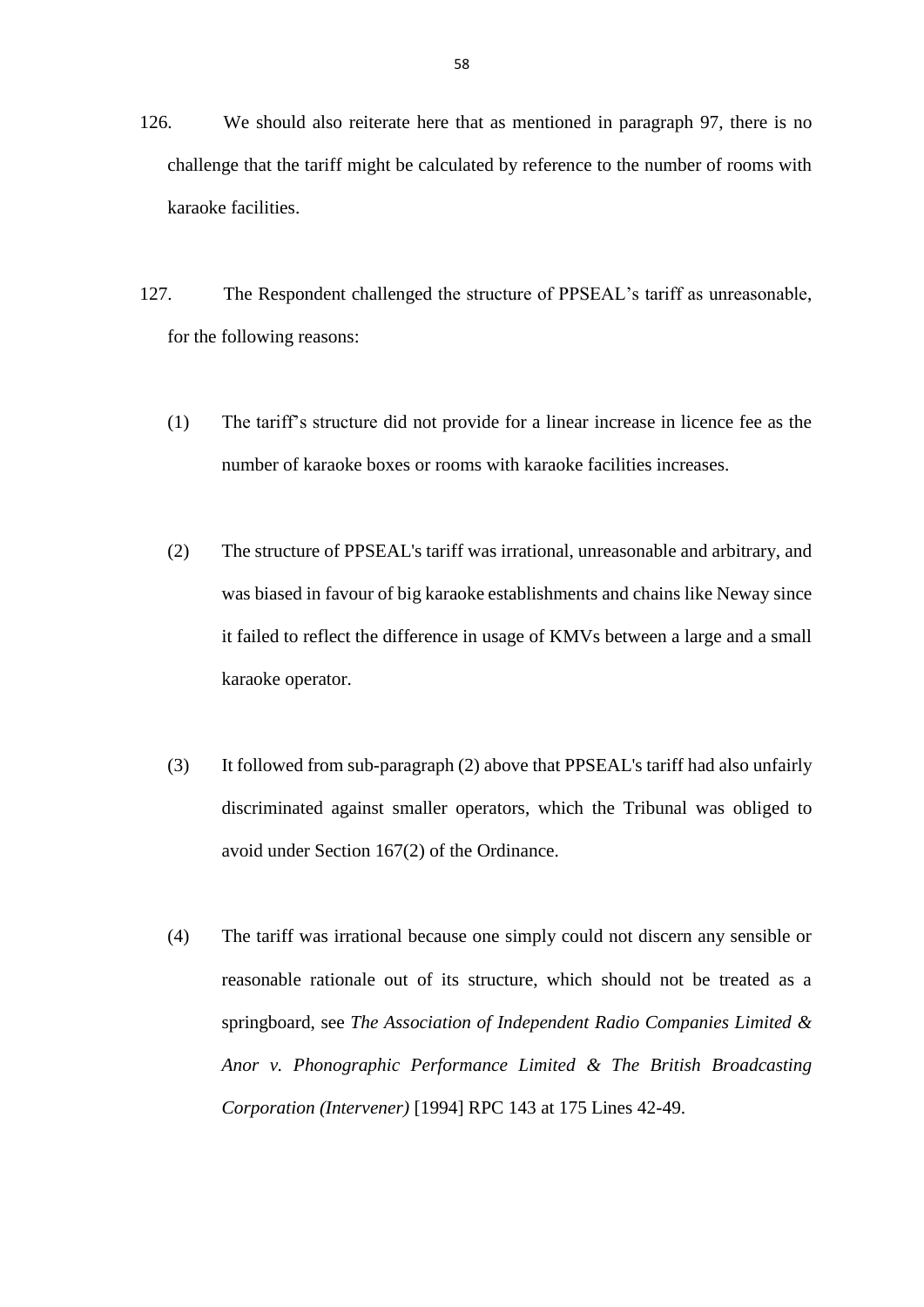126. We should also reiterate here that as mentioned in paragraph 97, there is no challenge that the tariff might be calculated by reference to the number of rooms with karaoke facilities.

127. The Respondent challenged the structure of PPSEAL's tariff as unreasonable, for the following reasons:

(1) The tariff's structure did not provide for a linear increase in licence fee as the number of karaoke boxes or rooms with karaoke facilities increases.

(2) The structure of PPSEAL's tariff was irrational, unreasonable and arbitrary, and was biased in favour of big karaoke establishments and chains like Neway since it failed to reflect the difference in usage of KMVs between a large and a small karaoke operator.

(3) It followed from sub-paragraph (2) above that PPSEAL's tariff had also unfairly discriminated against smaller operators, which the Tribunal was obliged to avoid under Section 167(2) of the Ordinance.

(4) The tariff was irrational because one simply could not discern any sensible or reasonable rationale out of its structure, which should not be treated as a springboard, see *The Association of Independent Radio Companies Limited & Anor v. Phonographic Performance Limited & The British Broadcasting Corporation (Intervener)* [1994] RPC 143 at 175 Lines 42-49.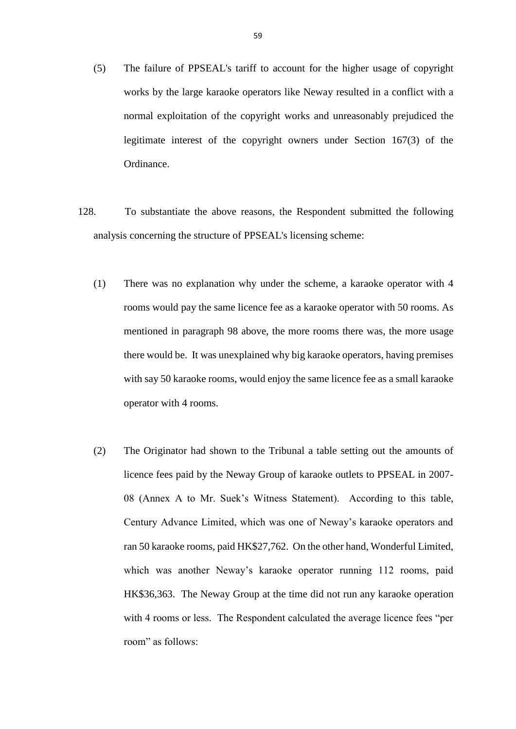(5) The failure of PPSEAL's tariff to account for the higher usage of copyright works by the large karaoke operators like Neway resulted in a conflict with a normal exploitation of the copyright works and unreasonably prejudiced the legitimate interest of the copyright owners under Section 167(3) of the Ordinance.

128. To substantiate the above reasons, the Respondent submitted the following analysis concerning the structure of PPSEAL's licensing scheme:

(1) There was no explanation why under the scheme, a karaoke operator with 4 rooms would pay the same licence fee as a karaoke operator with 50 rooms. As mentioned in paragraph 98 above, the more rooms there was, the more usage there would be. It was unexplained why big karaoke operators, having premises with say 50 karaoke rooms, would enjoy the same licence fee as a small karaoke operator with 4 rooms.

(2) The Originator had shown to the Tribunal a table setting out the amounts of licence fees paid by the Neway Group of karaoke outlets to PPSEAL in 2007-08 (Annex A to Mr. Suek's Witness Statement). According to this table, Century Advance Limited, which was one of Neway's karaoke operators and ran 50 karaoke rooms, paid HK$27,762. On the other hand, Wonderful Limited, which was another Neway's karaoke operator running 112 rooms, paid HK$36,363. The Neway Group at the time did not run any karaoke operation with 4 rooms or less. The Respondent calculated the average licence fees "per room" as follows: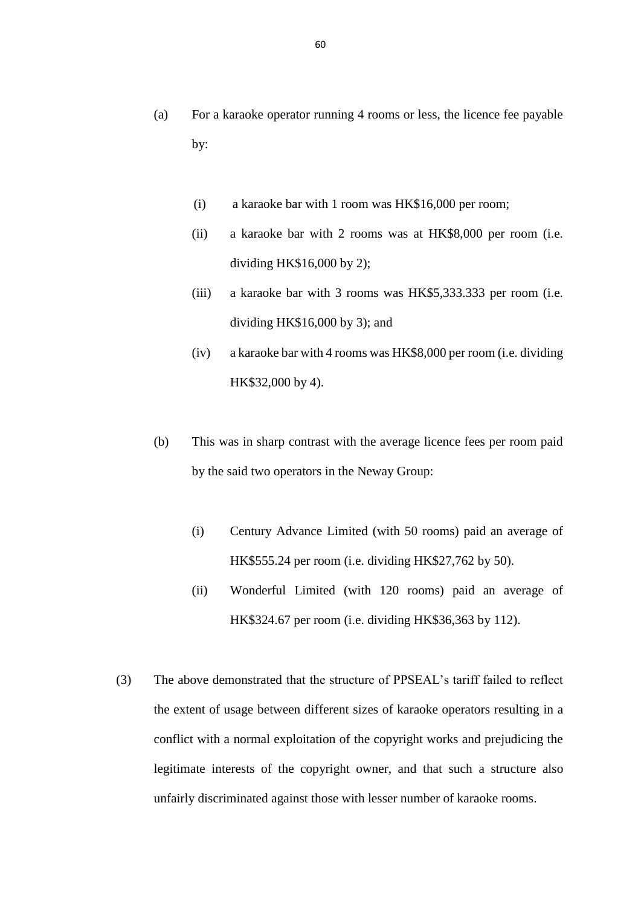(a) For a karaoke operator running 4 rooms or less, the licence fee payable by:

  (i) a karaoke bar with 1 room was HK$16,000 per room;

  (ii) a karaoke bar with 2 rooms was at HK$8,000 per room (i.e. dividing HK$16,000 by 2);

  (iii) a karaoke bar with 3 rooms was HK$5,333.333 per room (i.e. dividing HK$16,000 by 3); and

  (iv) a karaoke bar with 4 rooms was HK$8,000 per room (i.e. dividing HK$32,000 by 4).

(b) This was in sharp contrast with the average licence fees per room paid by the said two operators in the Neway Group:

  (i) Century Advance Limited (with 50 rooms) paid an average of HK$555.24 per room (i.e. dividing HK$27,762 by 50).

  (ii) Wonderful Limited (with 120 rooms) paid an average of HK$324.67 per room (i.e. dividing HK$36,363 by 112).

(3) The above demonstrated that the structure of PPSEAL's tariff failed to reflect the extent of usage between different sizes of karaoke operators resulting in a conflict with a normal exploitation of the copyright works and prejudicing the legitimate interests of the copyright owner, and that such a structure also unfairly discriminated against those with lesser number of karaoke rooms.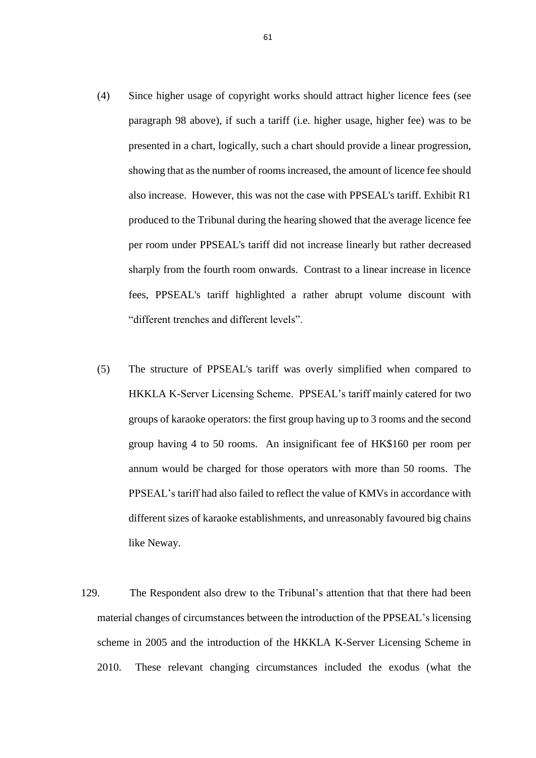(4) Since higher usage of copyright works should attract higher licence fees (see paragraph 98 above), if such a tariff (i.e. higher usage, higher fee) was to be presented in a chart, logically, such a chart should provide a linear progression, showing that as the number of rooms increased, the amount of licence fee should also increase. However, this was not the case with PPSEAL's tariff. Exhibit R1 produced to the Tribunal during the hearing showed that the average licence fee per room under PPSEAL's tariff did not increase linearly but rather decreased sharply from the fourth room onwards. Contrast to a linear increase in licence fees, PPSEAL's tariff highlighted a rather abrupt volume discount with "different trenches and different levels".

(5) The structure of PPSEAL's tariff was overly simplified when compared to HKKLA K-Server Licensing Scheme. PPSEAL's tariff mainly catered for two groups of karaoke operators: the first group having up to 3 rooms and the second group having 4 to 50 rooms. An insignificant fee of HK$160 per room per annum would be charged for those operators with more than 50 rooms. The PPSEAL's tariff had also failed to reflect the value of KMVs in accordance with different sizes of karaoke establishments, and unreasonably favoured big chains like Neway.

129. The Respondent also drew to the Tribunal's attention that that there had been material changes of circumstances between the introduction of the PPSEAL's licensing scheme in 2005 and the introduction of the HKKLA K-Server Licensing Scheme in 2010. These relevant changing circumstances included the exodus (what the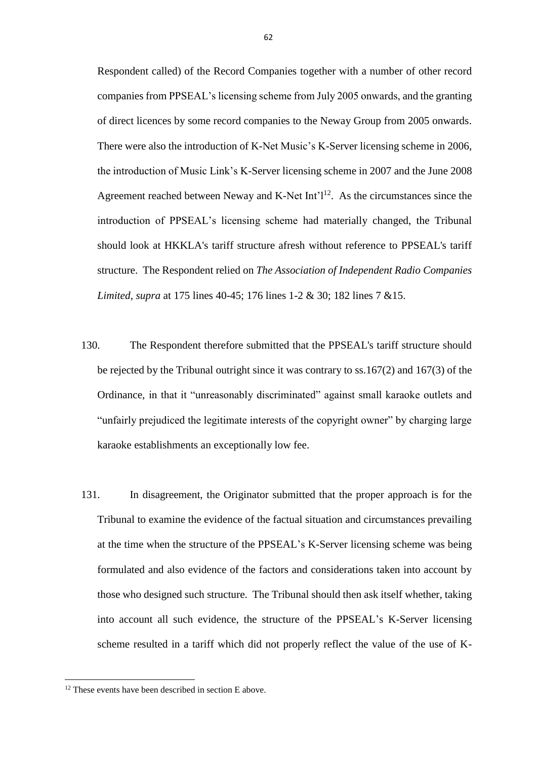Respondent called) of the Record Companies together with a number of other record companies from PPSEAL's licensing scheme from July 2005 onwards, and the granting of direct licences by some record companies to the Neway Group from 2005 onwards. There were also the introduction of K-Net Music's K-Server licensing scheme in 2006, the introduction of Music Link's K-Server licensing scheme in 2007 and the June 2008 Agreement reached between Neway and K-Net Int'l[12]. As the circumstances since the introduction of PPSEAL's licensing scheme had materially changed, the Tribunal should look at HKKLA's tariff structure afresh without reference to PPSEAL's tariff structure. The Respondent relied on *The Association of Independent Radio Companies Limited*, *supra* at 175 lines 40-45; 176 lines 1-2 & 30; 182 lines 7 &15.

130. The Respondent therefore submitted that the PPSEAL's tariff structure should be rejected by the Tribunal outright since it was contrary to ss.167(2) and 167(3) of the Ordinance, in that it "unreasonably discriminated" against small karaoke outlets and "unfairly prejudiced the legitimate interests of the copyright owner" by charging large karaoke establishments an exceptionally low fee.

131. In disagreement, the Originator submitted that the proper approach is for the Tribunal to examine the evidence of the factual situation and circumstances prevailing at the time when the structure of the PPSEAL's K-Server licensing scheme was being formulated and also evidence of the factors and considerations taken into account by those who designed such structure. The Tribunal should then ask itself whether, taking into account all such evidence, the structure of the PPSEAL's K-Server licensing scheme resulted in a tariff which did not properly reflect the value of the use of K-

---

[12] These events have been described in section E above.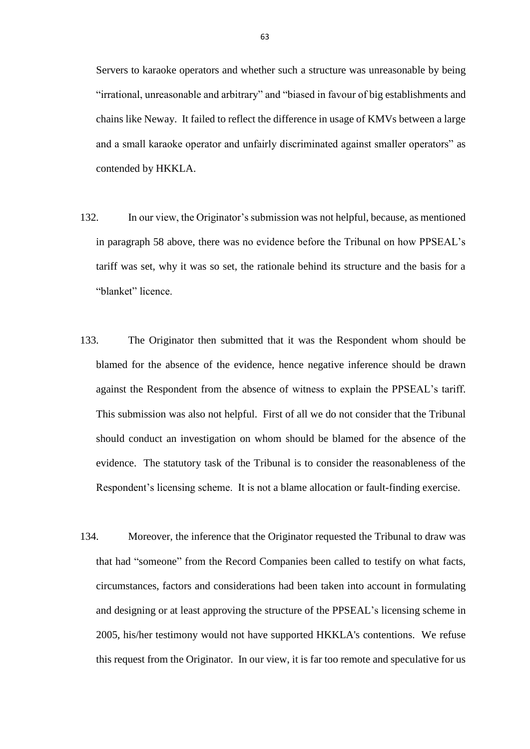Servers to karaoke operators and whether such a structure was unreasonable by being "irrational, unreasonable and arbitrary" and "biased in favour of big establishments and chains like Neway. It failed to reflect the difference in usage of KMVs between a large and a small karaoke operator and unfairly discriminated against smaller operators" as contended by HKKLA.

132. In our view, the Originator's submission was not helpful, because, as mentioned in paragraph 58 above, there was no evidence before the Tribunal on how PPSEAL's tariff was set, why it was so set, the rationale behind its structure and the basis for a "blanket" licence.

133. The Originator then submitted that it was the Respondent whom should be blamed for the absence of the evidence, hence negative inference should be drawn against the Respondent from the absence of witness to explain the PPSEAL's tariff. This submission was also not helpful. First of all we do not consider that the Tribunal should conduct an investigation on whom should be blamed for the absence of the evidence. The statutory task of the Tribunal is to consider the reasonableness of the Respondent's licensing scheme. It is not a blame allocation or fault-finding exercise.

134. Moreover, the inference that the Originator requested the Tribunal to draw was that had "someone" from the Record Companies been called to testify on what facts, circumstances, factors and considerations had been taken into account in formulating and designing or at least approving the structure of the PPSEAL's licensing scheme in 2005, his/her testimony would not have supported HKKLA's contentions. We refuse this request from the Originator. In our view, it is far too remote and speculative for us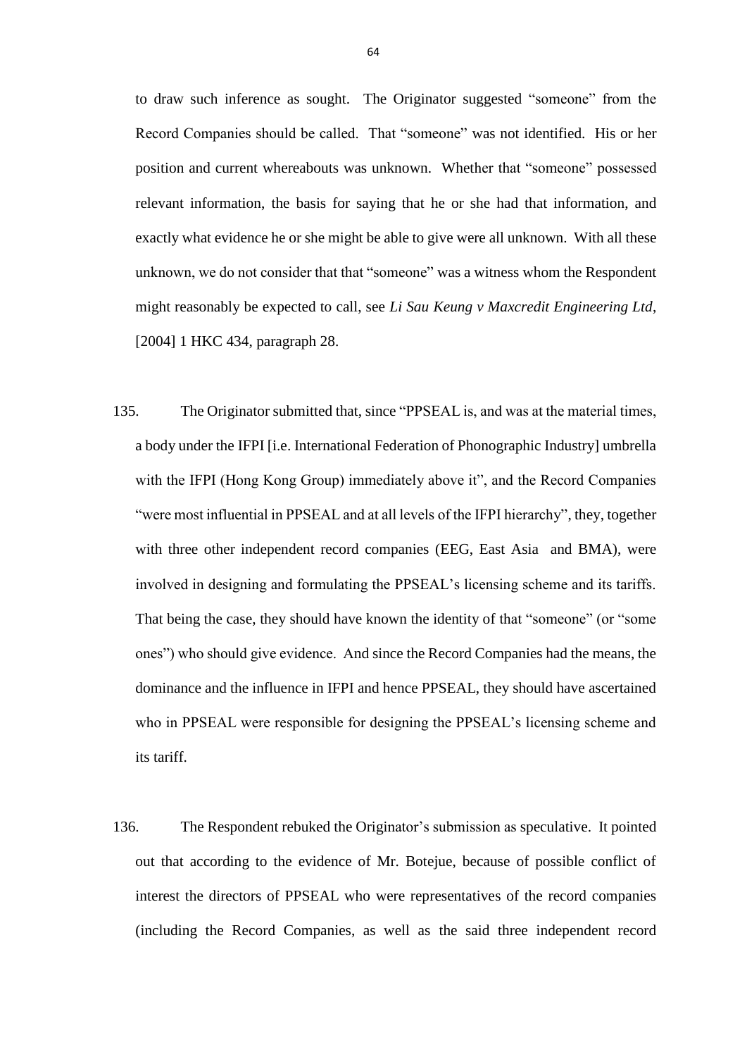to draw such inference as sought. The Originator suggested "someone" from the Record Companies should be called. That "someone" was not identified. His or her position and current whereabouts was unknown. Whether that "someone" possessed relevant information, the basis for saying that he or she had that information, and exactly what evidence he or she might be able to give were all unknown. With all these unknown, we do not consider that that "someone" was a witness whom the Respondent might reasonably be expected to call, see *Li Sau Keung v Maxcredit Engineering Ltd*, [2004] 1 HKC 434, paragraph 28.

135. The Originator submitted that, since "PPSEAL is, and was at the material times, a body under the IFPI [i.e. International Federation of Phonographic Industry] umbrella with the IFPI (Hong Kong Group) immediately above it", and the Record Companies "were most influential in PPSEAL and at all levels of the IFPI hierarchy", they, together with three other independent record companies (EEG, East Asia and BMA), were involved in designing and formulating the PPSEAL's licensing scheme and its tariffs. That being the case, they should have known the identity of that "someone" (or "some ones") who should give evidence. And since the Record Companies had the means, the dominance and the influence in IFPI and hence PPSEAL, they should have ascertained who in PPSEAL were responsible for designing the PPSEAL's licensing scheme and its tariff.

136. The Respondent rebuked the Originator's submission as speculative. It pointed out that according to the evidence of Mr. Botejue, because of possible conflict of interest the directors of PPSEAL who were representatives of the record companies (including the Record Companies, as well as the said three independent record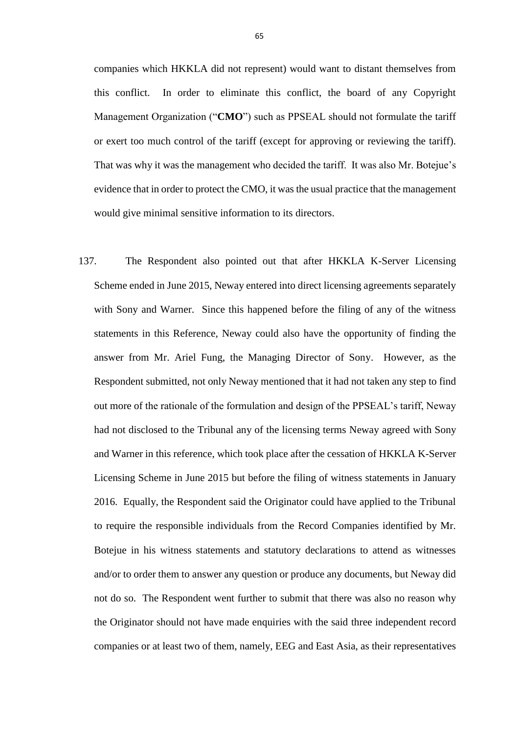companies which HKKLA did not represent) would want to distant themselves from this conflict. In order to eliminate this conflict, the board of any Copyright Management Organization ("**CMO**") such as PPSEAL should not formulate the tariff or exert too much control of the tariff (except for approving or reviewing the tariff). That was why it was the management who decided the tariff. It was also Mr. Botejue's evidence that in order to protect the CMO, it was the usual practice that the management would give minimal sensitive information to its directors.

137. The Respondent also pointed out that after HKKLA K-Server Licensing Scheme ended in June 2015, Neway entered into direct licensing agreements separately with Sony and Warner. Since this happened before the filing of any of the witness statements in this Reference, Neway could also have the opportunity of finding the answer from Mr. Ariel Fung, the Managing Director of Sony. However, as the Respondent submitted, not only Neway mentioned that it had not taken any step to find out more of the rationale of the formulation and design of the PPSEAL's tariff, Neway had not disclosed to the Tribunal any of the licensing terms Neway agreed with Sony and Warner in this reference, which took place after the cessation of HKKLA K-Server Licensing Scheme in June 2015 but before the filing of witness statements in January 2016. Equally, the Respondent said the Originator could have applied to the Tribunal to require the responsible individuals from the Record Companies identified by Mr. Botejue in his witness statements and statutory declarations to attend as witnesses and/or to order them to answer any question or produce any documents, but Neway did not do so. The Respondent went further to submit that there was also no reason why the Originator should not have made enquiries with the said three independent record companies or at least two of them, namely, EEG and East Asia, as their representatives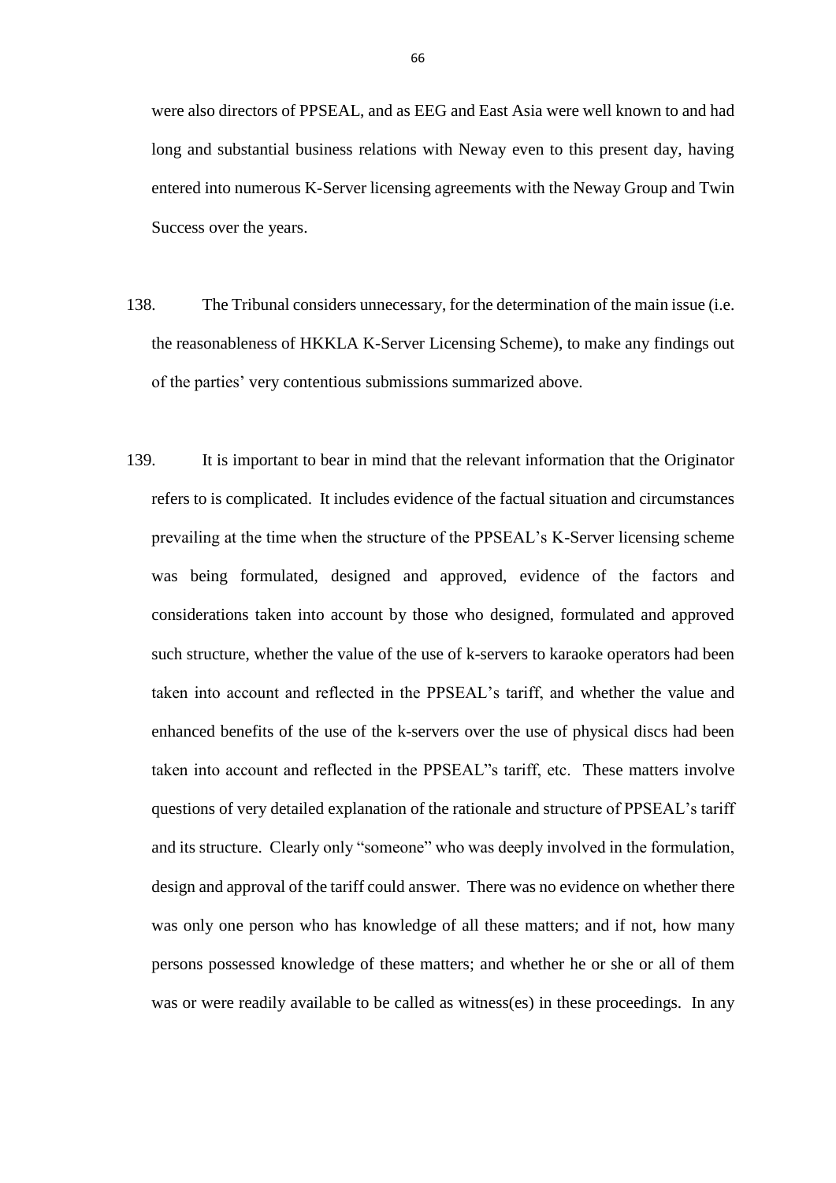were also directors of PPSEAL, and as EEG and East Asia were well known to and had long and substantial business relations with Neway even to this present day, having entered into numerous K-Server licensing agreements with the Neway Group and Twin Success over the years.

138. The Tribunal considers unnecessary, for the determination of the main issue (i.e. the reasonableness of HKKLA K-Server Licensing Scheme), to make any findings out of the parties' very contentious submissions summarized above.

139. It is important to bear in mind that the relevant information that the Originator refers to is complicated. It includes evidence of the factual situation and circumstances prevailing at the time when the structure of the PPSEAL's K-Server licensing scheme was being formulated, designed and approved, evidence of the factors and considerations taken into account by those who designed, formulated and approved such structure, whether the value of the use of k-servers to karaoke operators had been taken into account and reflected in the PPSEAL's tariff, and whether the value and enhanced benefits of the use of the k-servers over the use of physical discs had been taken into account and reflected in the PPSEAL"s tariff, etc. These matters involve questions of very detailed explanation of the rationale and structure of PPSEAL's tariff and its structure. Clearly only "someone" who was deeply involved in the formulation, design and approval of the tariff could answer. There was no evidence on whether there was only one person who has knowledge of all these matters; and if not, how many persons possessed knowledge of these matters; and whether he or she or all of them was or were readily available to be called as witness(es) in these proceedings. In any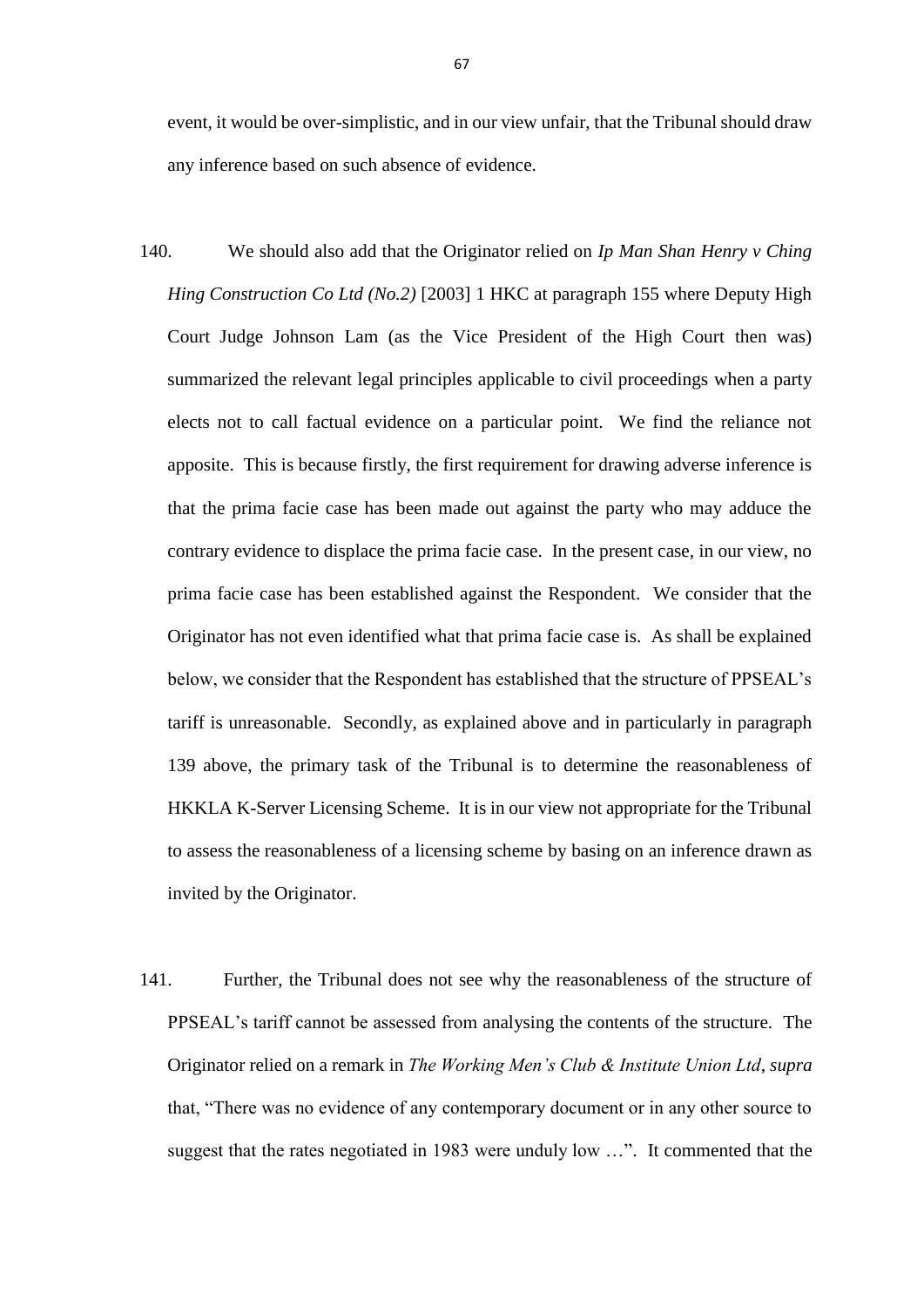event, it would be over-simplistic, and in our view unfair, that the Tribunal should draw any inference based on such absence of evidence.

140. We should also add that the Originator relied on *Ip Man Shan Henry v Ching Hing Construction Co Ltd (No.2)* [2003] 1 HKC at paragraph 155 where Deputy High Court Judge Johnson Lam (as the Vice President of the High Court then was) summarized the relevant legal principles applicable to civil proceedings when a party elects not to call factual evidence on a particular point. We find the reliance not apposite. This is because firstly, the first requirement for drawing adverse inference is that the prima facie case has been made out against the party who may adduce the contrary evidence to displace the prima facie case. In the present case, in our view, no prima facie case has been established against the Respondent. We consider that the Originator has not even identified what that prima facie case is. As shall be explained below, we consider that the Respondent has established that the structure of PPSEAL's tariff is unreasonable. Secondly, as explained above and in particularly in paragraph 139 above, the primary task of the Tribunal is to determine the reasonableness of HKKLA K-Server Licensing Scheme. It is in our view not appropriate for the Tribunal to assess the reasonableness of a licensing scheme by basing on an inference drawn as invited by the Originator.

141. Further, the Tribunal does not see why the reasonableness of the structure of PPSEAL's tariff cannot be assessed from analysing the contents of the structure. The Originator relied on a remark in *The Working Men's Club & Institute Union Ltd*, *supra* that, "There was no evidence of any contemporary document or in any other source to suggest that the rates negotiated in 1983 were unduly low …". It commented that the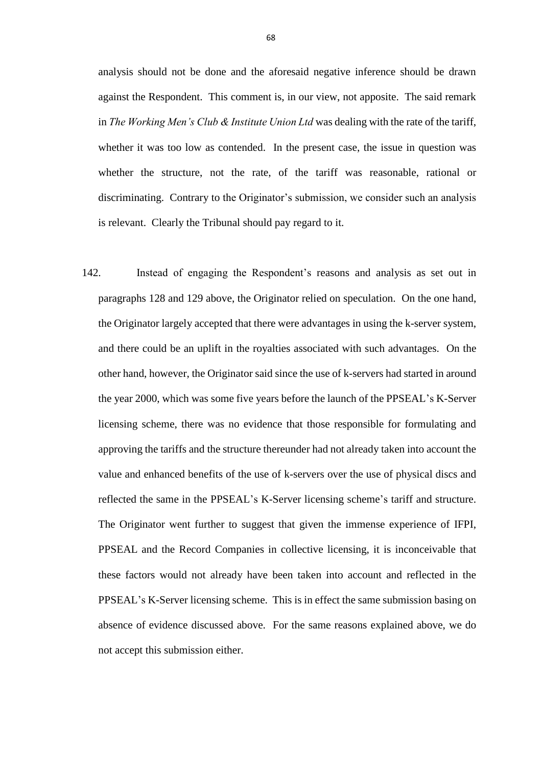analysis should not be done and the aforesaid negative inference should be drawn against the Respondent. This comment is, in our view, not apposite. The said remark in *The Working Men's Club & Institute Union Ltd* was dealing with the rate of the tariff, whether it was too low as contended. In the present case, the issue in question was whether the structure, not the rate, of the tariff was reasonable, rational or discriminating. Contrary to the Originator's submission, we consider such an analysis is relevant. Clearly the Tribunal should pay regard to it.

142. Instead of engaging the Respondent's reasons and analysis as set out in paragraphs 128 and 129 above, the Originator relied on speculation. On the one hand, the Originator largely accepted that there were advantages in using the k-server system, and there could be an uplift in the royalties associated with such advantages. On the other hand, however, the Originator said since the use of k-servers had started in around the year 2000, which was some five years before the launch of the PPSEAL's K-Server licensing scheme, there was no evidence that those responsible for formulating and approving the tariffs and the structure thereunder had not already taken into account the value and enhanced benefits of the use of k-servers over the use of physical discs and reflected the same in the PPSEAL's K-Server licensing scheme's tariff and structure. The Originator went further to suggest that given the immense experience of IFPI, PPSEAL and the Record Companies in collective licensing, it is inconceivable that these factors would not already have been taken into account and reflected in the PPSEAL's K-Server licensing scheme. This is in effect the same submission basing on absence of evidence discussed above. For the same reasons explained above, we do not accept this submission either.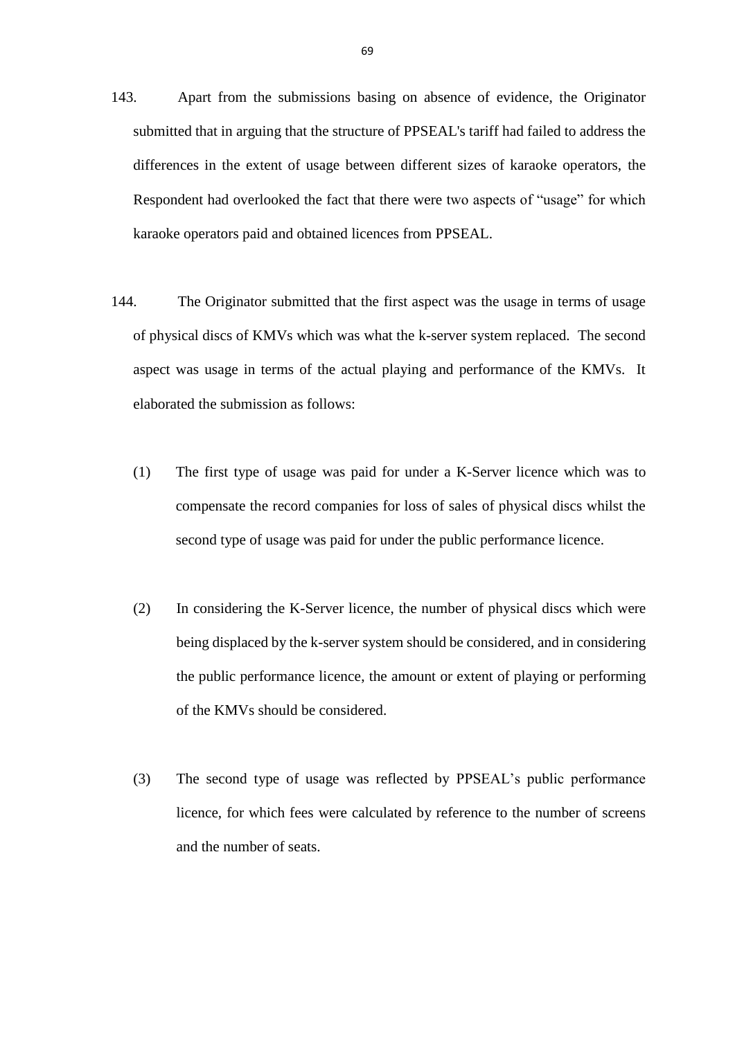143. Apart from the submissions basing on absence of evidence, the Originator submitted that in arguing that the structure of PPSEAL's tariff had failed to address the differences in the extent of usage between different sizes of karaoke operators, the Respondent had overlooked the fact that there were two aspects of "usage" for which karaoke operators paid and obtained licences from PPSEAL.

144. The Originator submitted that the first aspect was the usage in terms of usage of physical discs of KMVs which was what the k-server system replaced. The second aspect was usage in terms of the actual playing and performance of the KMVs. It elaborated the submission as follows:

   (1) The first type of usage was paid for under a K-Server licence which was to compensate the record companies for loss of sales of physical discs whilst the second type of usage was paid for under the public performance licence.

   (2) In considering the K-Server licence, the number of physical discs which were being displaced by the k-server system should be considered, and in considering the public performance licence, the amount or extent of playing or performing of the KMVs should be considered.

   (3) The second type of usage was reflected by PPSEAL's public performance licence, for which fees were calculated by reference to the number of screens and the number of seats.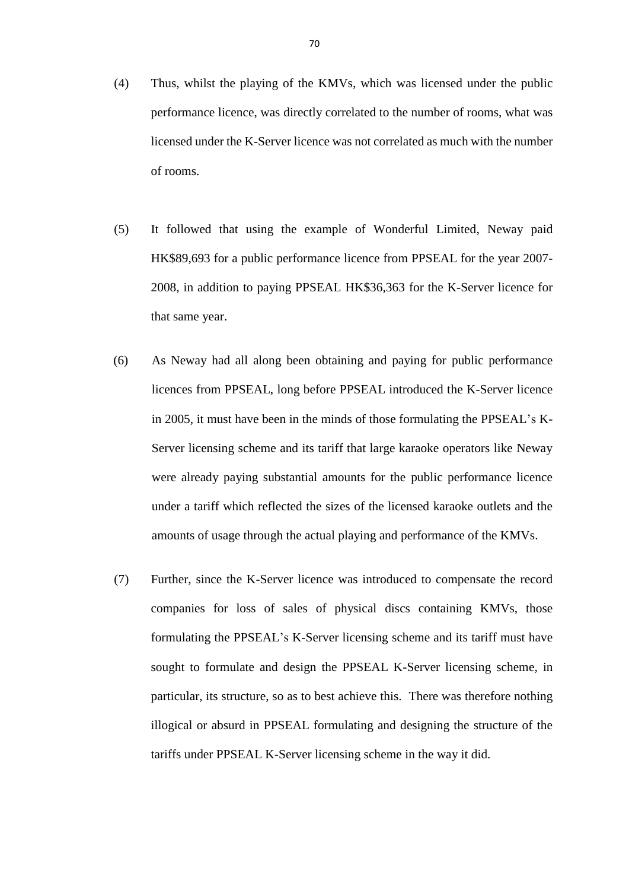(4) Thus, whilst the playing of the KMVs, which was licensed under the public performance licence, was directly correlated to the number of rooms, what was licensed under the K-Server licence was not correlated as much with the number of rooms.

(5) It followed that using the example of Wonderful Limited, Neway paid HK$89,693 for a public performance licence from PPSEAL for the year 2007-2008, in addition to paying PPSEAL HK$36,363 for the K-Server licence for that same year.

(6) As Neway had all along been obtaining and paying for public performance licences from PPSEAL, long before PPSEAL introduced the K-Server licence in 2005, it must have been in the minds of those formulating the PPSEAL's K-Server licensing scheme and its tariff that large karaoke operators like Neway were already paying substantial amounts for the public performance licence under a tariff which reflected the sizes of the licensed karaoke outlets and the amounts of usage through the actual playing and performance of the KMVs.

(7) Further, since the K-Server licence was introduced to compensate the record companies for loss of sales of physical discs containing KMVs, those formulating the PPSEAL's K-Server licensing scheme and its tariff must have sought to formulate and design the PPSEAL K-Server licensing scheme, in particular, its structure, so as to best achieve this. There was therefore nothing illogical or absurd in PPSEAL formulating and designing the structure of the tariffs under PPSEAL K-Server licensing scheme in the way it did.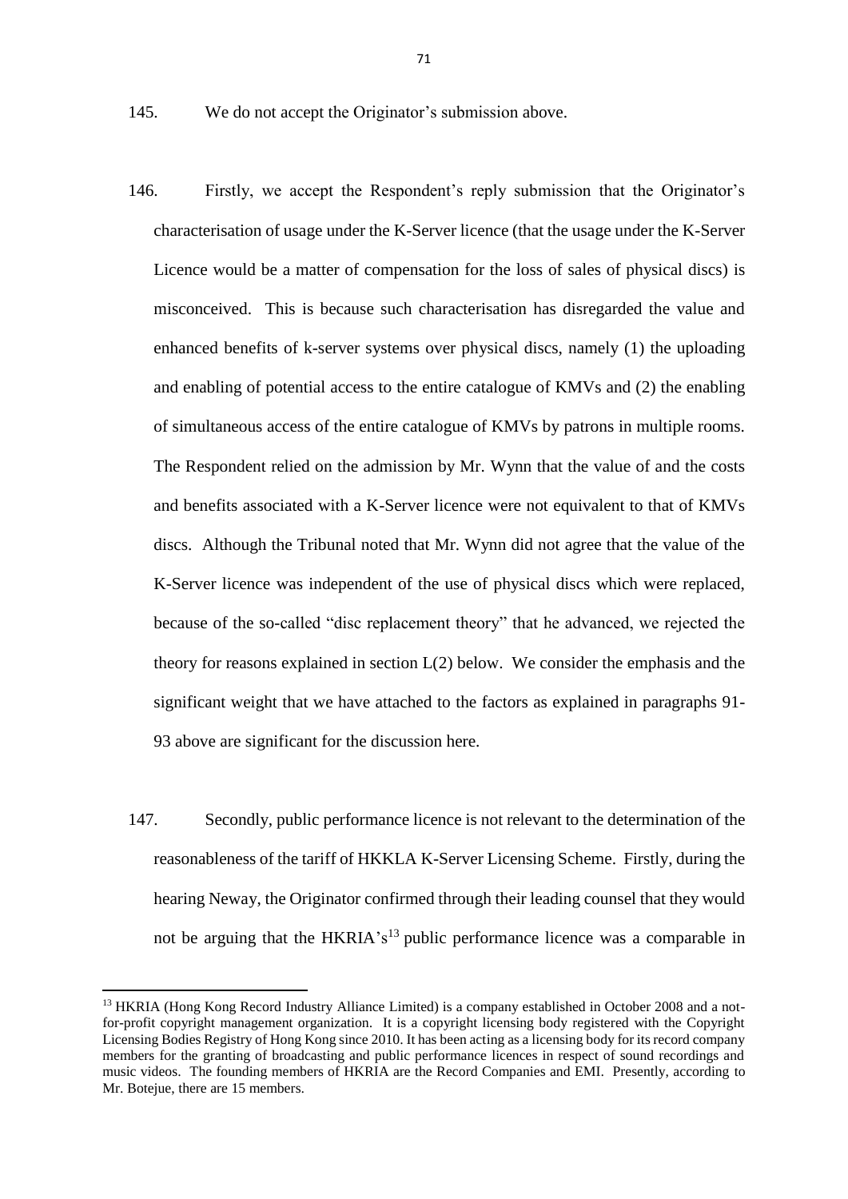145. We do not accept the Originator's submission above.

146. Firstly, we accept the Respondent's reply submission that the Originator's characterisation of usage under the K-Server licence (that the usage under the K-Server Licence would be a matter of compensation for the loss of sales of physical discs) is misconceived. This is because such characterisation has disregarded the value and enhanced benefits of k-server systems over physical discs, namely (1) the uploading and enabling of potential access to the entire catalogue of KMVs and (2) the enabling of simultaneous access of the entire catalogue of KMVs by patrons in multiple rooms. The Respondent relied on the admission by Mr. Wynn that the value of and the costs and benefits associated with a K-Server licence were not equivalent to that of KMVs discs. Although the Tribunal noted that Mr. Wynn did not agree that the value of the K-Server licence was independent of the use of physical discs which were replaced, because of the so-called "disc replacement theory" that he advanced, we rejected the theory for reasons explained in section L(2) below. We consider the emphasis and the significant weight that we have attached to the factors as explained in paragraphs 91-93 above are significant for the discussion here.

147. Secondly, public performance licence is not relevant to the determination of the reasonableness of the tariff of HKKLA K-Server Licensing Scheme. Firstly, during the hearing Neway, the Originator confirmed through their leading counsel that they would not be arguing that the HKRIA's[13] public performance licence was a comparable in

[13] HKRIA (Hong Kong Record Industry Alliance Limited) is a company established in October 2008 and a not-for-profit copyright management organization. It is a copyright licensing body registered with the Copyright Licensing Bodies Registry of Hong Kong since 2010. It has been acting as a licensing body for its record company members for the granting of broadcasting and public performance licences in respect of sound recordings and music videos. The founding members of HKRIA are the Record Companies and EMI. Presently, according to Mr. Botejue, there are 15 members.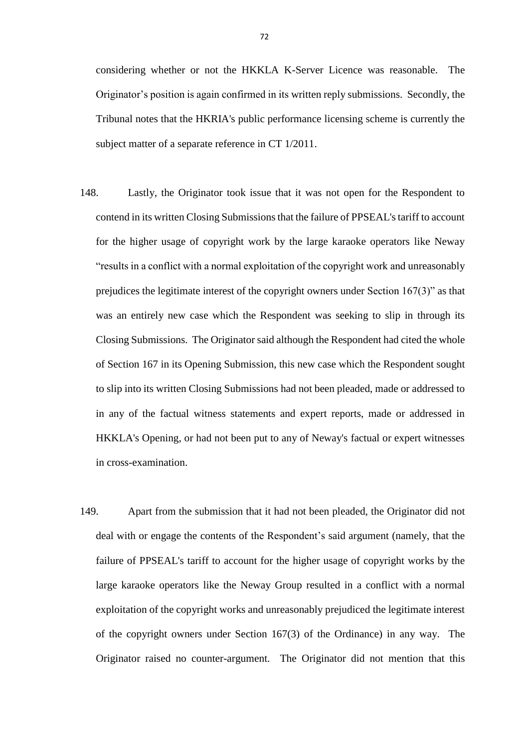considering whether or not the HKKLA K-Server Licence was reasonable. The Originator's position is again confirmed in its written reply submissions. Secondly, the Tribunal notes that the HKRIA's public performance licensing scheme is currently the subject matter of a separate reference in CT 1/2011.

148. Lastly, the Originator took issue that it was not open for the Respondent to contend in its written Closing Submissions that the failure of PPSEAL's tariff to account for the higher usage of copyright work by the large karaoke operators like Neway "results in a conflict with a normal exploitation of the copyright work and unreasonably prejudices the legitimate interest of the copyright owners under Section 167(3)" as that was an entirely new case which the Respondent was seeking to slip in through its Closing Submissions. The Originator said although the Respondent had cited the whole of Section 167 in its Opening Submission, this new case which the Respondent sought to slip into its written Closing Submissions had not been pleaded, made or addressed to in any of the factual witness statements and expert reports, made or addressed in HKKLA's Opening, or had not been put to any of Neway's factual or expert witnesses in cross-examination.

149. Apart from the submission that it had not been pleaded, the Originator did not deal with or engage the contents of the Respondent's said argument (namely, that the failure of PPSEAL's tariff to account for the higher usage of copyright works by the large karaoke operators like the Neway Group resulted in a conflict with a normal exploitation of the copyright works and unreasonably prejudiced the legitimate interest of the copyright owners under Section 167(3) of the Ordinance) in any way. The Originator raised no counter-argument. The Originator did not mention that this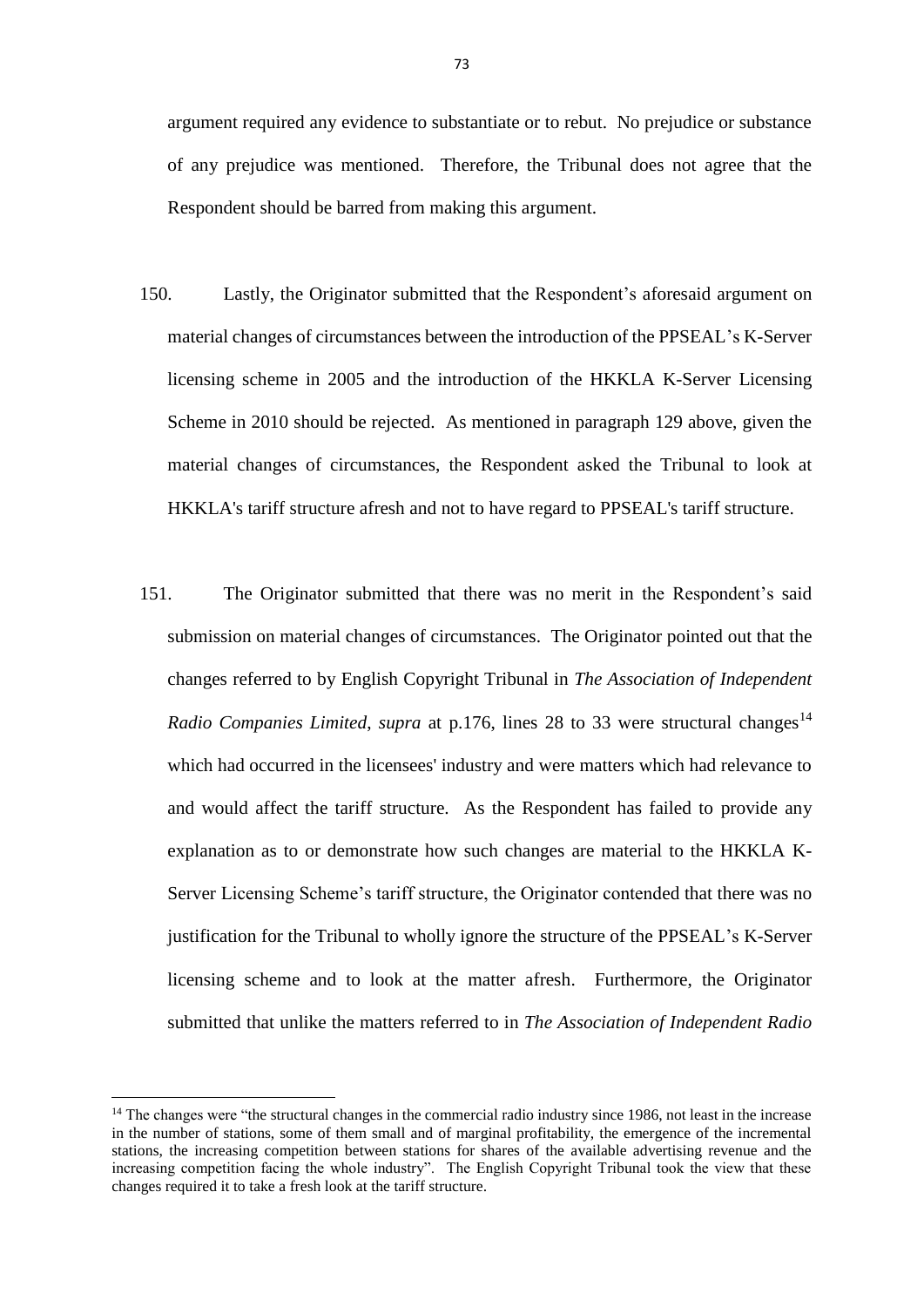argument required any evidence to substantiate or to rebut. No prejudice or substance of any prejudice was mentioned. Therefore, the Tribunal does not agree that the Respondent should be barred from making this argument.

150. Lastly, the Originator submitted that the Respondent's aforesaid argument on material changes of circumstances between the introduction of the PPSEAL's K-Server licensing scheme in 2005 and the introduction of the HKKLA K-Server Licensing Scheme in 2010 should be rejected. As mentioned in paragraph 129 above, given the material changes of circumstances, the Respondent asked the Tribunal to look at HKKLA's tariff structure afresh and not to have regard to PPSEAL's tariff structure.

151. The Originator submitted that there was no merit in the Respondent's said submission on material changes of circumstances. The Originator pointed out that the changes referred to by English Copyright Tribunal in *The Association of Independent Radio Companies Limited, supra* at p.176, lines 28 to 33 were structural changes[14] which had occurred in the licensees' industry and were matters which had relevance to and would affect the tariff structure. As the Respondent has failed to provide any explanation as to or demonstrate how such changes are material to the HKKLA K-Server Licensing Scheme's tariff structure, the Originator contended that there was no justification for the Tribunal to wholly ignore the structure of the PPSEAL's K-Server licensing scheme and to look at the matter afresh. Furthermore, the Originator submitted that unlike the matters referred to in *The Association of Independent Radio*

---

[14] The changes were "the structural changes in the commercial radio industry since 1986, not least in the increase in the number of stations, some of them small and of marginal profitability, the emergence of the incremental stations, the increasing competition between stations for shares of the available advertising revenue and the increasing competition facing the whole industry". The English Copyright Tribunal took the view that these changes required it to take a fresh look at the tariff structure.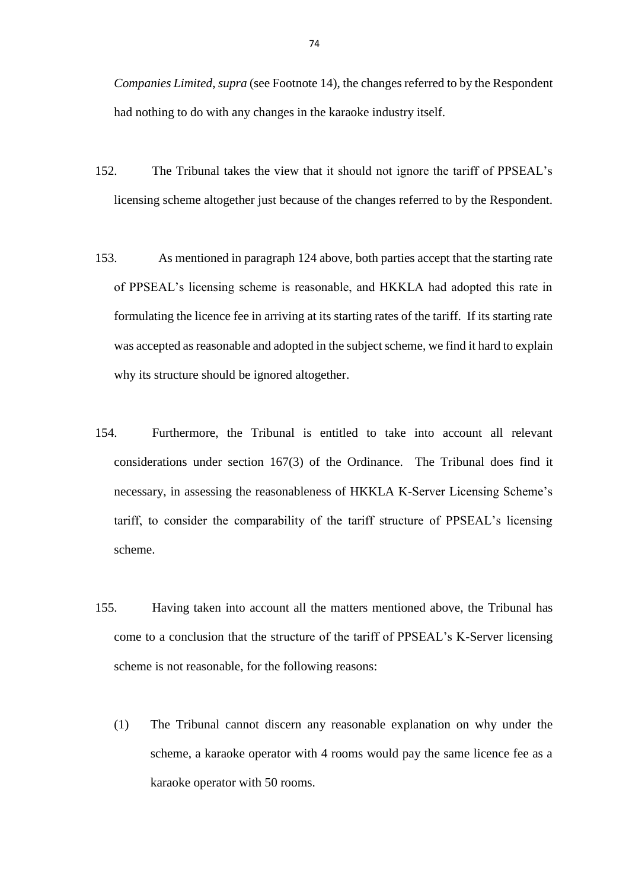*Companies Limited*, *supra* (see Footnote 14), the changes referred to by the Respondent had nothing to do with any changes in the karaoke industry itself.

152. The Tribunal takes the view that it should not ignore the tariff of PPSEAL's licensing scheme altogether just because of the changes referred to by the Respondent.

153. As mentioned in paragraph 124 above, both parties accept that the starting rate of PPSEAL's licensing scheme is reasonable, and HKKLA had adopted this rate in formulating the licence fee in arriving at its starting rates of the tariff. If its starting rate was accepted as reasonable and adopted in the subject scheme, we find it hard to explain why its structure should be ignored altogether.

154. Furthermore, the Tribunal is entitled to take into account all relevant considerations under section 167(3) of the Ordinance. The Tribunal does find it necessary, in assessing the reasonableness of HKKLA K-Server Licensing Scheme's tariff, to consider the comparability of the tariff structure of PPSEAL's licensing scheme.

155. Having taken into account all the matters mentioned above, the Tribunal has come to a conclusion that the structure of the tariff of PPSEAL's K-Server licensing scheme is not reasonable, for the following reasons:

(1) The Tribunal cannot discern any reasonable explanation on why under the scheme, a karaoke operator with 4 rooms would pay the same licence fee as a karaoke operator with 50 rooms.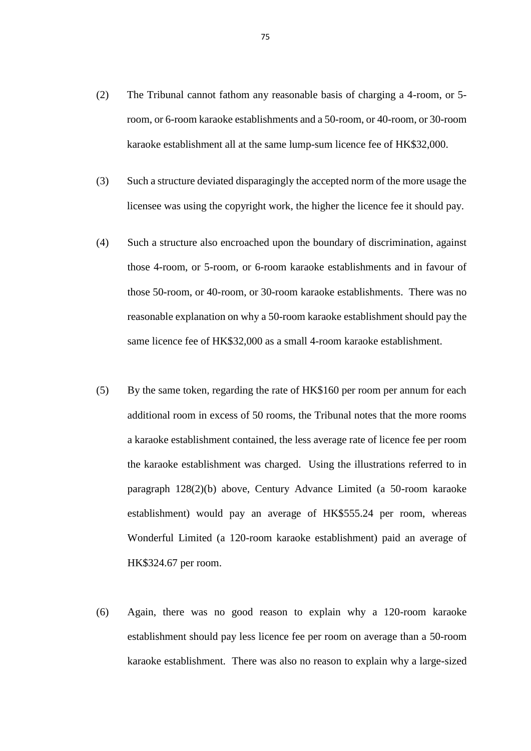(2) The Tribunal cannot fathom any reasonable basis of charging a 4-room, or 5-room, or 6-room karaoke establishments and a 50-room, or 40-room, or 30-room karaoke establishment all at the same lump-sum licence fee of HK$32,000.

(3) Such a structure deviated disparagingly the accepted norm of the more usage the licensee was using the copyright work, the higher the licence fee it should pay.

(4) Such a structure also encroached upon the boundary of discrimination, against those 4-room, or 5-room, or 6-room karaoke establishments and in favour of those 50-room, or 40-room, or 30-room karaoke establishments. There was no reasonable explanation on why a 50-room karaoke establishment should pay the same licence fee of HK$32,000 as a small 4-room karaoke establishment.

(5) By the same token, regarding the rate of HK$160 per room per annum for each additional room in excess of 50 rooms, the Tribunal notes that the more rooms a karaoke establishment contained, the less average rate of licence fee per room the karaoke establishment was charged. Using the illustrations referred to in paragraph 128(2)(b) above, Century Advance Limited (a 50-room karaoke establishment) would pay an average of HK$555.24 per room, whereas Wonderful Limited (a 120-room karaoke establishment) paid an average of HK$324.67 per room.

(6) Again, there was no good reason to explain why a 120-room karaoke establishment should pay less licence fee per room on average than a 50-room karaoke establishment. There was also no reason to explain why a large-sized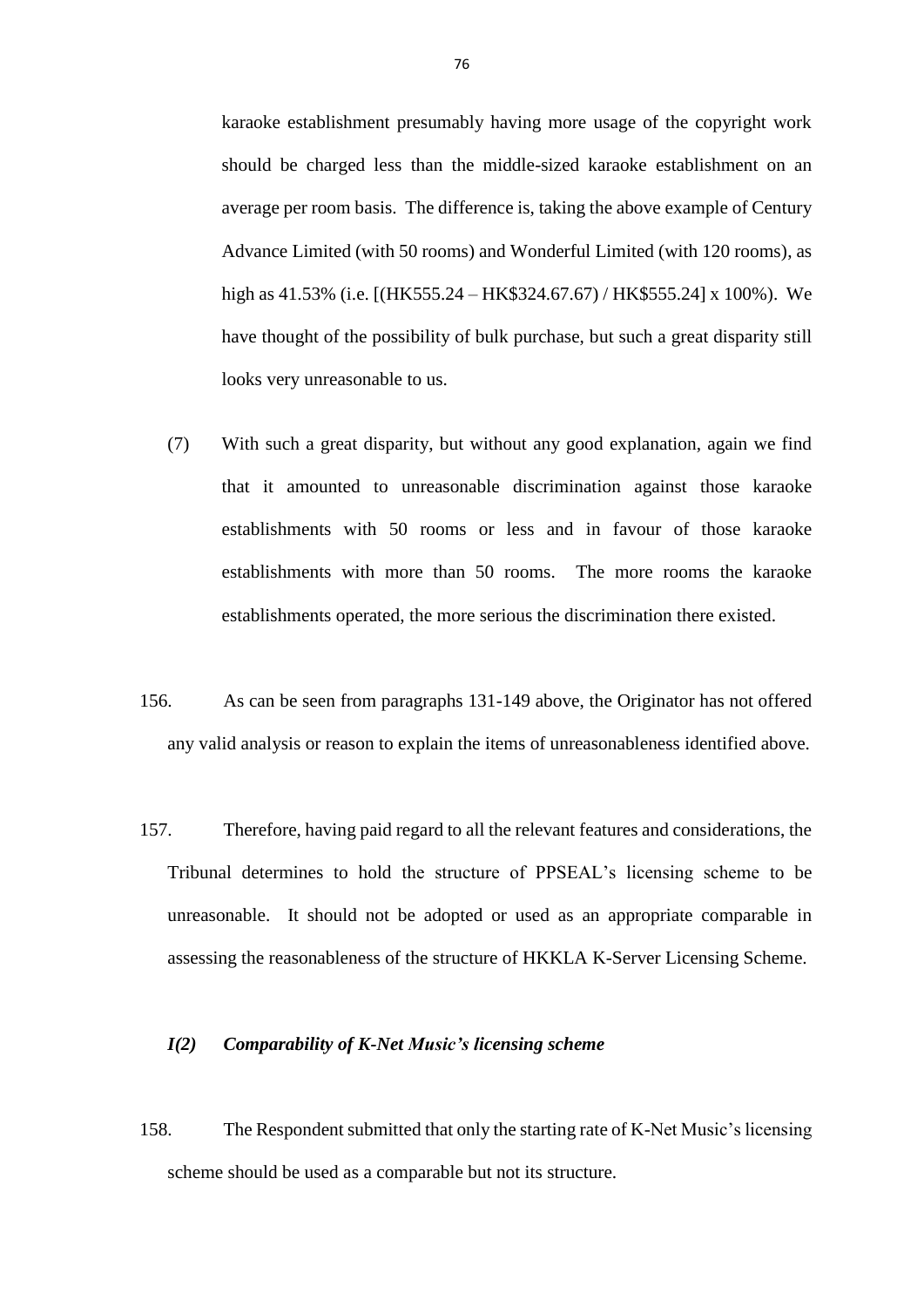karaoke establishment presumably having more usage of the copyright work should be charged less than the middle-sized karaoke establishment on an average per room basis. The difference is, taking the above example of Century Advance Limited (with 50 rooms) and Wonderful Limited (with 120 rooms), as high as 41.53% (i.e. [(HK555.24 – HK$324.67.67) / HK$555.24] x 100%). We have thought of the possibility of bulk purchase, but such a great disparity still looks very unreasonable to us.

(7) With such a great disparity, but without any good explanation, again we find that it amounted to unreasonable discrimination against those karaoke establishments with 50 rooms or less and in favour of those karaoke establishments with more than 50 rooms. The more rooms the karaoke establishments operated, the more serious the discrimination there existed.

156. As can be seen from paragraphs 131-149 above, the Originator has not offered any valid analysis or reason to explain the items of unreasonableness identified above.

157. Therefore, having paid regard to all the relevant features and considerations, the Tribunal determines to hold the structure of PPSEAL's licensing scheme to be unreasonable. It should not be adopted or used as an appropriate comparable in assessing the reasonableness of the structure of HKKLA K-Server Licensing Scheme.

### *I(2) Comparability of K-Net Music's licensing scheme*

158. The Respondent submitted that only the starting rate of K-Net Music's licensing scheme should be used as a comparable but not its structure.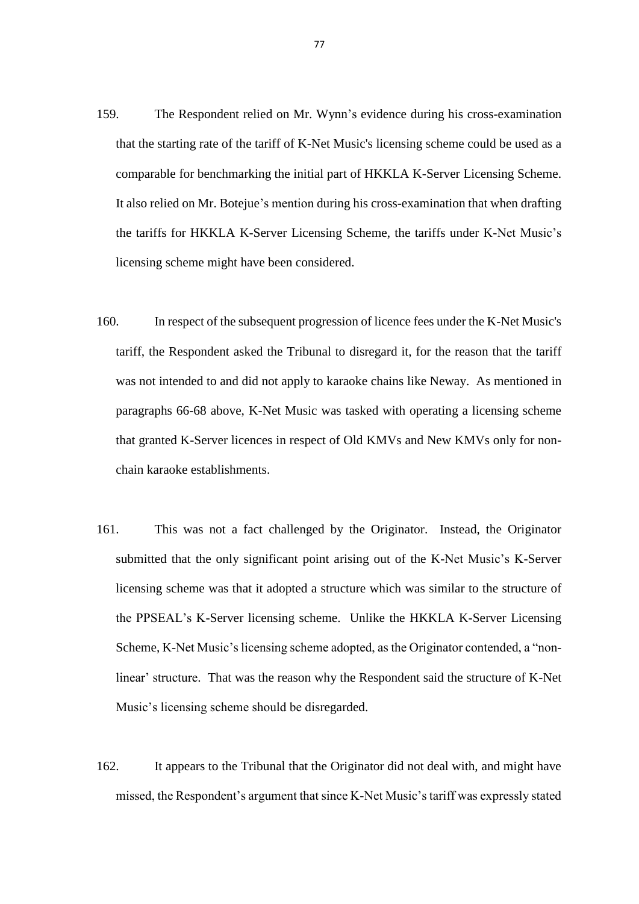159. The Respondent relied on Mr. Wynn's evidence during his cross-examination that the starting rate of the tariff of K-Net Music's licensing scheme could be used as a comparable for benchmarking the initial part of HKKLA K-Server Licensing Scheme. It also relied on Mr. Botejue's mention during his cross-examination that when drafting the tariffs for HKKLA K-Server Licensing Scheme, the tariffs under K-Net Music's licensing scheme might have been considered.

160. In respect of the subsequent progression of licence fees under the K-Net Music's tariff, the Respondent asked the Tribunal to disregard it, for the reason that the tariff was not intended to and did not apply to karaoke chains like Neway. As mentioned in paragraphs 66-68 above, K-Net Music was tasked with operating a licensing scheme that granted K-Server licences in respect of Old KMVs and New KMVs only for non-chain karaoke establishments.

161. This was not a fact challenged by the Originator. Instead, the Originator submitted that the only significant point arising out of the K-Net Music's K-Server licensing scheme was that it adopted a structure which was similar to the structure of the PPSEAL's K-Server licensing scheme. Unlike the HKKLA K-Server Licensing Scheme, K-Net Music's licensing scheme adopted, as the Originator contended, a "non-linear' structure. That was the reason why the Respondent said the structure of K-Net Music's licensing scheme should be disregarded.

162. It appears to the Tribunal that the Originator did not deal with, and might have missed, the Respondent's argument that since K-Net Music's tariff was expressly stated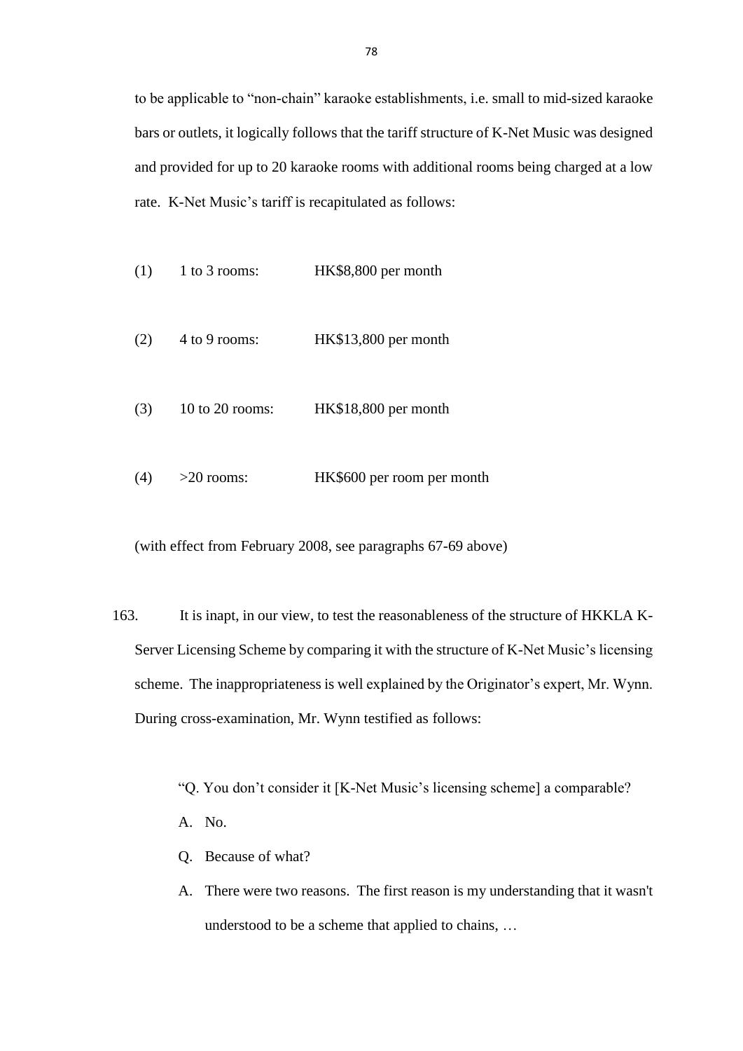to be applicable to "non-chain" karaoke establishments, i.e. small to mid-sized karaoke bars or outlets, it logically follows that the tariff structure of K-Net Music was designed and provided for up to 20 karaoke rooms with additional rooms being charged at a low rate. K-Net Music's tariff is recapitulated as follows:

(1) 1 to 3 rooms: HK$8,800 per month

(2) 4 to 9 rooms: HK$13,800 per month

(3) 10 to 20 rooms: HK$18,800 per month

(4) >20 rooms: HK$600 per room per month

(with effect from February 2008, see paragraphs 67-69 above)

163. It is inapt, in our view, to test the reasonableness of the structure of HKKLA K-Server Licensing Scheme by comparing it with the structure of K-Net Music's licensing scheme. The inappropriateness is well explained by the Originator's expert, Mr. Wynn. During cross-examination, Mr. Wynn testified as follows:

> "Q. You don't consider it [K-Net Music's licensing scheme] a comparable?
>
> A. No.
>
> Q. Because of what?
>
> A. There were two reasons. The first reason is my understanding that it wasn't understood to be a scheme that applied to chains, …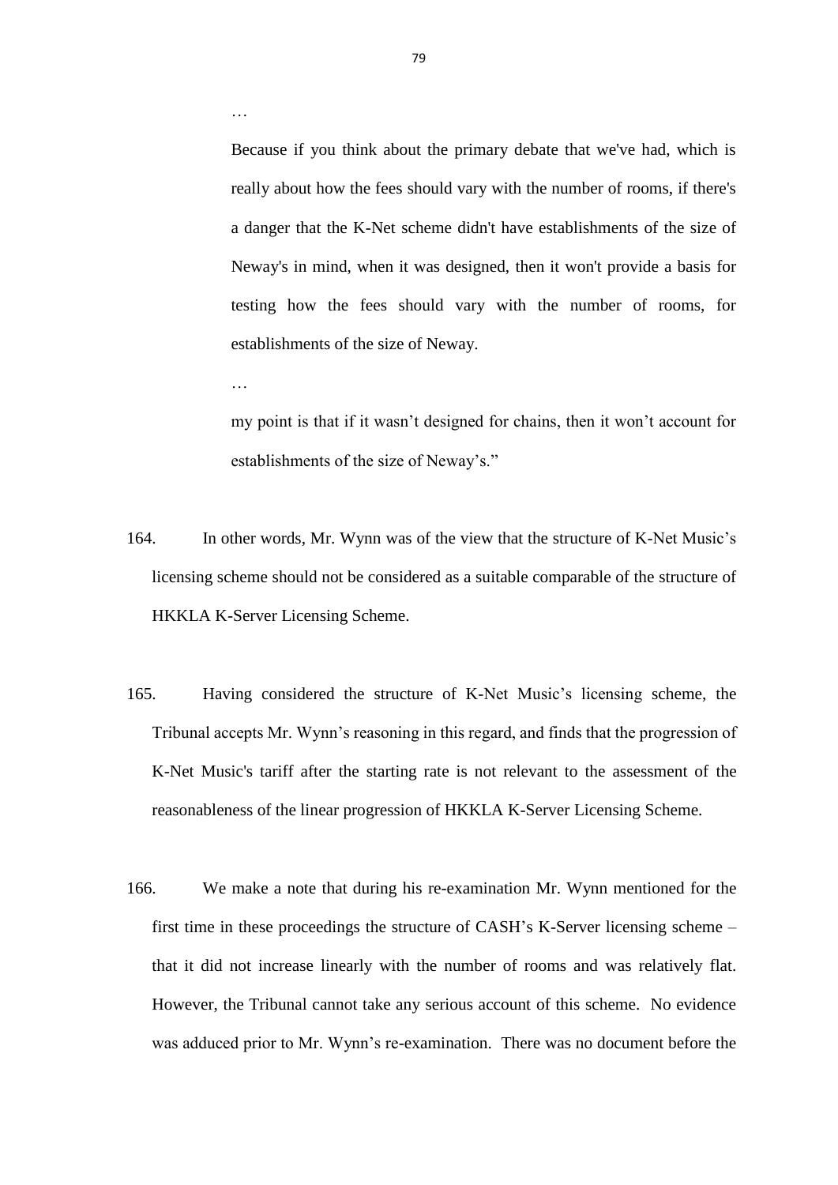> …
>
> Because if you think about the primary debate that we've had, which is really about how the fees should vary with the number of rooms, if there's a danger that the K-Net scheme didn't have establishments of the size of Neway's in mind, when it was designed, then it won't provide a basis for testing how the fees should vary with the number of rooms, for establishments of the size of Neway.
>
> …
>
> my point is that if it wasn't designed for chains, then it won't account for establishments of the size of Neway's."

164. In other words, Mr. Wynn was of the view that the structure of K-Net Music's licensing scheme should not be considered as a suitable comparable of the structure of HKKLA K-Server Licensing Scheme.

165. Having considered the structure of K-Net Music's licensing scheme, the Tribunal accepts Mr. Wynn's reasoning in this regard, and finds that the progression of K-Net Music's tariff after the starting rate is not relevant to the assessment of the reasonableness of the linear progression of HKKLA K-Server Licensing Scheme.

166. We make a note that during his re-examination Mr. Wynn mentioned for the first time in these proceedings the structure of CASH's K-Server licensing scheme – that it did not increase linearly with the number of rooms and was relatively flat. However, the Tribunal cannot take any serious account of this scheme. No evidence was adduced prior to Mr. Wynn's re-examination. There was no document before the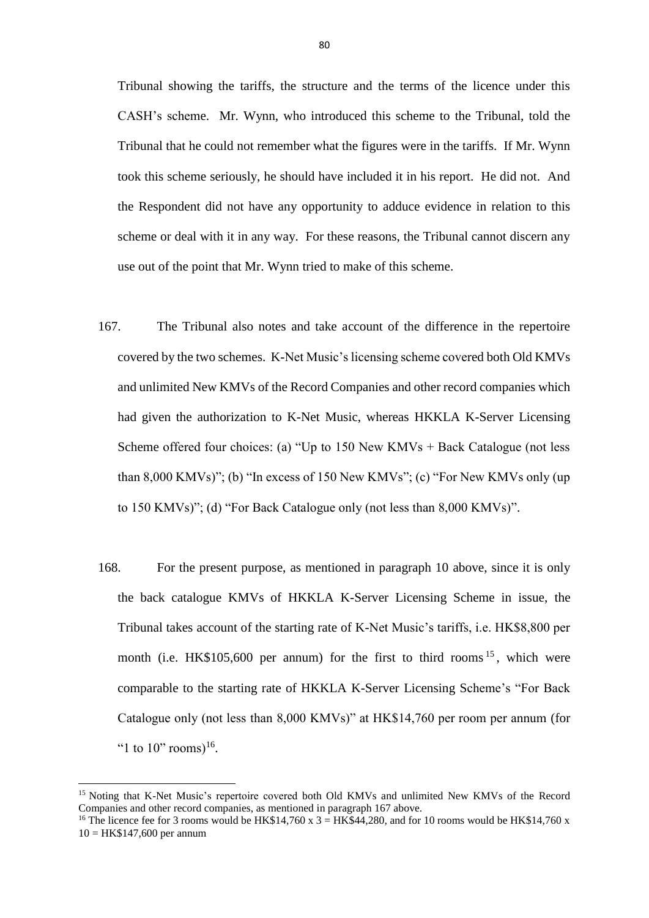Tribunal showing the tariffs, the structure and the terms of the licence under this CASH's scheme. Mr. Wynn, who introduced this scheme to the Tribunal, told the Tribunal that he could not remember what the figures were in the tariffs. If Mr. Wynn took this scheme seriously, he should have included it in his report. He did not. And the Respondent did not have any opportunity to adduce evidence in relation to this scheme or deal with it in any way. For these reasons, the Tribunal cannot discern any use out of the point that Mr. Wynn tried to make of this scheme.

167. The Tribunal also notes and take account of the difference in the repertoire covered by the two schemes. K-Net Music's licensing scheme covered both Old KMVs and unlimited New KMVs of the Record Companies and other record companies which had given the authorization to K-Net Music, whereas HKKLA K-Server Licensing Scheme offered four choices: (a) "Up to 150 New KMVs + Back Catalogue (not less than 8,000 KMVs)"; (b) "In excess of 150 New KMVs"; (c) "For New KMVs only (up to 150 KMVs)"; (d) "For Back Catalogue only (not less than 8,000 KMVs)".

168. For the present purpose, as mentioned in paragraph 10 above, since it is only the back catalogue KMVs of HKKLA K-Server Licensing Scheme in issue, the Tribunal takes account of the starting rate of K-Net Music's tariffs, i.e. HK$8,800 per month (i.e. HK$105,600 per annum) for the first to third rooms[15], which were comparable to the starting rate of HKKLA K-Server Licensing Scheme's "For Back Catalogue only (not less than 8,000 KMVs)" at HK$14,760 per room per annum (for "1 to 10" rooms)[16].

---

[15] Noting that K-Net Music's repertoire covered both Old KMVs and unlimited New KMVs of the Record Companies and other record companies, as mentioned in paragraph 167 above.

[16] The licence fee for 3 rooms would be HK$14,760 x 3 = HK$44,280, and for 10 rooms would be HK$14,760 x 10 = HK$147,600 per annum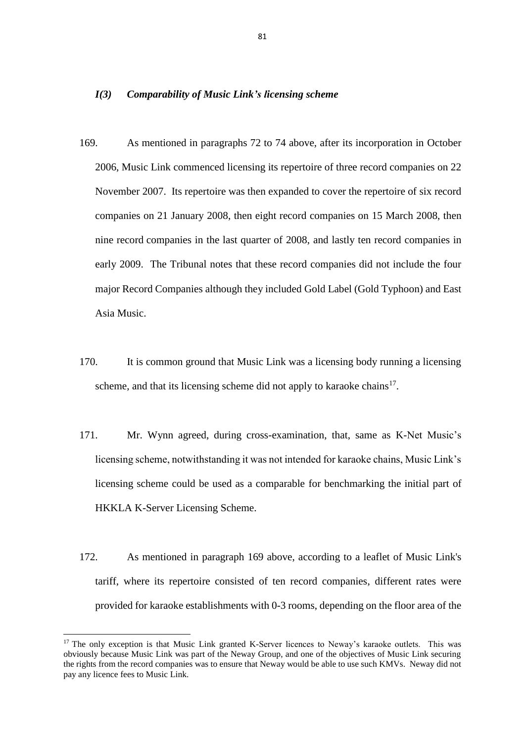### *I(3) Comparability of Music Link's licensing scheme*

169. As mentioned in paragraphs 72 to 74 above, after its incorporation in October 2006, Music Link commenced licensing its repertoire of three record companies on 22 November 2007. Its repertoire was then expanded to cover the repertoire of six record companies on 21 January 2008, then eight record companies on 15 March 2008, then nine record companies in the last quarter of 2008, and lastly ten record companies in early 2009. The Tribunal notes that these record companies did not include the four major Record Companies although they included Gold Label (Gold Typhoon) and East Asia Music.

170. It is common ground that Music Link was a licensing body running a licensing scheme, and that its licensing scheme did not apply to karaoke chains[17].

171. Mr. Wynn agreed, during cross-examination, that, same as K-Net Music's licensing scheme, notwithstanding it was not intended for karaoke chains, Music Link's licensing scheme could be used as a comparable for benchmarking the initial part of HKKLA K-Server Licensing Scheme.

172. As mentioned in paragraph 169 above, according to a leaflet of Music Link's tariff, where its repertoire consisted of ten record companies, different rates were provided for karaoke establishments with 0-3 rooms, depending on the floor area of the

[17] The only exception is that Music Link granted K-Server licences to Neway's karaoke outlets. This was obviously because Music Link was part of the Neway Group, and one of the objectives of Music Link securing the rights from the record companies was to ensure that Neway would be able to use such KMVs. Neway did not pay any licence fees to Music Link.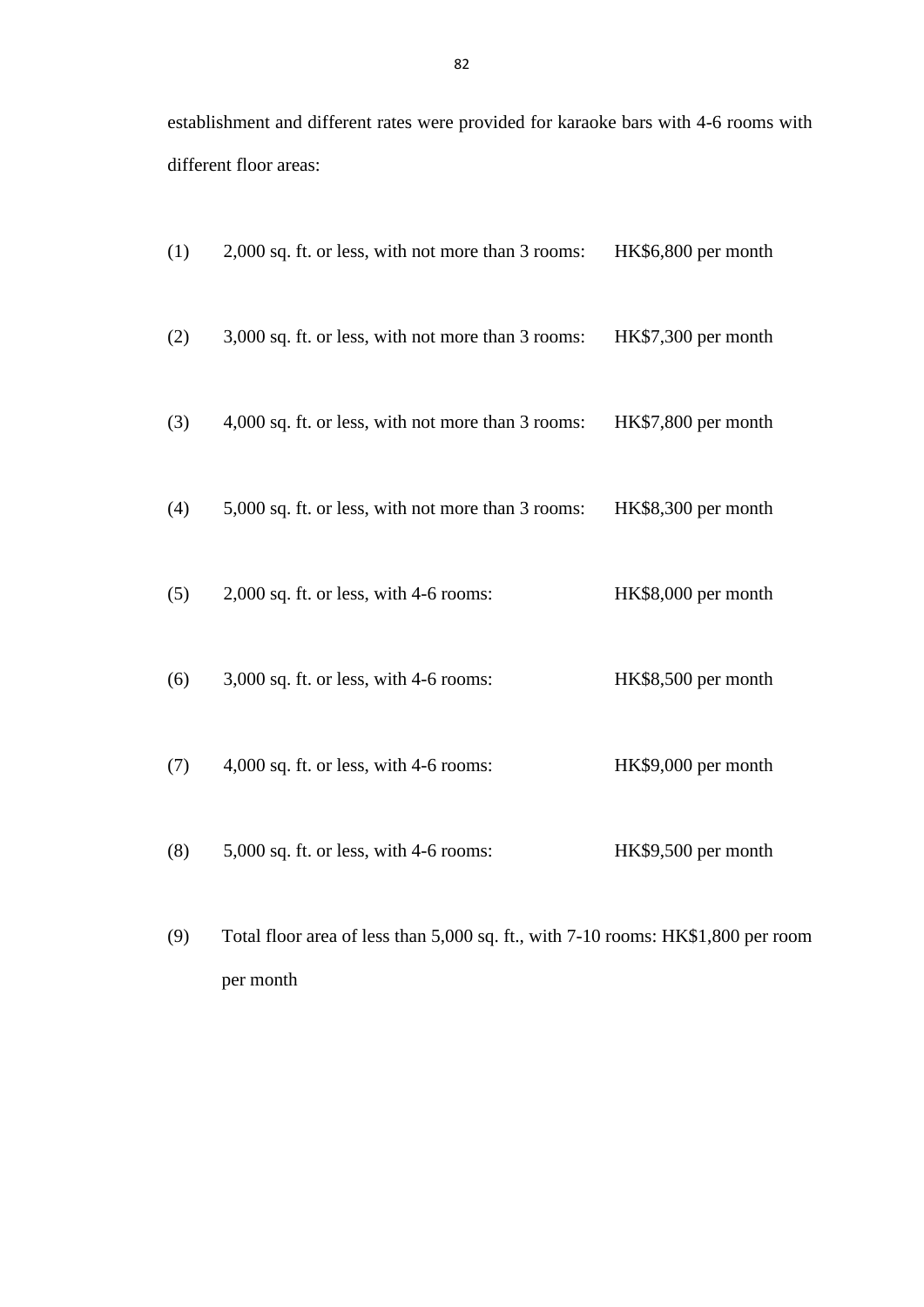establishment and different rates were provided for karaoke bars with 4-6 rooms with different floor areas:

(1) 2,000 sq. ft. or less, with not more than 3 rooms: HK$6,800 per month

(2) 3,000 sq. ft. or less, with not more than 3 rooms: HK$7,300 per month

(3) 4,000 sq. ft. or less, with not more than 3 rooms: HK$7,800 per month

(4) 5,000 sq. ft. or less, with not more than 3 rooms: HK$8,300 per month

(5) 2,000 sq. ft. or less, with 4-6 rooms: HK$8,000 per month

(6) 3,000 sq. ft. or less, with 4-6 rooms: HK$8,500 per month

(7) 4,000 sq. ft. or less, with 4-6 rooms: HK$9,000 per month

(8) 5,000 sq. ft. or less, with 4-6 rooms: HK$9,500 per month

(9) Total floor area of less than 5,000 sq. ft., with 7-10 rooms: HK$1,800 per room per month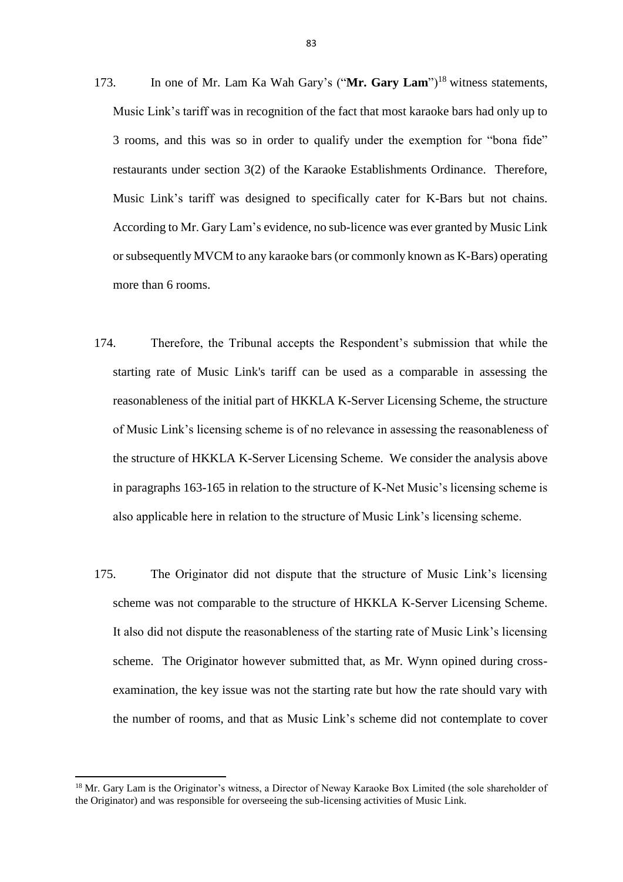173. In one of Mr. Lam Ka Wah Gary's ("**Mr. Gary Lam**")[18] witness statements, Music Link's tariff was in recognition of the fact that most karaoke bars had only up to 3 rooms, and this was so in order to qualify under the exemption for "bona fide" restaurants under section 3(2) of the Karaoke Establishments Ordinance. Therefore, Music Link's tariff was designed to specifically cater for K-Bars but not chains. According to Mr. Gary Lam's evidence, no sub-licence was ever granted by Music Link or subsequently MVCM to any karaoke bars (or commonly known as K-Bars) operating more than 6 rooms.

174. Therefore, the Tribunal accepts the Respondent's submission that while the starting rate of Music Link's tariff can be used as a comparable in assessing the reasonableness of the initial part of HKKLA K-Server Licensing Scheme, the structure of Music Link's licensing scheme is of no relevance in assessing the reasonableness of the structure of HKKLA K-Server Licensing Scheme. We consider the analysis above in paragraphs 163-165 in relation to the structure of K-Net Music's licensing scheme is also applicable here in relation to the structure of Music Link's licensing scheme.

175. The Originator did not dispute that the structure of Music Link's licensing scheme was not comparable to the structure of HKKLA K-Server Licensing Scheme. It also did not dispute the reasonableness of the starting rate of Music Link's licensing scheme. The Originator however submitted that, as Mr. Wynn opined during cross-examination, the key issue was not the starting rate but how the rate should vary with the number of rooms, and that as Music Link's scheme did not contemplate to cover

---

[18] Mr. Gary Lam is the Originator's witness, a Director of Neway Karaoke Box Limited (the sole shareholder of the Originator) and was responsible for overseeing the sub-licensing activities of Music Link.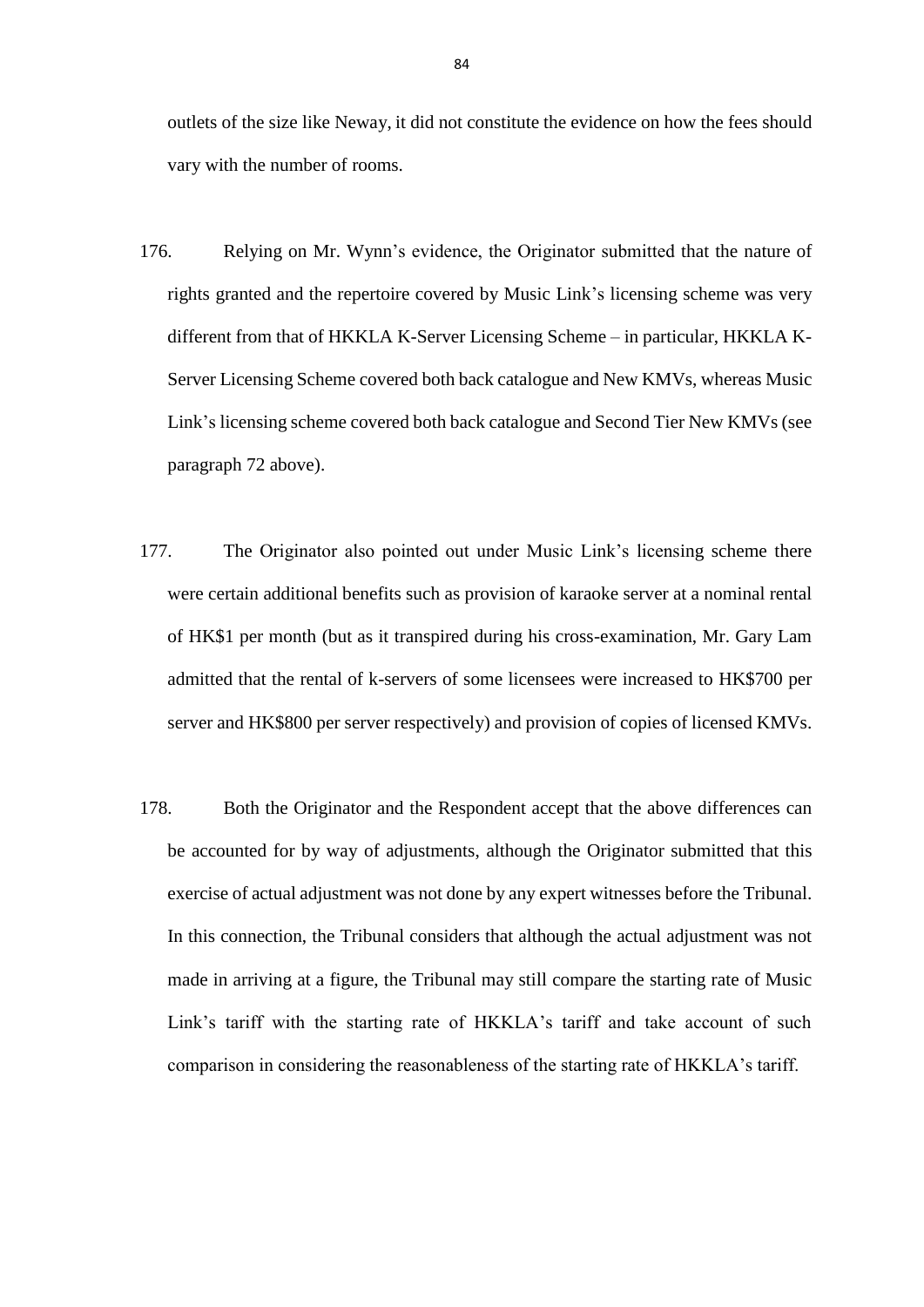outlets of the size like Neway, it did not constitute the evidence on how the fees should vary with the number of rooms.

176. Relying on Mr. Wynn's evidence, the Originator submitted that the nature of rights granted and the repertoire covered by Music Link's licensing scheme was very different from that of HKKLA K-Server Licensing Scheme – in particular, HKKLA K-Server Licensing Scheme covered both back catalogue and New KMVs, whereas Music Link's licensing scheme covered both back catalogue and Second Tier New KMVs (see paragraph 72 above).

177. The Originator also pointed out under Music Link's licensing scheme there were certain additional benefits such as provision of karaoke server at a nominal rental of HK$1 per month (but as it transpired during his cross-examination, Mr. Gary Lam admitted that the rental of k-servers of some licensees were increased to HK$700 per server and HK$800 per server respectively) and provision of copies of licensed KMVs.

178. Both the Originator and the Respondent accept that the above differences can be accounted for by way of adjustments, although the Originator submitted that this exercise of actual adjustment was not done by any expert witnesses before the Tribunal. In this connection, the Tribunal considers that although the actual adjustment was not made in arriving at a figure, the Tribunal may still compare the starting rate of Music Link's tariff with the starting rate of HKKLA's tariff and take account of such comparison in considering the reasonableness of the starting rate of HKKLA's tariff.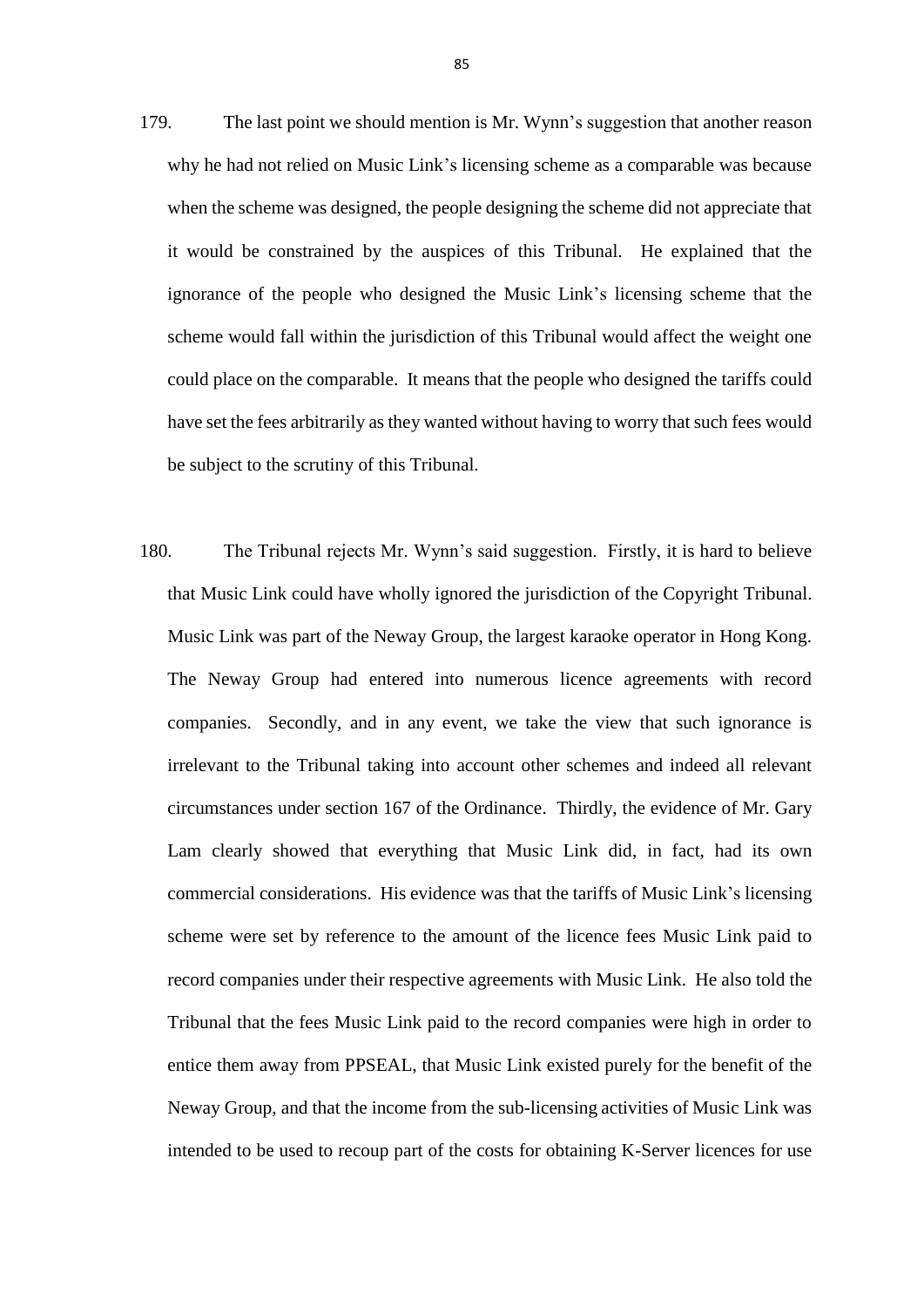179. The last point we should mention is Mr. Wynn's suggestion that another reason why he had not relied on Music Link's licensing scheme as a comparable was because when the scheme was designed, the people designing the scheme did not appreciate that it would be constrained by the auspices of this Tribunal. He explained that the ignorance of the people who designed the Music Link's licensing scheme that the scheme would fall within the jurisdiction of this Tribunal would affect the weight one could place on the comparable. It means that the people who designed the tariffs could have set the fees arbitrarily as they wanted without having to worry that such fees would be subject to the scrutiny of this Tribunal.

180. The Tribunal rejects Mr. Wynn's said suggestion. Firstly, it is hard to believe that Music Link could have wholly ignored the jurisdiction of the Copyright Tribunal. Music Link was part of the Neway Group, the largest karaoke operator in Hong Kong. The Neway Group had entered into numerous licence agreements with record companies. Secondly, and in any event, we take the view that such ignorance is irrelevant to the Tribunal taking into account other schemes and indeed all relevant circumstances under section 167 of the Ordinance. Thirdly, the evidence of Mr. Gary Lam clearly showed that everything that Music Link did, in fact, had its own commercial considerations. His evidence was that the tariffs of Music Link's licensing scheme were set by reference to the amount of the licence fees Music Link paid to record companies under their respective agreements with Music Link. He also told the Tribunal that the fees Music Link paid to the record companies were high in order to entice them away from PPSEAL, that Music Link existed purely for the benefit of the Neway Group, and that the income from the sub-licensing activities of Music Link was intended to be used to recoup part of the costs for obtaining K-Server licences for use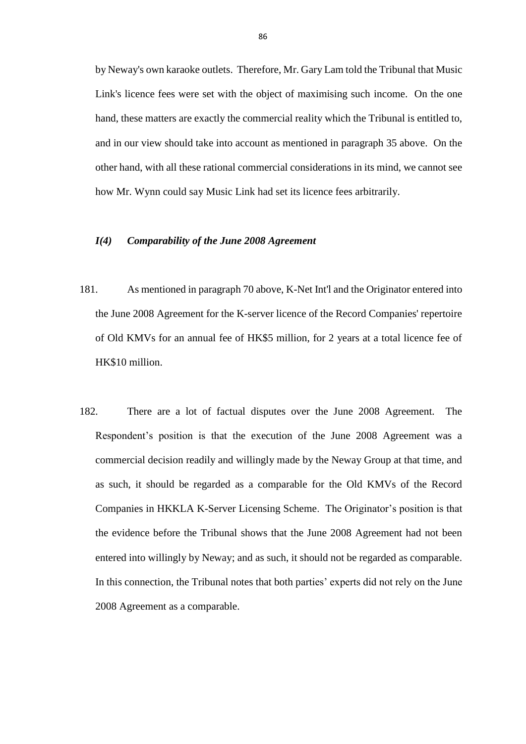by Neway's own karaoke outlets. Therefore, Mr. Gary Lam told the Tribunal that Music Link's licence fees were set with the object of maximising such income. On the one hand, these matters are exactly the commercial reality which the Tribunal is entitled to, and in our view should take into account as mentioned in paragraph 35 above. On the other hand, with all these rational commercial considerations in its mind, we cannot see how Mr. Wynn could say Music Link had set its licence fees arbitrarily.

### *I(4) Comparability of the June 2008 Agreement*

181. As mentioned in paragraph 70 above, K-Net Int'l and the Originator entered into the June 2008 Agreement for the K-server licence of the Record Companies' repertoire of Old KMVs for an annual fee of HK$5 million, for 2 years at a total licence fee of HK$10 million.

182. There are a lot of factual disputes over the June 2008 Agreement. The Respondent's position is that the execution of the June 2008 Agreement was a commercial decision readily and willingly made by the Neway Group at that time, and as such, it should be regarded as a comparable for the Old KMVs of the Record Companies in HKKLA K-Server Licensing Scheme. The Originator's position is that the evidence before the Tribunal shows that the June 2008 Agreement had not been entered into willingly by Neway; and as such, it should not be regarded as comparable. In this connection, the Tribunal notes that both parties' experts did not rely on the June 2008 Agreement as a comparable.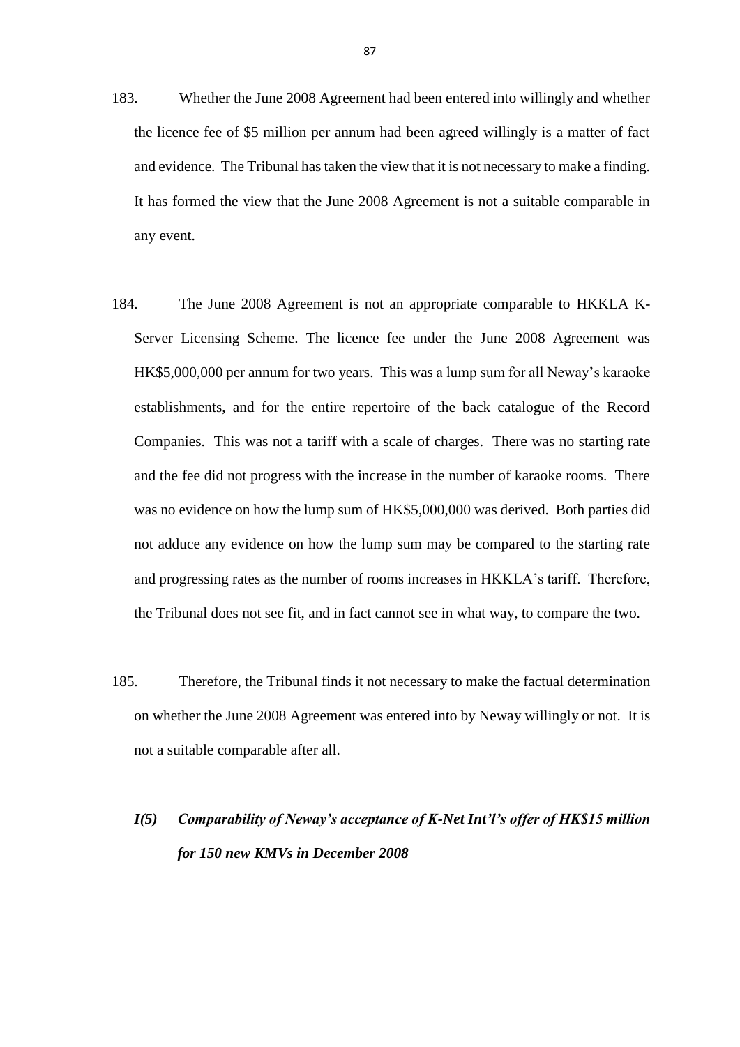183. Whether the June 2008 Agreement had been entered into willingly and whether the licence fee of $5 million per annum had been agreed willingly is a matter of fact and evidence. The Tribunal has taken the view that it is not necessary to make a finding. It has formed the view that the June 2008 Agreement is not a suitable comparable in any event.

184. The June 2008 Agreement is not an appropriate comparable to HKKLA K-Server Licensing Scheme. The licence fee under the June 2008 Agreement was HK$5,000,000 per annum for two years. This was a lump sum for all Neway's karaoke establishments, and for the entire repertoire of the back catalogue of the Record Companies. This was not a tariff with a scale of charges. There was no starting rate and the fee did not progress with the increase in the number of karaoke rooms. There was no evidence on how the lump sum of HK$5,000,000 was derived. Both parties did not adduce any evidence on how the lump sum may be compared to the starting rate and progressing rates as the number of rooms increases in HKKLA's tariff. Therefore, the Tribunal does not see fit, and in fact cannot see in what way, to compare the two.

185. Therefore, the Tribunal finds it not necessary to make the factual determination on whether the June 2008 Agreement was entered into by Neway willingly or not. It is not a suitable comparable after all.

### *I(5) Comparability of Neway's acceptance of K-Net Int'l's offer of HK$15 million for 150 new KMVs in December 2008*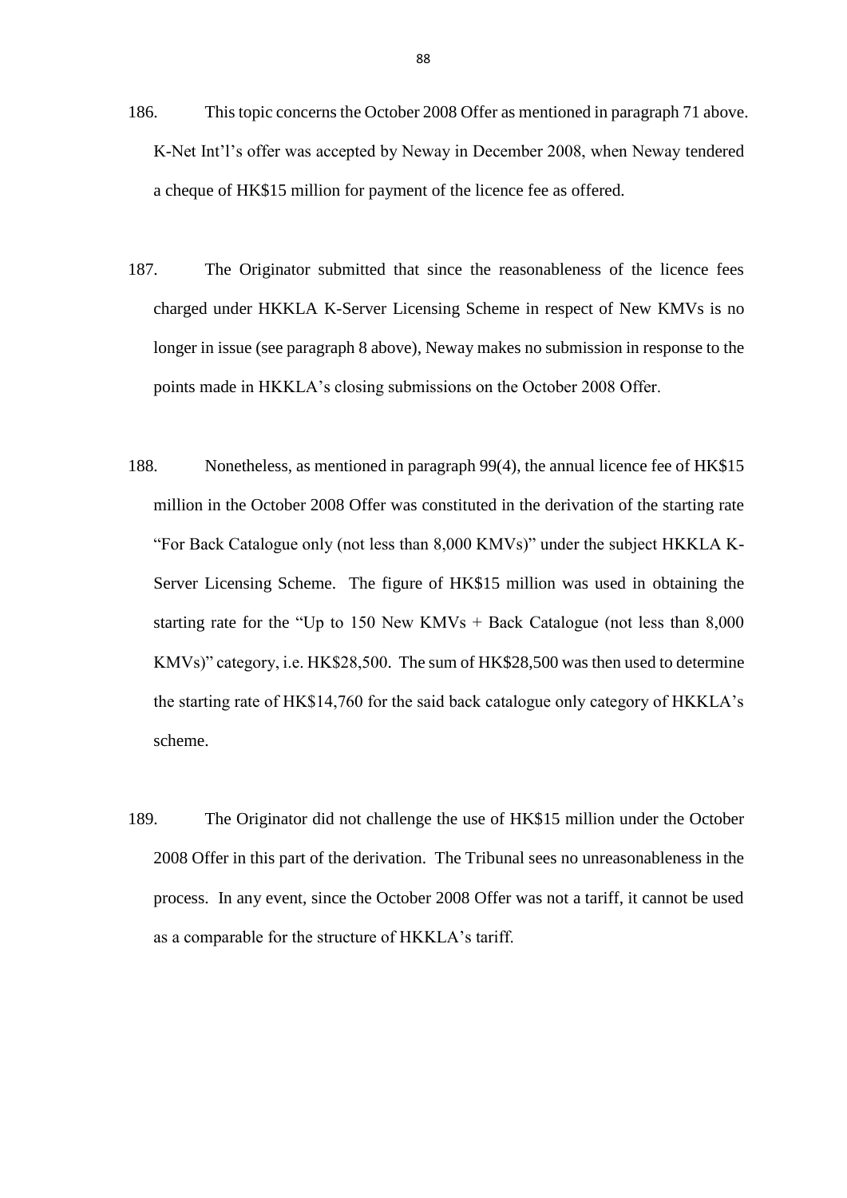186. This topic concerns the October 2008 Offer as mentioned in paragraph 71 above. K-Net Int'l's offer was accepted by Neway in December 2008, when Neway tendered a cheque of HK$15 million for payment of the licence fee as offered.

187. The Originator submitted that since the reasonableness of the licence fees charged under HKKLA K-Server Licensing Scheme in respect of New KMVs is no longer in issue (see paragraph 8 above), Neway makes no submission in response to the points made in HKKLA's closing submissions on the October 2008 Offer.

188. Nonetheless, as mentioned in paragraph 99(4), the annual licence fee of HK$15 million in the October 2008 Offer was constituted in the derivation of the starting rate "For Back Catalogue only (not less than 8,000 KMVs)" under the subject HKKLA K-Server Licensing Scheme. The figure of HK$15 million was used in obtaining the starting rate for the "Up to 150 New KMVs + Back Catalogue (not less than 8,000 KMVs)" category, i.e. HK$28,500. The sum of HK$28,500 was then used to determine the starting rate of HK$14,760 for the said back catalogue only category of HKKLA's scheme.

189. The Originator did not challenge the use of HK$15 million under the October 2008 Offer in this part of the derivation. The Tribunal sees no unreasonableness in the process. In any event, since the October 2008 Offer was not a tariff, it cannot be used as a comparable for the structure of HKKLA's tariff.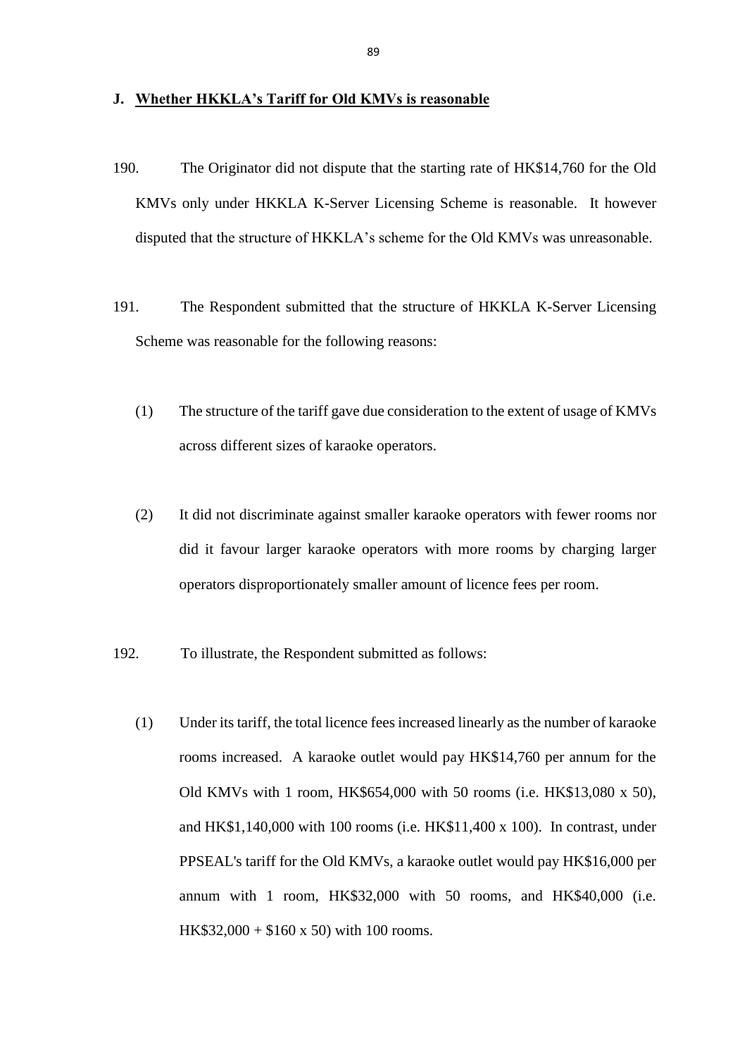**J. Whether HKKLA's Tariff for Old KMVs is reasonable**

190. The Originator did not dispute that the starting rate of HK$14,760 for the Old KMVs only under HKKLA K-Server Licensing Scheme is reasonable. It however disputed that the structure of HKKLA's scheme for the Old KMVs was unreasonable.

191. The Respondent submitted that the structure of HKKLA K-Server Licensing Scheme was reasonable for the following reasons:

(1) The structure of the tariff gave due consideration to the extent of usage of KMVs across different sizes of karaoke operators.

(2) It did not discriminate against smaller karaoke operators with fewer rooms nor did it favour larger karaoke operators with more rooms by charging larger operators disproportionately smaller amount of licence fees per room.

192. To illustrate, the Respondent submitted as follows:

(1) Under its tariff, the total licence fees increased linearly as the number of karaoke rooms increased. A karaoke outlet would pay HK$14,760 per annum for the Old KMVs with 1 room, HK$654,000 with 50 rooms (i.e. HK$13,080 x 50), and HK$1,140,000 with 100 rooms (i.e. HK$11,400 x 100). In contrast, under PPSEAL's tariff for the Old KMVs, a karaoke outlet would pay HK$16,000 per annum with 1 room, HK$32,000 with 50 rooms, and HK$40,000 (i.e. HK$32,000 + $160 x 50) with 100 rooms.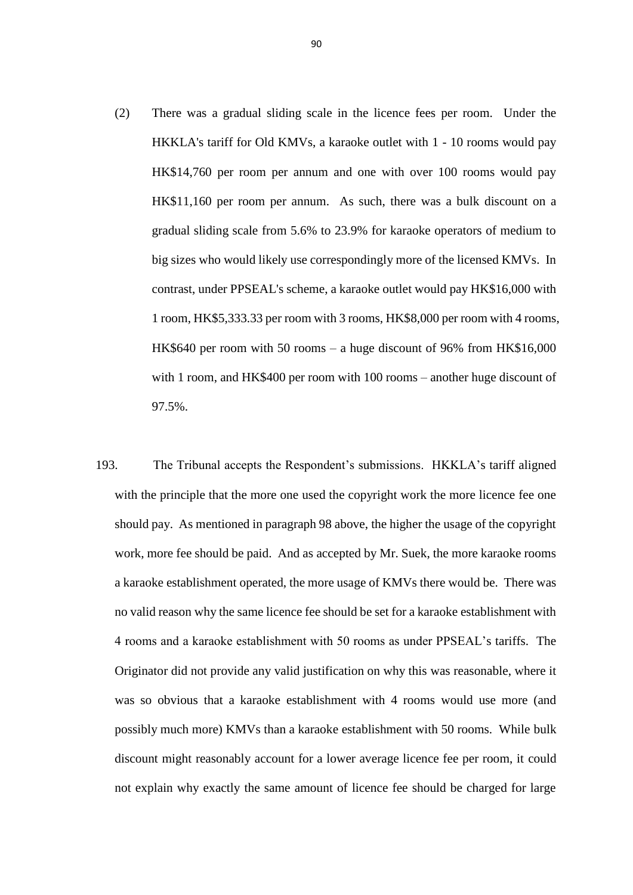(2) There was a gradual sliding scale in the licence fees per room. Under the HKKLA's tariff for Old KMVs, a karaoke outlet with 1 - 10 rooms would pay HK$14,760 per room per annum and one with over 100 rooms would pay HK$11,160 per room per annum. As such, there was a bulk discount on a gradual sliding scale from 5.6% to 23.9% for karaoke operators of medium to big sizes who would likely use correspondingly more of the licensed KMVs. In contrast, under PPSEAL's scheme, a karaoke outlet would pay HK$16,000 with 1 room, HK$5,333.33 per room with 3 rooms, HK$8,000 per room with 4 rooms, HK$640 per room with 50 rooms – a huge discount of 96% from HK$16,000 with 1 room, and HK$400 per room with 100 rooms – another huge discount of 97.5%.

193. The Tribunal accepts the Respondent's submissions. HKKLA's tariff aligned with the principle that the more one used the copyright work the more licence fee one should pay. As mentioned in paragraph 98 above, the higher the usage of the copyright work, more fee should be paid. And as accepted by Mr. Suek, the more karaoke rooms a karaoke establishment operated, the more usage of KMVs there would be. There was no valid reason why the same licence fee should be set for a karaoke establishment with 4 rooms and a karaoke establishment with 50 rooms as under PPSEAL's tariffs. The Originator did not provide any valid justification on why this was reasonable, where it was so obvious that a karaoke establishment with 4 rooms would use more (and possibly much more) KMVs than a karaoke establishment with 50 rooms. While bulk discount might reasonably account for a lower average licence fee per room, it could not explain why exactly the same amount of licence fee should be charged for large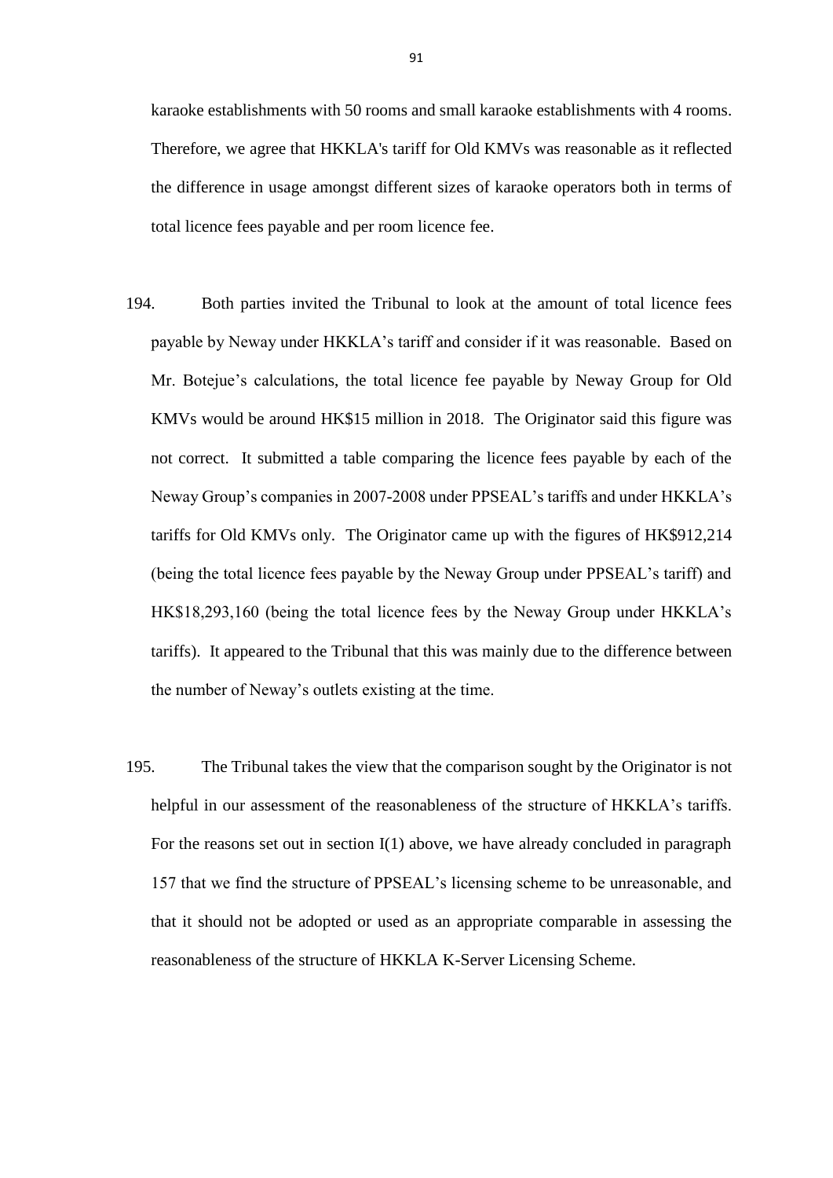karaoke establishments with 50 rooms and small karaoke establishments with 4 rooms. Therefore, we agree that HKKLA's tariff for Old KMVs was reasonable as it reflected the difference in usage amongst different sizes of karaoke operators both in terms of total licence fees payable and per room licence fee.

194. Both parties invited the Tribunal to look at the amount of total licence fees payable by Neway under HKKLA's tariff and consider if it was reasonable. Based on Mr. Botejue's calculations, the total licence fee payable by Neway Group for Old KMVs would be around HK$15 million in 2018. The Originator said this figure was not correct. It submitted a table comparing the licence fees payable by each of the Neway Group's companies in 2007-2008 under PPSEAL's tariffs and under HKKLA's tariffs for Old KMVs only. The Originator came up with the figures of HK$912,214 (being the total licence fees payable by the Neway Group under PPSEAL's tariff) and HK$18,293,160 (being the total licence fees by the Neway Group under HKKLA's tariffs). It appeared to the Tribunal that this was mainly due to the difference between the number of Neway's outlets existing at the time.

195. The Tribunal takes the view that the comparison sought by the Originator is not helpful in our assessment of the reasonableness of the structure of HKKLA's tariffs. For the reasons set out in section I(1) above, we have already concluded in paragraph 157 that we find the structure of PPSEAL's licensing scheme to be unreasonable, and that it should not be adopted or used as an appropriate comparable in assessing the reasonableness of the structure of HKKLA K-Server Licensing Scheme.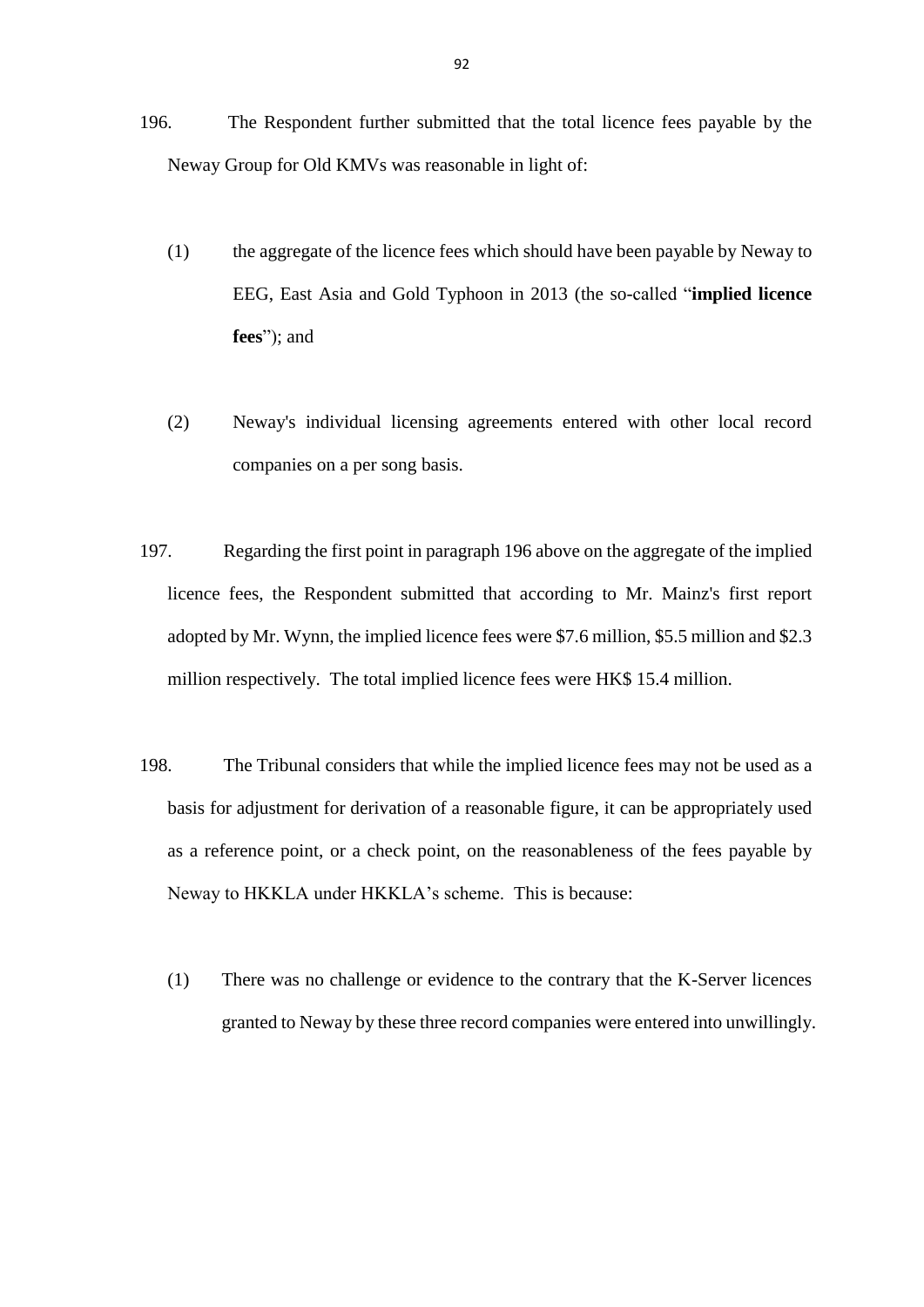196. The Respondent further submitted that the total licence fees payable by the Neway Group for Old KMVs was reasonable in light of:

(1) the aggregate of the licence fees which should have been payable by Neway to EEG, East Asia and Gold Typhoon in 2013 (the so-called "**implied licence fees**"); and

(2) Neway's individual licensing agreements entered with other local record companies on a per song basis.

197. Regarding the first point in paragraph 196 above on the aggregate of the implied licence fees, the Respondent submitted that according to Mr. Mainz's first report adopted by Mr. Wynn, the implied licence fees were $7.6 million, $5.5 million and $2.3 million respectively. The total implied licence fees were HK$ 15.4 million.

198. The Tribunal considers that while the implied licence fees may not be used as a basis for adjustment for derivation of a reasonable figure, it can be appropriately used as a reference point, or a check point, on the reasonableness of the fees payable by Neway to HKKLA under HKKLA's scheme. This is because:

(1) There was no challenge or evidence to the contrary that the K-Server licences granted to Neway by these three record companies were entered into unwillingly.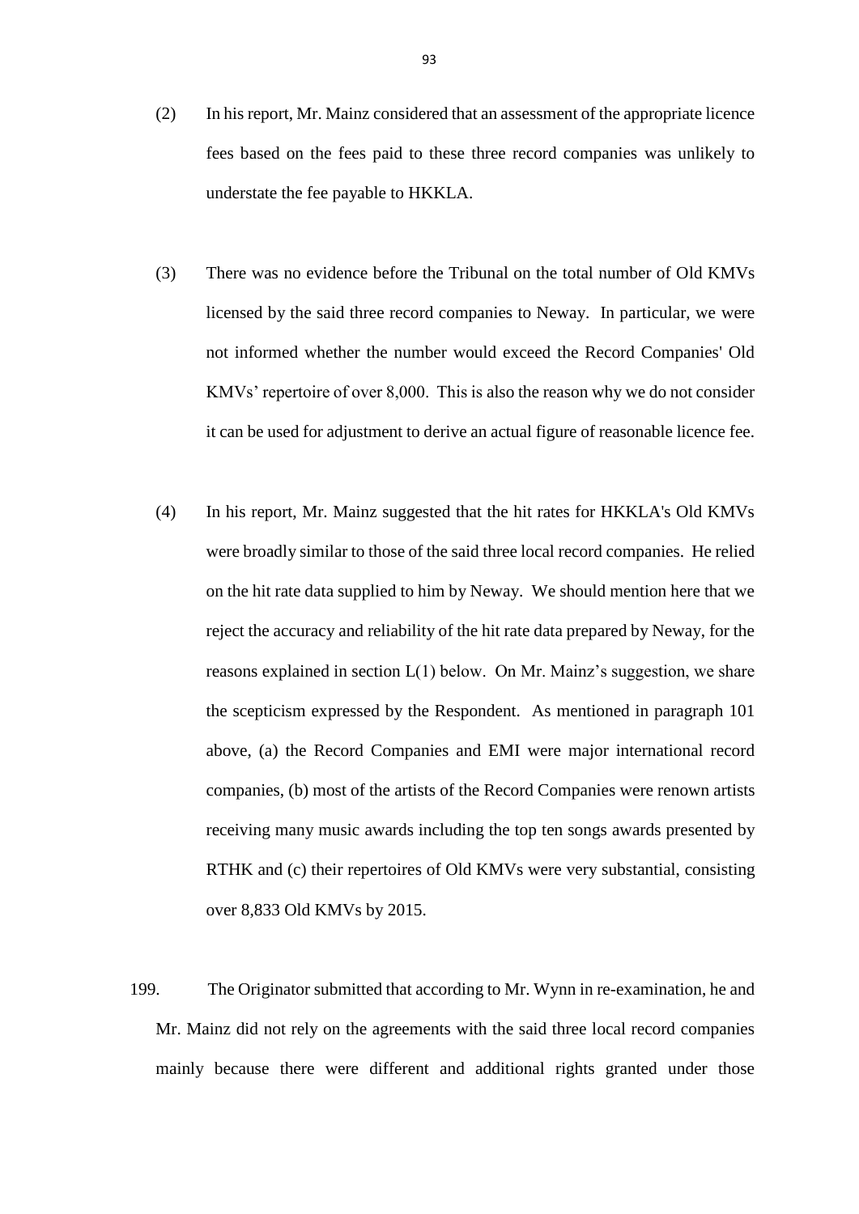(2) In his report, Mr. Mainz considered that an assessment of the appropriate licence fees based on the fees paid to these three record companies was unlikely to understate the fee payable to HKKLA.

(3) There was no evidence before the Tribunal on the total number of Old KMVs licensed by the said three record companies to Neway. In particular, we were not informed whether the number would exceed the Record Companies' Old KMVs' repertoire of over 8,000. This is also the reason why we do not consider it can be used for adjustment to derive an actual figure of reasonable licence fee.

(4) In his report, Mr. Mainz suggested that the hit rates for HKKLA's Old KMVs were broadly similar to those of the said three local record companies. He relied on the hit rate data supplied to him by Neway. We should mention here that we reject the accuracy and reliability of the hit rate data prepared by Neway, for the reasons explained in section L(1) below. On Mr. Mainz's suggestion, we share the scepticism expressed by the Respondent. As mentioned in paragraph 101 above, (a) the Record Companies and EMI were major international record companies, (b) most of the artists of the Record Companies were renown artists receiving many music awards including the top ten songs awards presented by RTHK and (c) their repertoires of Old KMVs were very substantial, consisting over 8,833 Old KMVs by 2015.

199. The Originator submitted that according to Mr. Wynn in re-examination, he and Mr. Mainz did not rely on the agreements with the said three local record companies mainly because there were different and additional rights granted under those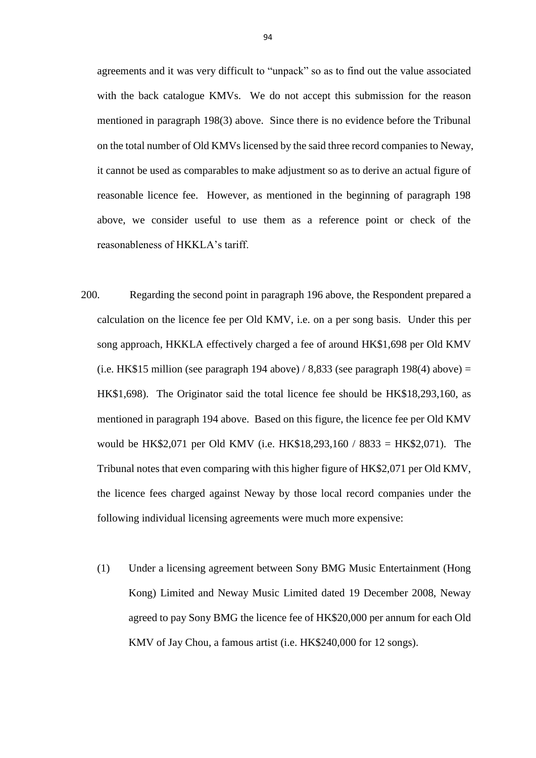agreements and it was very difficult to "unpack" so as to find out the value associated with the back catalogue KMVs. We do not accept this submission for the reason mentioned in paragraph 198(3) above. Since there is no evidence before the Tribunal on the total number of Old KMVs licensed by the said three record companies to Neway, it cannot be used as comparables to make adjustment so as to derive an actual figure of reasonable licence fee. However, as mentioned in the beginning of paragraph 198 above, we consider useful to use them as a reference point or check of the reasonableness of HKKLA's tariff.

200. Regarding the second point in paragraph 196 above, the Respondent prepared a calculation on the licence fee per Old KMV, i.e. on a per song basis. Under this per song approach, HKKLA effectively charged a fee of around HK$1,698 per Old KMV (i.e. HK$15 million (see paragraph 194 above) / 8,833 (see paragraph 198(4) above) = HK$1,698). The Originator said the total licence fee should be HK$18,293,160, as mentioned in paragraph 194 above. Based on this figure, the licence fee per Old KMV would be HK$2,071 per Old KMV (i.e. HK$18,293,160 / 8833 = HK$2,071). The Tribunal notes that even comparing with this higher figure of HK$2,071 per Old KMV, the licence fees charged against Neway by those local record companies under the following individual licensing agreements were much more expensive:

(1) Under a licensing agreement between Sony BMG Music Entertainment (Hong Kong) Limited and Neway Music Limited dated 19 December 2008, Neway agreed to pay Sony BMG the licence fee of HK$20,000 per annum for each Old KMV of Jay Chou, a famous artist (i.e. HK$240,000 for 12 songs).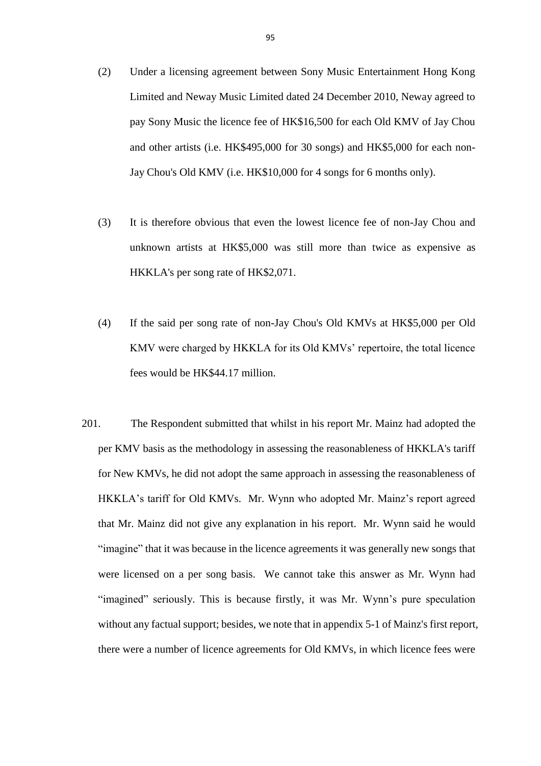(2) Under a licensing agreement between Sony Music Entertainment Hong Kong Limited and Neway Music Limited dated 24 December 2010, Neway agreed to pay Sony Music the licence fee of HK$16,500 for each Old KMV of Jay Chou and other artists (i.e. HK$495,000 for 30 songs) and HK$5,000 for each non-Jay Chou's Old KMV (i.e. HK$10,000 for 4 songs for 6 months only).

(3) It is therefore obvious that even the lowest licence fee of non-Jay Chou and unknown artists at HK$5,000 was still more than twice as expensive as HKKLA's per song rate of HK$2,071.

(4) If the said per song rate of non-Jay Chou's Old KMVs at HK$5,000 per Old KMV were charged by HKKLA for its Old KMVs' repertoire, the total licence fees would be HK$44.17 million.

201. The Respondent submitted that whilst in his report Mr. Mainz had adopted the per KMV basis as the methodology in assessing the reasonableness of HKKLA's tariff for New KMVs, he did not adopt the same approach in assessing the reasonableness of HKKLA's tariff for Old KMVs. Mr. Wynn who adopted Mr. Mainz's report agreed that Mr. Mainz did not give any explanation in his report. Mr. Wynn said he would "imagine" that it was because in the licence agreements it was generally new songs that were licensed on a per song basis. We cannot take this answer as Mr. Wynn had "imagined" seriously. This is because firstly, it was Mr. Wynn's pure speculation without any factual support; besides, we note that in appendix 5-1 of Mainz's first report, there were a number of licence agreements for Old KMVs, in which licence fees were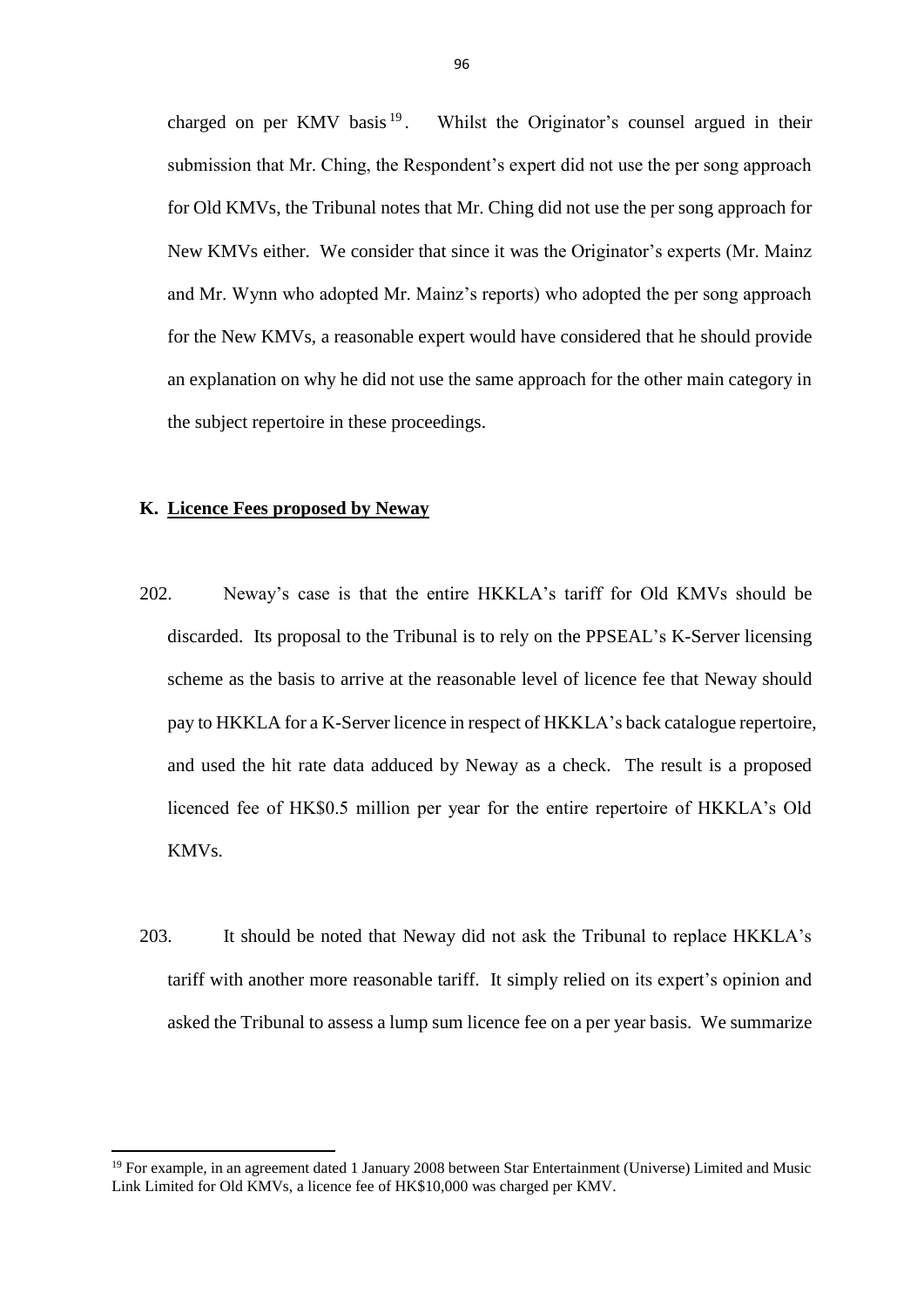charged on per KMV basis[19]. Whilst the Originator's counsel argued in their submission that Mr. Ching, the Respondent's expert did not use the per song approach for Old KMVs, the Tribunal notes that Mr. Ching did not use the per song approach for New KMVs either. We consider that since it was the Originator's experts (Mr. Mainz and Mr. Wynn who adopted Mr. Mainz's reports) who adopted the per song approach for the New KMVs, a reasonable expert would have considered that he should provide an explanation on why he did not use the same approach for the other main category in the subject repertoire in these proceedings.

## K. Licence Fees proposed by Neway

202. Neway's case is that the entire HKKLA's tariff for Old KMVs should be discarded. Its proposal to the Tribunal is to rely on the PPSEAL's K-Server licensing scheme as the basis to arrive at the reasonable level of licence fee that Neway should pay to HKKLA for a K-Server licence in respect of HKKLA's back catalogue repertoire, and used the hit rate data adduced by Neway as a check. The result is a proposed licenced fee of HK$0.5 million per year for the entire repertoire of HKKLA's Old KMVs.

203. It should be noted that Neway did not ask the Tribunal to replace HKKLA's tariff with another more reasonable tariff. It simply relied on its expert's opinion and asked the Tribunal to assess a lump sum licence fee on a per year basis. We summarize

---

[19] For example, in an agreement dated 1 January 2008 between Star Entertainment (Universe) Limited and Music Link Limited for Old KMVs, a licence fee of HK$10,000 was charged per KMV.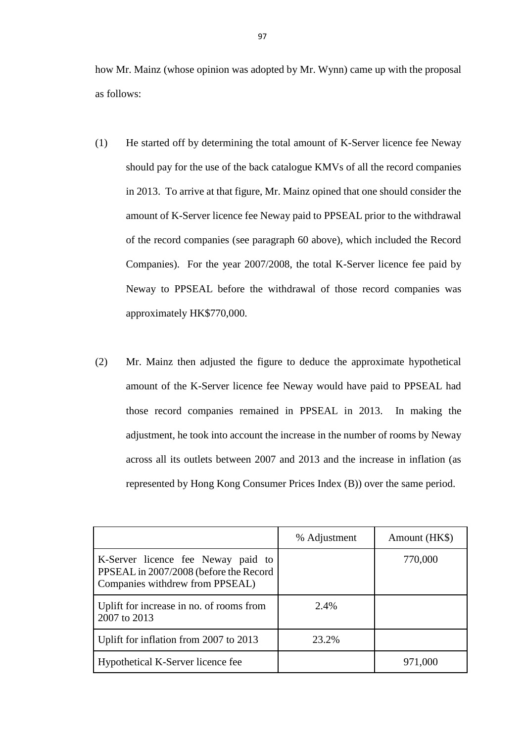how Mr. Mainz (whose opinion was adopted by Mr. Wynn) came up with the proposal as follows:

(1) He started off by determining the total amount of K-Server licence fee Neway should pay for the use of the back catalogue KMVs of all the record companies in 2013. To arrive at that figure, Mr. Mainz opined that one should consider the amount of K-Server licence fee Neway paid to PPSEAL prior to the withdrawal of the record companies (see paragraph 60 above), which included the Record Companies). For the year 2007/2008, the total K-Server licence fee paid by Neway to PPSEAL before the withdrawal of those record companies was approximately HK$770,000.

(2) Mr. Mainz then adjusted the figure to deduce the approximate hypothetical amount of the K-Server licence fee Neway would have paid to PPSEAL had those record companies remained in PPSEAL in 2013. In making the adjustment, he took into account the increase in the number of rooms by Neway across all its outlets between 2007 and 2013 and the increase in inflation (as represented by Hong Kong Consumer Prices Index (B)) over the same period.

| | % Adjustment | Amount (HK$) |
|---|---|---|
| K-Server licence fee Neway paid to PPSEAL in 2007/2008 (before the Record Companies withdrew from PPSEAL) | | 770,000 |
| Uplift for increase in no. of rooms from 2007 to 2013 | 2.4% | |
| Uplift for inflation from 2007 to 2013 | 23.2% | |
| Hypothetical K-Server licence fee | | 971,000 |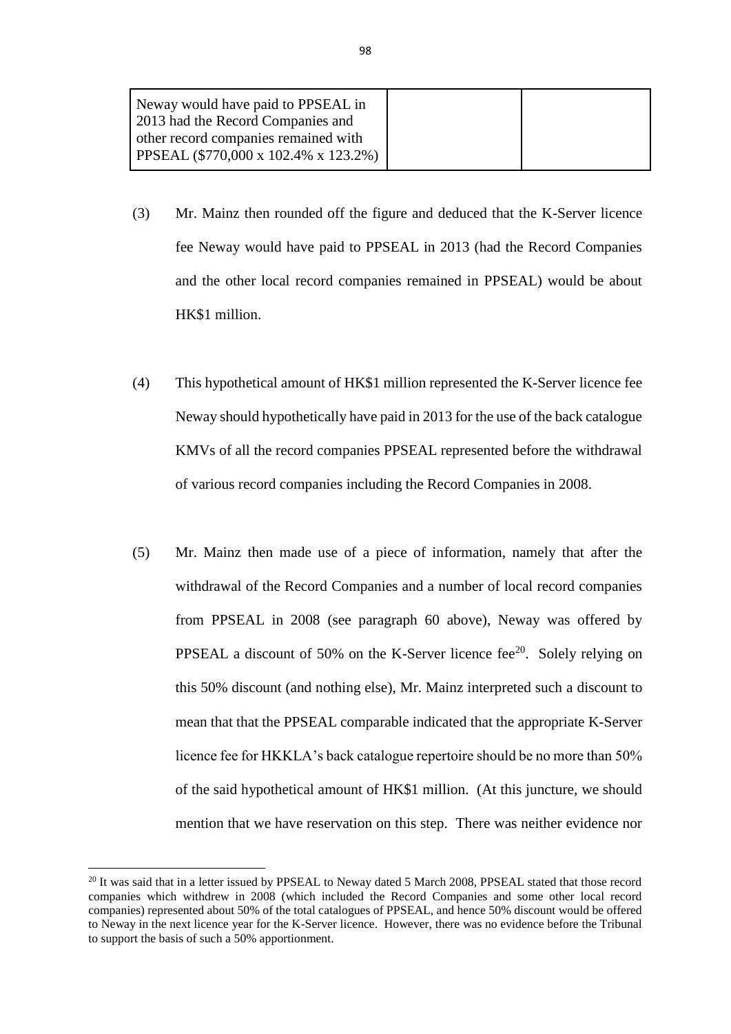| | | |
|---|---|---|
| Neway would have paid to PPSEAL in 2013 had the Record Companies and other record companies remained with PPSEAL (\$770,000 x 102.4% x 123.2%) | | |

(3) Mr. Mainz then rounded off the figure and deduced that the K-Server licence fee Neway would have paid to PPSEAL in 2013 (had the Record Companies and the other local record companies remained in PPSEAL) would be about HK\$1 million.

(4) This hypothetical amount of HK\$1 million represented the K-Server licence fee Neway should hypothetically have paid in 2013 for the use of the back catalogue KMVs of all the record companies PPSEAL represented before the withdrawal of various record companies including the Record Companies in 2008.

(5) Mr. Mainz then made use of a piece of information, namely that after the withdrawal of the Record Companies and a number of local record companies from PPSEAL in 2008 (see paragraph 60 above), Neway was offered by PPSEAL a discount of 50% on the K-Server licence fee[20]. Solely relying on this 50% discount (and nothing else), Mr. Mainz interpreted such a discount to mean that that the PPSEAL comparable indicated that the appropriate K-Server licence fee for HKKLA's back catalogue repertoire should be no more than 50% of the said hypothetical amount of HK\$1 million. (At this juncture, we should mention that we have reservation on this step. There was neither evidence nor

[20] It was said that in a letter issued by PPSEAL to Neway dated 5 March 2008, PPSEAL stated that those record companies which withdrew in 2008 (which included the Record Companies and some other local record companies) represented about 50% of the total catalogues of PPSEAL, and hence 50% discount would be offered to Neway in the next licence year for the K-Server licence. However, there was no evidence before the Tribunal to support the basis of such a 50% apportionment.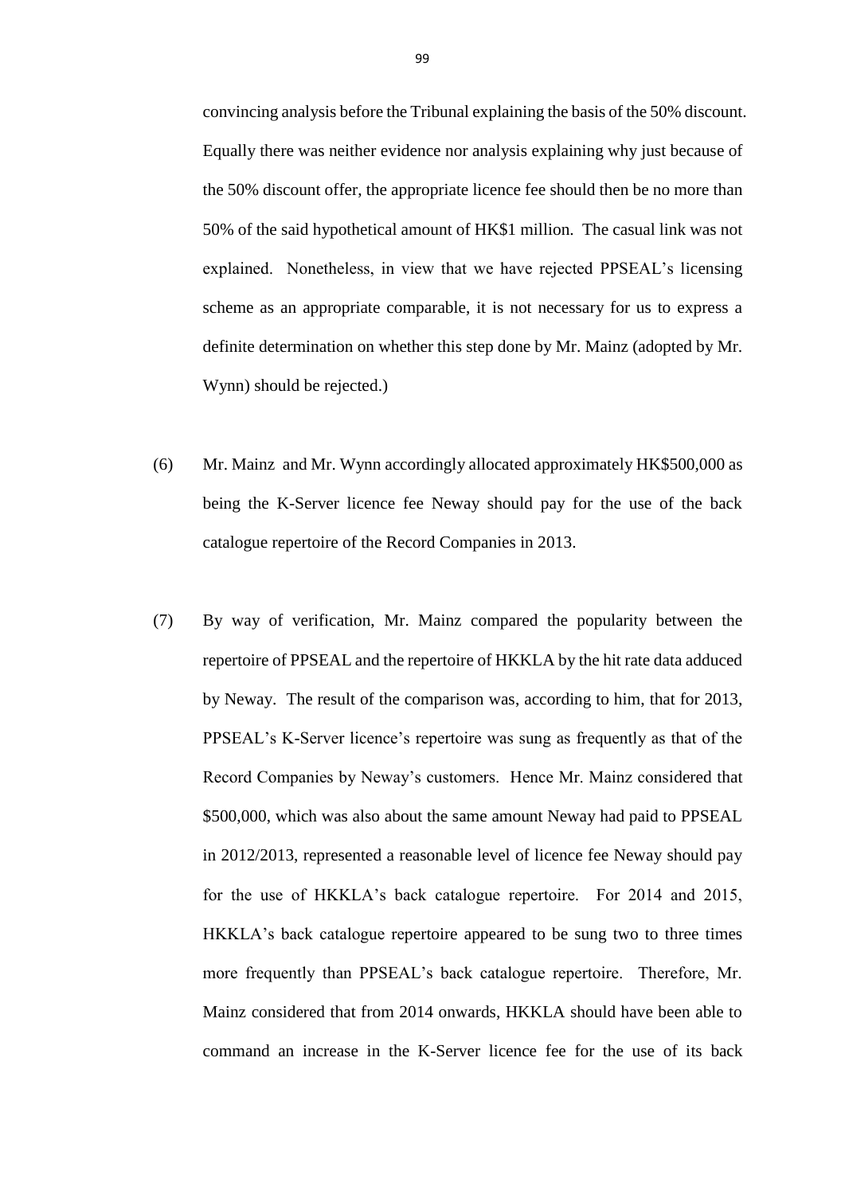convincing analysis before the Tribunal explaining the basis of the 50% discount. Equally there was neither evidence nor analysis explaining why just because of the 50% discount offer, the appropriate licence fee should then be no more than 50% of the said hypothetical amount of HK$1 million. The casual link was not explained. Nonetheless, in view that we have rejected PPSEAL's licensing scheme as an appropriate comparable, it is not necessary for us to express a definite determination on whether this step done by Mr. Mainz (adopted by Mr. Wynn) should be rejected.)

(6) Mr. Mainz and Mr. Wynn accordingly allocated approximately HK$500,000 as being the K-Server licence fee Neway should pay for the use of the back catalogue repertoire of the Record Companies in 2013.

(7) By way of verification, Mr. Mainz compared the popularity between the repertoire of PPSEAL and the repertoire of HKKLA by the hit rate data adduced by Neway. The result of the comparison was, according to him, that for 2013, PPSEAL's K-Server licence's repertoire was sung as frequently as that of the Record Companies by Neway's customers. Hence Mr. Mainz considered that $500,000, which was also about the same amount Neway had paid to PPSEAL in 2012/2013, represented a reasonable level of licence fee Neway should pay for the use of HKKLA's back catalogue repertoire. For 2014 and 2015, HKKLA's back catalogue repertoire appeared to be sung two to three times more frequently than PPSEAL's back catalogue repertoire. Therefore, Mr. Mainz considered that from 2014 onwards, HKKLA should have been able to command an increase in the K-Server licence fee for the use of its back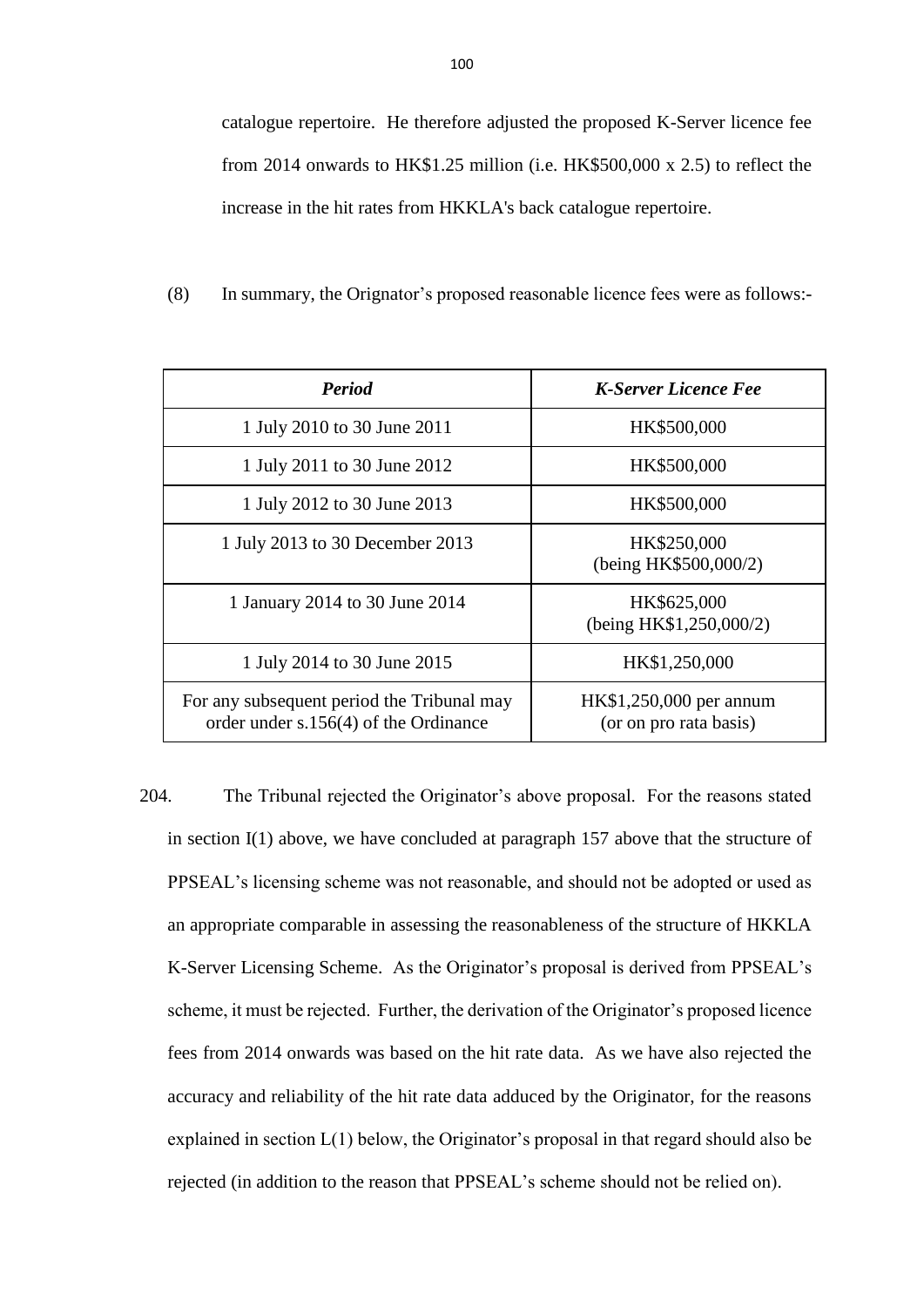catalogue repertoire. He therefore adjusted the proposed K-Server licence fee from 2014 onwards to HK$1.25 million (i.e. HK$500,000 x 2.5) to reflect the increase in the hit rates from HKKLA's back catalogue repertoire.

(8) In summary, the Orignator's proposed reasonable licence fees were as follows:-

| ***Period*** | ***K-Server Licence Fee*** |
|---|---|
| 1 July 2010 to 30 June 2011 | HK$500,000 |
| 1 July 2011 to 30 June 2012 | HK$500,000 |
| 1 July 2012 to 30 June 2013 | HK$500,000 |
| 1 July 2013 to 30 December 2013 | HK$250,000 (being HK$500,000/2) |
| 1 January 2014 to 30 June 2014 | HK$625,000 (being HK$1,250,000/2) |
| 1 July 2014 to 30 June 2015 | HK$1,250,000 |
| For any subsequent period the Tribunal may order under s.156(4) of the Ordinance | HK$1,250,000 per annum (or on pro rata basis) |

204. The Tribunal rejected the Originator's above proposal. For the reasons stated in section I(1) above, we have concluded at paragraph 157 above that the structure of PPSEAL's licensing scheme was not reasonable, and should not be adopted or used as an appropriate comparable in assessing the reasonableness of the structure of HKKLA K-Server Licensing Scheme. As the Originator's proposal is derived from PPSEAL's scheme, it must be rejected. Further, the derivation of the Originator's proposed licence fees from 2014 onwards was based on the hit rate data. As we have also rejected the accuracy and reliability of the hit rate data adduced by the Originator, for the reasons explained in section L(1) below, the Originator's proposal in that regard should also be rejected (in addition to the reason that PPSEAL's scheme should not be relied on).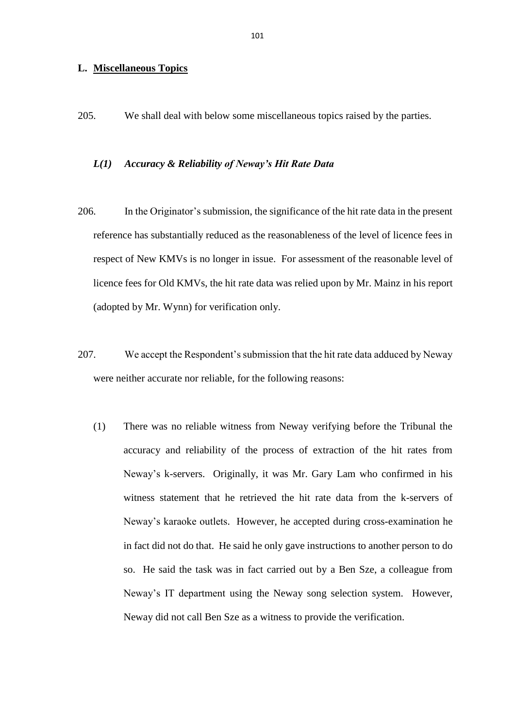## L. Miscellaneous Topics

205. We shall deal with below some miscellaneous topics raised by the parties.

### *L(1) Accuracy & Reliability of Neway's Hit Rate Data*

206. In the Originator's submission, the significance of the hit rate data in the present reference has substantially reduced as the reasonableness of the level of licence fees in respect of New KMVs is no longer in issue. For assessment of the reasonable level of licence fees for Old KMVs, the hit rate data was relied upon by Mr. Mainz in his report (adopted by Mr. Wynn) for verification only.

207. We accept the Respondent's submission that the hit rate data adduced by Neway were neither accurate nor reliable, for the following reasons:

(1) There was no reliable witness from Neway verifying before the Tribunal the accuracy and reliability of the process of extraction of the hit rates from Neway's k-servers. Originally, it was Mr. Gary Lam who confirmed in his witness statement that he retrieved the hit rate data from the k-servers of Neway's karaoke outlets. However, he accepted during cross-examination he in fact did not do that. He said he only gave instructions to another person to do so. He said the task was in fact carried out by a Ben Sze, a colleague from Neway's IT department using the Neway song selection system. However, Neway did not call Ben Sze as a witness to provide the verification.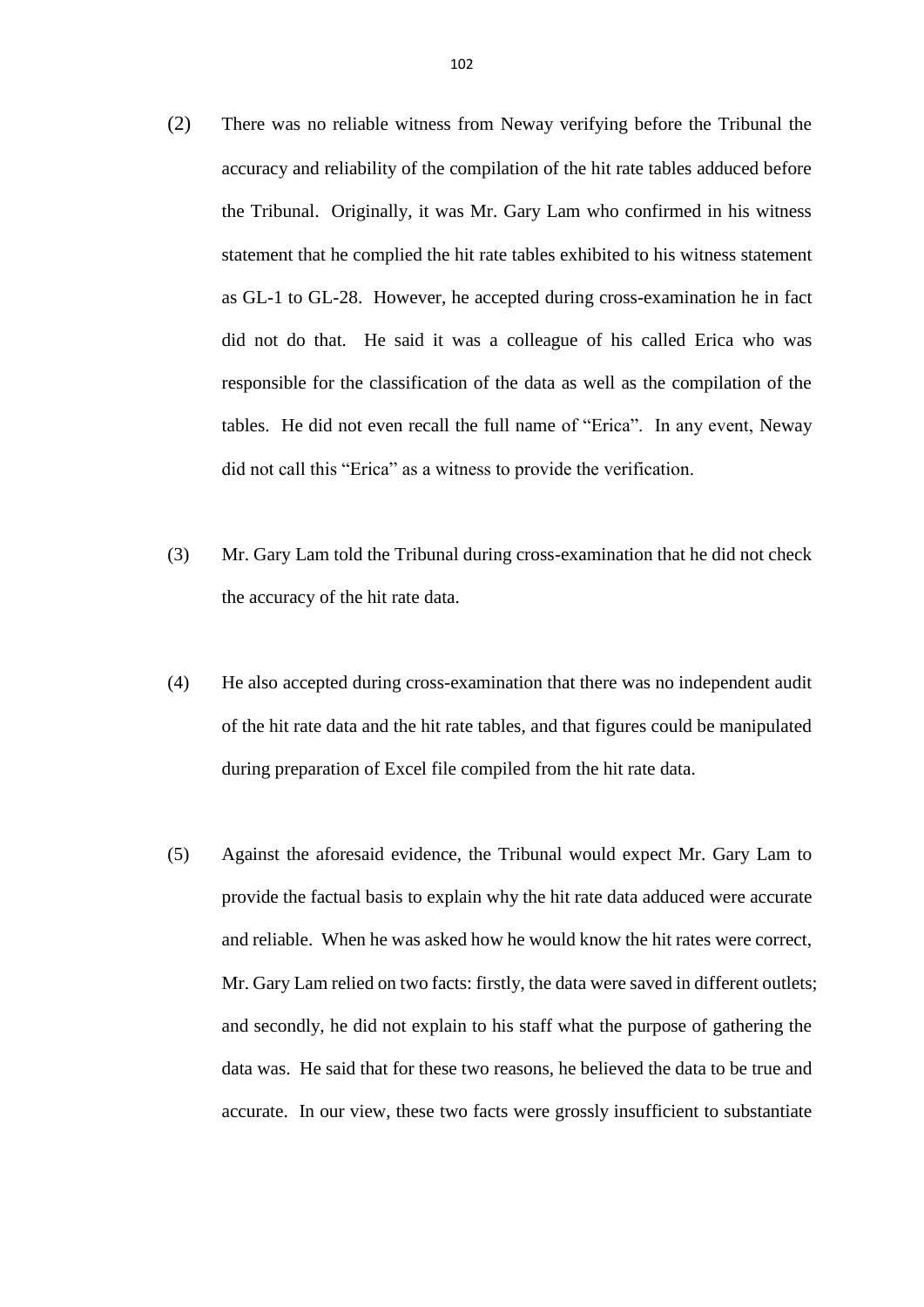(2) There was no reliable witness from Neway verifying before the Tribunal the accuracy and reliability of the compilation of the hit rate tables adduced before the Tribunal. Originally, it was Mr. Gary Lam who confirmed in his witness statement that he complied the hit rate tables exhibited to his witness statement as GL-1 to GL-28. However, he accepted during cross-examination he in fact did not do that. He said it was a colleague of his called Erica who was responsible for the classification of the data as well as the compilation of the tables. He did not even recall the full name of "Erica". In any event, Neway did not call this "Erica" as a witness to provide the verification.

(3) Mr. Gary Lam told the Tribunal during cross-examination that he did not check the accuracy of the hit rate data.

(4) He also accepted during cross-examination that there was no independent audit of the hit rate data and the hit rate tables, and that figures could be manipulated during preparation of Excel file compiled from the hit rate data.

(5) Against the aforesaid evidence, the Tribunal would expect Mr. Gary Lam to provide the factual basis to explain why the hit rate data adduced were accurate and reliable. When he was asked how he would know the hit rates were correct, Mr. Gary Lam relied on two facts: firstly, the data were saved in different outlets; and secondly, he did not explain to his staff what the purpose of gathering the data was. He said that for these two reasons, he believed the data to be true and accurate. In our view, these two facts were grossly insufficient to substantiate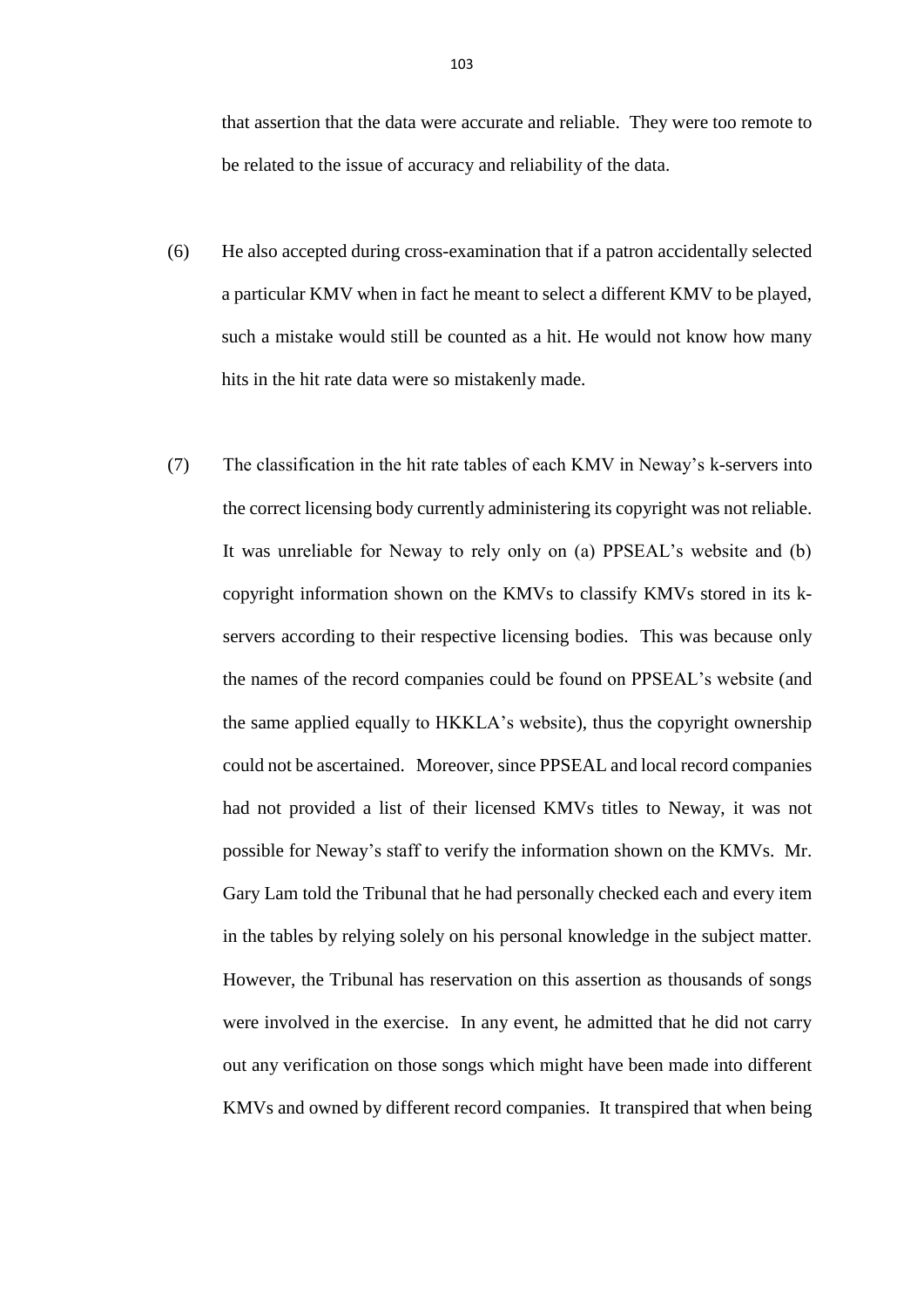that assertion that the data were accurate and reliable. They were too remote to be related to the issue of accuracy and reliability of the data.

(6) He also accepted during cross-examination that if a patron accidentally selected a particular KMV when in fact he meant to select a different KMV to be played, such a mistake would still be counted as a hit. He would not know how many hits in the hit rate data were so mistakenly made.

(7) The classification in the hit rate tables of each KMV in Neway's k-servers into the correct licensing body currently administering its copyright was not reliable. It was unreliable for Neway to rely only on (a) PPSEAL's website and (b) copyright information shown on the KMVs to classify KMVs stored in its k-servers according to their respective licensing bodies. This was because only the names of the record companies could be found on PPSEAL's website (and the same applied equally to HKKLA's website), thus the copyright ownership could not be ascertained. Moreover, since PPSEAL and local record companies had not provided a list of their licensed KMVs titles to Neway, it was not possible for Neway's staff to verify the information shown on the KMVs. Mr. Gary Lam told the Tribunal that he had personally checked each and every item in the tables by relying solely on his personal knowledge in the subject matter. However, the Tribunal has reservation on this assertion as thousands of songs were involved in the exercise. In any event, he admitted that he did not carry out any verification on those songs which might have been made into different KMVs and owned by different record companies. It transpired that when being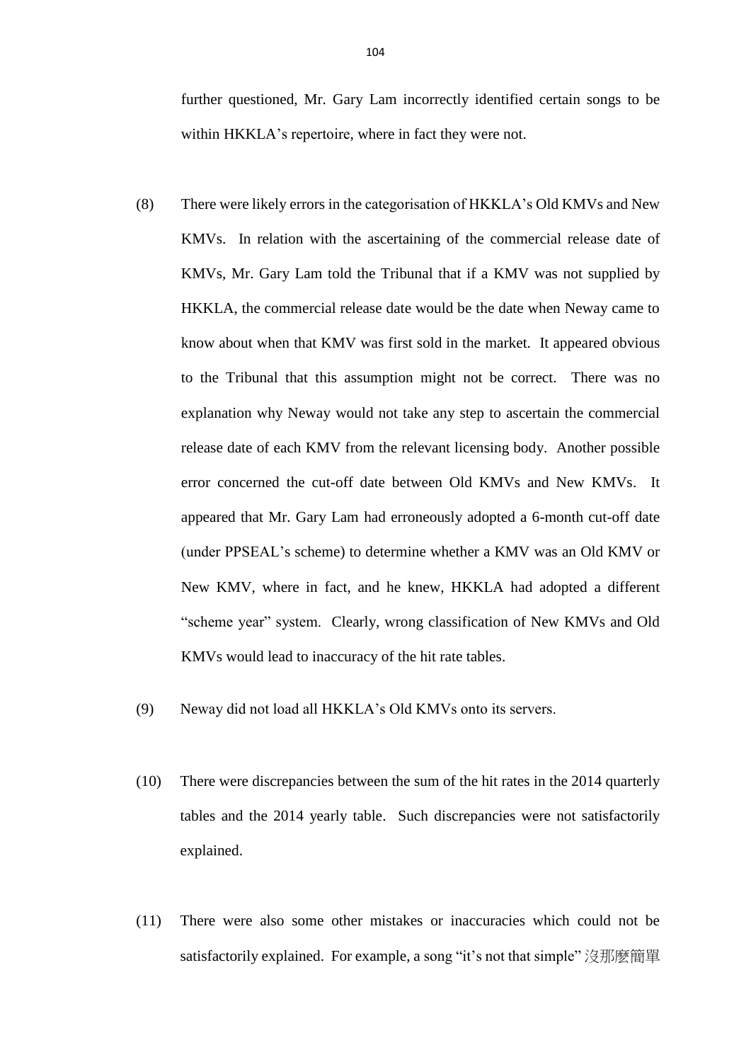further questioned, Mr. Gary Lam incorrectly identified certain songs to be within HKKLA's repertoire, where in fact they were not.

(8) There were likely errors in the categorisation of HKKLA's Old KMVs and New KMVs. In relation with the ascertaining of the commercial release date of KMVs, Mr. Gary Lam told the Tribunal that if a KMV was not supplied by HKKLA, the commercial release date would be the date when Neway came to know about when that KMV was first sold in the market. It appeared obvious to the Tribunal that this assumption might not be correct. There was no explanation why Neway would not take any step to ascertain the commercial release date of each KMV from the relevant licensing body. Another possible error concerned the cut-off date between Old KMVs and New KMVs. It appeared that Mr. Gary Lam had erroneously adopted a 6-month cut-off date (under PPSEAL's scheme) to determine whether a KMV was an Old KMV or New KMV, where in fact, and he knew, HKKLA had adopted a different "scheme year" system. Clearly, wrong classification of New KMVs and Old KMVs would lead to inaccuracy of the hit rate tables.

(9) Neway did not load all HKKLA's Old KMVs onto its servers.

(10) There were discrepancies between the sum of the hit rates in the 2014 quarterly tables and the 2014 yearly table. Such discrepancies were not satisfactorily explained.

(11) There were also some other mistakes or inaccuracies which could not be satisfactorily explained. For example, a song "it's not that simple" 沒那麼簡單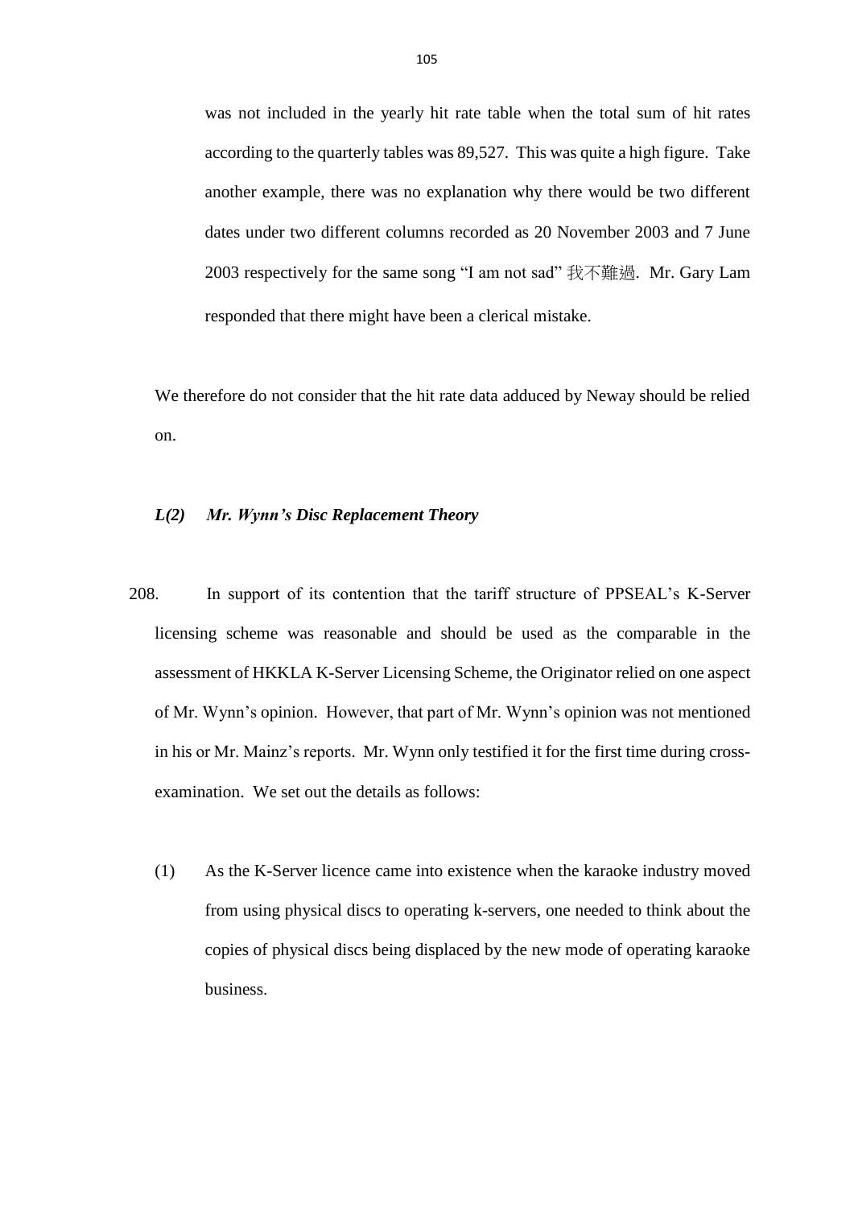was not included in the yearly hit rate table when the total sum of hit rates according to the quarterly tables was 89,527. This was quite a high figure. Take another example, there was no explanation why there would be two different dates under two different columns recorded as 20 November 2003 and 7 June 2003 respectively for the same song "I am not sad" 我不難過. Mr. Gary Lam responded that there might have been a clerical mistake.

We therefore do not consider that the hit rate data adduced by Neway should be relied on.

***L(2) Mr. Wynn's Disc Replacement Theory***

208. In support of its contention that the tariff structure of PPSEAL's K-Server licensing scheme was reasonable and should be used as the comparable in the assessment of HKKLA K-Server Licensing Scheme, the Originator relied on one aspect of Mr. Wynn's opinion. However, that part of Mr. Wynn's opinion was not mentioned in his or Mr. Mainz's reports. Mr. Wynn only testified it for the first time during cross-examination. We set out the details as follows:

(1) As the K-Server licence came into existence when the karaoke industry moved from using physical discs to operating k-servers, one needed to think about the copies of physical discs being displaced by the new mode of operating karaoke business.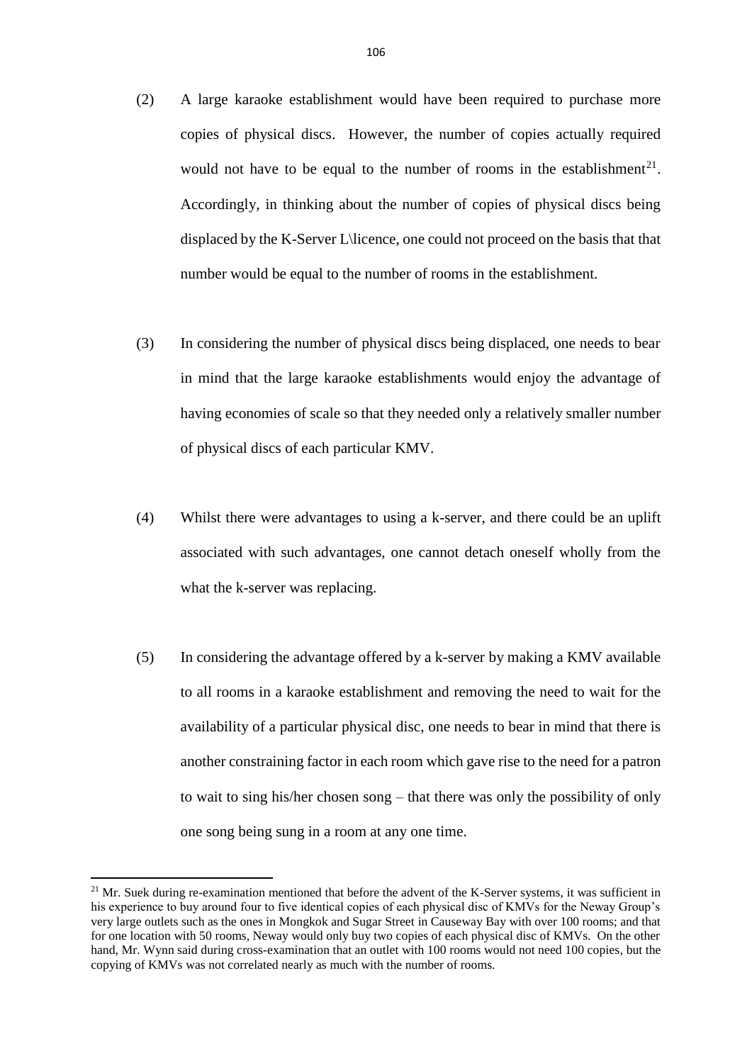(2) A large karaoke establishment would have been required to purchase more copies of physical discs. However, the number of copies actually required would not have to be equal to the number of rooms in the establishment[21]. Accordingly, in thinking about the number of copies of physical discs being displaced by the K-Server L\licence, one could not proceed on the basis that that number would be equal to the number of rooms in the establishment.

(3) In considering the number of physical discs being displaced, one needs to bear in mind that the large karaoke establishments would enjoy the advantage of having economies of scale so that they needed only a relatively smaller number of physical discs of each particular KMV.

(4) Whilst there were advantages to using a k-server, and there could be an uplift associated with such advantages, one cannot detach oneself wholly from the what the k-server was replacing.

(5) In considering the advantage offered by a k-server by making a KMV available to all rooms in a karaoke establishment and removing the need to wait for the availability of a particular physical disc, one needs to bear in mind that there is another constraining factor in each room which gave rise to the need for a patron to wait to sing his/her chosen song – that there was only the possibility of only one song being sung in a room at any one time.

---

[21] Mr. Suek during re-examination mentioned that before the advent of the K-Server systems, it was sufficient in his experience to buy around four to five identical copies of each physical disc of KMVs for the Neway Group's very large outlets such as the ones in Mongkok and Sugar Street in Causeway Bay with over 100 rooms; and that for one location with 50 rooms, Neway would only buy two copies of each physical disc of KMVs. On the other hand, Mr. Wynn said during cross-examination that an outlet with 100 rooms would not need 100 copies, but the copying of KMVs was not correlated nearly as much with the number of rooms.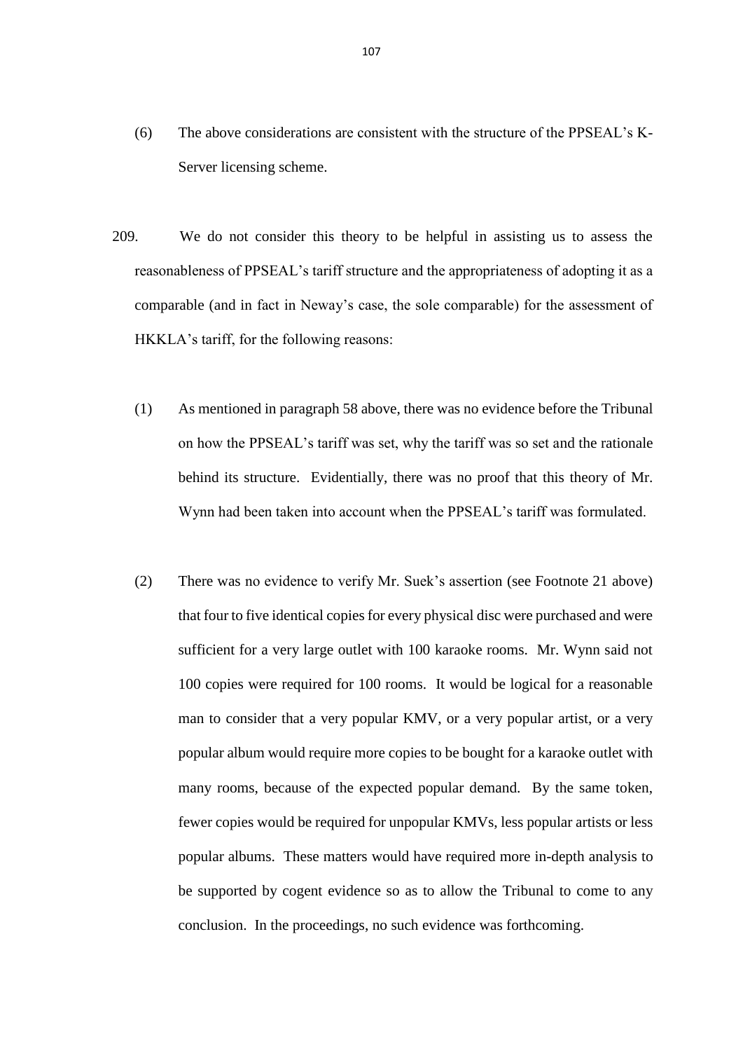(6) The above considerations are consistent with the structure of the PPSEAL's K-Server licensing scheme.

209. We do not consider this theory to be helpful in assisting us to assess the reasonableness of PPSEAL's tariff structure and the appropriateness of adopting it as a comparable (and in fact in Neway's case, the sole comparable) for the assessment of HKKLA's tariff, for the following reasons:

(1) As mentioned in paragraph 58 above, there was no evidence before the Tribunal on how the PPSEAL's tariff was set, why the tariff was so set and the rationale behind its structure. Evidentially, there was no proof that this theory of Mr. Wynn had been taken into account when the PPSEAL's tariff was formulated.

(2) There was no evidence to verify Mr. Suek's assertion (see Footnote 21 above) that four to five identical copies for every physical disc were purchased and were sufficient for a very large outlet with 100 karaoke rooms. Mr. Wynn said not 100 copies were required for 100 rooms. It would be logical for a reasonable man to consider that a very popular KMV, or a very popular artist, or a very popular album would require more copies to be bought for a karaoke outlet with many rooms, because of the expected popular demand. By the same token, fewer copies would be required for unpopular KMVs, less popular artists or less popular albums. These matters would have required more in-depth analysis to be supported by cogent evidence so as to allow the Tribunal to come to any conclusion. In the proceedings, no such evidence was forthcoming.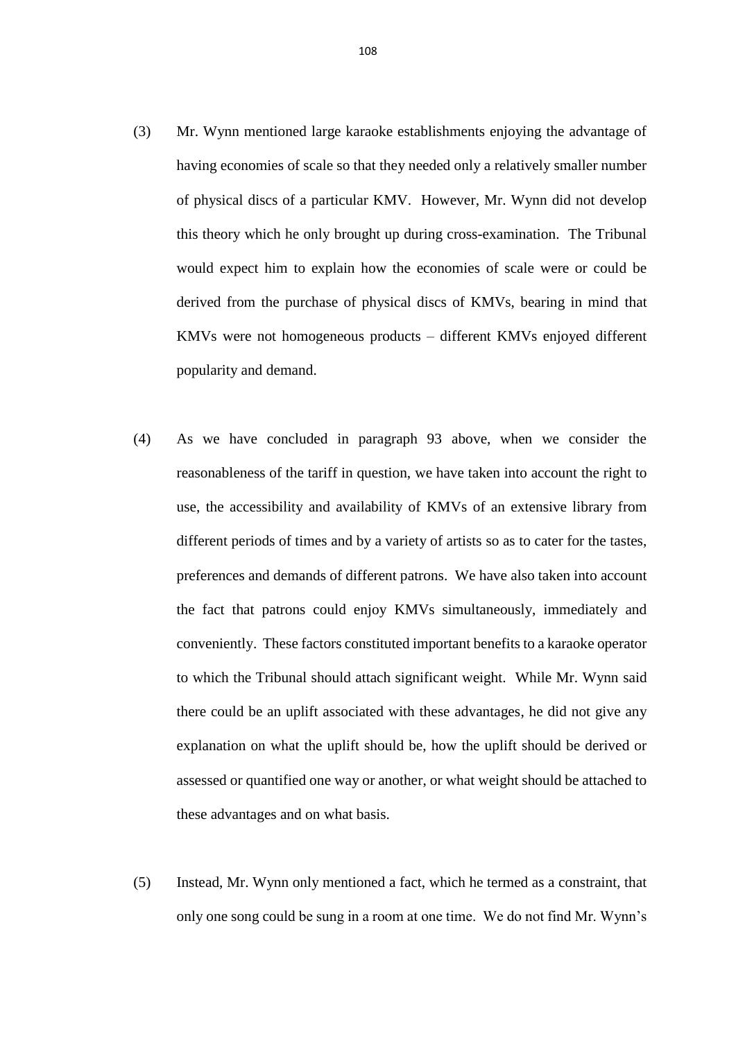(3) Mr. Wynn mentioned large karaoke establishments enjoying the advantage of having economies of scale so that they needed only a relatively smaller number of physical discs of a particular KMV. However, Mr. Wynn did not develop this theory which he only brought up during cross-examination. The Tribunal would expect him to explain how the economies of scale were or could be derived from the purchase of physical discs of KMVs, bearing in mind that KMVs were not homogeneous products – different KMVs enjoyed different popularity and demand.

(4) As we have concluded in paragraph 93 above, when we consider the reasonableness of the tariff in question, we have taken into account the right to use, the accessibility and availability of KMVs of an extensive library from different periods of times and by a variety of artists so as to cater for the tastes, preferences and demands of different patrons. We have also taken into account the fact that patrons could enjoy KMVs simultaneously, immediately and conveniently. These factors constituted important benefits to a karaoke operator to which the Tribunal should attach significant weight. While Mr. Wynn said there could be an uplift associated with these advantages, he did not give any explanation on what the uplift should be, how the uplift should be derived or assessed or quantified one way or another, or what weight should be attached to these advantages and on what basis.

(5) Instead, Mr. Wynn only mentioned a fact, which he termed as a constraint, that only one song could be sung in a room at one time. We do not find Mr. Wynn's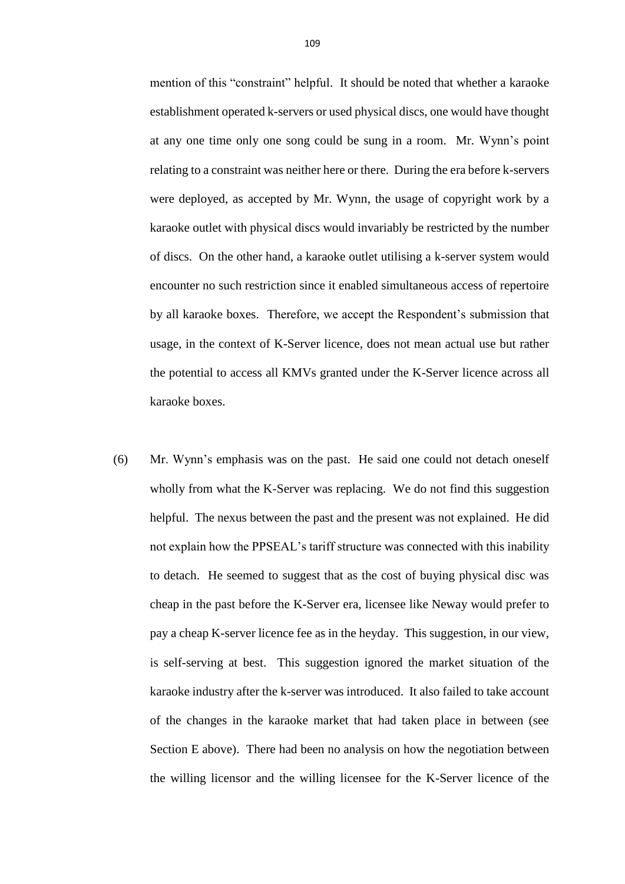mention of this "constraint" helpful. It should be noted that whether a karaoke establishment operated k-servers or used physical discs, one would have thought at any one time only one song could be sung in a room. Mr. Wynn's point relating to a constraint was neither here or there. During the era before k-servers were deployed, as accepted by Mr. Wynn, the usage of copyright work by a karaoke outlet with physical discs would invariably be restricted by the number of discs. On the other hand, a karaoke outlet utilising a k-server system would encounter no such restriction since it enabled simultaneous access of repertoire by all karaoke boxes. Therefore, we accept the Respondent's submission that usage, in the context of K-Server licence, does not mean actual use but rather the potential to access all KMVs granted under the K-Server licence across all karaoke boxes.

(6) Mr. Wynn's emphasis was on the past. He said one could not detach oneself wholly from what the K-Server was replacing. We do not find this suggestion helpful. The nexus between the past and the present was not explained. He did not explain how the PPSEAL's tariff structure was connected with this inability to detach. He seemed to suggest that as the cost of buying physical disc was cheap in the past before the K-Server era, licensee like Neway would prefer to pay a cheap K-server licence fee as in the heyday. This suggestion, in our view, is self-serving at best. This suggestion ignored the market situation of the karaoke industry after the k-server was introduced. It also failed to take account of the changes in the karaoke market that had taken place in between (see Section E above). There had been no analysis on how the negotiation between the willing licensor and the willing licensee for the K-Server licence of the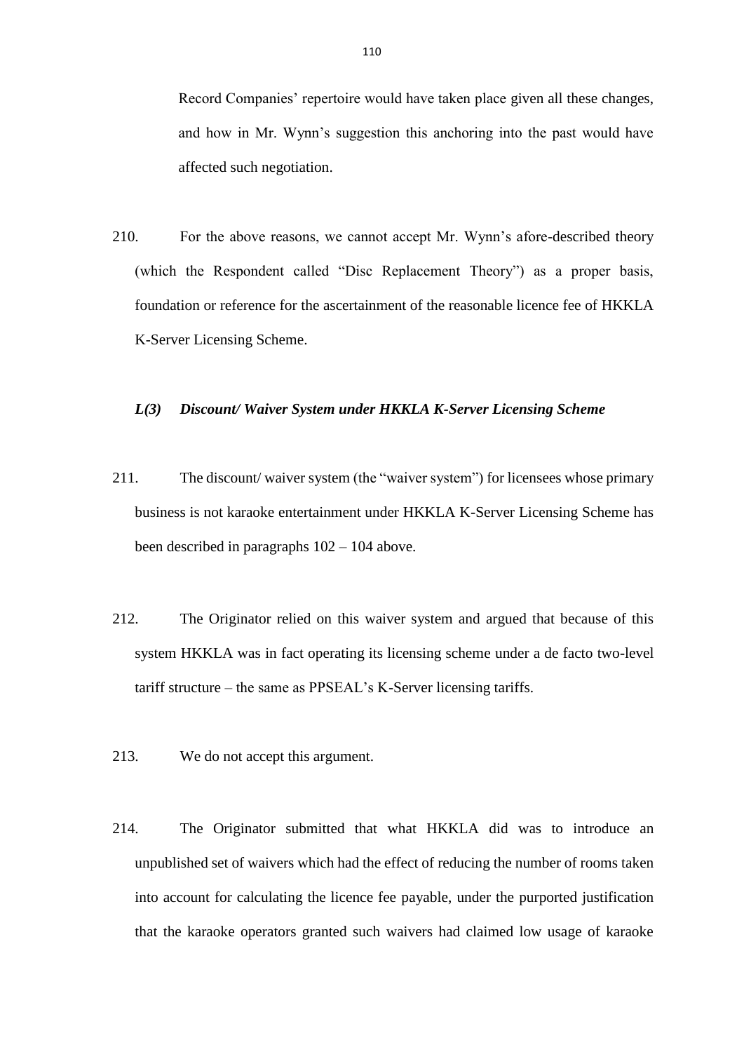Record Companies' repertoire would have taken place given all these changes, and how in Mr. Wynn's suggestion this anchoring into the past would have affected such negotiation.

210. For the above reasons, we cannot accept Mr. Wynn's afore-described theory (which the Respondent called "Disc Replacement Theory") as a proper basis, foundation or reference for the ascertainment of the reasonable licence fee of HKKLA K-Server Licensing Scheme.

### *L(3) Discount/ Waiver System under HKKLA K-Server Licensing Scheme*

211. The discount/ waiver system (the "waiver system") for licensees whose primary business is not karaoke entertainment under HKKLA K-Server Licensing Scheme has been described in paragraphs 102 – 104 above.

212. The Originator relied on this waiver system and argued that because of this system HKKLA was in fact operating its licensing scheme under a de facto two-level tariff structure – the same as PPSEAL's K-Server licensing tariffs.

213. We do not accept this argument.

214. The Originator submitted that what HKKLA did was to introduce an unpublished set of waivers which had the effect of reducing the number of rooms taken into account for calculating the licence fee payable, under the purported justification that the karaoke operators granted such waivers had claimed low usage of karaoke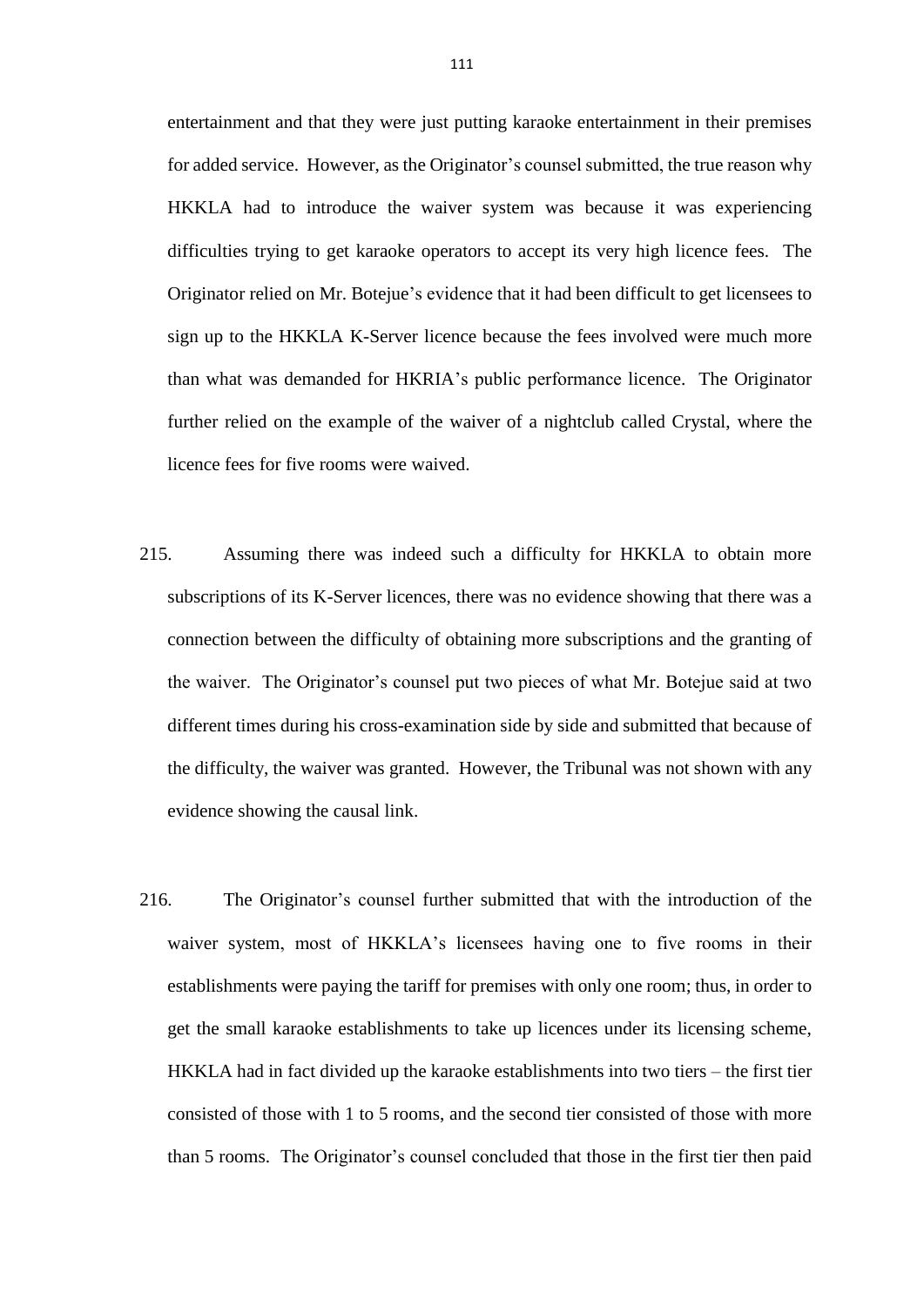entertainment and that they were just putting karaoke entertainment in their premises for added service. However, as the Originator's counsel submitted, the true reason why HKKLA had to introduce the waiver system was because it was experiencing difficulties trying to get karaoke operators to accept its very high licence fees. The Originator relied on Mr. Botejue's evidence that it had been difficult to get licensees to sign up to the HKKLA K-Server licence because the fees involved were much more than what was demanded for HKRIA's public performance licence. The Originator further relied on the example of the waiver of a nightclub called Crystal, where the licence fees for five rooms were waived.

215. Assuming there was indeed such a difficulty for HKKLA to obtain more subscriptions of its K-Server licences, there was no evidence showing that there was a connection between the difficulty of obtaining more subscriptions and the granting of the waiver. The Originator's counsel put two pieces of what Mr. Botejue said at two different times during his cross-examination side by side and submitted that because of the difficulty, the waiver was granted. However, the Tribunal was not shown with any evidence showing the causal link.

216. The Originator's counsel further submitted that with the introduction of the waiver system, most of HKKLA's licensees having one to five rooms in their establishments were paying the tariff for premises with only one room; thus, in order to get the small karaoke establishments to take up licences under its licensing scheme, HKKLA had in fact divided up the karaoke establishments into two tiers – the first tier consisted of those with 1 to 5 rooms, and the second tier consisted of those with more than 5 rooms. The Originator's counsel concluded that those in the first tier then paid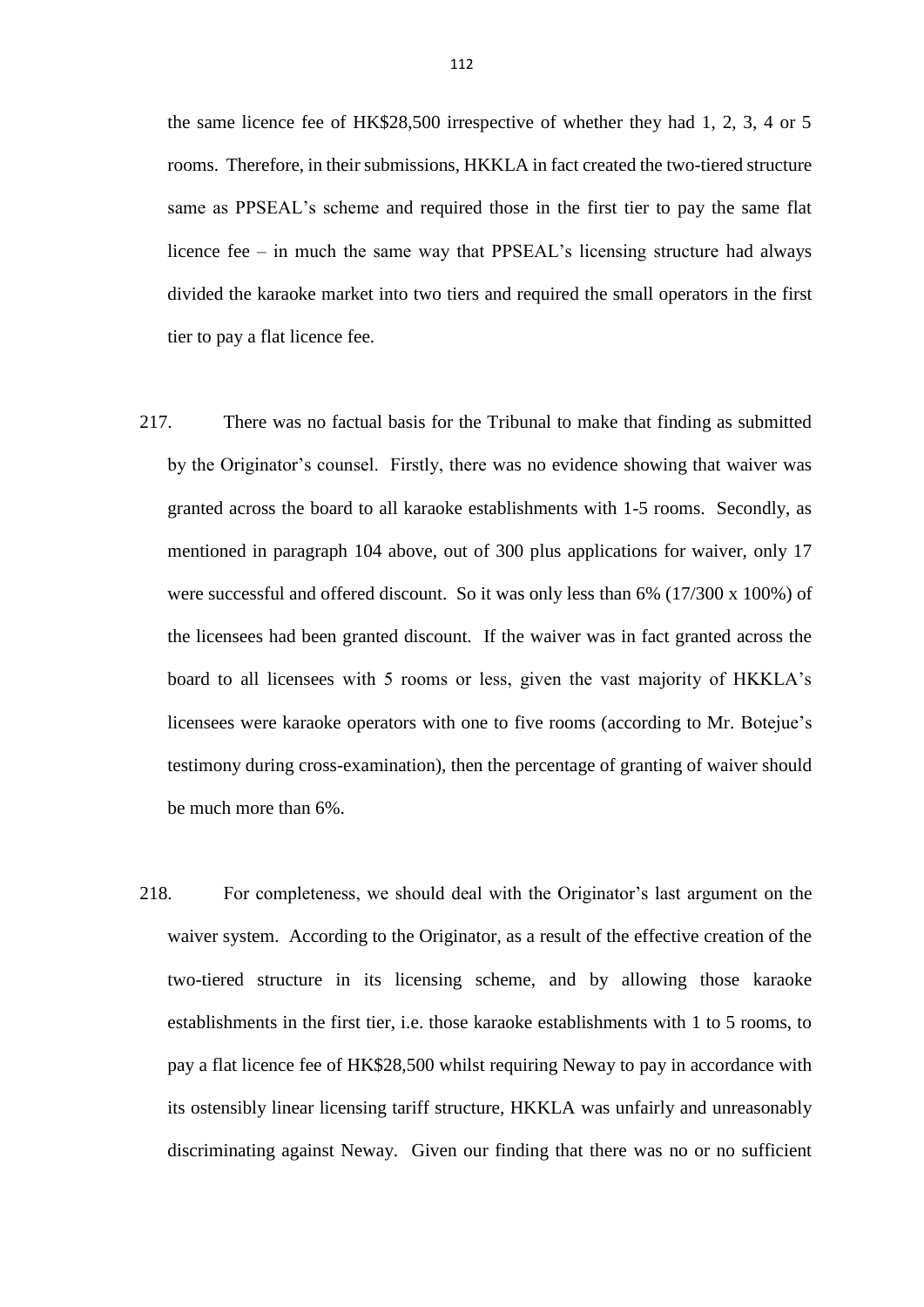the same licence fee of HK$28,500 irrespective of whether they had 1, 2, 3, 4 or 5 rooms. Therefore, in their submissions, HKKLA in fact created the two-tiered structure same as PPSEAL's scheme and required those in the first tier to pay the same flat licence fee – in much the same way that PPSEAL's licensing structure had always divided the karaoke market into two tiers and required the small operators in the first tier to pay a flat licence fee.

217. There was no factual basis for the Tribunal to make that finding as submitted by the Originator's counsel. Firstly, there was no evidence showing that waiver was granted across the board to all karaoke establishments with 1-5 rooms. Secondly, as mentioned in paragraph 104 above, out of 300 plus applications for waiver, only 17 were successful and offered discount. So it was only less than 6% (17/300 x 100%) of the licensees had been granted discount. If the waiver was in fact granted across the board to all licensees with 5 rooms or less, given the vast majority of HKKLA's licensees were karaoke operators with one to five rooms (according to Mr. Botejue's testimony during cross-examination), then the percentage of granting of waiver should be much more than 6%.

218. For completeness, we should deal with the Originator's last argument on the waiver system. According to the Originator, as a result of the effective creation of the two-tiered structure in its licensing scheme, and by allowing those karaoke establishments in the first tier, i.e. those karaoke establishments with 1 to 5 rooms, to pay a flat licence fee of HK$28,500 whilst requiring Neway to pay in accordance with its ostensibly linear licensing tariff structure, HKKLA was unfairly and unreasonably discriminating against Neway. Given our finding that there was no or no sufficient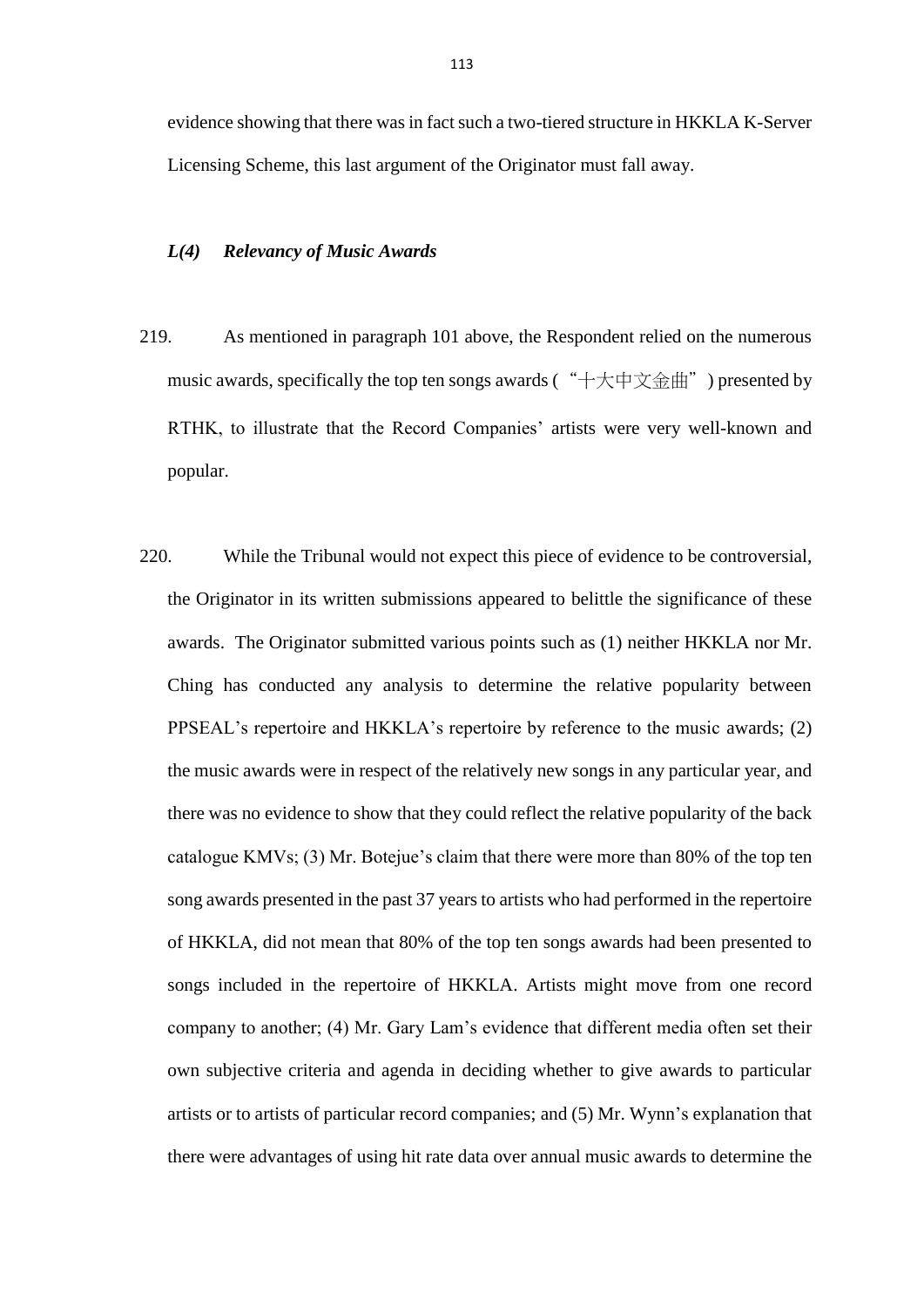evidence showing that there was in fact such a two-tiered structure in HKKLA K-Server Licensing Scheme, this last argument of the Originator must fall away.

### *L(4) Relevancy of Music Awards*

219. As mentioned in paragraph 101 above, the Respondent relied on the numerous music awards, specifically the top ten songs awards (“十大中文金曲”) presented by RTHK, to illustrate that the Record Companies’ artists were very well-known and popular.

220. While the Tribunal would not expect this piece of evidence to be controversial, the Originator in its written submissions appeared to belittle the significance of these awards. The Originator submitted various points such as (1) neither HKKLA nor Mr. Ching has conducted any analysis to determine the relative popularity between PPSEAL’s repertoire and HKKLA’s repertoire by reference to the music awards; (2) the music awards were in respect of the relatively new songs in any particular year, and there was no evidence to show that they could reflect the relative popularity of the back catalogue KMVs; (3) Mr. Botejue’s claim that there were more than 80% of the top ten song awards presented in the past 37 years to artists who had performed in the repertoire of HKKLA, did not mean that 80% of the top ten songs awards had been presented to songs included in the repertoire of HKKLA. Artists might move from one record company to another; (4) Mr. Gary Lam’s evidence that different media often set their own subjective criteria and agenda in deciding whether to give awards to particular artists or to artists of particular record companies; and (5) Mr. Wynn’s explanation that there were advantages of using hit rate data over annual music awards to determine the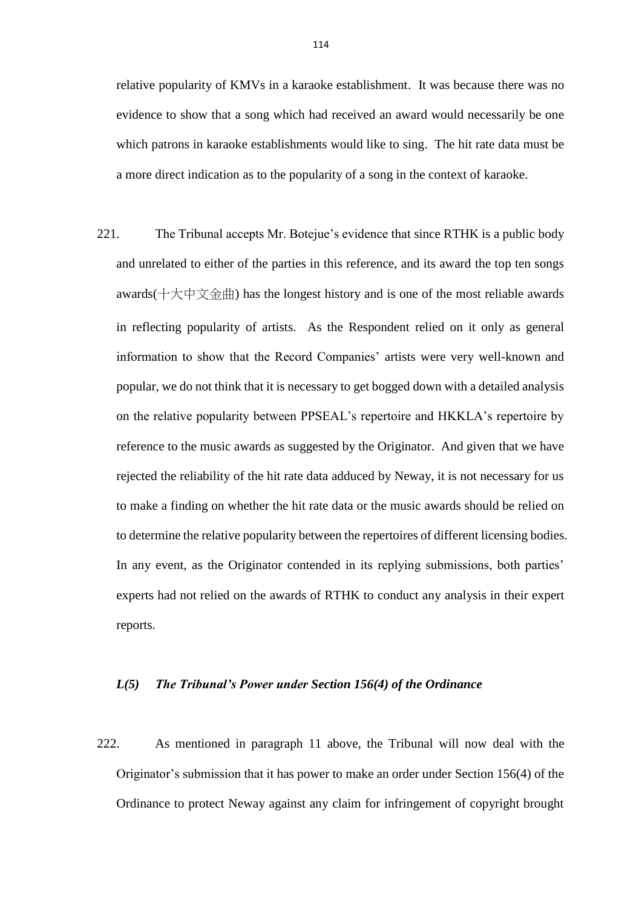relative popularity of KMVs in a karaoke establishment. It was because there was no evidence to show that a song which had received an award would necessarily be one which patrons in karaoke establishments would like to sing. The hit rate data must be a more direct indication as to the popularity of a song in the context of karaoke.

221. The Tribunal accepts Mr. Botejue's evidence that since RTHK is a public body and unrelated to either of the parties in this reference, and its award the top ten songs awards(十大中文金曲) has the longest history and is one of the most reliable awards in reflecting popularity of artists. As the Respondent relied on it only as general information to show that the Record Companies' artists were very well-known and popular, we do not think that it is necessary to get bogged down with a detailed analysis on the relative popularity between PPSEAL's repertoire and HKKLA's repertoire by reference to the music awards as suggested by the Originator. And given that we have rejected the reliability of the hit rate data adduced by Neway, it is not necessary for us to make a finding on whether the hit rate data or the music awards should be relied on to determine the relative popularity between the repertoires of different licensing bodies. In any event, as the Originator contended in its replying submissions, both parties' experts had not relied on the awards of RTHK to conduct any analysis in their expert reports.

### *L(5) The Tribunal's Power under Section 156(4) of the Ordinance*

222. As mentioned in paragraph 11 above, the Tribunal will now deal with the Originator's submission that it has power to make an order under Section 156(4) of the Ordinance to protect Neway against any claim for infringement of copyright brought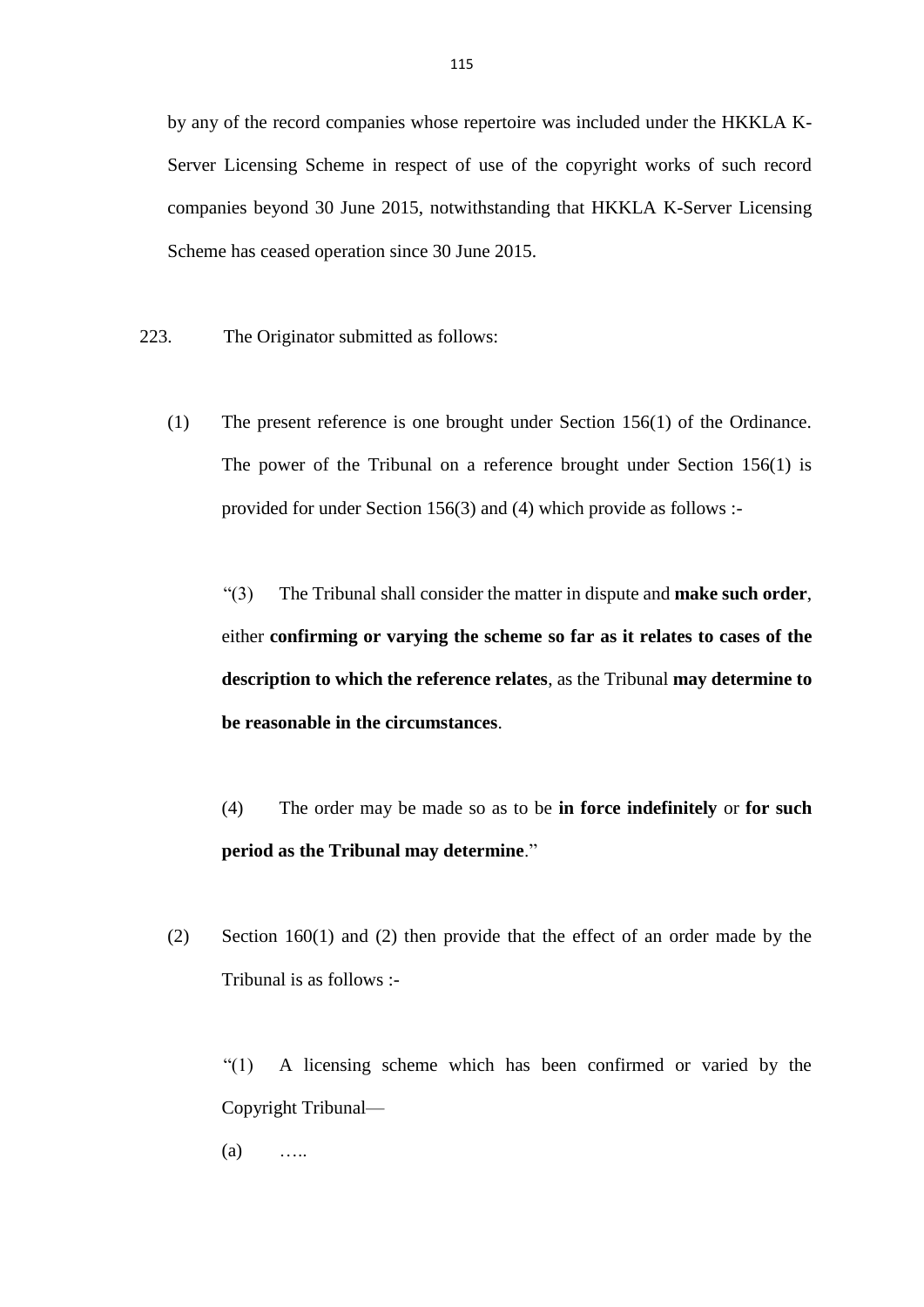by any of the record companies whose repertoire was included under the HKKLA K-Server Licensing Scheme in respect of use of the copyright works of such record companies beyond 30 June 2015, notwithstanding that HKKLA K-Server Licensing Scheme has ceased operation since 30 June 2015.

223. The Originator submitted as follows:

(1) The present reference is one brought under Section 156(1) of the Ordinance. The power of the Tribunal on a reference brought under Section 156(1) is provided for under Section 156(3) and (4) which provide as follows :-

> "(3) The Tribunal shall consider the matter in dispute and **make such order**, either **confirming or varying the scheme so far as it relates to cases of the description to which the reference relates**, as the Tribunal **may determine to be reasonable in the circumstances**.
>
> (4) The order may be made so as to be **in force indefinitely** or **for such period as the Tribunal may determine**."

(2) Section 160(1) and (2) then provide that the effect of an order made by the Tribunal is as follows :-

> "(1) A licensing scheme which has been confirmed or varied by the Copyright Tribunal—
>
> (a) …..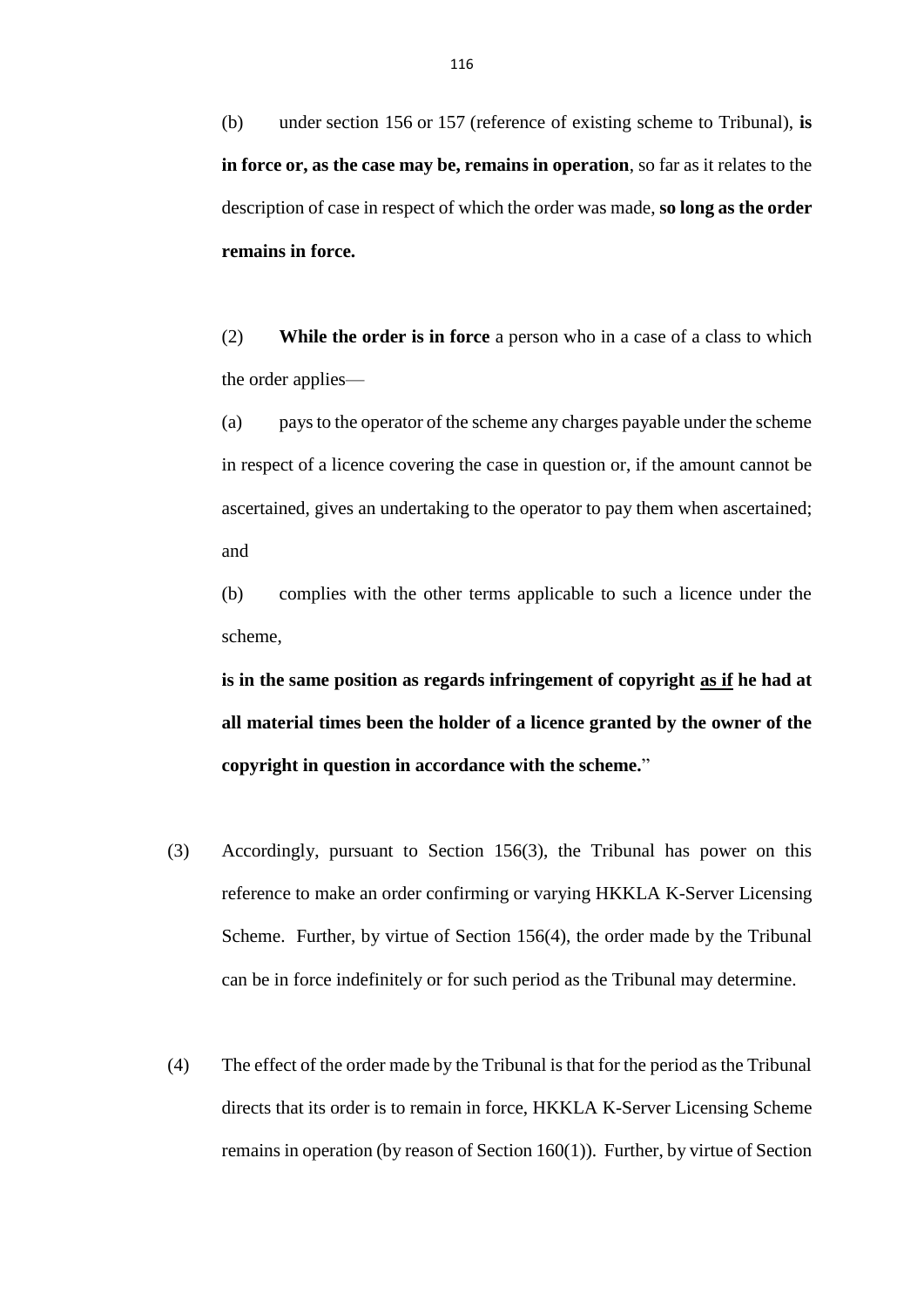(b) under section 156 or 157 (reference of existing scheme to Tribunal), **is in force or, as the case may be, remains in operation**, so far as it relates to the description of case in respect of which the order was made, **so long as the order remains in force.**

(2) **While the order is in force** a person who in a case of a class to which the order applies—

(a) pays to the operator of the scheme any charges payable under the scheme in respect of a licence covering the case in question or, if the amount cannot be ascertained, gives an undertaking to the operator to pay them when ascertained; and

(b) complies with the other terms applicable to such a licence under the scheme,

**is in the same position as regards infringement of copyright <u>as if</u> he had at all material times been the holder of a licence granted by the owner of the copyright in question in accordance with the scheme.**"

(3) Accordingly, pursuant to Section 156(3), the Tribunal has power on this reference to make an order confirming or varying HKKLA K-Server Licensing Scheme. Further, by virtue of Section 156(4), the order made by the Tribunal can be in force indefinitely or for such period as the Tribunal may determine.

(4) The effect of the order made by the Tribunal is that for the period as the Tribunal directs that its order is to remain in force, HKKLA K-Server Licensing Scheme remains in operation (by reason of Section 160(1)). Further, by virtue of Section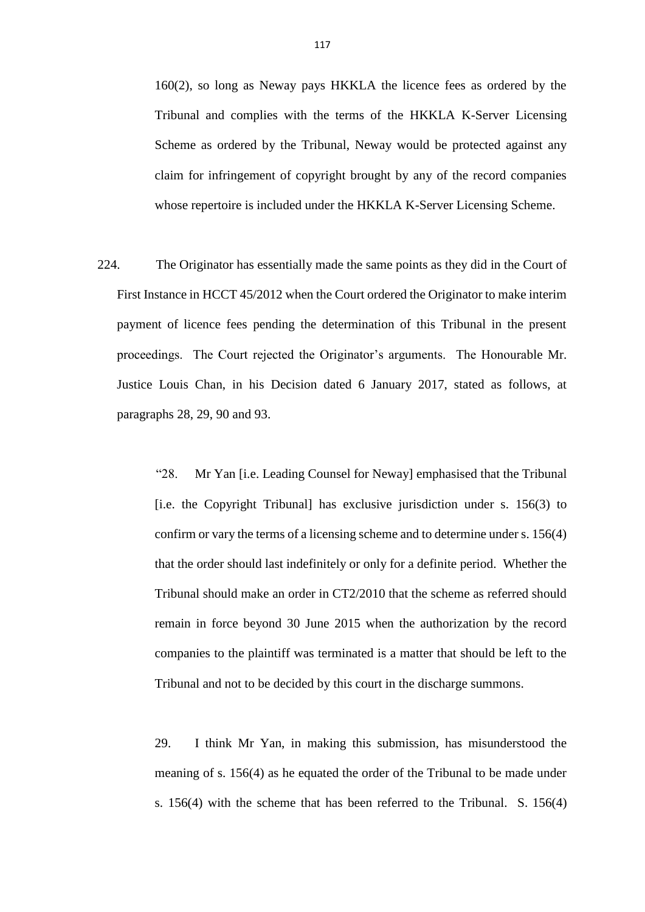160(2), so long as Neway pays HKKLA the licence fees as ordered by the Tribunal and complies with the terms of the HKKLA K-Server Licensing Scheme as ordered by the Tribunal, Neway would be protected against any claim for infringement of copyright brought by any of the record companies whose repertoire is included under the HKKLA K-Server Licensing Scheme.

224. The Originator has essentially made the same points as they did in the Court of First Instance in HCCT 45/2012 when the Court ordered the Originator to make interim payment of licence fees pending the determination of this Tribunal in the present proceedings. The Court rejected the Originator's arguments. The Honourable Mr. Justice Louis Chan, in his Decision dated 6 January 2017, stated as follows, at paragraphs 28, 29, 90 and 93.

> "28. Mr Yan [i.e. Leading Counsel for Neway] emphasised that the Tribunal [i.e. the Copyright Tribunal] has exclusive jurisdiction under s. 156(3) to confirm or vary the terms of a licensing scheme and to determine under s. 156(4) that the order should last indefinitely or only for a definite period. Whether the Tribunal should make an order in CT2/2010 that the scheme as referred should remain in force beyond 30 June 2015 when the authorization by the record companies to the plaintiff was terminated is a matter that should be left to the Tribunal and not to be decided by this court in the discharge summons.
>
> 29. I think Mr Yan, in making this submission, has misunderstood the meaning of s. 156(4) as he equated the order of the Tribunal to be made under s. 156(4) with the scheme that has been referred to the Tribunal. S. 156(4)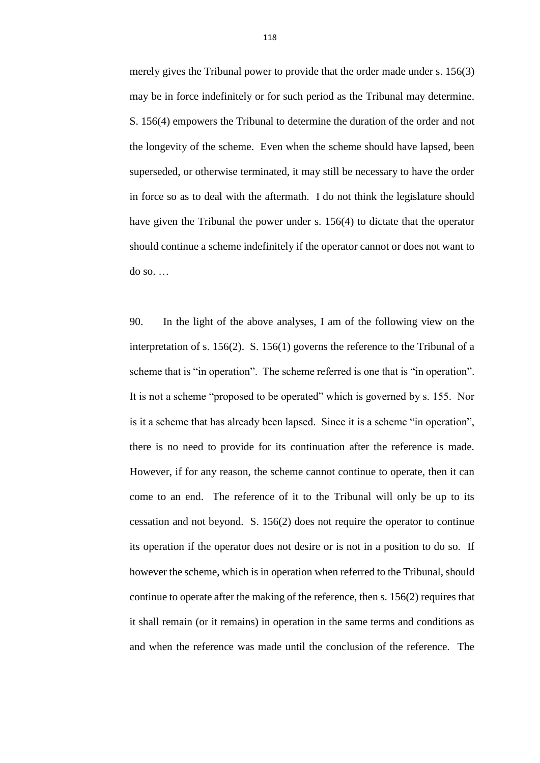merely gives the Tribunal power to provide that the order made under s. 156(3) may be in force indefinitely or for such period as the Tribunal may determine. S. 156(4) empowers the Tribunal to determine the duration of the order and not the longevity of the scheme. Even when the scheme should have lapsed, been superseded, or otherwise terminated, it may still be necessary to have the order in force so as to deal with the aftermath. I do not think the legislature should have given the Tribunal the power under s. 156(4) to dictate that the operator should continue a scheme indefinitely if the operator cannot or does not want to do so. …

90. In the light of the above analyses, I am of the following view on the interpretation of s. 156(2). S. 156(1) governs the reference to the Tribunal of a scheme that is "in operation". The scheme referred is one that is "in operation". It is not a scheme "proposed to be operated" which is governed by s. 155. Nor is it a scheme that has already been lapsed. Since it is a scheme "in operation", there is no need to provide for its continuation after the reference is made. However, if for any reason, the scheme cannot continue to operate, then it can come to an end. The reference of it to the Tribunal will only be up to its cessation and not beyond. S. 156(2) does not require the operator to continue its operation if the operator does not desire or is not in a position to do so. If however the scheme, which is in operation when referred to the Tribunal, should continue to operate after the making of the reference, then s. 156(2) requires that it shall remain (or it remains) in operation in the same terms and conditions as and when the reference was made until the conclusion of the reference. The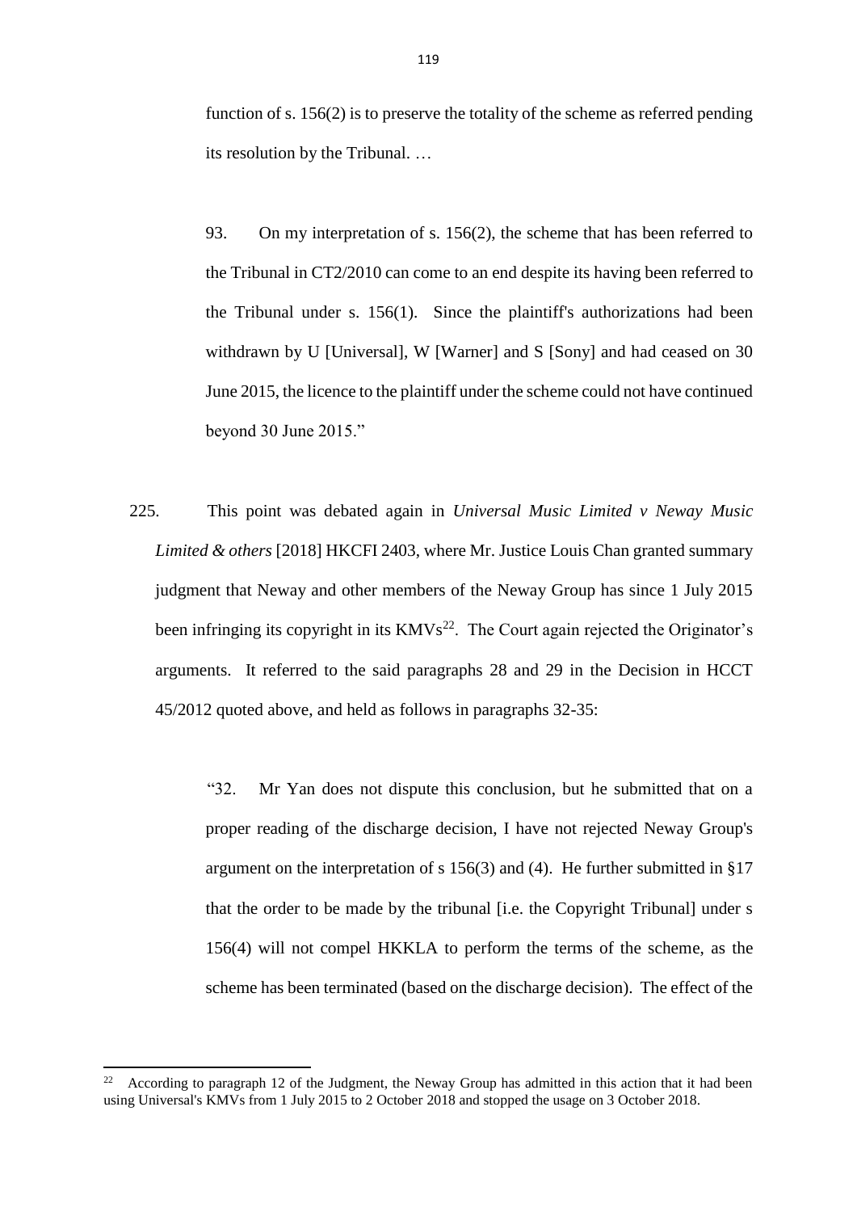function of s. 156(2) is to preserve the totality of the scheme as referred pending its resolution by the Tribunal. …

93. On my interpretation of s. 156(2), the scheme that has been referred to the Tribunal in CT2/2010 can come to an end despite its having been referred to the Tribunal under s. 156(1). Since the plaintiff's authorizations had been withdrawn by U [Universal], W [Warner] and S [Sony] and had ceased on 30 June 2015, the licence to the plaintiff under the scheme could not have continued beyond 30 June 2015."

225. This point was debated again in *Universal Music Limited v Neway Music Limited & others* [2018] HKCFI 2403, where Mr. Justice Louis Chan granted summary judgment that Neway and other members of the Neway Group has since 1 July 2015 been infringing its copyright in its KMVs[22]. The Court again rejected the Originator's arguments. It referred to the said paragraphs 28 and 29 in the Decision in HCCT 45/2012 quoted above, and held as follows in paragraphs 32-35:

"32. Mr Yan does not dispute this conclusion, but he submitted that on a proper reading of the discharge decision, I have not rejected Neway Group's argument on the interpretation of s 156(3) and (4). He further submitted in §17 that the order to be made by the tribunal [i.e. the Copyright Tribunal] under s 156(4) will not compel HKKLA to perform the terms of the scheme, as the scheme has been terminated (based on the discharge decision). The effect of the

---

[22] According to paragraph 12 of the Judgment, the Neway Group has admitted in this action that it had been using Universal's KMVs from 1 July 2015 to 2 October 2018 and stopped the usage on 3 October 2018.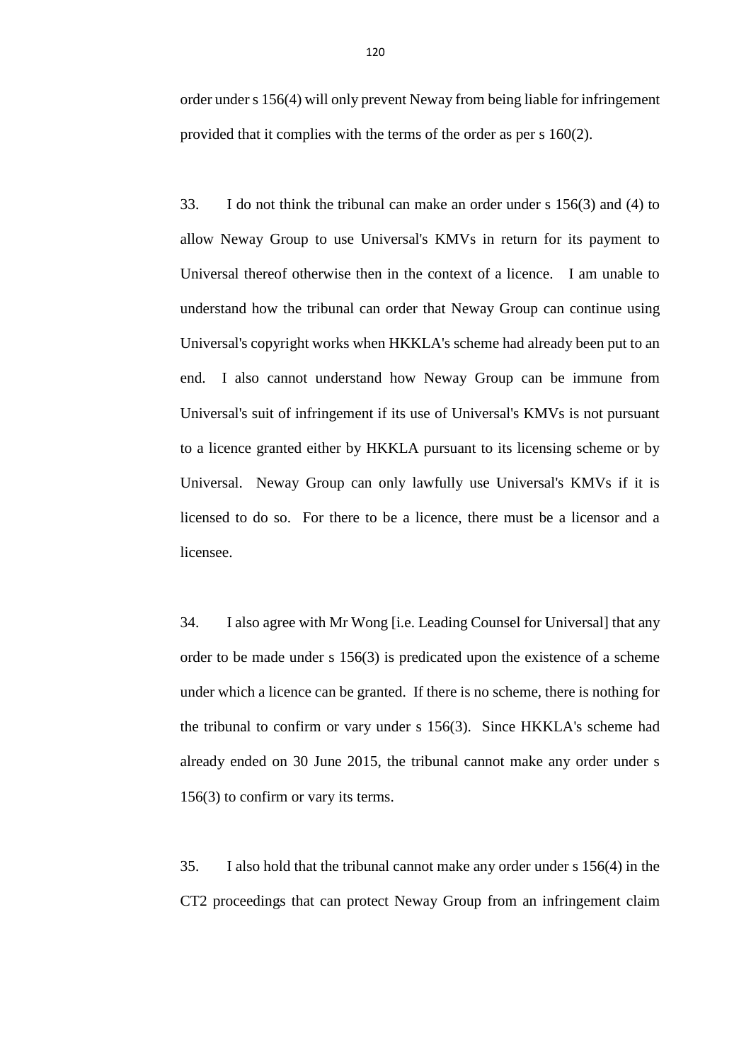order under s 156(4) will only prevent Neway from being liable for infringement provided that it complies with the terms of the order as per s 160(2).

33. I do not think the tribunal can make an order under s 156(3) and (4) to allow Neway Group to use Universal's KMVs in return for its payment to Universal thereof otherwise then in the context of a licence. I am unable to understand how the tribunal can order that Neway Group can continue using Universal's copyright works when HKKLA's scheme had already been put to an end. I also cannot understand how Neway Group can be immune from Universal's suit of infringement if its use of Universal's KMVs is not pursuant to a licence granted either by HKKLA pursuant to its licensing scheme or by Universal. Neway Group can only lawfully use Universal's KMVs if it is licensed to do so. For there to be a licence, there must be a licensor and a licensee.

34. I also agree with Mr Wong [i.e. Leading Counsel for Universal] that any order to be made under s 156(3) is predicated upon the existence of a scheme under which a licence can be granted. If there is no scheme, there is nothing for the tribunal to confirm or vary under s 156(3). Since HKKLA's scheme had already ended on 30 June 2015, the tribunal cannot make any order under s 156(3) to confirm or vary its terms.

35. I also hold that the tribunal cannot make any order under s 156(4) in the CT2 proceedings that can protect Neway Group from an infringement claim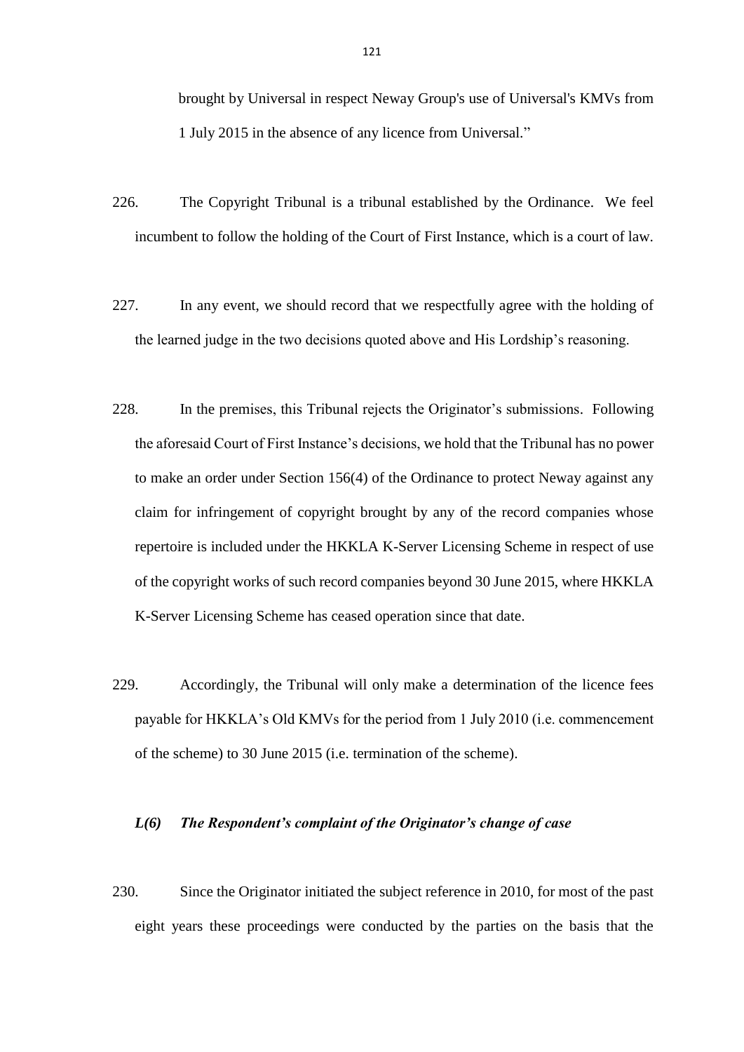brought by Universal in respect Neway Group's use of Universal's KMVs from 1 July 2015 in the absence of any licence from Universal."

226. The Copyright Tribunal is a tribunal established by the Ordinance. We feel incumbent to follow the holding of the Court of First Instance, which is a court of law.

227. In any event, we should record that we respectfully agree with the holding of the learned judge in the two decisions quoted above and His Lordship's reasoning.

228. In the premises, this Tribunal rejects the Originator's submissions. Following the aforesaid Court of First Instance's decisions, we hold that the Tribunal has no power to make an order under Section 156(4) of the Ordinance to protect Neway against any claim for infringement of copyright brought by any of the record companies whose repertoire is included under the HKKLA K-Server Licensing Scheme in respect of use of the copyright works of such record companies beyond 30 June 2015, where HKKLA K-Server Licensing Scheme has ceased operation since that date.

229. Accordingly, the Tribunal will only make a determination of the licence fees payable for HKKLA's Old KMVs for the period from 1 July 2010 (i.e. commencement of the scheme) to 30 June 2015 (i.e. termination of the scheme).

### *L(6) The Respondent's complaint of the Originator's change of case*

230. Since the Originator initiated the subject reference in 2010, for most of the past eight years these proceedings were conducted by the parties on the basis that the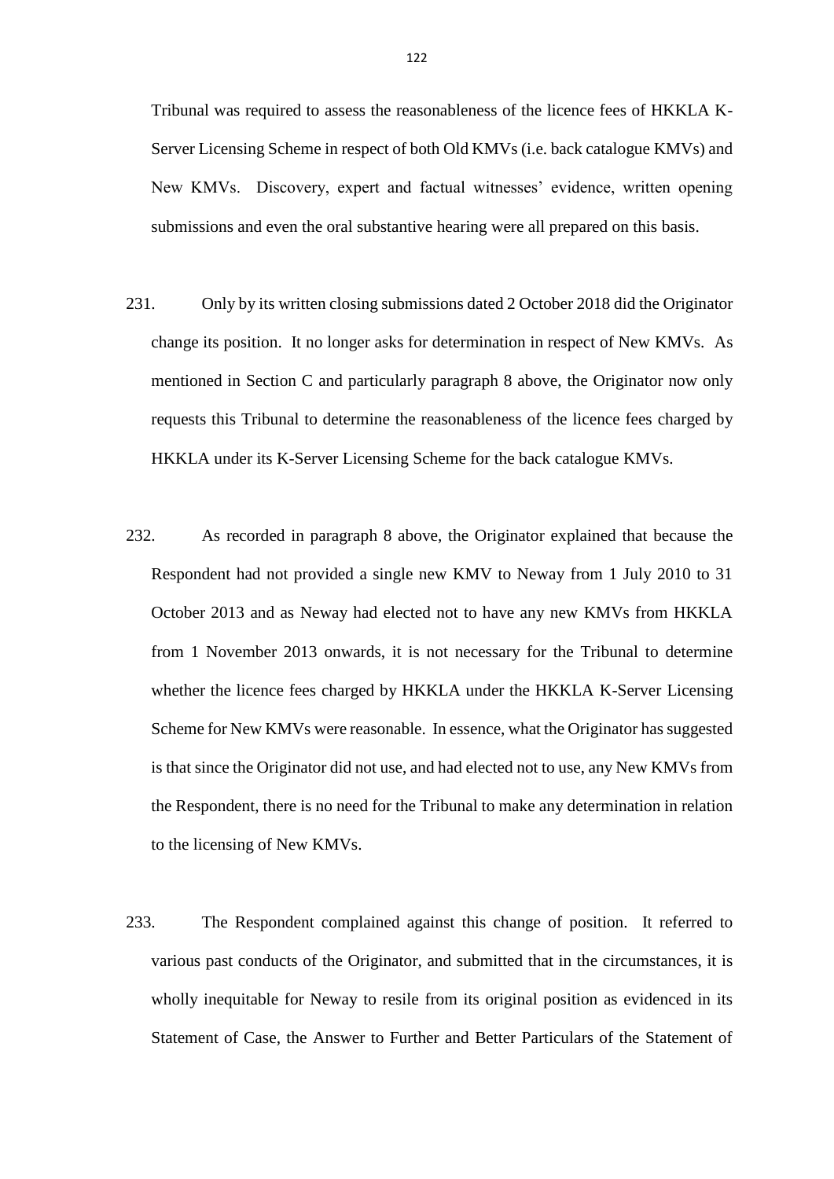Tribunal was required to assess the reasonableness of the licence fees of HKKLA K-Server Licensing Scheme in respect of both Old KMVs (i.e. back catalogue KMVs) and New KMVs. Discovery, expert and factual witnesses' evidence, written opening submissions and even the oral substantive hearing were all prepared on this basis.

231. Only by its written closing submissions dated 2 October 2018 did the Originator change its position. It no longer asks for determination in respect of New KMVs. As mentioned in Section C and particularly paragraph 8 above, the Originator now only requests this Tribunal to determine the reasonableness of the licence fees charged by HKKLA under its K-Server Licensing Scheme for the back catalogue KMVs.

232. As recorded in paragraph 8 above, the Originator explained that because the Respondent had not provided a single new KMV to Neway from 1 July 2010 to 31 October 2013 and as Neway had elected not to have any new KMVs from HKKLA from 1 November 2013 onwards, it is not necessary for the Tribunal to determine whether the licence fees charged by HKKLA under the HKKLA K-Server Licensing Scheme for New KMVs were reasonable. In essence, what the Originator has suggested is that since the Originator did not use, and had elected not to use, any New KMVs from the Respondent, there is no need for the Tribunal to make any determination in relation to the licensing of New KMVs.

233. The Respondent complained against this change of position. It referred to various past conducts of the Originator, and submitted that in the circumstances, it is wholly inequitable for Neway to resile from its original position as evidenced in its Statement of Case, the Answer to Further and Better Particulars of the Statement of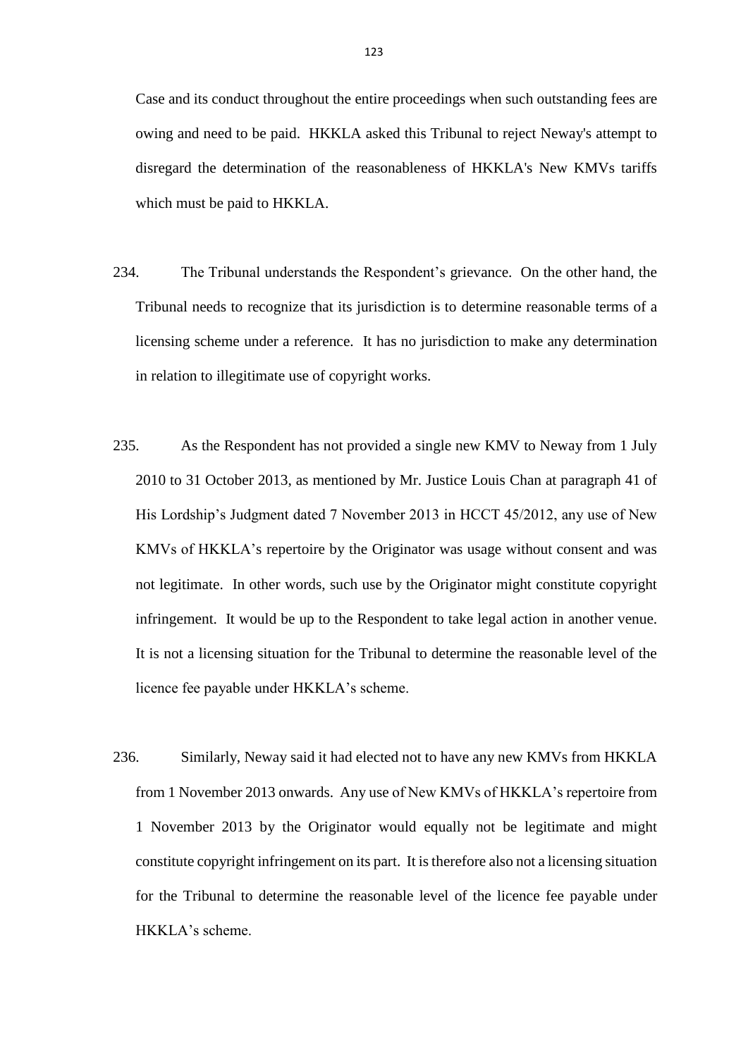Case and its conduct throughout the entire proceedings when such outstanding fees are owing and need to be paid. HKKLA asked this Tribunal to reject Neway's attempt to disregard the determination of the reasonableness of HKKLA's New KMVs tariffs which must be paid to HKKLA.

234. The Tribunal understands the Respondent's grievance. On the other hand, the Tribunal needs to recognize that its jurisdiction is to determine reasonable terms of a licensing scheme under a reference. It has no jurisdiction to make any determination in relation to illegitimate use of copyright works.

235. As the Respondent has not provided a single new KMV to Neway from 1 July 2010 to 31 October 2013, as mentioned by Mr. Justice Louis Chan at paragraph 41 of His Lordship's Judgment dated 7 November 2013 in HCCT 45/2012, any use of New KMVs of HKKLA's repertoire by the Originator was usage without consent and was not legitimate. In other words, such use by the Originator might constitute copyright infringement. It would be up to the Respondent to take legal action in another venue. It is not a licensing situation for the Tribunal to determine the reasonable level of the licence fee payable under HKKLA's scheme.

236. Similarly, Neway said it had elected not to have any new KMVs from HKKLA from 1 November 2013 onwards. Any use of New KMVs of HKKLA's repertoire from 1 November 2013 by the Originator would equally not be legitimate and might constitute copyright infringement on its part. It is therefore also not a licensing situation for the Tribunal to determine the reasonable level of the licence fee payable under HKKLA's scheme.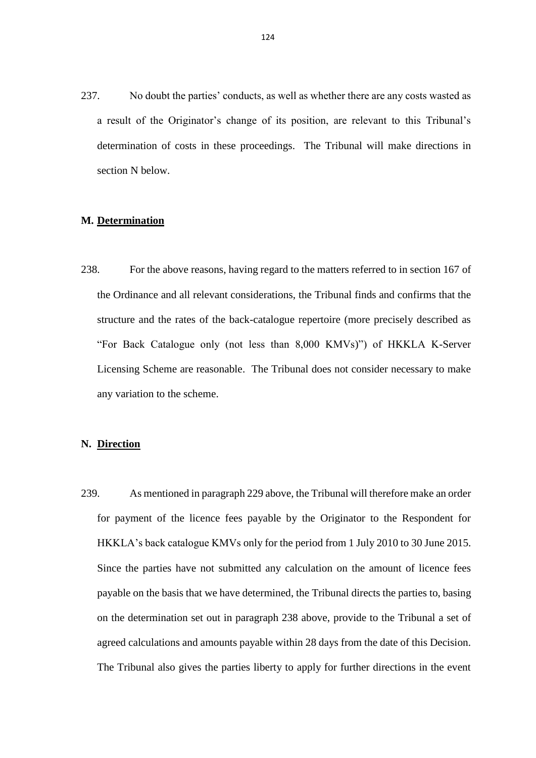237. No doubt the parties' conducts, as well as whether there are any costs wasted as a result of the Originator's change of its position, are relevant to this Tribunal's determination of costs in these proceedings. The Tribunal will make directions in section N below.

## M. <u>Determination</u>

238. For the above reasons, having regard to the matters referred to in section 167 of the Ordinance and all relevant considerations, the Tribunal finds and confirms that the structure and the rates of the back-catalogue repertoire (more precisely described as "For Back Catalogue only (not less than 8,000 KMVs)") of HKKLA K-Server Licensing Scheme are reasonable. The Tribunal does not consider necessary to make any variation to the scheme.

## N. <u>Direction</u>

239. As mentioned in paragraph 229 above, the Tribunal will therefore make an order for payment of the licence fees payable by the Originator to the Respondent for HKKLA's back catalogue KMVs only for the period from 1 July 2010 to 30 June 2015. Since the parties have not submitted any calculation on the amount of licence fees payable on the basis that we have determined, the Tribunal directs the parties to, basing on the determination set out in paragraph 238 above, provide to the Tribunal a set of agreed calculations and amounts payable within 28 days from the date of this Decision. The Tribunal also gives the parties liberty to apply for further directions in the event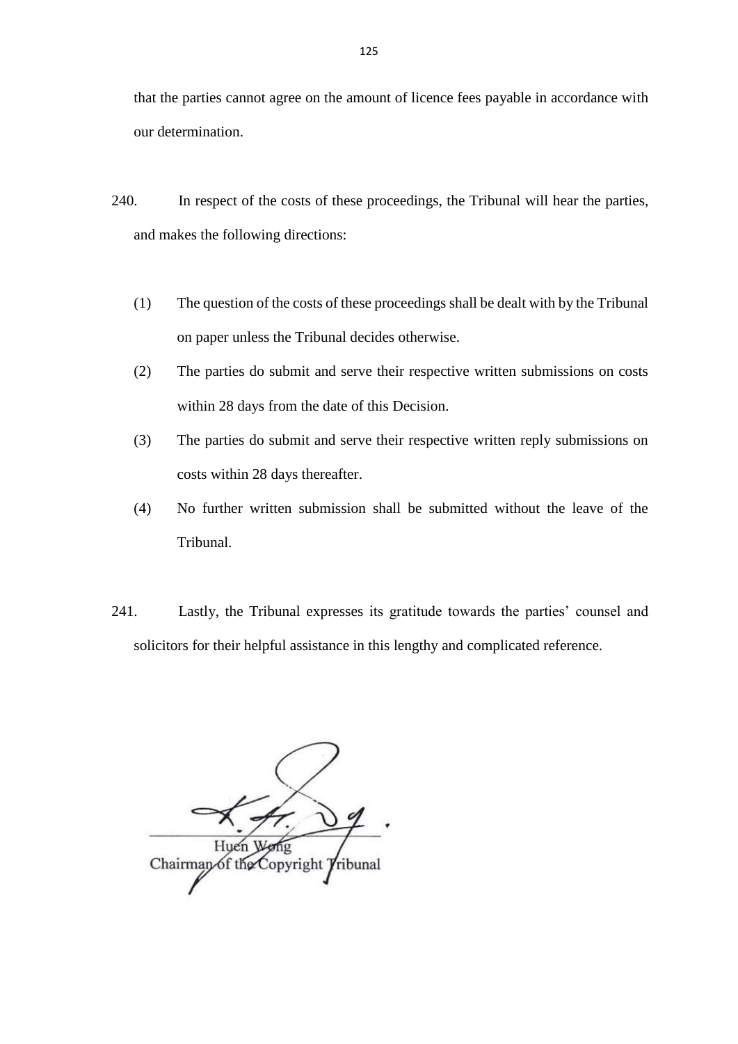that the parties cannot agree on the amount of licence fees payable in accordance with our determination.

240. In respect of the costs of these proceedings, the Tribunal will hear the parties, and makes the following directions:

(1) The question of the costs of these proceedings shall be dealt with by the Tribunal on paper unless the Tribunal decides otherwise.

(2) The parties do submit and serve their respective written submissions on costs within 28 days from the date of this Decision.

(3) The parties do submit and serve their respective written reply submissions on costs within 28 days thereafter.

(4) No further written submission shall be submitted without the leave of the Tribunal.

241. Lastly, the Tribunal expresses its gratitude towards the parties' counsel and solicitors for their helpful assistance in this lengthy and complicated reference.

Huen Wong
Chairman of the Copyright Tribunal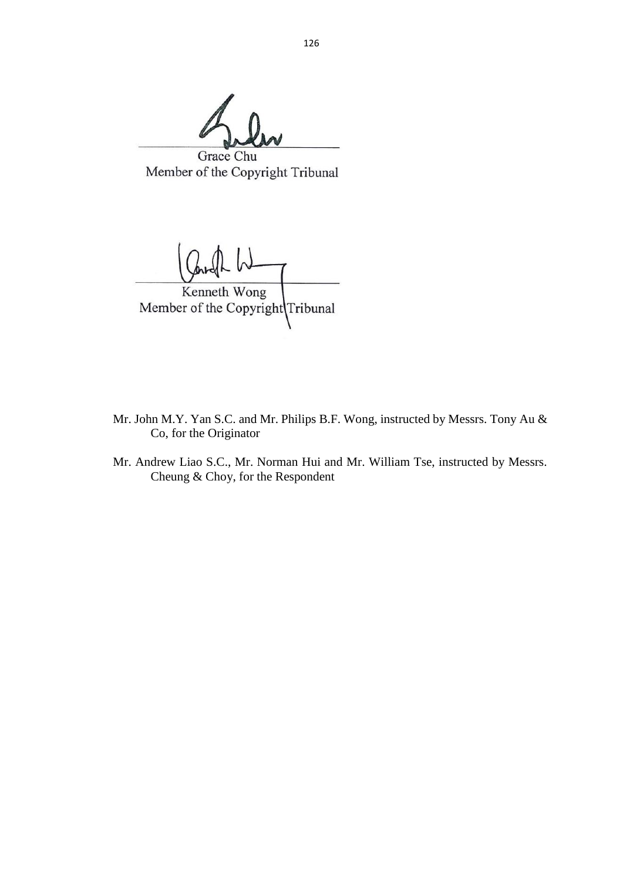Grace Chu
Member of the Copyright Tribunal

Kenneth Wong
Member of the Copyright Tribunal

Mr. John M.Y. Yan S.C. and Mr. Philips B.F. Wong, instructed by Messrs. Tony Au & Co, for the Originator

Mr. Andrew Liao S.C., Mr. Norman Hui and Mr. William Tse, instructed by Messrs. Cheung & Choy, for the Respondent